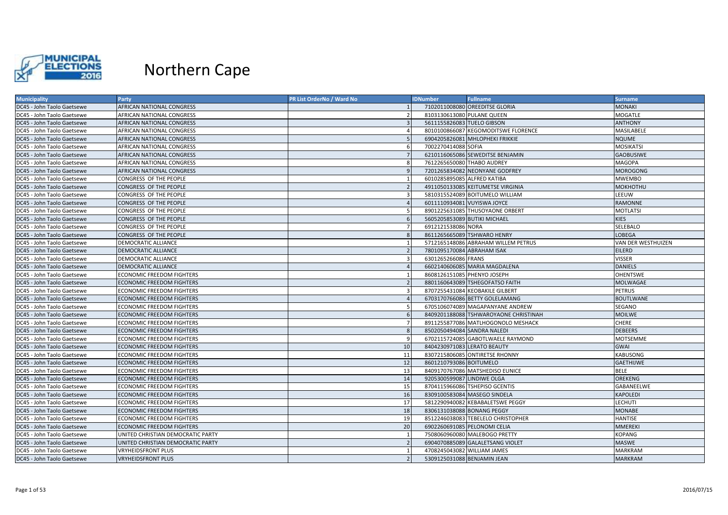# Northern Cape

| Municipality | Party | PR List OrderNo / Ward No | IDNumber | Fullname | Surname |
|---|---|---|---|---|---|
| DC45 - John Taolo Gaetsewe | AFRICAN NATIONAL CONGRESS | 1 | 7102011008080 | OREEDITSE GLORIA | MONAKI |
| DC45 - John Taolo Gaetsewe | AFRICAN NATIONAL CONGRESS | 2 | 8103130613080 | PULANE QUEEN | MOGATLE |
| DC45 - John Taolo Gaetsewe | AFRICAN NATIONAL CONGRESS | 3 | 5611155826083 | TUELO GIBSON | ANTHONY |
| DC45 - John Taolo Gaetsewe | AFRICAN NATIONAL CONGRESS | 4 | 8010100866087 | KEGOMODITSWE FLORENCE | MASILABELE |
| DC45 - John Taolo Gaetsewe | AFRICAN NATIONAL CONGRESS | 5 | 6904205826081 | MHLOPHEKI FRIKKIE | NQUME |
| DC45 - John Taolo Gaetsewe | AFRICAN NATIONAL CONGRESS | 6 | 7002270414088 | SOFIA | MOSIKATSI |
| DC45 - John Taolo Gaetsewe | AFRICAN NATIONAL CONGRESS | 7 | 6210116065086 | SEWEDITSE BENJAMIN | GAOBUSIWE |
| DC45 - John Taolo Gaetsewe | AFRICAN NATIONAL CONGRESS | 8 | 7612265650080 | THABO AUDREY | MAGOPA |
| DC45 - John Taolo Gaetsewe | AFRICAN NATIONAL CONGRESS | 9 | 7201265834082 | NEONYANE GODFREY | MOROGONG |
| DC45 - John Taolo Gaetsewe | CONGRESS OF THE PEOPLE | 1 | 6010285895085 | ALFRED KATIBA | MWEMBO |
| DC45 - John Taolo Gaetsewe | CONGRESS OF THE PEOPLE | 2 | 4911050133085 | KEITUMETSE VIRGINIA | MOKHOTHU |
| DC45 - John Taolo Gaetsewe | CONGRESS OF THE PEOPLE | 3 | 5810315524089 | BOITUMELO WILLIAM | LEEUW |
| DC45 - John Taolo Gaetsewe | CONGRESS OF THE PEOPLE | 4 | 6011110934081 | VUYISWA JOYCE | RAMONNE |
| DC45 - John Taolo Gaetsewe | CONGRESS OF THE PEOPLE | 5 | 8901225631085 | THUSOYAONE ORBERT | MOTLATSI |
| DC45 - John Taolo Gaetsewe | CONGRESS OF THE PEOPLE | 6 | 5605205853089 | BUTIKI MICHAEL | KIES |
| DC45 - John Taolo Gaetsewe | CONGRESS OF THE PEOPLE | 7 | 6912121538086 | NORA | SELEBALO |
| DC45 - John Taolo Gaetsewe | CONGRESS OF THE PEOPLE | 8 | 8611265665089 | TSHWARO HENRY | LOBEGA |
| DC45 - John Taolo Gaetsewe | DEMOCRATIC ALLIANCE | 1 | 5712165148086 | ABRAHAM WILLEM PETRUS | VAN DER WESTHUIZEN |
| DC45 - John Taolo Gaetsewe | DEMOCRATIC ALLIANCE | 2 | 7801095170084 | ABRAHAM ISAK | EILERD |
| DC45 - John Taolo Gaetsewe | DEMOCRATIC ALLIANCE | 3 | 6301265266086 | FRANS | VISSER |
| DC45 - John Taolo Gaetsewe | DEMOCRATIC ALLIANCE | 4 | 6602140606085 | MARIA MAGDALENA | DANIELS |
| DC45 - John Taolo Gaetsewe | ECONOMIC FREEDOM FIGHTERS | 1 | 8608126151085 | PHENYO JOSEPH | OHENTSWE |
| DC45 - John Taolo Gaetsewe | ECONOMIC FREEDOM FIGHTERS | 2 | 8801160643089 | TSHEGOFATSO FAITH | MOLWAGAE |
| DC45 - John Taolo Gaetsewe | ECONOMIC FREEDOM FIGHTERS | 3 | 8707255431084 | KEOBAKILE GILBERT | PETRUS |
| DC45 - John Taolo Gaetsewe | ECONOMIC FREEDOM FIGHTERS | 4 | 6703170766086 | BETTY GOLELAMANG | BOUTLWANE |
| DC45 - John Taolo Gaetsewe | ECONOMIC FREEDOM FIGHTERS | 5 | 6705106074089 | MAGAPANYANE ANDREW | SEGANO |
| DC45 - John Taolo Gaetsewe | ECONOMIC FREEDOM FIGHTERS | 6 | 8409201188088 | TSHWAROYAONE CHRISTINAH | MOILWE |
| DC45 - John Taolo Gaetsewe | ECONOMIC FREEDOM FIGHTERS | 7 | 8911255877086 | MATLHOGONOLO MESHACK | CHERE |
| DC45 - John Taolo Gaetsewe | ECONOMIC FREEDOM FIGHTERS | 8 | 8502050494084 | SANDRA NALEDI | DEBEERS |
| DC45 - John Taolo Gaetsewe | ECONOMIC FREEDOM FIGHTERS | 9 | 6702115724085 | GABOTLWAELE RAYMOND | MOTSEMME |
| DC45 - John Taolo Gaetsewe | ECONOMIC FREEDOM FIGHTERS | 10 | 8404230971083 | LERATO BEAUTY | GWAI |
| DC45 - John Taolo Gaetsewe | ECONOMIC FREEDOM FIGHTERS | 11 | 8307215806085 | ONTIRETSE RHONNY | KABUSONG |
| DC45 - John Taolo Gaetsewe | ECONOMIC FREEDOM FIGHTERS | 12 | 8601210793086 | BOITUMELO | GAETHIJWE |
| DC45 - John Taolo Gaetsewe | ECONOMIC FREEDOM FIGHTERS | 13 | 8409170767086 | MATSHEDISO EUNICE | BELE |
| DC45 - John Taolo Gaetsewe | ECONOMIC FREEDOM FIGHTERS | 14 | 9205300599087 | LINDIWE OLGA | OREKENG |
| DC45 - John Taolo Gaetsewe | ECONOMIC FREEDOM FIGHTERS | 15 | 8704115966086 | TSHEPISO GCENTIS | GABANEELWE |
| DC45 - John Taolo Gaetsewe | ECONOMIC FREEDOM FIGHTERS | 16 | 8309100583084 | MASEGO SINDELA | KAPOLEDI |
| DC45 - John Taolo Gaetsewe | ECONOMIC FREEDOM FIGHTERS | 17 | 5812290940082 | KEBABALETSWE PEGGY | LECHUTI |
| DC45 - John Taolo Gaetsewe | ECONOMIC FREEDOM FIGHTERS | 18 | 8306131038088 | BONANG PEGGY | MONABE |
| DC45 - John Taolo Gaetsewe | ECONOMIC FREEDOM FIGHTERS | 19 | 8512246038083 | TEBELELO CHRISTOPHER | HANTISE |
| DC45 - John Taolo Gaetsewe | ECONOMIC FREEDOM FIGHTERS | 20 | 6902260691085 | PELONOMI CELIA | MMEREKI |
| DC45 - John Taolo Gaetsewe | UNITED CHRISTIAN DEMOCRATIC PARTY | 1 | 7508060960080 | MALEBOGO PRETTY | KOPANG |
| DC45 - John Taolo Gaetsewe | UNITED CHRISTIAN DEMOCRATIC PARTY | 2 | 6904070885089 | GALALETSANG VIOLET | MASWE |
| DC45 - John Taolo Gaetsewe | VRYHEIDSFRONT PLUS | 1 | 4708245043082 | WILLIAM JAMES | MARKRAM |
| DC45 - John Taolo Gaetsewe | VRYHEIDSFRONT PLUS | 2 | 5309125031088 | BENJAMIN JEAN | MARKRAM |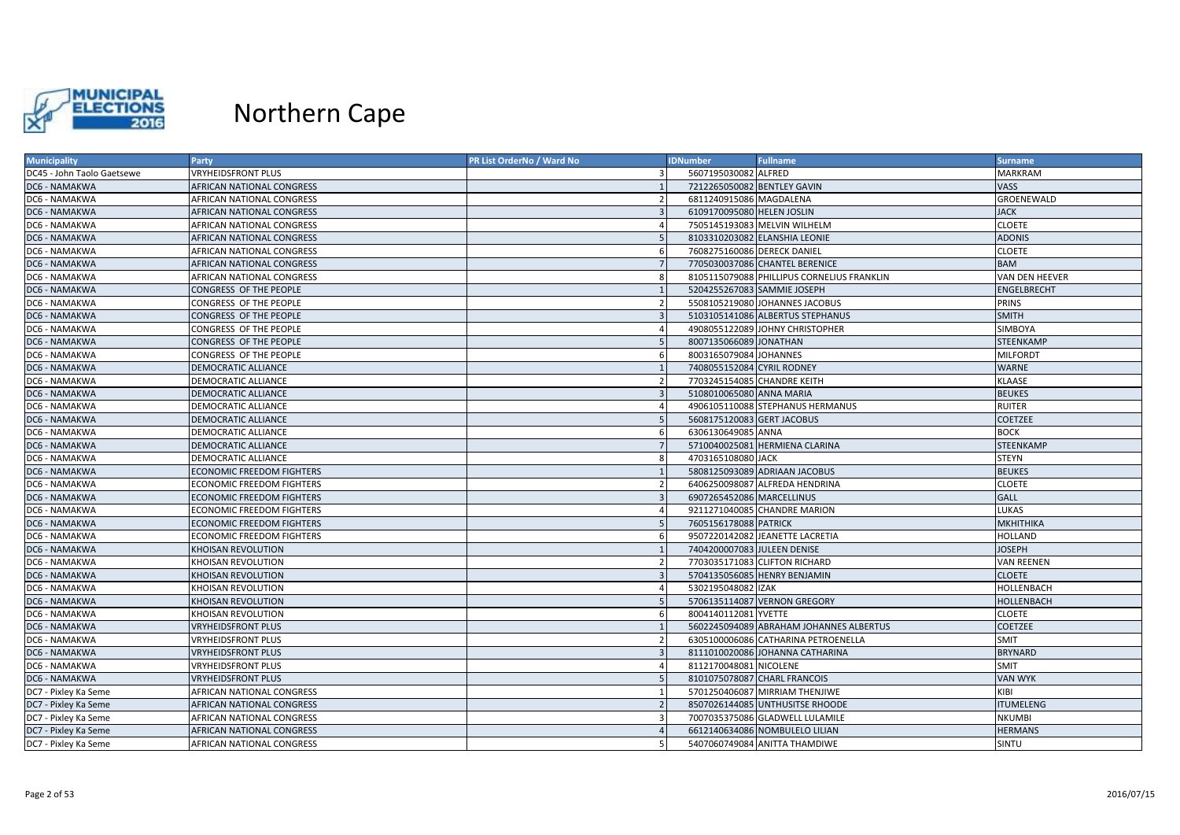# Northern Cape

| Municipality | Party | PR List OrderNo / Ward No | IDNumber | Fullname | Surname |
|---|---|---|---|---|---|
| DC45 - John Taolo Gaetsewe | VRYHEIDSFRONT PLUS | 3 | 5607195030082 | ALFRED | MARKRAM |
| DC6 - NAMAKWA | AFRICAN NATIONAL CONGRESS | 1 | 7212265050082 | BENTLEY GAVIN | VASS |
| DC6 - NAMAKWA | AFRICAN NATIONAL CONGRESS | 2 | 6811240915086 | MAGDALENA | GROENEWALD |
| DC6 - NAMAKWA | AFRICAN NATIONAL CONGRESS | 3 | 6109170095080 | HELEN JOSLIN | JACK |
| DC6 - NAMAKWA | AFRICAN NATIONAL CONGRESS | 4 | 7505145193083 | MELVIN WILHELM | CLOETE |
| DC6 - NAMAKWA | AFRICAN NATIONAL CONGRESS | 5 | 8103310203082 | ELANSHIA LEONIE | ADONIS |
| DC6 - NAMAKWA | AFRICAN NATIONAL CONGRESS | 6 | 7608275160086 | DERECK DANIEL | CLOETE |
| DC6 - NAMAKWA | AFRICAN NATIONAL CONGRESS | 7 | 7705030037086 | CHANTEL BERENICE | BAM |
| DC6 - NAMAKWA | AFRICAN NATIONAL CONGRESS | 8 | 8105115079088 | PHILLIPUS CORNELIUS FRANKLIN | VAN DEN HEEVER |
| DC6 - NAMAKWA | CONGRESS OF THE PEOPLE | 1 | 5204255267083 | SAMMIE JOSEPH | ENGELBRECHT |
| DC6 - NAMAKWA | CONGRESS OF THE PEOPLE | 2 | 5508105219080 | JOHANNES JACOBUS | PRINS |
| DC6 - NAMAKWA | CONGRESS OF THE PEOPLE | 3 | 5103105141086 | ALBERTUS STEPHANUS | SMITH |
| DC6 - NAMAKWA | CONGRESS OF THE PEOPLE | 4 | 4908055122089 | JOHNY CHRISTOPHER | SIMBOYA |
| DC6 - NAMAKWA | CONGRESS OF THE PEOPLE | 5 | 8007135066089 | JONATHAN | STEENKAMP |
| DC6 - NAMAKWA | CONGRESS OF THE PEOPLE | 6 | 8003165079084 | JOHANNES | MILFORDT |
| DC6 - NAMAKWA | DEMOCRATIC ALLIANCE | 1 | 7408055152084 | CYRIL RODNEY | WARNE |
| DC6 - NAMAKWA | DEMOCRATIC ALLIANCE | 2 | 7703245154085 | CHANDRE KEITH | KLAASE |
| DC6 - NAMAKWA | DEMOCRATIC ALLIANCE | 3 | 5108010065080 | ANNA MARIA | BEUKES |
| DC6 - NAMAKWA | DEMOCRATIC ALLIANCE | 4 | 4906105110088 | STEPHANUS HERMANUS | RUITER |
| DC6 - NAMAKWA | DEMOCRATIC ALLIANCE | 5 | 5608175120083 | GERT JACOBUS | COETZEE |
| DC6 - NAMAKWA | DEMOCRATIC ALLIANCE | 6 | 6306130649085 | ANNA | BOCK |
| DC6 - NAMAKWA | DEMOCRATIC ALLIANCE | 7 | 5710040025081 | HERMIENA CLARINA | STEENKAMP |
| DC6 - NAMAKWA | DEMOCRATIC ALLIANCE | 8 | 4703165108080 | JACK | STEYN |
| DC6 - NAMAKWA | ECONOMIC FREEDOM FIGHTERS | 1 | 5808125093089 | ADRIAAN JACOBUS | BEUKES |
| DC6 - NAMAKWA | ECONOMIC FREEDOM FIGHTERS | 2 | 6406250098087 | ALFREDA HENDRINA | CLOETE |
| DC6 - NAMAKWA | ECONOMIC FREEDOM FIGHTERS | 3 | 6907265452086 | MARCELLINUS | GALL |
| DC6 - NAMAKWA | ECONOMIC FREEDOM FIGHTERS | 4 | 9211271040085 | CHANDRE MARION | LUKAS |
| DC6 - NAMAKWA | ECONOMIC FREEDOM FIGHTERS | 5 | 7605156178088 | PATRICK | MKHITHIKA |
| DC6 - NAMAKWA | ECONOMIC FREEDOM FIGHTERS | 6 | 9507220142082 | JEANETTE LACRETIA | HOLLAND |
| DC6 - NAMAKWA | KHOISAN REVOLUTION | 1 | 7404200007083 | JULEEN DENISE | JOSEPH |
| DC6 - NAMAKWA | KHOISAN REVOLUTION | 2 | 7703035171083 | CLIFTON RICHARD | VAN REENEN |
| DC6 - NAMAKWA | KHOISAN REVOLUTION | 3 | 5704135056085 | HENRY BENJAMIN | CLOETE |
| DC6 - NAMAKWA | KHOISAN REVOLUTION | 4 | 5302195048082 | IZAK | HOLLENBACH |
| DC6 - NAMAKWA | KHOISAN REVOLUTION | 5 | 5706135114087 | VERNON GREGORY | HOLLENBACH |
| DC6 - NAMAKWA | KHOISAN REVOLUTION | 6 | 8004140112081 | YVETTE | CLOETE |
| DC6 - NAMAKWA | VRYHEIDSFRONT PLUS | 1 | 5602245094089 | ABRAHAM JOHANNES ALBERTUS | COETZEE |
| DC6 - NAMAKWA | VRYHEIDSFRONT PLUS | 2 | 6305100006086 | CATHARINA PETROENELLA | SMIT |
| DC6 - NAMAKWA | VRYHEIDSFRONT PLUS | 3 | 8111010020086 | JOHANNA CATHARINA | BRYNARD |
| DC6 - NAMAKWA | VRYHEIDSFRONT PLUS | 4 | 8112170048081 | NICOLENE | SMIT |
| DC6 - NAMAKWA | VRYHEIDSFRONT PLUS | 5 | 8101075078087 | CHARL FRANCOIS | VAN WYK |
| DC7 - Pixley Ka Seme | AFRICAN NATIONAL CONGRESS | 1 | 5701250406087 | MIRRIAM THENJIWE | KIBI |
| DC7 - Pixley Ka Seme | AFRICAN NATIONAL CONGRESS | 2 | 8507026144085 | UNTHUSITSE RHOODE | ITUMELENG |
| DC7 - Pixley Ka Seme | AFRICAN NATIONAL CONGRESS | 3 | 7007035375086 | GLADWELL LULAMILE | NKUMBI |
| DC7 - Pixley Ka Seme | AFRICAN NATIONAL CONGRESS | 4 | 6612140634086 | NOMBULELO LILIAN | HERMANS |
| DC7 - Pixley Ka Seme | AFRICAN NATIONAL CONGRESS | 5 | 5407060749084 | ANITTA THAMDIWE | SINTU |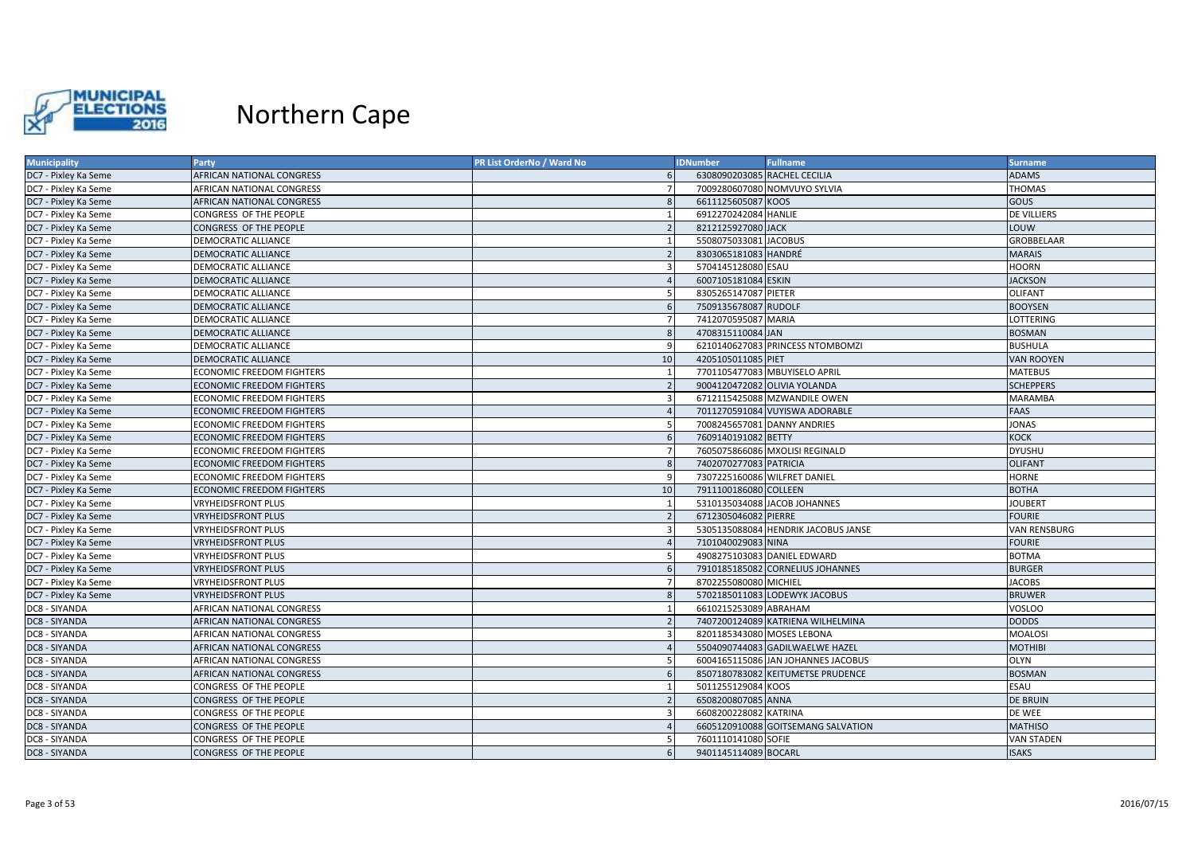# Northern Cape

| Municipality | Party | PR List OrderNo / Ward No | IDNumber | Fullname | Surname |
|---|---|---|---|---|---|
| DC7 - Pixley Ka Seme | AFRICAN NATIONAL CONGRESS | 6 | 6308090203085 | RACHEL CECILIA | ADAMS |
| DC7 - Pixley Ka Seme | AFRICAN NATIONAL CONGRESS | 7 | 7009280607080 | NOMVUYO SYLVIA | THOMAS |
| DC7 - Pixley Ka Seme | AFRICAN NATIONAL CONGRESS | 8 | 6611125605087 | KOOS | GOUS |
| DC7 - Pixley Ka Seme | CONGRESS OF THE PEOPLE | 1 | 6912270242084 | HANLIE | DE VILLIERS |
| DC7 - Pixley Ka Seme | CONGRESS OF THE PEOPLE | 2 | 8212125927080 | JACK | LOUW |
| DC7 - Pixley Ka Seme | DEMOCRATIC ALLIANCE | 1 | 5508075033081 | JACOBUS | GROBBELAAR |
| DC7 - Pixley Ka Seme | DEMOCRATIC ALLIANCE | 2 | 8303065181083 | HANDRÉ | MARAIS |
| DC7 - Pixley Ka Seme | DEMOCRATIC ALLIANCE | 3 | 5704145128080 | ESAU | HOORN |
| DC7 - Pixley Ka Seme | DEMOCRATIC ALLIANCE | 4 | 6007105181084 | ESKIN | JACKSON |
| DC7 - Pixley Ka Seme | DEMOCRATIC ALLIANCE | 5 | 8305265147087 | PIETER | OLIFANT |
| DC7 - Pixley Ka Seme | DEMOCRATIC ALLIANCE | 6 | 7509135678087 | RUDOLF | BOOYSEN |
| DC7 - Pixley Ka Seme | DEMOCRATIC ALLIANCE | 7 | 7412070595087 | MARIA | LOTTERING |
| DC7 - Pixley Ka Seme | DEMOCRATIC ALLIANCE | 8 | 4708315110084 | JAN | BOSMAN |
| DC7 - Pixley Ka Seme | DEMOCRATIC ALLIANCE | 9 | 6210140627083 | PRINCESS NTOMBOMZI | BUSHULA |
| DC7 - Pixley Ka Seme | DEMOCRATIC ALLIANCE | 10 | 4205105011085 | PIET | VAN ROOYEN |
| DC7 - Pixley Ka Seme | ECONOMIC FREEDOM FIGHTERS | 1 | 7701105477083 | MBUYISELO APRIL | MATEBUS |
| DC7 - Pixley Ka Seme | ECONOMIC FREEDOM FIGHTERS | 2 | 9004120472082 | OLIVIA YOLANDA | SCHEPPERS |
| DC7 - Pixley Ka Seme | ECONOMIC FREEDOM FIGHTERS | 3 | 6712115425088 | MZWANDILE OWEN | MARAMBA |
| DC7 - Pixley Ka Seme | ECONOMIC FREEDOM FIGHTERS | 4 | 7011270591084 | VUYISWA ADORABLE | FAAS |
| DC7 - Pixley Ka Seme | ECONOMIC FREEDOM FIGHTERS | 5 | 7008245657081 | DANNY ANDRIES | JONAS |
| DC7 - Pixley Ka Seme | ECONOMIC FREEDOM FIGHTERS | 6 | 7609140191082 | BETTY | KOCK |
| DC7 - Pixley Ka Seme | ECONOMIC FREEDOM FIGHTERS | 7 | 7605075866086 | MXOLISI REGINALD | DYUSHU |
| DC7 - Pixley Ka Seme | ECONOMIC FREEDOM FIGHTERS | 8 | 7402070277083 | PATRICIA | OLIFANT |
| DC7 - Pixley Ka Seme | ECONOMIC FREEDOM FIGHTERS | 9 | 7307225160086 | WILFRET DANIEL | HORNE |
| DC7 - Pixley Ka Seme | ECONOMIC FREEDOM FIGHTERS | 10 | 7911100186080 | COLLEEN | BOTHA |
| DC7 - Pixley Ka Seme | VRYHEIDSFRONT PLUS | 1 | 5310135034088 | JACOB JOHANNES | JOUBERT |
| DC7 - Pixley Ka Seme | VRYHEIDSFRONT PLUS | 2 | 6712305046082 | PIERRE | FOURIE |
| DC7 - Pixley Ka Seme | VRYHEIDSFRONT PLUS | 3 | 5305135088084 | HENDRIK JACOBUS JANSE | VAN RENSBURG |
| DC7 - Pixley Ka Seme | VRYHEIDSFRONT PLUS | 4 | 7101040029083 | NINA | FOURIE |
| DC7 - Pixley Ka Seme | VRYHEIDSFRONT PLUS | 5 | 4908275103083 | DANIEL EDWARD | BOTMA |
| DC7 - Pixley Ka Seme | VRYHEIDSFRONT PLUS | 6 | 7910185185082 | CORNELIUS JOHANNES | BURGER |
| DC7 - Pixley Ka Seme | VRYHEIDSFRONT PLUS | 7 | 8702255080080 | MICHIEL | JACOBS |
| DC7 - Pixley Ka Seme | VRYHEIDSFRONT PLUS | 8 | 5702185011083 | LODEWYK JACOBUS | BRUWER |
| DC8 - SIYANDA | AFRICAN NATIONAL CONGRESS | 1 | 6610215253089 | ABRAHAM | VOSLOO |
| DC8 - SIYANDA | AFRICAN NATIONAL CONGRESS | 2 | 7407200124089 | KATRIENA WILHELMINA | DODDS |
| DC8 - SIYANDA | AFRICAN NATIONAL CONGRESS | 3 | 8201185343080 | MOSES LEBONA | MOALOSI |
| DC8 - SIYANDA | AFRICAN NATIONAL CONGRESS | 4 | 5504090744083 | GADILWAELWE HAZEL | MOTHIBI |
| DC8 - SIYANDA | AFRICAN NATIONAL CONGRESS | 5 | 6004165115086 | JAN JOHANNES JACOBUS | OLYN |
| DC8 - SIYANDA | AFRICAN NATIONAL CONGRESS | 6 | 8507180783082 | KEITUMETSE PRUDENCE | BOSMAN |
| DC8 - SIYANDA | CONGRESS OF THE PEOPLE | 1 | 5011255129084 | KOOS | ESAU |
| DC8 - SIYANDA | CONGRESS OF THE PEOPLE | 2 | 6508200807085 | ANNA | DE BRUIN |
| DC8 - SIYANDA | CONGRESS OF THE PEOPLE | 3 | 6608200228082 | KATRINA | DE WEE |
| DC8 - SIYANDA | CONGRESS OF THE PEOPLE | 4 | 6605120910088 | GOITSEMANG SALVATION | MATHISO |
| DC8 - SIYANDA | CONGRESS OF THE PEOPLE | 5 | 7601110141080 | SOFIE | VAN STADEN |
| DC8 - SIYANDA | CONGRESS OF THE PEOPLE | 6 | 9401145114089 | BOCARL | ISAKS |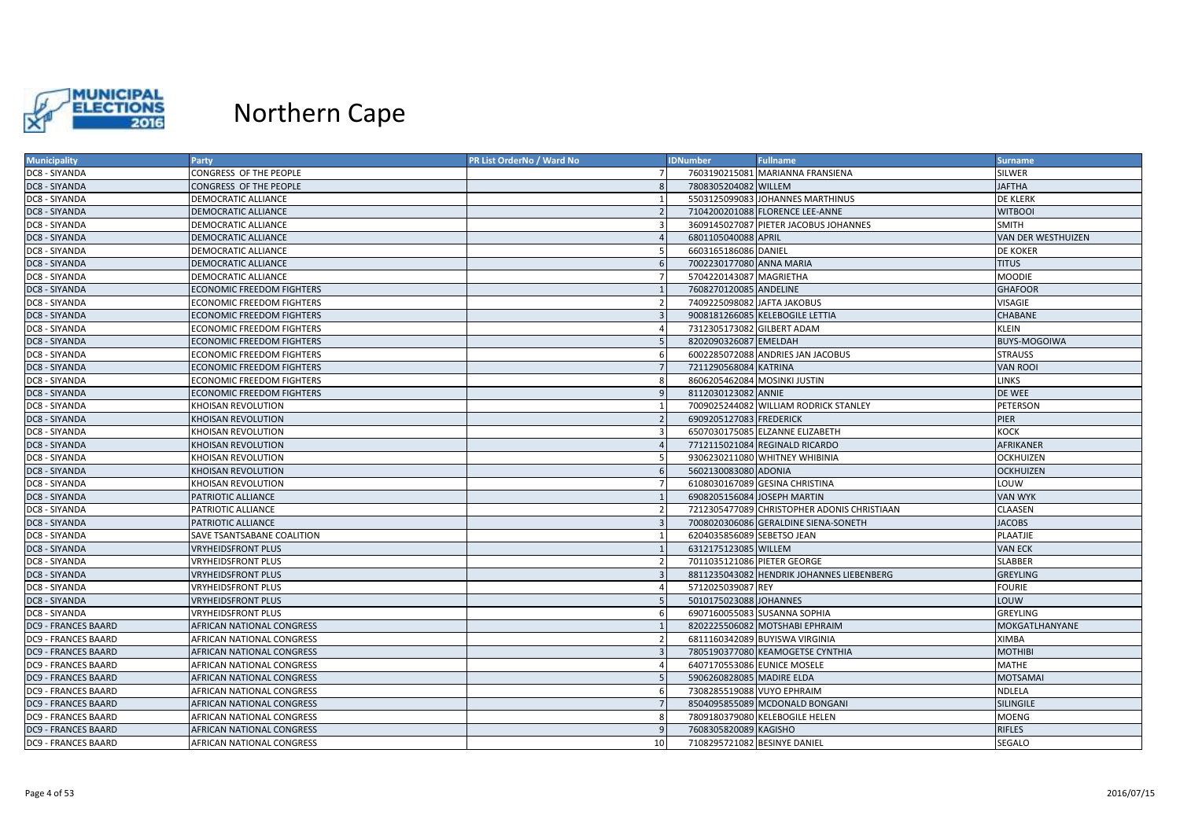# Northern Cape

| Municipality | Party | PR List OrderNo / Ward No | IDNumber | Fullname | Surname |
|---|---|---|---|---|---|
| DC8 - SIYANDA | CONGRESS OF THE PEOPLE | 7 | 7603190215081 | MARIANNA FRANSIENA | SILWER |
| DC8 - SIYANDA | CONGRESS OF THE PEOPLE | 8 | 7808305204082 | WILLEM | JAFTHA |
| DC8 - SIYANDA | DEMOCRATIC ALLIANCE | 1 | 5503125099083 | JOHANNES MARTHINUS | DE KLERK |
| DC8 - SIYANDA | DEMOCRATIC ALLIANCE | 2 | 7104200201088 | FLORENCE LEE-ANNE | WITBOOI |
| DC8 - SIYANDA | DEMOCRATIC ALLIANCE | 3 | 3609145027087 | PIETER JACOBUS JOHANNES | SMITH |
| DC8 - SIYANDA | DEMOCRATIC ALLIANCE | 4 | 6801105040088 | APRIL | VAN DER WESTHUIZEN |
| DC8 - SIYANDA | DEMOCRATIC ALLIANCE | 5 | 6603165186086 | DANIEL | DE KOKER |
| DC8 - SIYANDA | DEMOCRATIC ALLIANCE | 6 | 7002230177080 | ANNA MARIA | TITUS |
| DC8 - SIYANDA | DEMOCRATIC ALLIANCE | 7 | 5704220143087 | MAGRIETHA | MOODIE |
| DC8 - SIYANDA | ECONOMIC FREEDOM FIGHTERS | 1 | 7608270120085 | ANDELINE | GHAFOOR |
| DC8 - SIYANDA | ECONOMIC FREEDOM FIGHTERS | 2 | 7409225098082 | JAFTA JAKOBUS | VISAGIE |
| DC8 - SIYANDA | ECONOMIC FREEDOM FIGHTERS | 3 | 9008181266085 | KELEBOGILE LETTIA | CHABANE |
| DC8 - SIYANDA | ECONOMIC FREEDOM FIGHTERS | 4 | 7312305173082 | GILBERT ADAM | KLEIN |
| DC8 - SIYANDA | ECONOMIC FREEDOM FIGHTERS | 5 | 8202090326087 | EMELDAH | BUYS-MOGOIWA |
| DC8 - SIYANDA | ECONOMIC FREEDOM FIGHTERS | 6 | 6002285072088 | ANDRIES JAN JACOBUS | STRAUSS |
| DC8 - SIYANDA | ECONOMIC FREEDOM FIGHTERS | 7 | 7211290568084 | KATRINA | VAN ROOI |
| DC8 - SIYANDA | ECONOMIC FREEDOM FIGHTERS | 8 | 8606205462084 | MOSINKI JUSTIN | LINKS |
| DC8 - SIYANDA | ECONOMIC FREEDOM FIGHTERS | 9 | 8112030123082 | ANNIE | DE WEE |
| DC8 - SIYANDA | KHOISAN REVOLUTION | 1 | 7009025244082 | WILLIAM RODRICK STANLEY | PETERSON |
| DC8 - SIYANDA | KHOISAN REVOLUTION | 2 | 6909205127083 | FREDERICK | PIER |
| DC8 - SIYANDA | KHOISAN REVOLUTION | 3 | 6507030175085 | ELZANNE ELIZABETH | KOCK |
| DC8 - SIYANDA | KHOISAN REVOLUTION | 4 | 7712115021084 | REGINALD RICARDO | AFRIKANER |
| DC8 - SIYANDA | KHOISAN REVOLUTION | 5 | 9306230211080 | WHITNEY WHIBINIA | OCKHUIZEN |
| DC8 - SIYANDA | KHOISAN REVOLUTION | 6 | 5602130083080 | ADONIA | OCKHUIZEN |
| DC8 - SIYANDA | KHOISAN REVOLUTION | 7 | 6108030167089 | GESINA CHRISTINA | LOUW |
| DC8 - SIYANDA | PATRIOTIC ALLIANCE | 1 | 6908205156084 | JOSEPH MARTIN | VAN WYK |
| DC8 - SIYANDA | PATRIOTIC ALLIANCE | 2 | 7212305477089 | CHRISTOPHER ADONIS CHRISTIAAN | CLAASEN |
| DC8 - SIYANDA | PATRIOTIC ALLIANCE | 3 | 7008020306086 | GERALDINE SIENA-SONETH | JACOBS |
| DC8 - SIYANDA | SAVE TSANTSABANE COALITION | 1 | 6204035856089 | SEBETSO JEAN | PLAATJIE |
| DC8 - SIYANDA | VRYHEIDSFRONT PLUS | 1 | 6312175123085 | WILLEM | VAN ECK |
| DC8 - SIYANDA | VRYHEIDSFRONT PLUS | 2 | 7011035121086 | PIETER GEORGE | SLABBER |
| DC8 - SIYANDA | VRYHEIDSFRONT PLUS | 3 | 8811235043082 | HENDRIK JOHANNES LIEBENBERG | GREYLING |
| DC8 - SIYANDA | VRYHEIDSFRONT PLUS | 4 | 5712025039087 | REY | FOURIE |
| DC8 - SIYANDA | VRYHEIDSFRONT PLUS | 5 | 5010175023088 | JOHANNES | LOUW |
| DC8 - SIYANDA | VRYHEIDSFRONT PLUS | 6 | 6907160055083 | SUSANNA SOPHIA | GREYLING |
| DC9 - FRANCES BAARD | AFRICAN NATIONAL CONGRESS | 1 | 8202225506082 | MOTSHABI EPHRAIM | MOKGATLHANYANE |
| DC9 - FRANCES BAARD | AFRICAN NATIONAL CONGRESS | 2 | 6811160342089 | BUYISWA VIRGINIA | XIMBA |
| DC9 - FRANCES BAARD | AFRICAN NATIONAL CONGRESS | 3 | 7805190377080 | KEAMOGETSE CYNTHIA | MOTHIBI |
| DC9 - FRANCES BAARD | AFRICAN NATIONAL CONGRESS | 4 | 6407170553086 | EUNICE MOSELE | MATHE |
| DC9 - FRANCES BAARD | AFRICAN NATIONAL CONGRESS | 5 | 5906260828085 | MADIRE ELDA | MOTSAMAI |
| DC9 - FRANCES BAARD | AFRICAN NATIONAL CONGRESS | 6 | 7308285519088 | VUYO EPHRAIM | NDLELA |
| DC9 - FRANCES BAARD | AFRICAN NATIONAL CONGRESS | 7 | 8504095855089 | MCDONALD BONGANI | SILINGILE |
| DC9 - FRANCES BAARD | AFRICAN NATIONAL CONGRESS | 8 | 7809180379080 | KELEBOGILE HELEN | MOENG |
| DC9 - FRANCES BAARD | AFRICAN NATIONAL CONGRESS | 9 | 7608305820089 | KAGISHO | RIFLES |
| DC9 - FRANCES BAARD | AFRICAN NATIONAL CONGRESS | 10 | 7108295721082 | BESINYE DANIEL | SEGALO |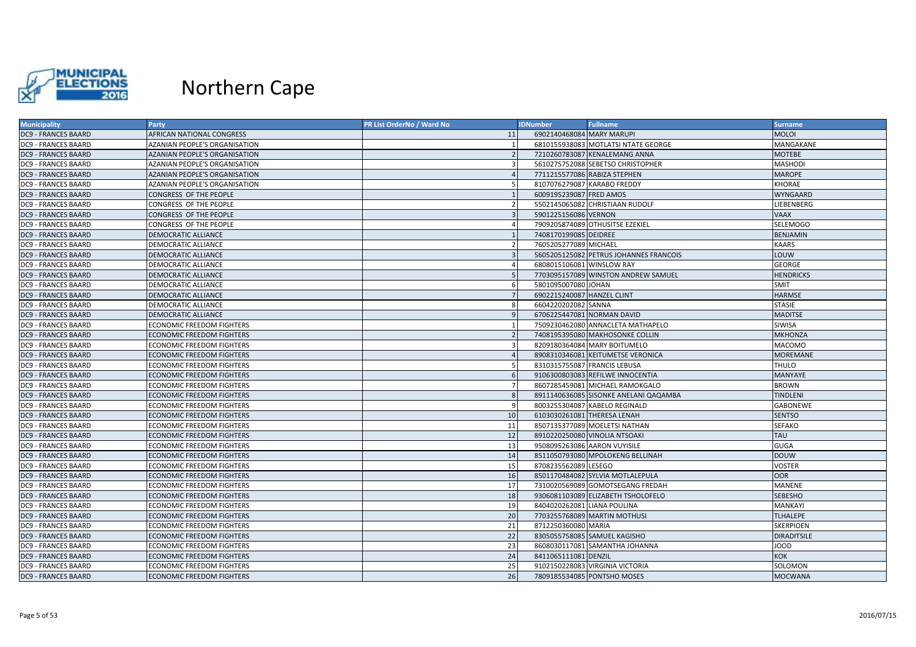# Northern Cape

| Municipality | Party | PR List OrderNo / Ward No | IDNumber | Fullname | Surname |
|---|---|---|---|---|---|
| DC9 - FRANCES BAARD | AFRICAN NATIONAL CONGRESS | 11 | 6902140468084 | MARY MARUPI | MOLOI |
| DC9 - FRANCES BAARD | AZANIAN PEOPLE'S ORGANISATION | 1 | 6810155938083 | MOTLATSI NTATE GEORGE | MANGAKANE |
| DC9 - FRANCES BAARD | AZANIAN PEOPLE'S ORGANISATION | 2 | 7210260783087 | KENALEMANG ANNA | MOTEBE |
| DC9 - FRANCES BAARD | AZANIAN PEOPLE'S ORGANISATION | 3 | 5610275752088 | SEBETSO CHRISTOPHER | MASHODI |
| DC9 - FRANCES BAARD | AZANIAN PEOPLE'S ORGANISATION | 4 | 7711215577086 | RABIZA STEPHEN | MAROPE |
| DC9 - FRANCES BAARD | AZANIAN PEOPLE'S ORGANISATION | 5 | 8107076279087 | KARABO FREDDY | KHORAE |
| DC9 - FRANCES BAARD | CONGRESS OF THE PEOPLE | 1 | 6009195239087 | FRED AMOS | WYNGAARD |
| DC9 - FRANCES BAARD | CONGRESS OF THE PEOPLE | 2 | 5502145065082 | CHRISTIAAN RUDOLF | LIEBENBERG |
| DC9 - FRANCES BAARD | CONGRESS OF THE PEOPLE | 3 | 5901225156086 | VERNON | VAAX |
| DC9 - FRANCES BAARD | CONGRESS OF THE PEOPLE | 4 | 7909205874089 | OTHUSITSE EZEKIEL | SELEMOGO |
| DC9 - FRANCES BAARD | DEMOCRATIC ALLIANCE | 1 | 7408170199085 | DEIDREE | BENJAMIN |
| DC9 - FRANCES BAARD | DEMOCRATIC ALLIANCE | 2 | 7605205277089 | MICHAEL | KAARS |
| DC9 - FRANCES BAARD | DEMOCRATIC ALLIANCE | 3 | 5605205125082 | PETRUS JOHANNES FRANCOIS | LOUW |
| DC9 - FRANCES BAARD | DEMOCRATIC ALLIANCE | 4 | 6808015106081 | WINSLOW RAY | GEORGE |
| DC9 - FRANCES BAARD | DEMOCRATIC ALLIANCE | 5 | 7703095157089 | WINSTON ANDREW SAMUEL | HENDRICKS |
| DC9 - FRANCES BAARD | DEMOCRATIC ALLIANCE | 6 | 5801095007080 | JOHAN | SMIT |
| DC9 - FRANCES BAARD | DEMOCRATIC ALLIANCE | 7 | 6902215240087 | HANZEL CLINT | HARMSE |
| DC9 - FRANCES BAARD | DEMOCRATIC ALLIANCE | 8 | 6604220202082 | SANNA | STASIE |
| DC9 - FRANCES BAARD | DEMOCRATIC ALLIANCE | 9 | 6706225447081 | NORMAN DAVID | MADITSE |
| DC9 - FRANCES BAARD | ECONOMIC FREEDOM FIGHTERS | 1 | 7509230462080 | ANNACLETA MATHAPELO | SIWISA |
| DC9 - FRANCES BAARD | ECONOMIC FREEDOM FIGHTERS | 2 | 7408195395080 | MAKHOSONKE COLLIN | MKHONZA |
| DC9 - FRANCES BAARD | ECONOMIC FREEDOM FIGHTERS | 3 | 8209180364084 | MARY BOITUMELO | MACOMO |
| DC9 - FRANCES BAARD | ECONOMIC FREEDOM FIGHTERS | 4 | 8908310346081 | KEITUMETSE VERONICA | MOREMANE |
| DC9 - FRANCES BAARD | ECONOMIC FREEDOM FIGHTERS | 5 | 8310315755087 | FRANCIS LEBUSA | THULO |
| DC9 - FRANCES BAARD | ECONOMIC FREEDOM FIGHTERS | 6 | 9106300803083 | REFILWE INNOCENTIA | MANYAYE |
| DC9 - FRANCES BAARD | ECONOMIC FREEDOM FIGHTERS | 7 | 8607285459081 | MICHAEL RAMOKGALO | BROWN |
| DC9 - FRANCES BAARD | ECONOMIC FREEDOM FIGHTERS | 8 | 8911140636085 | SISONKE ANELANI QAQAMBA | TINDLENI |
| DC9 - FRANCES BAARD | ECONOMIC FREEDOM FIGHTERS | 9 | 8003255304087 | KABELO REGINALD | GABONEWE |
| DC9 - FRANCES BAARD | ECONOMIC FREEDOM FIGHTERS | 10 | 6103030261081 | THERESA LENAH | SENTSO |
| DC9 - FRANCES BAARD | ECONOMIC FREEDOM FIGHTERS | 11 | 8507135377089 | MOELETSI NATHAN | SEFAKO |
| DC9 - FRANCES BAARD | ECONOMIC FREEDOM FIGHTERS | 12 | 8910220250080 | VINOLIA NTSOAKI | TAU |
| DC9 - FRANCES BAARD | ECONOMIC FREEDOM FIGHTERS | 13 | 9508095263086 | AARON VUYISILE | GUGA |
| DC9 - FRANCES BAARD | ECONOMIC FREEDOM FIGHTERS | 14 | 8511050793080 | MPOLOKENG BELLINAH | DOUW |
| DC9 - FRANCES BAARD | ECONOMIC FREEDOM FIGHTERS | 15 | 8708235562089 | LESEGO | VOSTER |
| DC9 - FRANCES BAARD | ECONOMIC FREEDOM FIGHTERS | 16 | 8501170484082 | SYLVIA MOTLALEPULA | OOR |
| DC9 - FRANCES BAARD | ECONOMIC FREEDOM FIGHTERS | 17 | 7310020569089 | GOMOTSEGANG FREDAH | MANENE |
| DC9 - FRANCES BAARD | ECONOMIC FREEDOM FIGHTERS | 18 | 9306081103089 | ELIZABETH TSHOLOFELO | SEBESHO |
| DC9 - FRANCES BAARD | ECONOMIC FREEDOM FIGHTERS | 19 | 8404020262081 | LIANA POULINA | MANKAYI |
| DC9 - FRANCES BAARD | ECONOMIC FREEDOM FIGHTERS | 20 | 7703255768089 | MARTIN MOTHUSI | TLHALEPE |
| DC9 - FRANCES BAARD | ECONOMIC FREEDOM FIGHTERS | 21 | 8712250360080 | MARIA | SKERPIOEN |
| DC9 - FRANCES BAARD | ECONOMIC FREEDOM FIGHTERS | 22 | 8305055758085 | SAMUEL KAGISHO | DIRADITSILE |
| DC9 - FRANCES BAARD | ECONOMIC FREEDOM FIGHTERS | 23 | 8608030117081 | SAMANTHA JOHANNA | JOOD |
| DC9 - FRANCES BAARD | ECONOMIC FREEDOM FIGHTERS | 24 | 8411065111081 | DENZIL | KOK |
| DC9 - FRANCES BAARD | ECONOMIC FREEDOM FIGHTERS | 25 | 9102150228083 | VIRGINIA VICTORIA | SOLOMON |
| DC9 - FRANCES BAARD | ECONOMIC FREEDOM FIGHTERS | 26 | 7809185534085 | PONTSHO MOSES | MOCWANA |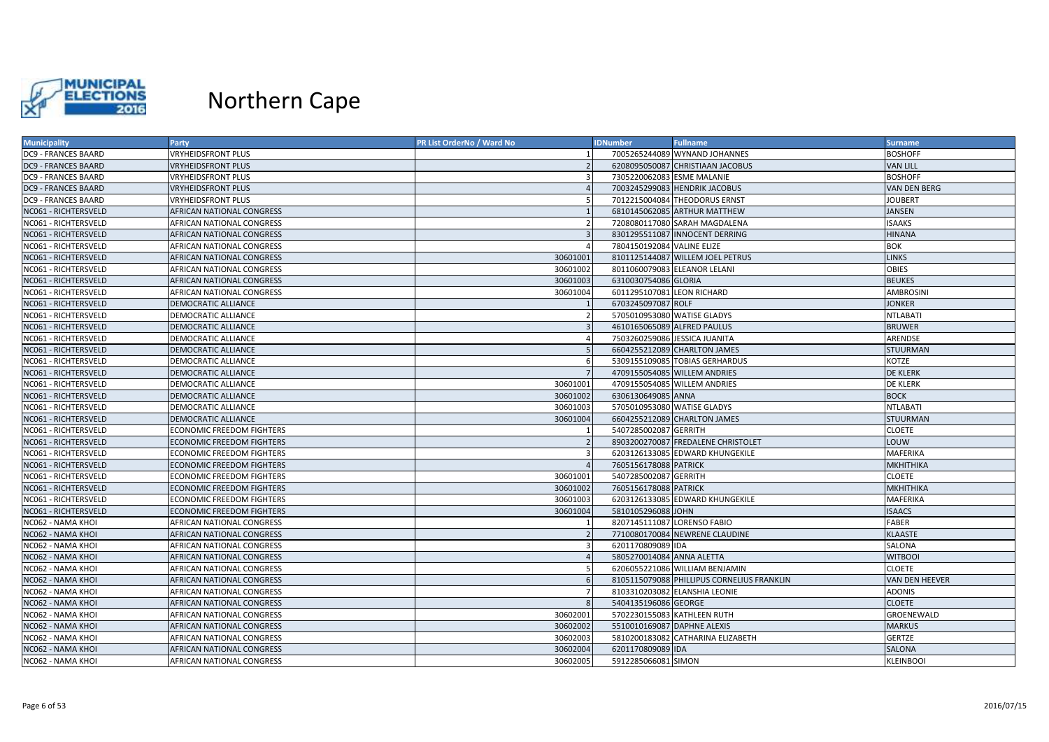# Northern Cape

| Municipality | Party | PR List OrderNo / Ward No | IDNumber | Fullname | Surname |
|---|---|---|---|---|---|
| DC9 - FRANCES BAARD | VRYHEIDSFRONT PLUS | 1 | 7005265244089 | WYNAND JOHANNES | BOSHOFF |
| DC9 - FRANCES BAARD | VRYHEIDSFRONT PLUS | 2 | 6208095050087 | CHRISTIAAN JACOBUS | VAN LILL |
| DC9 - FRANCES BAARD | VRYHEIDSFRONT PLUS | 3 | 7305220062083 | ESME MALANIE | BOSHOFF |
| DC9 - FRANCES BAARD | VRYHEIDSFRONT PLUS | 4 | 7003245299083 | HENDRIK JACOBUS | VAN DEN BERG |
| DC9 - FRANCES BAARD | VRYHEIDSFRONT PLUS | 5 | 7012215004084 | THEODORUS ERNST | JOUBERT |
| NC061 - RICHTERSVELD | AFRICAN NATIONAL CONGRESS | 1 | 6810145062085 | ARTHUR MATTHEW | JANSEN |
| NC061 - RICHTERSVELD | AFRICAN NATIONAL CONGRESS | 2 | 7208080117080 | SARAH MAGDALENA | ISAAKS |
| NC061 - RICHTERSVELD | AFRICAN NATIONAL CONGRESS | 3 | 8301295511087 | INNOCENT DERRING | HINANA |
| NC061 - RICHTERSVELD | AFRICAN NATIONAL CONGRESS | 4 | 7804150192084 | VALINE ELIZE | BOK |
| NC061 - RICHTERSVELD | AFRICAN NATIONAL CONGRESS | 30601001 | 8101125144087 | WILLEM JOEL PETRUS | LINKS |
| NC061 - RICHTERSVELD | AFRICAN NATIONAL CONGRESS | 30601002 | 8011060079083 | ELEANOR LELANI | OBIES |
| NC061 - RICHTERSVELD | AFRICAN NATIONAL CONGRESS | 30601003 | 6310030754086 | GLORIA | BEUKES |
| NC061 - RICHTERSVELD | AFRICAN NATIONAL CONGRESS | 30601004 | 6011295107081 | LEON RICHARD | AMBROSINI |
| NC061 - RICHTERSVELD | DEMOCRATIC ALLIANCE | 1 | 6703245097087 | ROLF | JONKER |
| NC061 - RICHTERSVELD | DEMOCRATIC ALLIANCE | 2 | 5705010953080 | WATISE GLADYS | NTLABATI |
| NC061 - RICHTERSVELD | DEMOCRATIC ALLIANCE | 3 | 4610165065089 | ALFRED PAULUS | BRUWER |
| NC061 - RICHTERSVELD | DEMOCRATIC ALLIANCE | 4 | 7503260259086 | JESSICA JUANITA | ARENDSE |
| NC061 - RICHTERSVELD | DEMOCRATIC ALLIANCE | 5 | 6604255212089 | CHARLTON JAMES | STUURMAN |
| NC061 - RICHTERSVELD | DEMOCRATIC ALLIANCE | 6 | 5309155109085 | TOBIAS GERHARDUS | KOTZE |
| NC061 - RICHTERSVELD | DEMOCRATIC ALLIANCE | 7 | 4709155054085 | WILLEM ANDRIES | DE KLERK |
| NC061 - RICHTERSVELD | DEMOCRATIC ALLIANCE | 30601001 | 4709155054085 | WILLEM ANDRIES | DE KLERK |
| NC061 - RICHTERSVELD | DEMOCRATIC ALLIANCE | 30601002 | 6306130649085 | ANNA | BOCK |
| NC061 - RICHTERSVELD | DEMOCRATIC ALLIANCE | 30601003 | 5705010953080 | WATISE GLADYS | NTLABATI |
| NC061 - RICHTERSVELD | DEMOCRATIC ALLIANCE | 30601004 | 6604255212089 | CHARLTON JAMES | STUURMAN |
| NC061 - RICHTERSVELD | ECONOMIC FREEDOM FIGHTERS | 1 | 5407285002087 | GERRITH | CLOETE |
| NC061 - RICHTERSVELD | ECONOMIC FREEDOM FIGHTERS | 2 | 8903200270087 | FREDALENE CHRISTOLET | LOUW |
| NC061 - RICHTERSVELD | ECONOMIC FREEDOM FIGHTERS | 3 | 6203126133085 | EDWARD KHUNGEKILE | MAFERIKA |
| NC061 - RICHTERSVELD | ECONOMIC FREEDOM FIGHTERS | 4 | 7605156178088 | PATRICK | MKHITHIKA |
| NC061 - RICHTERSVELD | ECONOMIC FREEDOM FIGHTERS | 30601001 | 5407285002087 | GERRITH | CLOETE |
| NC061 - RICHTERSVELD | ECONOMIC FREEDOM FIGHTERS | 30601002 | 7605156178088 | PATRICK | MKHITHIKA |
| NC061 - RICHTERSVELD | ECONOMIC FREEDOM FIGHTERS | 30601003 | 6203126133085 | EDWARD KHUNGEKILE | MAFERIKA |
| NC061 - RICHTERSVELD | ECONOMIC FREEDOM FIGHTERS | 30601004 | 5810105296088 | JOHN | ISAACS |
| NC062 - NAMA KHOI | AFRICAN NATIONAL CONGRESS | 1 | 8207145111087 | LORENSO FABIO | FABER |
| NC062 - NAMA KHOI | AFRICAN NATIONAL CONGRESS | 2 | 7710080170084 | NEWRENE CLAUDINE | KLAASTE |
| NC062 - NAMA KHOI | AFRICAN NATIONAL CONGRESS | 3 | 6201170809089 | IDA | SALONA |
| NC062 - NAMA KHOI | AFRICAN NATIONAL CONGRESS | 4 | 5805270014084 | ANNA ALETTA | WITBOOI |
| NC062 - NAMA KHOI | AFRICAN NATIONAL CONGRESS | 5 | 6206055221086 | WILLIAM BENJAMIN | CLOETE |
| NC062 - NAMA KHOI | AFRICAN NATIONAL CONGRESS | 6 | 8105115079088 | PHILLIPUS CORNELIUS FRANKLIN | VAN DEN HEEVER |
| NC062 - NAMA KHOI | AFRICAN NATIONAL CONGRESS | 7 | 8103310203082 | ELANSHIA LEONIE | ADONIS |
| NC062 - NAMA KHOI | AFRICAN NATIONAL CONGRESS | 8 | 5404135196086 | GEORGE | CLOETE |
| NC062 - NAMA KHOI | AFRICAN NATIONAL CONGRESS | 30602001 | 5702230155083 | KATHLEEN RUTH | GROENEWALD |
| NC062 - NAMA KHOI | AFRICAN NATIONAL CONGRESS | 30602002 | 5510010169087 | DAPHNE ALEXIS | MARKUS |
| NC062 - NAMA KHOI | AFRICAN NATIONAL CONGRESS | 30602003 | 5810200183082 | CATHARINA ELIZABETH | GERTZE |
| NC062 - NAMA KHOI | AFRICAN NATIONAL CONGRESS | 30602004 | 6201170809089 | IDA | SALONA |
| NC062 - NAMA KHOI | AFRICAN NATIONAL CONGRESS | 30602005 | 5912285066081 | SIMON | KLEINBOOI |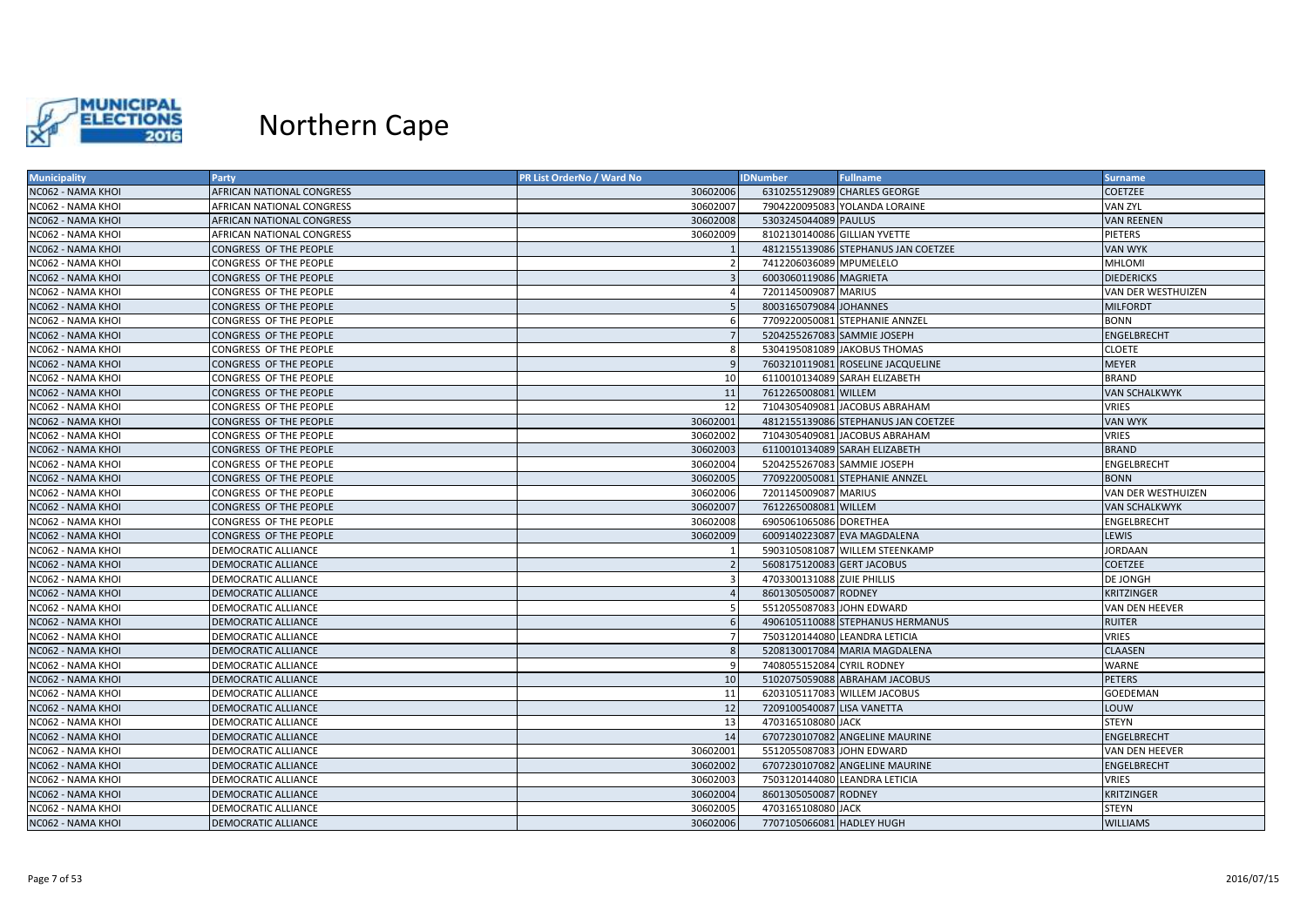# Northern Cape

| Municipality | Party | PR List OrderNo / Ward No | IDNumber | Fullname | Surname |
|---|---|---|---|---|---|
| NC062 - NAMA KHOI | AFRICAN NATIONAL CONGRESS | 30602006 | 6310255129089 | CHARLES GEORGE | COETZEE |
| NC062 - NAMA KHOI | AFRICAN NATIONAL CONGRESS | 30602007 | 7904220095083 | YOLANDA LORAINE | VAN ZYL |
| NC062 - NAMA KHOI | AFRICAN NATIONAL CONGRESS | 30602008 | 5303245044089 | PAULUS | VAN REENEN |
| NC062 - NAMA KHOI | AFRICAN NATIONAL CONGRESS | 30602009 | 8102130140086 | GILLIAN YVETTE | PIETERS |
| NC062 - NAMA KHOI | CONGRESS OF THE PEOPLE | 1 | 4812155139086 | STEPHANUS JAN COETZEE | VAN WYK |
| NC062 - NAMA KHOI | CONGRESS OF THE PEOPLE | 2 | 7412206036089 | MPUMELELO | MHLOMI |
| NC062 - NAMA KHOI | CONGRESS OF THE PEOPLE | 3 | 6003060119086 | MAGRIETA | DIEDERICKS |
| NC062 - NAMA KHOI | CONGRESS OF THE PEOPLE | 4 | 7201145009087 | MARIUS | VAN DER WESTHUIZEN |
| NC062 - NAMA KHOI | CONGRESS OF THE PEOPLE | 5 | 8003165079084 | JOHANNES | MILFORDT |
| NC062 - NAMA KHOI | CONGRESS OF THE PEOPLE | 6 | 7709220050081 | STEPHANIE ANNZEL | BONN |
| NC062 - NAMA KHOI | CONGRESS OF THE PEOPLE | 7 | 5204255267083 | SAMMIE JOSEPH | ENGELBRECHT |
| NC062 - NAMA KHOI | CONGRESS OF THE PEOPLE | 8 | 5304195081089 | JAKOBUS THOMAS | CLOETE |
| NC062 - NAMA KHOI | CONGRESS OF THE PEOPLE | 9 | 7603210119081 | ROSELINE JACQUELINE | MEYER |
| NC062 - NAMA KHOI | CONGRESS OF THE PEOPLE | 10 | 6110010134089 | SARAH ELIZABETH | BRAND |
| NC062 - NAMA KHOI | CONGRESS OF THE PEOPLE | 11 | 7612265008081 | WILLEM | VAN SCHALKWYK |
| NC062 - NAMA KHOI | CONGRESS OF THE PEOPLE | 12 | 7104305409081 | JACOBUS ABRAHAM | VRIES |
| NC062 - NAMA KHOI | CONGRESS OF THE PEOPLE | 30602001 | 4812155139086 | STEPHANUS JAN COETZEE | VAN WYK |
| NC062 - NAMA KHOI | CONGRESS OF THE PEOPLE | 30602002 | 7104305409081 | JACOBUS ABRAHAM | VRIES |
| NC062 - NAMA KHOI | CONGRESS OF THE PEOPLE | 30602003 | 6110010134089 | SARAH ELIZABETH | BRAND |
| NC062 - NAMA KHOI | CONGRESS OF THE PEOPLE | 30602004 | 5204255267083 | SAMMIE JOSEPH | ENGELBRECHT |
| NC062 - NAMA KHOI | CONGRESS OF THE PEOPLE | 30602005 | 7709220050081 | STEPHANIE ANNZEL | BONN |
| NC062 - NAMA KHOI | CONGRESS OF THE PEOPLE | 30602006 | 7201145009087 | MARIUS | VAN DER WESTHUIZEN |
| NC062 - NAMA KHOI | CONGRESS OF THE PEOPLE | 30602007 | 7612265008081 | WILLEM | VAN SCHALKWYK |
| NC062 - NAMA KHOI | CONGRESS OF THE PEOPLE | 30602008 | 6905061065086 | DORETHEA | ENGELBRECHT |
| NC062 - NAMA KHOI | CONGRESS OF THE PEOPLE | 30602009 | 6009140223087 | EVA MAGDALENA | LEWIS |
| NC062 - NAMA KHOI | DEMOCRATIC ALLIANCE | 1 | 5903105081087 | WILLEM STEENKAMP | JORDAAN |
| NC062 - NAMA KHOI | DEMOCRATIC ALLIANCE | 2 | 5608175120083 | GERT JACOBUS | COETZEE |
| NC062 - NAMA KHOI | DEMOCRATIC ALLIANCE | 3 | 4703300131088 | ZUIE PHILLIS | DE JONGH |
| NC062 - NAMA KHOI | DEMOCRATIC ALLIANCE | 4 | 8601305050087 | RODNEY | KRITZINGER |
| NC062 - NAMA KHOI | DEMOCRATIC ALLIANCE | 5 | 5512055087083 | JOHN EDWARD | VAN DEN HEEVER |
| NC062 - NAMA KHOI | DEMOCRATIC ALLIANCE | 6 | 4906105110088 | STEPHANUS HERMANUS | RUITER |
| NC062 - NAMA KHOI | DEMOCRATIC ALLIANCE | 7 | 7503120144080 | LEANDRA LETICIA | VRIES |
| NC062 - NAMA KHOI | DEMOCRATIC ALLIANCE | 8 | 5208130017084 | MARIA MAGDALENA | CLAASEN |
| NC062 - NAMA KHOI | DEMOCRATIC ALLIANCE | 9 | 7408055152084 | CYRIL RODNEY | WARNE |
| NC062 - NAMA KHOI | DEMOCRATIC ALLIANCE | 10 | 5102075059088 | ABRAHAM JACOBUS | PETERS |
| NC062 - NAMA KHOI | DEMOCRATIC ALLIANCE | 11 | 6203105117083 | WILLEM JACOBUS | GOEDEMAN |
| NC062 - NAMA KHOI | DEMOCRATIC ALLIANCE | 12 | 7209100540087 | LISA VANETTA | LOUW |
| NC062 - NAMA KHOI | DEMOCRATIC ALLIANCE | 13 | 4703165108080 | JACK | STEYN |
| NC062 - NAMA KHOI | DEMOCRATIC ALLIANCE | 14 | 6707230107082 | ANGELINE MAURINE | ENGELBRECHT |
| NC062 - NAMA KHOI | DEMOCRATIC ALLIANCE | 30602001 | 5512055087083 | JOHN EDWARD | VAN DEN HEEVER |
| NC062 - NAMA KHOI | DEMOCRATIC ALLIANCE | 30602002 | 6707230107082 | ANGELINE MAURINE | ENGELBRECHT |
| NC062 - NAMA KHOI | DEMOCRATIC ALLIANCE | 30602003 | 7503120144080 | LEANDRA LETICIA | VRIES |
| NC062 - NAMA KHOI | DEMOCRATIC ALLIANCE | 30602004 | 8601305050087 | RODNEY | KRITZINGER |
| NC062 - NAMA KHOI | DEMOCRATIC ALLIANCE | 30602005 | 4703165108080 | JACK | STEYN |
| NC062 - NAMA KHOI | DEMOCRATIC ALLIANCE | 30602006 | 7707105066081 | HADLEY HUGH | WILLIAMS |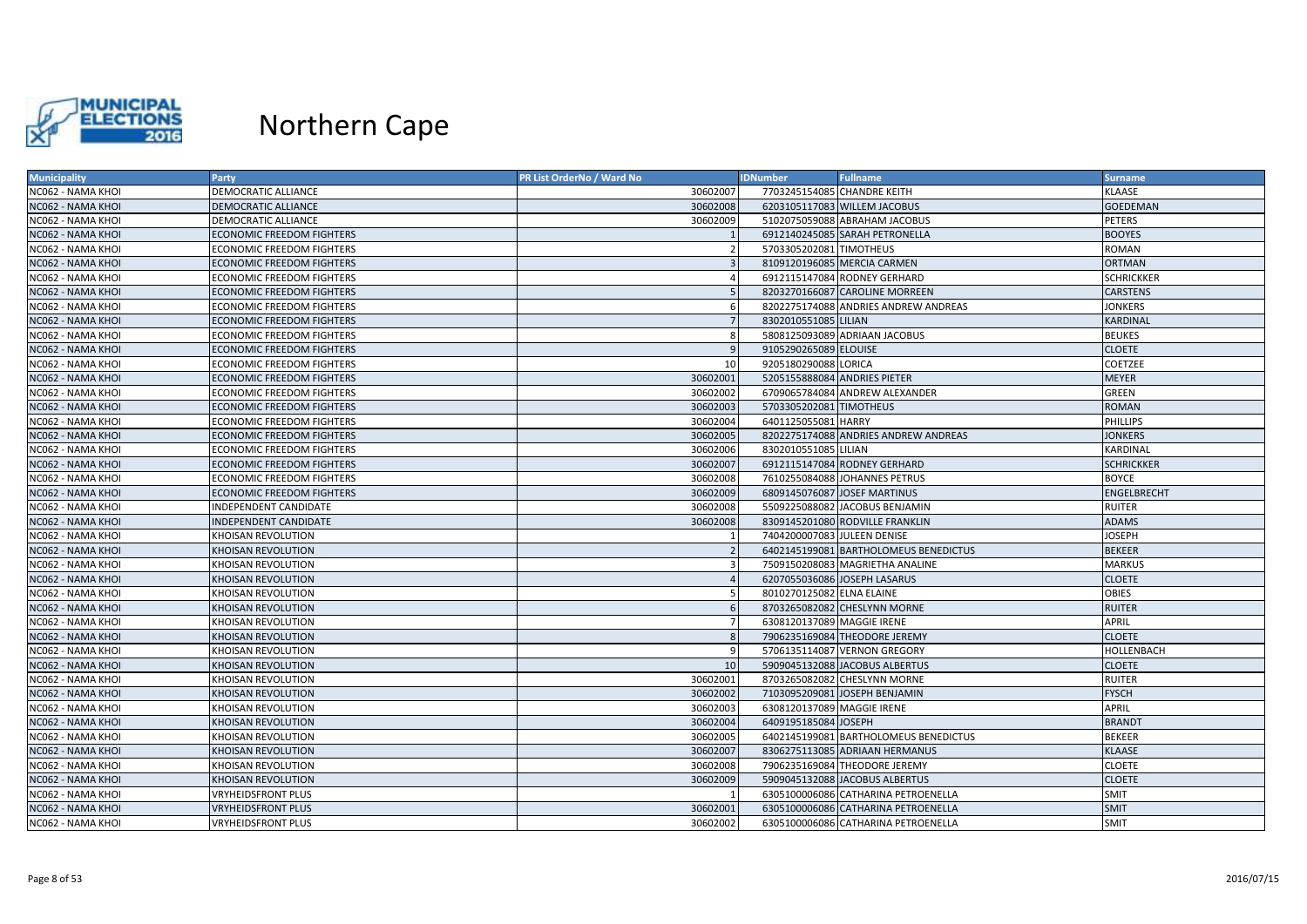# Northern Cape

| Municipality | Party | PR List OrderNo / Ward No | IDNumber | Fullname | Surname |
|---|---|---|---|---|---|
| NC062 - NAMA KHOI | DEMOCRATIC ALLIANCE | 30602007 | 7703245154085 | CHANDRE KEITH | KLAASE |
| NC062 - NAMA KHOI | DEMOCRATIC ALLIANCE | 30602008 | 6203105117083 | WILLEM JACOBUS | GOEDEMAN |
| NC062 - NAMA KHOI | DEMOCRATIC ALLIANCE | 30602009 | 5102075059088 | ABRAHAM JACOBUS | PETERS |
| NC062 - NAMA KHOI | ECONOMIC FREEDOM FIGHTERS | 1 | 6912140245085 | SARAH PETRONELLA | BOOYES |
| NC062 - NAMA KHOI | ECONOMIC FREEDOM FIGHTERS | 2 | 5703305202081 | TIMOTHEUS | ROMAN |
| NC062 - NAMA KHOI | ECONOMIC FREEDOM FIGHTERS | 3 | 8109120196085 | MERCIA CARMEN | ORTMAN |
| NC062 - NAMA KHOI | ECONOMIC FREEDOM FIGHTERS | 4 | 6912115147084 | RODNEY GERHARD | SCHRICKKER |
| NC062 - NAMA KHOI | ECONOMIC FREEDOM FIGHTERS | 5 | 8203270166087 | CAROLINE MORREEN | CARSTENS |
| NC062 - NAMA KHOI | ECONOMIC FREEDOM FIGHTERS | 6 | 8202275174088 | ANDRIES ANDREW ANDREAS | JONKERS |
| NC062 - NAMA KHOI | ECONOMIC FREEDOM FIGHTERS | 7 | 8302010551085 | LILIAN | KARDINAL |
| NC062 - NAMA KHOI | ECONOMIC FREEDOM FIGHTERS | 8 | 5808125093089 | ADRIAAN JACOBUS | BEUKES |
| NC062 - NAMA KHOI | ECONOMIC FREEDOM FIGHTERS | 9 | 9105290265089 | ELOUISE | CLOETE |
| NC062 - NAMA KHOI | ECONOMIC FREEDOM FIGHTERS | 10 | 9205180290088 | LORICA | COETZEE |
| NC062 - NAMA KHOI | ECONOMIC FREEDOM FIGHTERS | 30602001 | 5205155888084 | ANDRIES PIETER | MEYER |
| NC062 - NAMA KHOI | ECONOMIC FREEDOM FIGHTERS | 30602002 | 6709065784084 | ANDREW ALEXANDER | GREEN |
| NC062 - NAMA KHOI | ECONOMIC FREEDOM FIGHTERS | 30602003 | 5703305202081 | TIMOTHEUS | ROMAN |
| NC062 - NAMA KHOI | ECONOMIC FREEDOM FIGHTERS | 30602004 | 6401125055081 | HARRY | PHILLIPS |
| NC062 - NAMA KHOI | ECONOMIC FREEDOM FIGHTERS | 30602005 | 8202275174088 | ANDRIES ANDREW ANDREAS | JONKERS |
| NC062 - NAMA KHOI | ECONOMIC FREEDOM FIGHTERS | 30602006 | 8302010551085 | LILIAN | KARDINAL |
| NC062 - NAMA KHOI | ECONOMIC FREEDOM FIGHTERS | 30602007 | 6912115147084 | RODNEY GERHARD | SCHRICKKER |
| NC062 - NAMA KHOI | ECONOMIC FREEDOM FIGHTERS | 30602008 | 7610255084088 | JOHANNES PETRUS | BOYCE |
| NC062 - NAMA KHOI | ECONOMIC FREEDOM FIGHTERS | 30602009 | 6809145076087 | JOSEF MARTINUS | ENGELBRECHT |
| NC062 - NAMA KHOI | INDEPENDENT CANDIDATE | 30602008 | 5509225088082 | JACOBUS BENJAMIN | RUITER |
| NC062 - NAMA KHOI | INDEPENDENT CANDIDATE | 30602008 | 8309145201080 | RODVILLE FRANKLIN | ADAMS |
| NC062 - NAMA KHOI | KHOISAN REVOLUTION | 1 | 7404200007083 | JULEEN DENISE | JOSEPH |
| NC062 - NAMA KHOI | KHOISAN REVOLUTION | 2 | 6402145199081 | BARTHOLOMEUS BENEDICTUS | BEKEER |
| NC062 - NAMA KHOI | KHOISAN REVOLUTION | 3 | 7509150208083 | MAGRIETHA ANALINE | MARKUS |
| NC062 - NAMA KHOI | KHOISAN REVOLUTION | 4 | 6207055036086 | JOSEPH LASARUS | CLOETE |
| NC062 - NAMA KHOI | KHOISAN REVOLUTION | 5 | 8010270125082 | ELNA ELAINE | OBIES |
| NC062 - NAMA KHOI | KHOISAN REVOLUTION | 6 | 8703265082082 | CHESLYNN MORNE | RUITER |
| NC062 - NAMA KHOI | KHOISAN REVOLUTION | 7 | 6308120137089 | MAGGIE IRENE | APRIL |
| NC062 - NAMA KHOI | KHOISAN REVOLUTION | 8 | 7906235169084 | THEODORE JEREMY | CLOETE |
| NC062 - NAMA KHOI | KHOISAN REVOLUTION | 9 | 5706135114087 | VERNON GREGORY | HOLLENBACH |
| NC062 - NAMA KHOI | KHOISAN REVOLUTION | 10 | 5909045132088 | JACOBUS ALBERTUS | CLOETE |
| NC062 - NAMA KHOI | KHOISAN REVOLUTION | 30602001 | 8703265082082 | CHESLYNN MORNE | RUITER |
| NC062 - NAMA KHOI | KHOISAN REVOLUTION | 30602002 | 7103095209081 | JOSEPH BENJAMIN | FYSCH |
| NC062 - NAMA KHOI | KHOISAN REVOLUTION | 30602003 | 6308120137089 | MAGGIE IRENE | APRIL |
| NC062 - NAMA KHOI | KHOISAN REVOLUTION | 30602004 | 6409195185084 | JOSEPH | BRANDT |
| NC062 - NAMA KHOI | KHOISAN REVOLUTION | 30602005 | 6402145199081 | BARTHOLOMEUS BENEDICTUS | BEKEER |
| NC062 - NAMA KHOI | KHOISAN REVOLUTION | 30602007 | 8306275113085 | ADRIAAN HERMANUS | KLAASE |
| NC062 - NAMA KHOI | KHOISAN REVOLUTION | 30602008 | 7906235169084 | THEODORE JEREMY | CLOETE |
| NC062 - NAMA KHOI | KHOISAN REVOLUTION | 30602009 | 5909045132088 | JACOBUS ALBERTUS | CLOETE |
| NC062 - NAMA KHOI | VRYHEIDSFRONT PLUS | 1 | 6305100006086 | CATHARINA PETROENELLA | SMIT |
| NC062 - NAMA KHOI | VRYHEIDSFRONT PLUS | 30602001 | 6305100006086 | CATHARINA PETROENELLA | SMIT |
| NC062 - NAMA KHOI | VRYHEIDSFRONT PLUS | 30602002 | 6305100006086 | CATHARINA PETROENELLA | SMIT |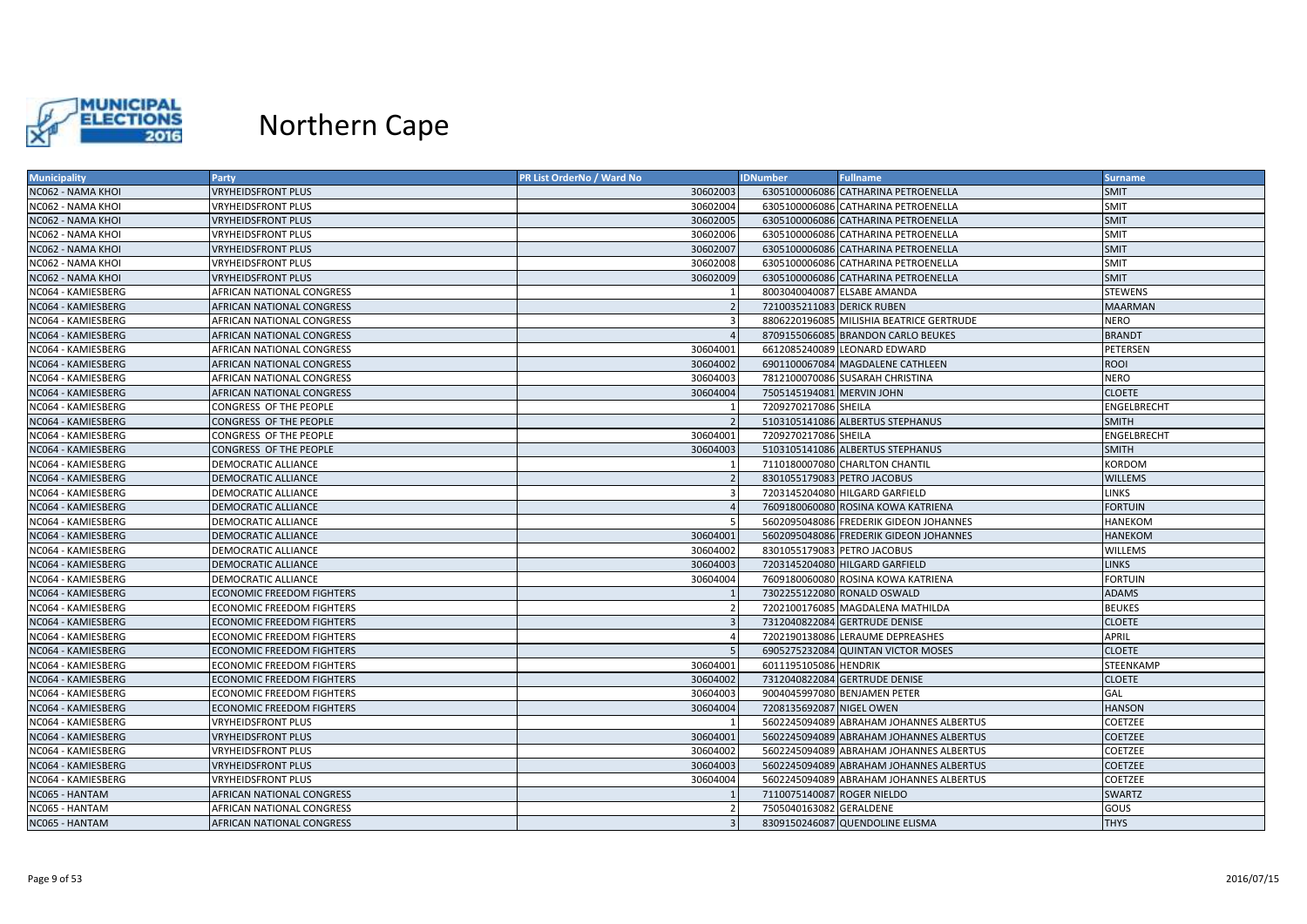# Northern Cape

| Municipality | Party | PR List OrderNo / Ward No | IDNumber | Fullname | Surname |
|---|---|---|---|---|---|
| NC062 - NAMA KHOI | VRYHEIDSFRONT PLUS | 30602003 | 6305100006086 | CATHARINA PETROENELLA | SMIT |
| NC062 - NAMA KHOI | VRYHEIDSFRONT PLUS | 30602004 | 6305100006086 | CATHARINA PETROENELLA | SMIT |
| NC062 - NAMA KHOI | VRYHEIDSFRONT PLUS | 30602005 | 6305100006086 | CATHARINA PETROENELLA | SMIT |
| NC062 - NAMA KHOI | VRYHEIDSFRONT PLUS | 30602006 | 6305100006086 | CATHARINA PETROENELLA | SMIT |
| NC062 - NAMA KHOI | VRYHEIDSFRONT PLUS | 30602007 | 6305100006086 | CATHARINA PETROENELLA | SMIT |
| NC062 - NAMA KHOI | VRYHEIDSFRONT PLUS | 30602008 | 6305100006086 | CATHARINA PETROENELLA | SMIT |
| NC062 - NAMA KHOI | VRYHEIDSFRONT PLUS | 30602009 | 6305100006086 | CATHARINA PETROENELLA | SMIT |
| NC064 - KAMIESBERG | AFRICAN NATIONAL CONGRESS | 1 | 8003040040087 | ELSABE AMANDA | STEWENS |
| NC064 - KAMIESBERG | AFRICAN NATIONAL CONGRESS | 2 | 7210035211083 | DERICK RUBEN | MAARMAN |
| NC064 - KAMIESBERG | AFRICAN NATIONAL CONGRESS | 3 | 8806220196085 | MILISHIA BEATRICE GERTRUDE | NERO |
| NC064 - KAMIESBERG | AFRICAN NATIONAL CONGRESS | 4 | 8709155066085 | BRANDON CARLO BEUKES | BRANDT |
| NC064 - KAMIESBERG | AFRICAN NATIONAL CONGRESS | 30604001 | 6612085240089 | LEONARD EDWARD | PETERSEN |
| NC064 - KAMIESBERG | AFRICAN NATIONAL CONGRESS | 30604002 | 6901100067084 | MAGDALENE CATHLEEN | ROOI |
| NC064 - KAMIESBERG | AFRICAN NATIONAL CONGRESS | 30604003 | 7812100070086 | SUSARAH CHRISTINA | NERO |
| NC064 - KAMIESBERG | AFRICAN NATIONAL CONGRESS | 30604004 | 7505145194081 | MERVIN JOHN | CLOETE |
| NC064 - KAMIESBERG | CONGRESS OF THE PEOPLE | 1 | 7209270217086 | SHEILA | ENGELBRECHT |
| NC064 - KAMIESBERG | CONGRESS OF THE PEOPLE | 2 | 5103105141086 | ALBERTUS STEPHANUS | SMITH |
| NC064 - KAMIESBERG | CONGRESS OF THE PEOPLE | 30604001 | 7209270217086 | SHEILA | ENGELBRECHT |
| NC064 - KAMIESBERG | CONGRESS OF THE PEOPLE | 30604003 | 5103105141086 | ALBERTUS STEPHANUS | SMITH |
| NC064 - KAMIESBERG | DEMOCRATIC ALLIANCE | 1 | 7110180007080 | CHARLTON CHANTIL | KORDOM |
| NC064 - KAMIESBERG | DEMOCRATIC ALLIANCE | 2 | 8301055179083 | PETRO JACOBUS | WILLEMS |
| NC064 - KAMIESBERG | DEMOCRATIC ALLIANCE | 3 | 7203145204080 | HILGARD GARFIELD | LINKS |
| NC064 - KAMIESBERG | DEMOCRATIC ALLIANCE | 4 | 7609180060080 | ROSINA KOWA KATRIENA | FORTUIN |
| NC064 - KAMIESBERG | DEMOCRATIC ALLIANCE | 5 | 5602095048086 | FREDERIK GIDEON JOHANNES | HANEKOM |
| NC064 - KAMIESBERG | DEMOCRATIC ALLIANCE | 30604001 | 5602095048086 | FREDERIK GIDEON JOHANNES | HANEKOM |
| NC064 - KAMIESBERG | DEMOCRATIC ALLIANCE | 30604002 | 8301055179083 | PETRO JACOBUS | WILLEMS |
| NC064 - KAMIESBERG | DEMOCRATIC ALLIANCE | 30604003 | 7203145204080 | HILGARD GARFIELD | LINKS |
| NC064 - KAMIESBERG | DEMOCRATIC ALLIANCE | 30604004 | 7609180060080 | ROSINA KOWA KATRIENA | FORTUIN |
| NC064 - KAMIESBERG | ECONOMIC FREEDOM FIGHTERS | 1 | 7302255122080 | RONALD OSWALD | ADAMS |
| NC064 - KAMIESBERG | ECONOMIC FREEDOM FIGHTERS | 2 | 7202100176085 | MAGDALENA MATHILDA | BEUKES |
| NC064 - KAMIESBERG | ECONOMIC FREEDOM FIGHTERS | 3 | 7312040822084 | GERTRUDE DENISE | CLOETE |
| NC064 - KAMIESBERG | ECONOMIC FREEDOM FIGHTERS | 4 | 7202190138086 | LERAUME DEPREASHES | APRIL |
| NC064 - KAMIESBERG | ECONOMIC FREEDOM FIGHTERS | 5 | 6905275232084 | QUINTAN VICTOR MOSES | CLOETE |
| NC064 - KAMIESBERG | ECONOMIC FREEDOM FIGHTERS | 30604001 | 6011195105086 | HENDRIK | STEENKAMP |
| NC064 - KAMIESBERG | ECONOMIC FREEDOM FIGHTERS | 30604002 | 7312040822084 | GERTRUDE DENISE | CLOETE |
| NC064 - KAMIESBERG | ECONOMIC FREEDOM FIGHTERS | 30604003 | 9004045997080 | BENJAMEN PETER | GAL |
| NC064 - KAMIESBERG | ECONOMIC FREEDOM FIGHTERS | 30604004 | 7208135692087 | NIGEL OWEN | HANSON |
| NC064 - KAMIESBERG | VRYHEIDSFRONT PLUS | 1 | 5602245094089 | ABRAHAM JOHANNES ALBERTUS | COETZEE |
| NC064 - KAMIESBERG | VRYHEIDSFRONT PLUS | 30604001 | 5602245094089 | ABRAHAM JOHANNES ALBERTUS | COETZEE |
| NC064 - KAMIESBERG | VRYHEIDSFRONT PLUS | 30604002 | 5602245094089 | ABRAHAM JOHANNES ALBERTUS | COETZEE |
| NC064 - KAMIESBERG | VRYHEIDSFRONT PLUS | 30604003 | 5602245094089 | ABRAHAM JOHANNES ALBERTUS | COETZEE |
| NC064 - KAMIESBERG | VRYHEIDSFRONT PLUS | 30604004 | 5602245094089 | ABRAHAM JOHANNES ALBERTUS | COETZEE |
| NC065 - HANTAM | AFRICAN NATIONAL CONGRESS | 1 | 7110075140087 | ROGER NIELDO | SWARTZ |
| NC065 - HANTAM | AFRICAN NATIONAL CONGRESS | 2 | 7505040163082 | GERALDENE | GOUS |
| NC065 - HANTAM | AFRICAN NATIONAL CONGRESS | 3 | 8309150246087 | QUENDOLINE ELISMA | THYS |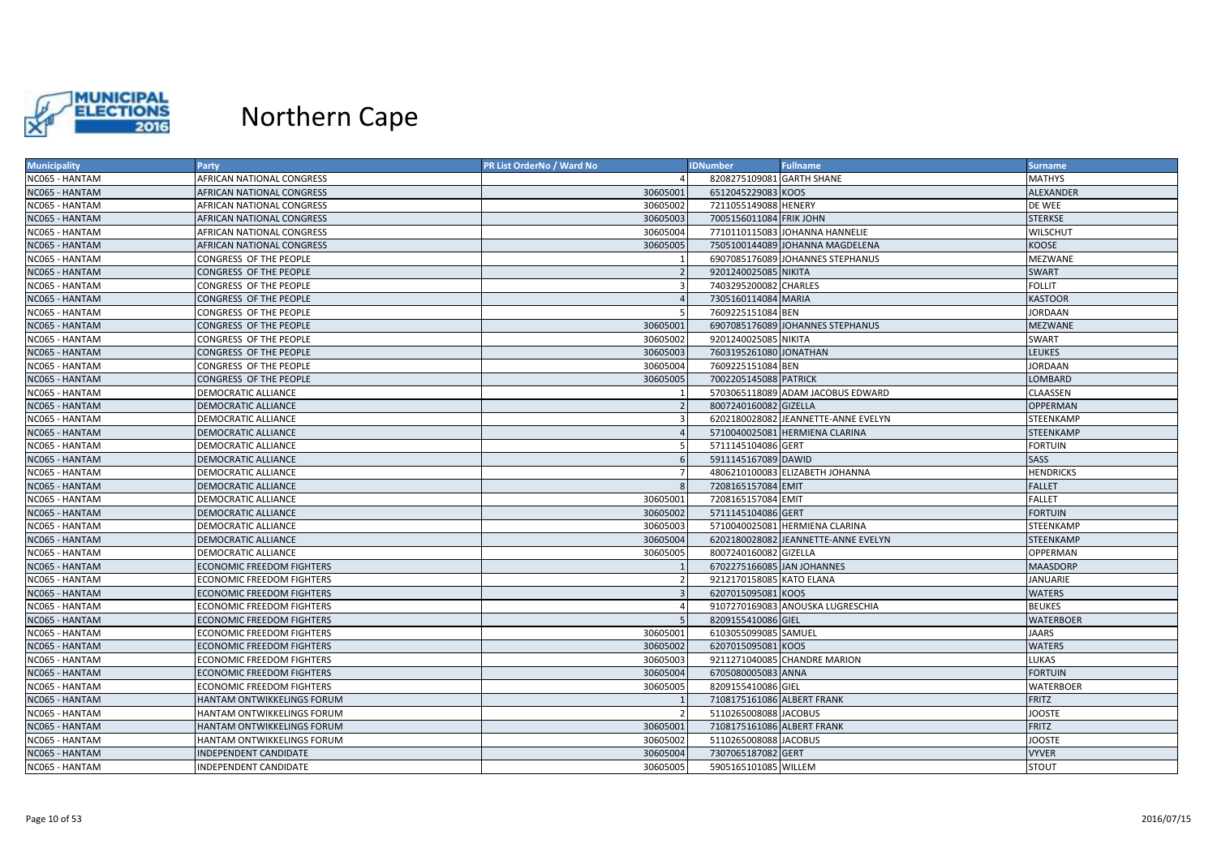# Northern Cape

| Municipality | Party | PR List OrderNo / Ward No | IDNumber | Fullname | Surname |
|---|---|---|---|---|---|
| NC065 - HANTAM | AFRICAN NATIONAL CONGRESS | 4 | 8208275109081 | GARTH SHANE | MATHYS |
| NC065 - HANTAM | AFRICAN NATIONAL CONGRESS | 30605001 | 6512045229083 | KOOS | ALEXANDER |
| NC065 - HANTAM | AFRICAN NATIONAL CONGRESS | 30605002 | 7211055149088 | HENERY | DE WEE |
| NC065 - HANTAM | AFRICAN NATIONAL CONGRESS | 30605003 | 7005156011084 | FRIK JOHN | STERKSE |
| NC065 - HANTAM | AFRICAN NATIONAL CONGRESS | 30605004 | 7710110115083 | JOHANNA HANNELIE | WILSCHUT |
| NC065 - HANTAM | AFRICAN NATIONAL CONGRESS | 30605005 | 7505100144089 | JOHANNA MAGDELENA | KOOSE |
| NC065 - HANTAM | CONGRESS OF THE PEOPLE | 1 | 6907085176089 | JOHANNES STEPHANUS | MEZWANE |
| NC065 - HANTAM | CONGRESS OF THE PEOPLE | 2 | 9201240025085 | NIKITA | SWART |
| NC065 - HANTAM | CONGRESS OF THE PEOPLE | 3 | 7403295200082 | CHARLES | FOLLIT |
| NC065 - HANTAM | CONGRESS OF THE PEOPLE | 4 | 7305160114084 | MARIA | KASTOOR |
| NC065 - HANTAM | CONGRESS OF THE PEOPLE | 5 | 7609225151084 | BEN | JORDAAN |
| NC065 - HANTAM | CONGRESS OF THE PEOPLE | 30605001 | 6907085176089 | JOHANNES STEPHANUS | MEZWANE |
| NC065 - HANTAM | CONGRESS OF THE PEOPLE | 30605002 | 9201240025085 | NIKITA | SWART |
| NC065 - HANTAM | CONGRESS OF THE PEOPLE | 30605003 | 7603195261080 | JONATHAN | LEUKES |
| NC065 - HANTAM | CONGRESS OF THE PEOPLE | 30605004 | 7609225151084 | BEN | JORDAAN |
| NC065 - HANTAM | CONGRESS OF THE PEOPLE | 30605005 | 7002205145088 | PATRICK | LOMBARD |
| NC065 - HANTAM | DEMOCRATIC ALLIANCE | 1 | 5703065118089 | ADAM JACOBUS EDWARD | CLAASSEN |
| NC065 - HANTAM | DEMOCRATIC ALLIANCE | 2 | 8007240160082 | GIZELLA | OPPERMAN |
| NC065 - HANTAM | DEMOCRATIC ALLIANCE | 3 | 6202180028082 | JEANNETTE-ANNE EVELYN | STEENKAMP |
| NC065 - HANTAM | DEMOCRATIC ALLIANCE | 4 | 5710040025081 | HERMIENA CLARINA | STEENKAMP |
| NC065 - HANTAM | DEMOCRATIC ALLIANCE | 5 | 5711145104086 | GERT | FORTUIN |
| NC065 - HANTAM | DEMOCRATIC ALLIANCE | 6 | 5911145167089 | DAWID | SASS |
| NC065 - HANTAM | DEMOCRATIC ALLIANCE | 7 | 4806210100083 | ELIZABETH JOHANNA | HENDRICKS |
| NC065 - HANTAM | DEMOCRATIC ALLIANCE | 8 | 7208165157084 | EMIT | FALLET |
| NC065 - HANTAM | DEMOCRATIC ALLIANCE | 30605001 | 7208165157084 | EMIT | FALLET |
| NC065 - HANTAM | DEMOCRATIC ALLIANCE | 30605002 | 5711145104086 | GERT | FORTUIN |
| NC065 - HANTAM | DEMOCRATIC ALLIANCE | 30605003 | 5710040025081 | HERMIENA CLARINA | STEENKAMP |
| NC065 - HANTAM | DEMOCRATIC ALLIANCE | 30605004 | 6202180028082 | JEANNETTE-ANNE EVELYN | STEENKAMP |
| NC065 - HANTAM | DEMOCRATIC ALLIANCE | 30605005 | 8007240160082 | GIZELLA | OPPERMAN |
| NC065 - HANTAM | ECONOMIC FREEDOM FIGHTERS | 1 | 6702275166085 | JAN JOHANNES | MAASDORP |
| NC065 - HANTAM | ECONOMIC FREEDOM FIGHTERS | 2 | 9212170158085 | KATO ELANA | JANUARIE |
| NC065 - HANTAM | ECONOMIC FREEDOM FIGHTERS | 3 | 6207015095081 | KOOS | WATERS |
| NC065 - HANTAM | ECONOMIC FREEDOM FIGHTERS | 4 | 9107270169083 | ANOUSKA LUGRESCHIA | BEUKES |
| NC065 - HANTAM | ECONOMIC FREEDOM FIGHTERS | 5 | 8209155410086 | GIEL | WATERBOER |
| NC065 - HANTAM | ECONOMIC FREEDOM FIGHTERS | 30605001 | 6103055099085 | SAMUEL | JAARS |
| NC065 - HANTAM | ECONOMIC FREEDOM FIGHTERS | 30605002 | 6207015095081 | KOOS | WATERS |
| NC065 - HANTAM | ECONOMIC FREEDOM FIGHTERS | 30605003 | 9211271040085 | CHANDRE MARION | LUKAS |
| NC065 - HANTAM | ECONOMIC FREEDOM FIGHTERS | 30605004 | 6705080005083 | ANNA | FORTUIN |
| NC065 - HANTAM | ECONOMIC FREEDOM FIGHTERS | 30605005 | 8209155410086 | GIEL | WATERBOER |
| NC065 - HANTAM | HANTAM ONTWIKKELINGS FORUM | 1 | 7108175161086 | ALBERT FRANK | FRITZ |
| NC065 - HANTAM | HANTAM ONTWIKKELINGS FORUM | 2 | 5110265008088 | JACOBUS | JOOSTE |
| NC065 - HANTAM | HANTAM ONTWIKKELINGS FORUM | 30605001 | 7108175161086 | ALBERT FRANK | FRITZ |
| NC065 - HANTAM | HANTAM ONTWIKKELINGS FORUM | 30605002 | 5110265008088 | JACOBUS | JOOSTE |
| NC065 - HANTAM | INDEPENDENT CANDIDATE | 30605004 | 7307065187082 | GERT | VYVER |
| NC065 - HANTAM | INDEPENDENT CANDIDATE | 30605005 | 5905165101085 | WILLEM | STOUT |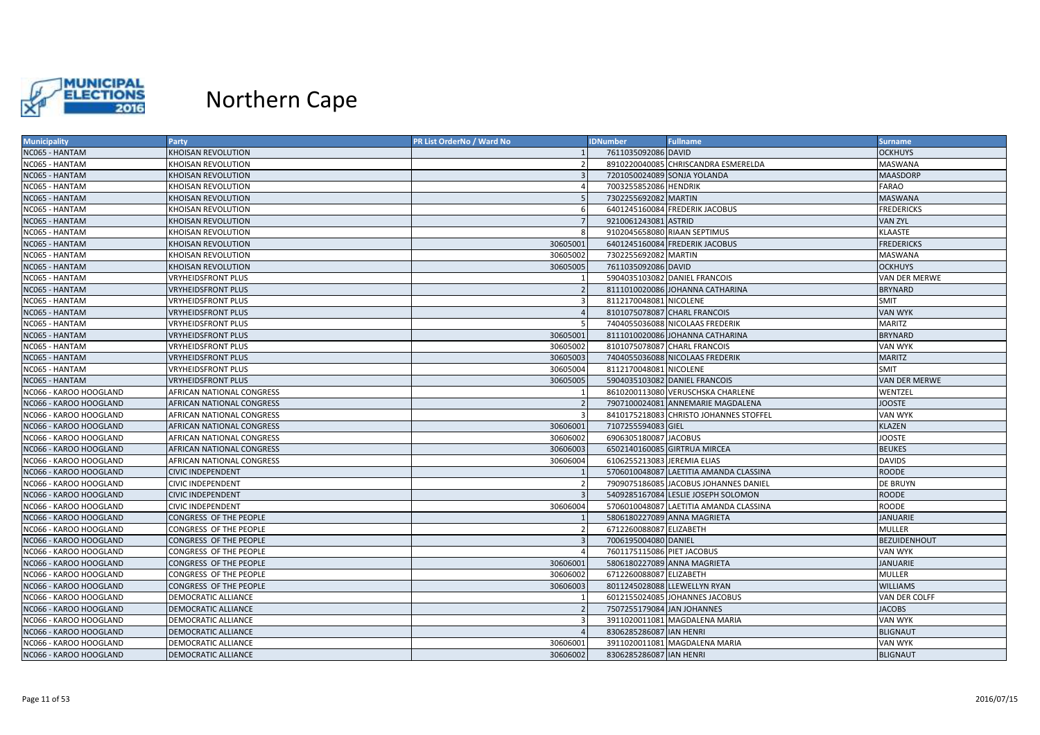# Northern Cape

| Municipality | Party | PR List OrderNo / Ward No | IDNumber | Fullname | Surname |
|---|---|---|---|---|---|
| NC065 - HANTAM | KHOISAN REVOLUTION | 1 | 7611035092086 | DAVID | OCKHUYS |
| NC065 - HANTAM | KHOISAN REVOLUTION | 2 | 8910220040085 | CHRISCANDRA ESMERELDA | MASWANA |
| NC065 - HANTAM | KHOISAN REVOLUTION | 3 | 7201050024089 | SONJA YOLANDA | MAASDORP |
| NC065 - HANTAM | KHOISAN REVOLUTION | 4 | 7003255852086 | HENDRIK | FARAO |
| NC065 - HANTAM | KHOISAN REVOLUTION | 5 | 7302255692082 | MARTIN | MASWANA |
| NC065 - HANTAM | KHOISAN REVOLUTION | 6 | 6401245160084 | FREDERIK JACOBUS | FREDERICKS |
| NC065 - HANTAM | KHOISAN REVOLUTION | 7 | 9210061243081 | ASTRID | VAN ZYL |
| NC065 - HANTAM | KHOISAN REVOLUTION | 8 | 9102045658080 | RIAAN SEPTIMUS | KLAASTE |
| NC065 - HANTAM | KHOISAN REVOLUTION | 30605001 | 6401245160084 | FREDERIK JACOBUS | FREDERICKS |
| NC065 - HANTAM | KHOISAN REVOLUTION | 30605002 | 7302255692082 | MARTIN | MASWANA |
| NC065 - HANTAM | KHOISAN REVOLUTION | 30605005 | 7611035092086 | DAVID | OCKHUYS |
| NC065 - HANTAM | VRYHEIDSFRONT PLUS | 1 | 5904035103082 | DANIEL FRANCOIS | VAN DER MERWE |
| NC065 - HANTAM | VRYHEIDSFRONT PLUS | 2 | 8111010020086 | JOHANNA CATHARINA | BRYNARD |
| NC065 - HANTAM | VRYHEIDSFRONT PLUS | 3 | 8112170048081 | NICOLENE | SMIT |
| NC065 - HANTAM | VRYHEIDSFRONT PLUS | 4 | 8101075078087 | CHARL FRANCOIS | VAN WYK |
| NC065 - HANTAM | VRYHEIDSFRONT PLUS | 5 | 7404055036088 | NICOLAAS FREDERIK | MARITZ |
| NC065 - HANTAM | VRYHEIDSFRONT PLUS | 30605001 | 8111010020086 | JOHANNA CATHARINA | BRYNARD |
| NC065 - HANTAM | VRYHEIDSFRONT PLUS | 30605002 | 8101075078087 | CHARL FRANCOIS | VAN WYK |
| NC065 - HANTAM | VRYHEIDSFRONT PLUS | 30605003 | 7404055036088 | NICOLAAS FREDERIK | MARITZ |
| NC065 - HANTAM | VRYHEIDSFRONT PLUS | 30605004 | 8112170048081 | NICOLENE | SMIT |
| NC065 - HANTAM | VRYHEIDSFRONT PLUS | 30605005 | 5904035103082 | DANIEL FRANCOIS | VAN DER MERWE |
| NC066 - KAROO HOOGLAND | AFRICAN NATIONAL CONGRESS | 1 | 8610200113080 | VERUSCHSKA CHARLENE | WENTZEL |
| NC066 - KAROO HOOGLAND | AFRICAN NATIONAL CONGRESS | 2 | 7907100024081 | ANNEMARIE MAGDALENA | JOOSTE |
| NC066 - KAROO HOOGLAND | AFRICAN NATIONAL CONGRESS | 3 | 8410175218083 | CHRISTO JOHANNES STOFFEL | VAN WYK |
| NC066 - KAROO HOOGLAND | AFRICAN NATIONAL CONGRESS | 30606001 | 7107255594083 | GIEL | KLAZEN |
| NC066 - KAROO HOOGLAND | AFRICAN NATIONAL CONGRESS | 30606002 | 6906305180087 | JACOBUS | JOOSTE |
| NC066 - KAROO HOOGLAND | AFRICAN NATIONAL CONGRESS | 30606003 | 6502140160085 | GIRTRUA MIRCEA | BEUKES |
| NC066 - KAROO HOOGLAND | AFRICAN NATIONAL CONGRESS | 30606004 | 6106255213083 | JEREMIA ELIAS | DAVIDS |
| NC066 - KAROO HOOGLAND | CIVIC INDEPENDENT | 1 | 5706010048087 | LAETITIA AMANDA CLASSINA | ROODE |
| NC066 - KAROO HOOGLAND | CIVIC INDEPENDENT | 2 | 7909075186085 | JACOBUS JOHANNES DANIEL | DE BRUYN |
| NC066 - KAROO HOOGLAND | CIVIC INDEPENDENT | 3 | 5409285167084 | LESLIE JOSEPH SOLOMON | ROODE |
| NC066 - KAROO HOOGLAND | CIVIC INDEPENDENT | 30606004 | 5706010048087 | LAETITIA AMANDA CLASSINA | ROODE |
| NC066 - KAROO HOOGLAND | CONGRESS OF THE PEOPLE | 1 | 5806180227089 | ANNA MAGRIETA | JANUARIE |
| NC066 - KAROO HOOGLAND | CONGRESS OF THE PEOPLE | 2 | 6712260088087 | ELIZABETH | MULLER |
| NC066 - KAROO HOOGLAND | CONGRESS OF THE PEOPLE | 3 | 7006195004080 | DANIEL | BEZUIDENHOUT |
| NC066 - KAROO HOOGLAND | CONGRESS OF THE PEOPLE | 4 | 7601175115086 | PIET JACOBUS | VAN WYK |
| NC066 - KAROO HOOGLAND | CONGRESS OF THE PEOPLE | 30606001 | 5806180227089 | ANNA MAGRIETA | JANUARIE |
| NC066 - KAROO HOOGLAND | CONGRESS OF THE PEOPLE | 30606002 | 6712260088087 | ELIZABETH | MULLER |
| NC066 - KAROO HOOGLAND | CONGRESS OF THE PEOPLE | 30606003 | 8011245028088 | LLEWELLYN RYAN | WILLIAMS |
| NC066 - KAROO HOOGLAND | DEMOCRATIC ALLIANCE | 1 | 6012155024085 | JOHANNES JACOBUS | VAN DER COLFF |
| NC066 - KAROO HOOGLAND | DEMOCRATIC ALLIANCE | 2 | 7507255179084 | JAN JOHANNES | JACOBS |
| NC066 - KAROO HOOGLAND | DEMOCRATIC ALLIANCE | 3 | 3911020011081 | MAGDALENA MARIA | VAN WYK |
| NC066 - KAROO HOOGLAND | DEMOCRATIC ALLIANCE | 4 | 8306285286087 | IAN HENRI | BLIGNAUT |
| NC066 - KAROO HOOGLAND | DEMOCRATIC ALLIANCE | 30606001 | 3911020011081 | MAGDALENA MARIA | VAN WYK |
| NC066 - KAROO HOOGLAND | DEMOCRATIC ALLIANCE | 30606002 | 8306285286087 | IAN HENRI | BLIGNAUT |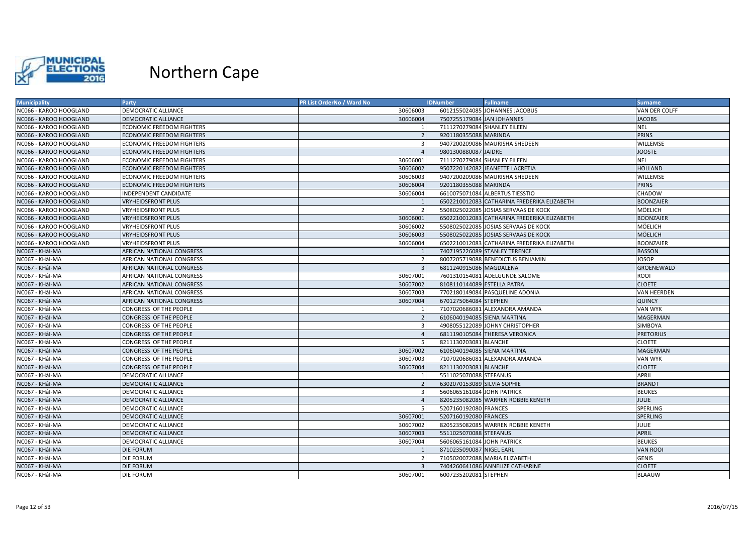# Northern Cape

| Municipality | Party | PR List OrderNo / Ward No | IDNumber | Fullname | Surname |
|---|---|---|---|---|---|
| NC066 - KAROO HOOGLAND | DEMOCRATIC ALLIANCE | 30606003 | 6012155024085 | JOHANNES JACOBUS | VAN DER COLFF |
| NC066 - KAROO HOOGLAND | DEMOCRATIC ALLIANCE | 30606004 | 7507255179084 | JAN JOHANNES | JACOBS |
| NC066 - KAROO HOOGLAND | ECONOMIC FREEDOM FIGHTERS | 1 | 7111270279084 | SHANLEY EILEEN | NEL |
| NC066 - KAROO HOOGLAND | ECONOMIC FREEDOM FIGHTERS | 2 | 9201180355088 | MARINDA | PRINS |
| NC066 - KAROO HOOGLAND | ECONOMIC FREEDOM FIGHTERS | 3 | 9407200209086 | MAURISHA SHEDEEN | WILLEMSE |
| NC066 - KAROO HOOGLAND | ECONOMIC FREEDOM FIGHTERS | 4 | 9801300880087 | JAIDRE | JOOSTE |
| NC066 - KAROO HOOGLAND | ECONOMIC FREEDOM FIGHTERS | 30606001 | 7111270279084 | SHANLEY EILEEN | NEL |
| NC066 - KAROO HOOGLAND | ECONOMIC FREEDOM FIGHTERS | 30606002 | 9507220142082 | JEANETTE LACRETIA | HOLLAND |
| NC066 - KAROO HOOGLAND | ECONOMIC FREEDOM FIGHTERS | 30606003 | 9407200209086 | MAURISHA SHEDEEN | WILLEMSE |
| NC066 - KAROO HOOGLAND | ECONOMIC FREEDOM FIGHTERS | 30606004 | 9201180355088 | MARINDA | PRINS |
| NC066 - KAROO HOOGLAND | INDEPENDENT CANDIDATE | 30606004 | 6610075071084 | ALBERTUS TIESSTIO | CHADOW |
| NC066 - KAROO HOOGLAND | VRYHEIDSFRONT PLUS | 1 | 6502210012083 | CATHARINA FREDERIKA ELIZABETH | BOONZAIER |
| NC066 - KAROO HOOGLAND | VRYHEIDSFRONT PLUS | 2 | 5508025022085 | JOSIAS SERVAAS DE KOCK | MÖELICH |
| NC066 - KAROO HOOGLAND | VRYHEIDSFRONT PLUS | 30606001 | 6502210012083 | CATHARINA FREDERIKA ELIZABETH | BOONZAIER |
| NC066 - KAROO HOOGLAND | VRYHEIDSFRONT PLUS | 30606002 | 5508025022085 | JOSIAS SERVAAS DE KOCK | MÖELICH |
| NC066 - KAROO HOOGLAND | VRYHEIDSFRONT PLUS | 30606003 | 5508025022085 | JOSIAS SERVAAS DE KOCK | MÖELICH |
| NC066 - KAROO HOOGLAND | VRYHEIDSFRONT PLUS | 30606004 | 6502210012083 | CATHARINA FREDERIKA ELIZABETH | BOONZAIER |
| NC067 - KHâI-MA | AFRICAN NATIONAL CONGRESS | 1 | 7407195226089 | STANLEY TERENCE | BASSON |
| NC067 - KHâI-MA | AFRICAN NATIONAL CONGRESS | 2 | 8007205719088 | BENEDICTUS BENJAMIN | JOSOP |
| NC067 - KHâI-MA | AFRICAN NATIONAL CONGRESS | 3 | 6811240915086 | MAGDALENA | GROENEWALD |
| NC067 - KHâI-MA | AFRICAN NATIONAL CONGRESS | 30607001 | 7601310154081 | ADELGUNDE SALOME | ROOI |
| NC067 - KHâI-MA | AFRICAN NATIONAL CONGRESS | 30607002 | 8108110144089 | ESTELLA PATRA | CLOETE |
| NC067 - KHâI-MA | AFRICAN NATIONAL CONGRESS | 30607003 | 7702180149084 | PASQUELINE ADONIA | VAN HEERDEN |
| NC067 - KHâI-MA | AFRICAN NATIONAL CONGRESS | 30607004 | 6701275064084 | STEPHEN | QUINCY |
| NC067 - KHâI-MA | CONGRESS OF THE PEOPLE | 1 | 7107020686081 | ALEXANDRA AMANDA | VAN WYK |
| NC067 - KHâI-MA | CONGRESS OF THE PEOPLE | 2 | 6106040194085 | SIENA MARTINA | MAGERMAN |
| NC067 - KHâI-MA | CONGRESS OF THE PEOPLE | 3 | 4908055122089 | JOHNY CHRISTOPHER | SIMBOYA |
| NC067 - KHâI-MA | CONGRESS OF THE PEOPLE | 4 | 6811190105084 | THERESA VERONICA | PRETORIUS |
| NC067 - KHâI-MA | CONGRESS OF THE PEOPLE | 5 | 8211130203081 | BLANCHE | CLOETE |
| NC067 - KHâI-MA | CONGRESS OF THE PEOPLE | 30607002 | 6106040194085 | SIENA MARTINA | MAGERMAN |
| NC067 - KHâI-MA | CONGRESS OF THE PEOPLE | 30607003 | 7107020686081 | ALEXANDRA AMANDA | VAN WYK |
| NC067 - KHâI-MA | CONGRESS OF THE PEOPLE | 30607004 | 8211130203081 | BLANCHE | CLOETE |
| NC067 - KHâI-MA | DEMOCRATIC ALLIANCE | 1 | 5511025070088 | STEFANUS | APRIL |
| NC067 - KHâI-MA | DEMOCRATIC ALLIANCE | 2 | 6302070153089 | SILVIA SOPHIE | BRANDT |
| NC067 - KHâI-MA | DEMOCRATIC ALLIANCE | 3 | 5606065161084 | JOHN PATRICK | BEUKES |
| NC067 - KHâI-MA | DEMOCRATIC ALLIANCE | 4 | 8205235082085 | WARREN ROBBIE KENETH | JULIE |
| NC067 - KHâI-MA | DEMOCRATIC ALLIANCE | 5 | 5207160192080 | FRANCES | SPERLING |
| NC067 - KHâI-MA | DEMOCRATIC ALLIANCE | 30607001 | 5207160192080 | FRANCES | SPERLING |
| NC067 - KHâI-MA | DEMOCRATIC ALLIANCE | 30607002 | 8205235082085 | WARREN ROBBIE KENETH | JULIE |
| NC067 - KHâI-MA | DEMOCRATIC ALLIANCE | 30607003 | 5511025070088 | STEFANUS | APRIL |
| NC067 - KHâI-MA | DEMOCRATIC ALLIANCE | 30607004 | 5606065161084 | JOHN PATRICK | BEUKES |
| NC067 - KHâI-MA | DIE FORUM | 1 | 8710235090087 | NIGEL EARL | VAN ROOI |
| NC067 - KHâI-MA | DIE FORUM | 2 | 7105020072088 | MARIA ELIZABETH | GENIS |
| NC067 - KHâI-MA | DIE FORUM | 3 | 7404260641086 | ANNELIZE CATHARINE | CLOETE |
| NC067 - KHâI-MA | DIE FORUM | 30607001 | 6007235202081 | STEPHEN | BLAAUW |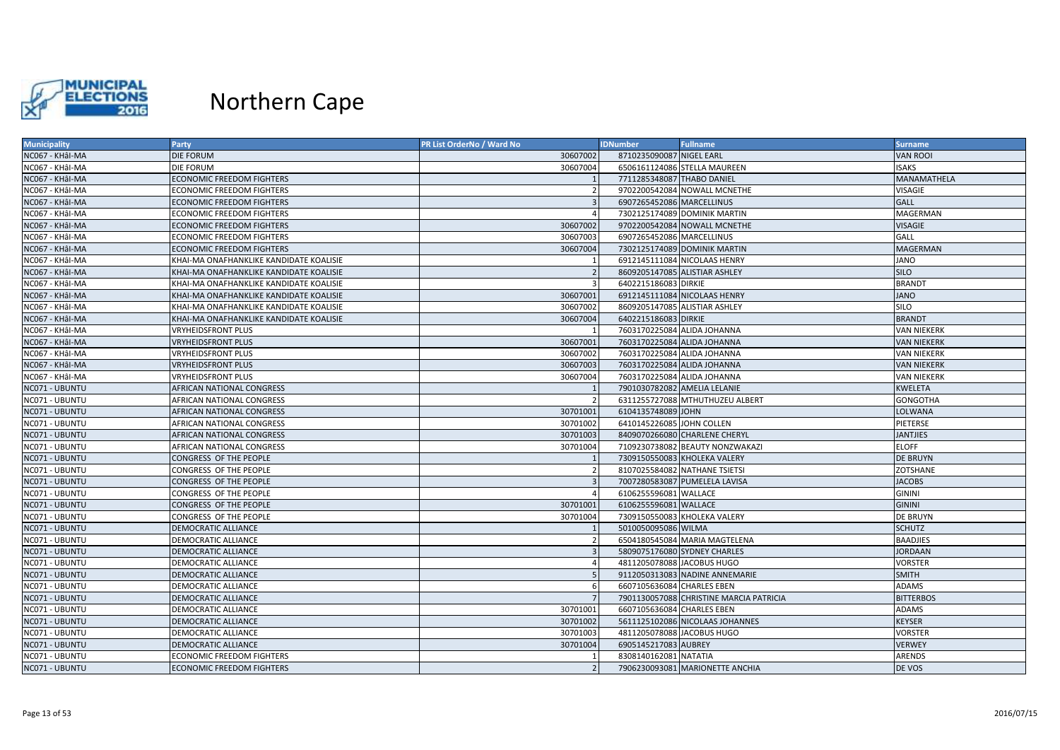# Northern Cape

| Municipality | Party | PR List OrderNo / Ward No | IDNumber | Fullname | Surname |
|---|---|---|---|---|---|
| NC067 - KHâI-MA | DIE FORUM | 30607002 | 8710235090087 | NIGEL EARL | VAN ROOI |
| NC067 - KHâI-MA | DIE FORUM | 30607004 | 6506161124086 | STELLA MAUREEN | ISAKS |
| NC067 - KHâI-MA | ECONOMIC FREEDOM FIGHTERS | 1 | 7711285348087 | THABO DANIEL | MANAMATHELA |
| NC067 - KHâI-MA | ECONOMIC FREEDOM FIGHTERS | 2 | 9702200542084 | NOWALL MCNETHE | VISAGIE |
| NC067 - KHâI-MA | ECONOMIC FREEDOM FIGHTERS | 3 | 6907265452086 | MARCELLINUS | GALL |
| NC067 - KHâI-MA | ECONOMIC FREEDOM FIGHTERS | 4 | 7302125174089 | DOMINIK MARTIN | MAGERMAN |
| NC067 - KHâI-MA | ECONOMIC FREEDOM FIGHTERS | 30607002 | 9702200542084 | NOWALL MCNETHE | VISAGIE |
| NC067 - KHâI-MA | ECONOMIC FREEDOM FIGHTERS | 30607003 | 6907265452086 | MARCELLINUS | GALL |
| NC067 - KHâI-MA | ECONOMIC FREEDOM FIGHTERS | 30607004 | 7302125174089 | DOMINIK MARTIN | MAGERMAN |
| NC067 - KHâI-MA | KHAI-MA ONAFHANKLIKE KANDIDATE KOALISIE | 1 | 6912145111084 | NICOLAAS HENRY | JANO |
| NC067 - KHâI-MA | KHAI-MA ONAFHANKLIKE KANDIDATE KOALISIE | 2 | 8609205147085 | ALISTIAR ASHLEY | SILO |
| NC067 - KHâI-MA | KHAI-MA ONAFHANKLIKE KANDIDATE KOALISIE | 3 | 6402215186083 | DIRKIE | BRANDT |
| NC067 - KHâI-MA | KHAI-MA ONAFHANKLIKE KANDIDATE KOALISIE | 30607001 | 6912145111084 | NICOLAAS HENRY | JANO |
| NC067 - KHâI-MA | KHAI-MA ONAFHANKLIKE KANDIDATE KOALISIE | 30607002 | 8609205147085 | ALISTIAR ASHLEY | SILO |
| NC067 - KHâI-MA | KHAI-MA ONAFHANKLIKE KANDIDATE KOALISIE | 30607004 | 6402215186083 | DIRKIE | BRANDT |
| NC067 - KHâI-MA | VRYHEIDSFRONT PLUS | 1 | 7603170225084 | ALIDA JOHANNA | VAN NIEKERK |
| NC067 - KHâI-MA | VRYHEIDSFRONT PLUS | 30607001 | 7603170225084 | ALIDA JOHANNA | VAN NIEKERK |
| NC067 - KHâI-MA | VRYHEIDSFRONT PLUS | 30607002 | 7603170225084 | ALIDA JOHANNA | VAN NIEKERK |
| NC067 - KHâI-MA | VRYHEIDSFRONT PLUS | 30607003 | 7603170225084 | ALIDA JOHANNA | VAN NIEKERK |
| NC067 - KHâI-MA | VRYHEIDSFRONT PLUS | 30607004 | 7603170225084 | ALIDA JOHANNA | VAN NIEKERK |
| NC071 - UBUNTU | AFRICAN NATIONAL CONGRESS | 1 | 7901030782082 | AMELIA LELANIE | KWELETA |
| NC071 - UBUNTU | AFRICAN NATIONAL CONGRESS | 2 | 6311255727088 | MTHUTHUZEU ALBERT | GONGOTHA |
| NC071 - UBUNTU | AFRICAN NATIONAL CONGRESS | 30701001 | 6104135748089 | JOHN | LOLWANA |
| NC071 - UBUNTU | AFRICAN NATIONAL CONGRESS | 30701002 | 6410145226085 | JOHN COLLEN | PIETERSE |
| NC071 - UBUNTU | AFRICAN NATIONAL CONGRESS | 30701003 | 8409070266080 | CHARLENE CHERYL | JANTJIES |
| NC071 - UBUNTU | AFRICAN NATIONAL CONGRESS | 30701004 | 7109230738082 | BEAUTY NONZWAKAZI | ELOFF |
| NC071 - UBUNTU | CONGRESS OF THE PEOPLE | 1 | 7309150550083 | KHOLEKA VALERY | DE BRUYN |
| NC071 - UBUNTU | CONGRESS OF THE PEOPLE | 2 | 8107025584082 | NATHANE TSIETSI | ZOTSHANE |
| NC071 - UBUNTU | CONGRESS OF THE PEOPLE | 3 | 7007280583087 | PUMELELA LAVISA | JACOBS |
| NC071 - UBUNTU | CONGRESS OF THE PEOPLE | 4 | 6106255596081 | WALLACE | GININI |
| NC071 - UBUNTU | CONGRESS OF THE PEOPLE | 30701001 | 6106255596081 | WALLACE | GININI |
| NC071 - UBUNTU | CONGRESS OF THE PEOPLE | 30701004 | 7309150550083 | KHOLEKA VALERY | DE BRUYN |
| NC071 - UBUNTU | DEMOCRATIC ALLIANCE | 1 | 5010050095086 | WILMA | SCHUTZ |
| NC071 - UBUNTU | DEMOCRATIC ALLIANCE | 2 | 6504180545084 | MARIA MAGTELENA | BAADJIES |
| NC071 - UBUNTU | DEMOCRATIC ALLIANCE | 3 | 5809075176080 | SYDNEY CHARLES | JORDAAN |
| NC071 - UBUNTU | DEMOCRATIC ALLIANCE | 4 | 4811205078088 | JACOBUS HUGO | VORSTER |
| NC071 - UBUNTU | DEMOCRATIC ALLIANCE | 5 | 9112050313083 | NADINE ANNEMARIE | SMITH |
| NC071 - UBUNTU | DEMOCRATIC ALLIANCE | 6 | 6607105636084 | CHARLES EBEN | ADAMS |
| NC071 - UBUNTU | DEMOCRATIC ALLIANCE | 7 | 7901130057088 | CHRISTINE MARCIA PATRICIA | BITTERBOS |
| NC071 - UBUNTU | DEMOCRATIC ALLIANCE | 30701001 | 6607105636084 | CHARLES EBEN | ADAMS |
| NC071 - UBUNTU | DEMOCRATIC ALLIANCE | 30701002 | 5611125102086 | NICOLAAS JOHANNES | KEYSER |
| NC071 - UBUNTU | DEMOCRATIC ALLIANCE | 30701003 | 4811205078088 | JACOBUS HUGO | VORSTER |
| NC071 - UBUNTU | DEMOCRATIC ALLIANCE | 30701004 | 6905145217083 | AUBREY | VERWEY |
| NC071 - UBUNTU | ECONOMIC FREEDOM FIGHTERS | 1 | 8308140162081 | NATATIA | ARENDS |
| NC071 - UBUNTU | ECONOMIC FREEDOM FIGHTERS | 2 | 7906230093081 | MARIONETTE ANCHIA | DE VOS |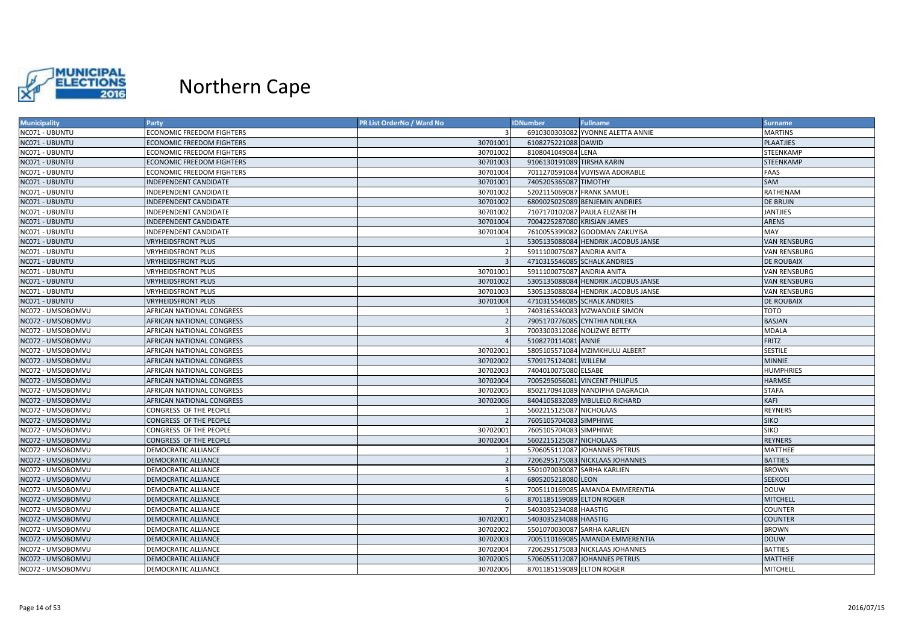# Northern Cape

| Municipality | Party | PR List OrderNo / Ward No | IDNumber | Fullname | Surname |
|---|---|---|---|---|---|
| NC071 - UBUNTU | ECONOMIC FREEDOM FIGHTERS | 3 | 6910300303082 | YVONNE ALETTA ANNIE | MARTINS |
| NC071 - UBUNTU | ECONOMIC FREEDOM FIGHTERS | 30701001 | 6108275221088 | DAWID | PLAATJIES |
| NC071 - UBUNTU | ECONOMIC FREEDOM FIGHTERS | 30701002 | 8108041049084 | LENA | STEENKAMP |
| NC071 - UBUNTU | ECONOMIC FREEDOM FIGHTERS | 30701003 | 9106130191089 | TIRSHA KARIN | STEENKAMP |
| NC071 - UBUNTU | ECONOMIC FREEDOM FIGHTERS | 30701004 | 7011270591084 | VUYISWA ADORABLE | FAAS |
| NC071 - UBUNTU | INDEPENDENT CANDIDATE | 30701001 | 7405205365087 | TIMOTHY | SAM |
| NC071 - UBUNTU | INDEPENDENT CANDIDATE | 30701002 | 5202115069087 | FRANK SAMUEL | RATHENAM |
| NC071 - UBUNTU | INDEPENDENT CANDIDATE | 30701002 | 6809025025089 | BENJEMIN ANDRIES | DE BRUIN |
| NC071 - UBUNTU | INDEPENDENT CANDIDATE | 30701002 | 7107170102087 | PAULA ELIZABETH | JANTJIES |
| NC071 - UBUNTU | INDEPENDENT CANDIDATE | 30701004 | 7004225287080 | KRISJAN JAMES | ARENS |
| NC071 - UBUNTU | INDEPENDENT CANDIDATE | 30701004 | 7610055399082 | GOODMAN ZAKUYISA | MAY |
| NC071 - UBUNTU | VRYHEIDSFRONT PLUS | 1 | 5305135088084 | HENDRIK JACOBUS JANSE | VAN RENSBURG |
| NC071 - UBUNTU | VRYHEIDSFRONT PLUS | 2 | 5911100075087 | ANDRIA ANITA | VAN RENSBURG |
| NC071 - UBUNTU | VRYHEIDSFRONT PLUS | 3 | 4710315546085 | SCHALK ANDRIES | DE ROUBAIX |
| NC071 - UBUNTU | VRYHEIDSFRONT PLUS | 30701001 | 5911100075087 | ANDRIA ANITA | VAN RENSBURG |
| NC071 - UBUNTU | VRYHEIDSFRONT PLUS | 30701002 | 5305135088084 | HENDRIK JACOBUS JANSE | VAN RENSBURG |
| NC071 - UBUNTU | VRYHEIDSFRONT PLUS | 30701003 | 5305135088084 | HENDRIK JACOBUS JANSE | VAN RENSBURG |
| NC071 - UBUNTU | VRYHEIDSFRONT PLUS | 30701004 | 4710315546085 | SCHALK ANDRIES | DE ROUBAIX |
| NC072 - UMSOBOMVU | AFRICAN NATIONAL CONGRESS | 1 | 7403165340083 | MZWANDILE SIMON | TOTO |
| NC072 - UMSOBOMVU | AFRICAN NATIONAL CONGRESS | 2 | 7905170776085 | CYNTHIA NDILEKA | BASJAN |
| NC072 - UMSOBOMVU | AFRICAN NATIONAL CONGRESS | 3 | 7003300312086 | NOLIZWE BETTY | MDALA |
| NC072 - UMSOBOMVU | AFRICAN NATIONAL CONGRESS | 4 | 5108270114081 | ANNIE | FRITZ |
| NC072 - UMSOBOMVU | AFRICAN NATIONAL CONGRESS | 30702001 | 5805105571084 | MZIMKHULU ALBERT | SESTILE |
| NC072 - UMSOBOMVU | AFRICAN NATIONAL CONGRESS | 30702002 | 5709175124081 | WILLEM | MINNIE |
| NC072 - UMSOBOMVU | AFRICAN NATIONAL CONGRESS | 30702003 | 7404010075080 | ELSABE | HUMPHRIES |
| NC072 - UMSOBOMVU | AFRICAN NATIONAL CONGRESS | 30702004 | 7005295056081 | VINCENT PHILIPUS | HARMSE |
| NC072 - UMSOBOMVU | AFRICAN NATIONAL CONGRESS | 30702005 | 8502170941089 | NANDIPHA DAGRACIA | STAFA |
| NC072 - UMSOBOMVU | AFRICAN NATIONAL CONGRESS | 30702006 | 8404105832089 | MBULELO RICHARD | KAFI |
| NC072 - UMSOBOMVU | CONGRESS OF THE PEOPLE | 1 | 5602215125087 | NICHOLAAS | REYNERS |
| NC072 - UMSOBOMVU | CONGRESS OF THE PEOPLE | 2 | 7605105704083 | SIMPHIWE | SIKO |
| NC072 - UMSOBOMVU | CONGRESS OF THE PEOPLE | 30702001 | 7605105704083 | SIMPHIWE | SIKO |
| NC072 - UMSOBOMVU | CONGRESS OF THE PEOPLE | 30702004 | 5602215125087 | NICHOLAAS | REYNERS |
| NC072 - UMSOBOMVU | DEMOCRATIC ALLIANCE | 1 | 5706055112087 | JOHANNES PETRUS | MATTHEE |
| NC072 - UMSOBOMVU | DEMOCRATIC ALLIANCE | 2 | 7206295175083 | NICKLAAS JOHANNES | BATTIES |
| NC072 - UMSOBOMVU | DEMOCRATIC ALLIANCE | 3 | 5501070030087 | SARHA KARLIEN | BROWN |
| NC072 - UMSOBOMVU | DEMOCRATIC ALLIANCE | 4 | 6805205218080 | LEON | SEEKOEI |
| NC072 - UMSOBOMVU | DEMOCRATIC ALLIANCE | 5 | 7005110169085 | AMANDA EMMERENTIA | DOUW |
| NC072 - UMSOBOMVU | DEMOCRATIC ALLIANCE | 6 | 8701185159089 | ELTON ROGER | MITCHELL |
| NC072 - UMSOBOMVU | DEMOCRATIC ALLIANCE | 7 | 5403035234088 | HAASTIG | COUNTER |
| NC072 - UMSOBOMVU | DEMOCRATIC ALLIANCE | 30702001 | 5403035234088 | HAASTIG | COUNTER |
| NC072 - UMSOBOMVU | DEMOCRATIC ALLIANCE | 30702002 | 5501070030087 | SARHA KARLIEN | BROWN |
| NC072 - UMSOBOMVU | DEMOCRATIC ALLIANCE | 30702003 | 7005110169085 | AMANDA EMMERENTIA | DOUW |
| NC072 - UMSOBOMVU | DEMOCRATIC ALLIANCE | 30702004 | 7206295175083 | NICKLAAS JOHANNES | BATTIES |
| NC072 - UMSOBOMVU | DEMOCRATIC ALLIANCE | 30702005 | 5706055112087 | JOHANNES PETRUS | MATTHEE |
| NC072 - UMSOBOMVU | DEMOCRATIC ALLIANCE | 30702006 | 8701185159089 | ELTON ROGER | MITCHELL |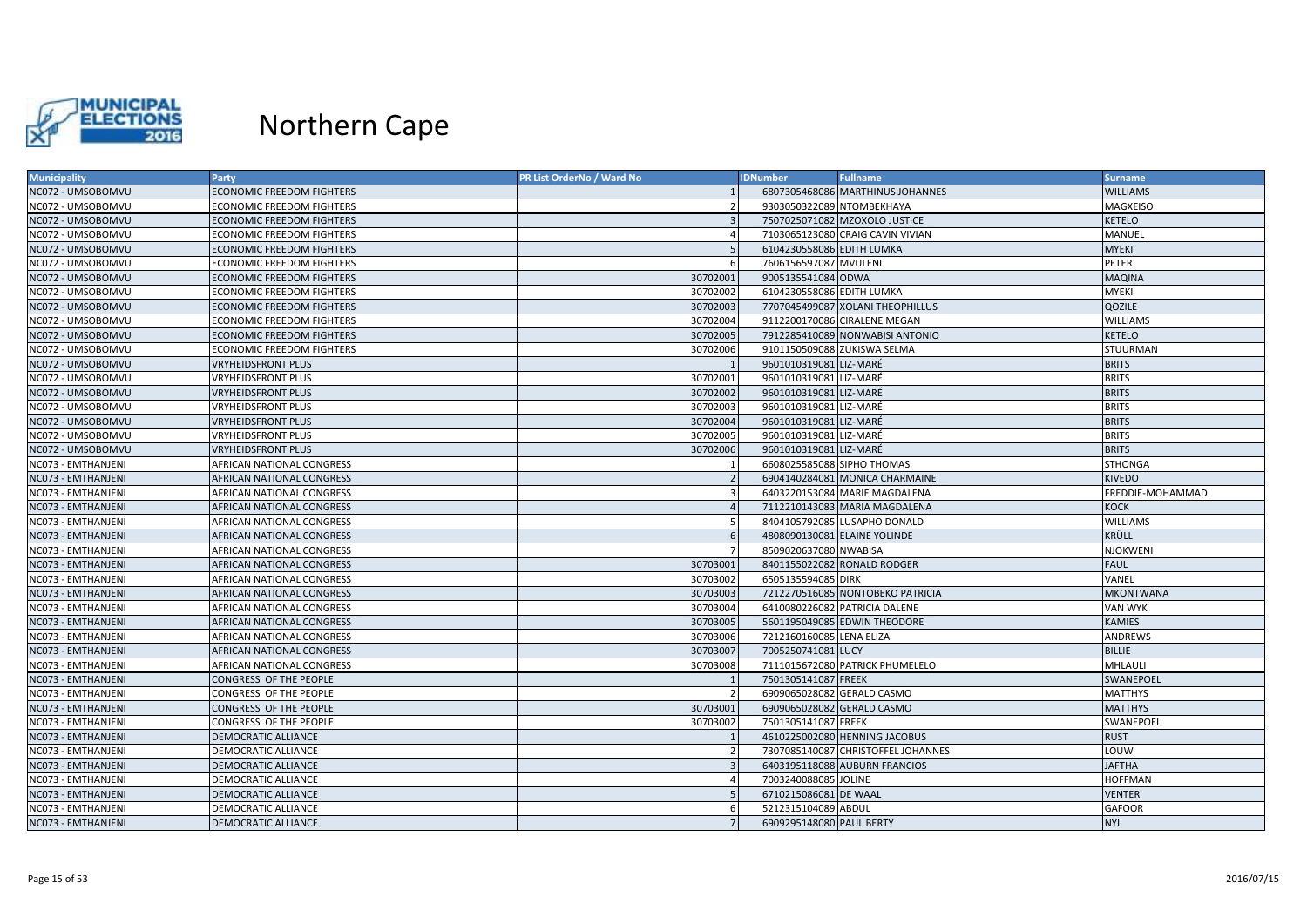# Northern Cape

| Municipality | Party | PR List OrderNo / Ward No | IDNumber | Fullname | Surname |
|---|---|---|---|---|---|
| NC072 - UMSOBOMVU | ECONOMIC FREEDOM FIGHTERS | 1 | 6807305468086 | MARTHINUS JOHANNES | WILLIAMS |
| NC072 - UMSOBOMVU | ECONOMIC FREEDOM FIGHTERS | 2 | 9303050322089 | NTOMBEKHAYA | MAGXEISO |
| NC072 - UMSOBOMVU | ECONOMIC FREEDOM FIGHTERS | 3 | 7507025071082 | MZOXOLO JUSTICE | KETELO |
| NC072 - UMSOBOMVU | ECONOMIC FREEDOM FIGHTERS | 4 | 7103065123080 | CRAIG CAVIN VIVIAN | MANUEL |
| NC072 - UMSOBOMVU | ECONOMIC FREEDOM FIGHTERS | 5 | 6104230558086 | EDITH LUMKA | MYEKI |
| NC072 - UMSOBOMVU | ECONOMIC FREEDOM FIGHTERS | 6 | 7606156597087 | MVULENI | PETER |
| NC072 - UMSOBOMVU | ECONOMIC FREEDOM FIGHTERS | 30702001 | 9005135541084 | ODWA | MAQINA |
| NC072 - UMSOBOMVU | ECONOMIC FREEDOM FIGHTERS | 30702002 | 6104230558086 | EDITH LUMKA | MYEKI |
| NC072 - UMSOBOMVU | ECONOMIC FREEDOM FIGHTERS | 30702003 | 7707045499087 | XOLANI THEOPHILLUS | QOZILE |
| NC072 - UMSOBOMVU | ECONOMIC FREEDOM FIGHTERS | 30702004 | 9112200170086 | CIRALENE MEGAN | WILLIAMS |
| NC072 - UMSOBOMVU | ECONOMIC FREEDOM FIGHTERS | 30702005 | 7912285410089 | NONWABISI ANTONIO | KETELO |
| NC072 - UMSOBOMVU | ECONOMIC FREEDOM FIGHTERS | 30702006 | 9101150509088 | ZUKISWA SELMA | STUURMAN |
| NC072 - UMSOBOMVU | VRYHEIDSFRONT PLUS | 1 | 9601010319081 | LIZ-MARÉ | BRITS |
| NC072 - UMSOBOMVU | VRYHEIDSFRONT PLUS | 30702001 | 9601010319081 | LIZ-MARÉ | BRITS |
| NC072 - UMSOBOMVU | VRYHEIDSFRONT PLUS | 30702002 | 9601010319081 | LIZ-MARÉ | BRITS |
| NC072 - UMSOBOMVU | VRYHEIDSFRONT PLUS | 30702003 | 9601010319081 | LIZ-MARÉ | BRITS |
| NC072 - UMSOBOMVU | VRYHEIDSFRONT PLUS | 30702004 | 9601010319081 | LIZ-MARÉ | BRITS |
| NC072 - UMSOBOMVU | VRYHEIDSFRONT PLUS | 30702005 | 9601010319081 | LIZ-MARÉ | BRITS |
| NC072 - UMSOBOMVU | VRYHEIDSFRONT PLUS | 30702006 | 9601010319081 | LIZ-MARÉ | BRITS |
| NC073 - EMTHANJENI | AFRICAN NATIONAL CONGRESS | 1 | 6608025585088 | SIPHO THOMAS | STHONGA |
| NC073 - EMTHANJENI | AFRICAN NATIONAL CONGRESS | 2 | 6904140284081 | MONICA CHARMAINE | KIVEDO |
| NC073 - EMTHANJENI | AFRICAN NATIONAL CONGRESS | 3 | 6403220153084 | MARIE MAGDALENA | FREDDIE-MOHAMMAD |
| NC073 - EMTHANJENI | AFRICAN NATIONAL CONGRESS | 4 | 7112210143083 | MARIA MAGDALENA | KOCK |
| NC073 - EMTHANJENI | AFRICAN NATIONAL CONGRESS | 5 | 8404105792085 | LUSAPHO DONALD | WILLIAMS |
| NC073 - EMTHANJENI | AFRICAN NATIONAL CONGRESS | 6 | 4808090130081 | ELAINE YOLINDE | KRÜLL |
| NC073 - EMTHANJENI | AFRICAN NATIONAL CONGRESS | 7 | 8509020637080 | NWABISA | NJOKWENI |
| NC073 - EMTHANJENI | AFRICAN NATIONAL CONGRESS | 30703001 | 8401155022082 | RONALD RODGER | FAUL |
| NC073 - EMTHANJENI | AFRICAN NATIONAL CONGRESS | 30703002 | 6505135594085 | DIRK | VANEL |
| NC073 - EMTHANJENI | AFRICAN NATIONAL CONGRESS | 30703003 | 7212270516085 | NONTOBEKO PATRICIA | MKONTWANA |
| NC073 - EMTHANJENI | AFRICAN NATIONAL CONGRESS | 30703004 | 6410080226082 | PATRICIA DALENE | VAN WYK |
| NC073 - EMTHANJENI | AFRICAN NATIONAL CONGRESS | 30703005 | 5601195049085 | EDWIN THEODORE | KAMIES |
| NC073 - EMTHANJENI | AFRICAN NATIONAL CONGRESS | 30703006 | 7212160160085 | LENA ELIZA | ANDREWS |
| NC073 - EMTHANJENI | AFRICAN NATIONAL CONGRESS | 30703007 | 7005250741081 | LUCY | BILLIE |
| NC073 - EMTHANJENI | AFRICAN NATIONAL CONGRESS | 30703008 | 7111015672080 | PATRICK PHUMELELO | MHLAULI |
| NC073 - EMTHANJENI | CONGRESS OF THE PEOPLE | 1 | 7501305141087 | FREEK | SWANEPOEL |
| NC073 - EMTHANJENI | CONGRESS OF THE PEOPLE | 2 | 6909065028082 | GERALD CASMO | MATTHYS |
| NC073 - EMTHANJENI | CONGRESS OF THE PEOPLE | 30703001 | 6909065028082 | GERALD CASMO | MATTHYS |
| NC073 - EMTHANJENI | CONGRESS OF THE PEOPLE | 30703002 | 7501305141087 | FREEK | SWANEPOEL |
| NC073 - EMTHANJENI | DEMOCRATIC ALLIANCE | 1 | 4610225002080 | HENNING JACOBUS | RUST |
| NC073 - EMTHANJENI | DEMOCRATIC ALLIANCE | 2 | 7307085140087 | CHRISTOFFEL JOHANNES | LOUW |
| NC073 - EMTHANJENI | DEMOCRATIC ALLIANCE | 3 | 6403195118088 | AUBURN FRANCIOS | JAFTHA |
| NC073 - EMTHANJENI | DEMOCRATIC ALLIANCE | 4 | 7003240088085 | JOLINE | HOFFMAN |
| NC073 - EMTHANJENI | DEMOCRATIC ALLIANCE | 5 | 6710215086081 | DE WAAL | VENTER |
| NC073 - EMTHANJENI | DEMOCRATIC ALLIANCE | 6 | 5212315104089 | ABDUL | GAFOOR |
| NC073 - EMTHANJENI | DEMOCRATIC ALLIANCE | 7 | 6909295148080 | PAUL BERTY | NYL |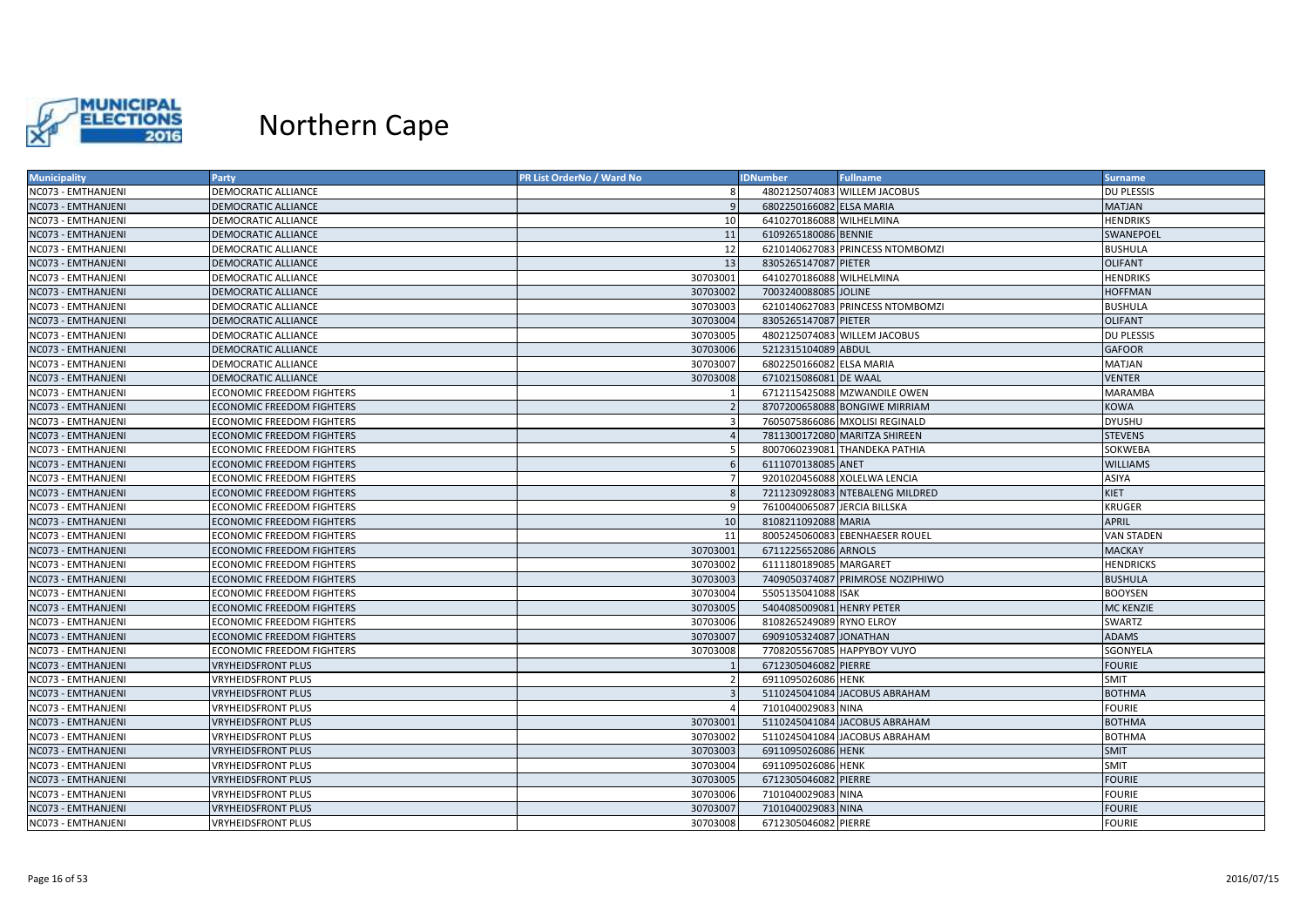# Northern Cape

| Municipality | Party | PR List OrderNo / Ward No | IDNumber | Fullname | Surname |
|---|---|---|---|---|---|
| NC073 - EMTHANJENI | DEMOCRATIC ALLIANCE | 8 | 4802125074083 | WILLEM JACOBUS | DU PLESSIS |
| NC073 - EMTHANJENI | DEMOCRATIC ALLIANCE | 9 | 6802250166082 | ELSA MARIA | MATJAN |
| NC073 - EMTHANJENI | DEMOCRATIC ALLIANCE | 10 | 6410270186088 | WILHELMINA | HENDRIKS |
| NC073 - EMTHANJENI | DEMOCRATIC ALLIANCE | 11 | 6109265180086 | BENNIE | SWANEPOEL |
| NC073 - EMTHANJENI | DEMOCRATIC ALLIANCE | 12 | 6210140627083 | PRINCESS NTOMBOMZI | BUSHULA |
| NC073 - EMTHANJENI | DEMOCRATIC ALLIANCE | 13 | 8305265147087 | PIETER | OLIFANT |
| NC073 - EMTHANJENI | DEMOCRATIC ALLIANCE | 30703001 | 6410270186088 | WILHELMINA | HENDRIKS |
| NC073 - EMTHANJENI | DEMOCRATIC ALLIANCE | 30703002 | 7003240088085 | JOLINE | HOFFMAN |
| NC073 - EMTHANJENI | DEMOCRATIC ALLIANCE | 30703003 | 6210140627083 | PRINCESS NTOMBOMZI | BUSHULA |
| NC073 - EMTHANJENI | DEMOCRATIC ALLIANCE | 30703004 | 8305265147087 | PIETER | OLIFANT |
| NC073 - EMTHANJENI | DEMOCRATIC ALLIANCE | 30703005 | 4802125074083 | WILLEM JACOBUS | DU PLESSIS |
| NC073 - EMTHANJENI | DEMOCRATIC ALLIANCE | 30703006 | 5212315104089 | ABDUL | GAFOOR |
| NC073 - EMTHANJENI | DEMOCRATIC ALLIANCE | 30703007 | 6802250166082 | ELSA MARIA | MATJAN |
| NC073 - EMTHANJENI | DEMOCRATIC ALLIANCE | 30703008 | 6710215086081 | DE WAAL | VENTER |
| NC073 - EMTHANJENI | ECONOMIC FREEDOM FIGHTERS | 1 | 6712115425088 | MZWANDILE OWEN | MARAMBA |
| NC073 - EMTHANJENI | ECONOMIC FREEDOM FIGHTERS | 2 | 8707200658088 | BONGIWE MIRRIAM | KOWA |
| NC073 - EMTHANJENI | ECONOMIC FREEDOM FIGHTERS | 3 | 7605075866086 | MXOLISI REGINALD | DYUSHU |
| NC073 - EMTHANJENI | ECONOMIC FREEDOM FIGHTERS | 4 | 7811300172080 | MARITZA SHIREEN | STEVENS |
| NC073 - EMTHANJENI | ECONOMIC FREEDOM FIGHTERS | 5 | 8007060239081 | THANDEKA PATHIA | SOKWEBA |
| NC073 - EMTHANJENI | ECONOMIC FREEDOM FIGHTERS | 6 | 6111070138085 | ANET | WILLIAMS |
| NC073 - EMTHANJENI | ECONOMIC FREEDOM FIGHTERS | 7 | 9201020456088 | XOLELWA LENCIA | ASIYA |
| NC073 - EMTHANJENI | ECONOMIC FREEDOM FIGHTERS | 8 | 7211230928083 | NTEBALENG MILDRED | KIET |
| NC073 - EMTHANJENI | ECONOMIC FREEDOM FIGHTERS | 9 | 7610040065087 | JERCIA BILLSKA | KRUGER |
| NC073 - EMTHANJENI | ECONOMIC FREEDOM FIGHTERS | 10 | 8108211092088 | MARIA | APRIL |
| NC073 - EMTHANJENI | ECONOMIC FREEDOM FIGHTERS | 11 | 8005245060083 | EBENHAESER ROUEL | VAN STADEN |
| NC073 - EMTHANJENI | ECONOMIC FREEDOM FIGHTERS | 30703001 | 6711225652086 | ARNOLS | MACKAY |
| NC073 - EMTHANJENI | ECONOMIC FREEDOM FIGHTERS | 30703002 | 6111180189085 | MARGARET | HENDRICKS |
| NC073 - EMTHANJENI | ECONOMIC FREEDOM FIGHTERS | 30703003 | 7409050374087 | PRIMROSE NOZIPHIWO | BUSHULA |
| NC073 - EMTHANJENI | ECONOMIC FREEDOM FIGHTERS | 30703004 | 5505135041088 | ISAK | BOOYSEN |
| NC073 - EMTHANJENI | ECONOMIC FREEDOM FIGHTERS | 30703005 | 5404085009081 | HENRY PETER | MC KENZIE |
| NC073 - EMTHANJENI | ECONOMIC FREEDOM FIGHTERS | 30703006 | 8108265249089 | RYNO ELROY | SWARTZ |
| NC073 - EMTHANJENI | ECONOMIC FREEDOM FIGHTERS | 30703007 | 6909105324087 | JONATHAN | ADAMS |
| NC073 - EMTHANJENI | ECONOMIC FREEDOM FIGHTERS | 30703008 | 7708205567085 | HAPPYBOY VUYO | SGONYELA |
| NC073 - EMTHANJENI | VRYHEIDSFRONT PLUS | 1 | 6712305046082 | PIERRE | FOURIE |
| NC073 - EMTHANJENI | VRYHEIDSFRONT PLUS | 2 | 6911095026086 | HENK | SMIT |
| NC073 - EMTHANJENI | VRYHEIDSFRONT PLUS | 3 | 5110245041084 | JACOBUS ABRAHAM | BOTHMA |
| NC073 - EMTHANJENI | VRYHEIDSFRONT PLUS | 4 | 7101040029083 | NINA | FOURIE |
| NC073 - EMTHANJENI | VRYHEIDSFRONT PLUS | 30703001 | 5110245041084 | JACOBUS ABRAHAM | BOTHMA |
| NC073 - EMTHANJENI | VRYHEIDSFRONT PLUS | 30703002 | 5110245041084 | JACOBUS ABRAHAM | BOTHMA |
| NC073 - EMTHANJENI | VRYHEIDSFRONT PLUS | 30703003 | 6911095026086 | HENK | SMIT |
| NC073 - EMTHANJENI | VRYHEIDSFRONT PLUS | 30703004 | 6911095026086 | HENK | SMIT |
| NC073 - EMTHANJENI | VRYHEIDSFRONT PLUS | 30703005 | 6712305046082 | PIERRE | FOURIE |
| NC073 - EMTHANJENI | VRYHEIDSFRONT PLUS | 30703006 | 7101040029083 | NINA | FOURIE |
| NC073 - EMTHANJENI | VRYHEIDSFRONT PLUS | 30703007 | 7101040029083 | NINA | FOURIE |
| NC073 - EMTHANJENI | VRYHEIDSFRONT PLUS | 30703008 | 6712305046082 | PIERRE | FOURIE |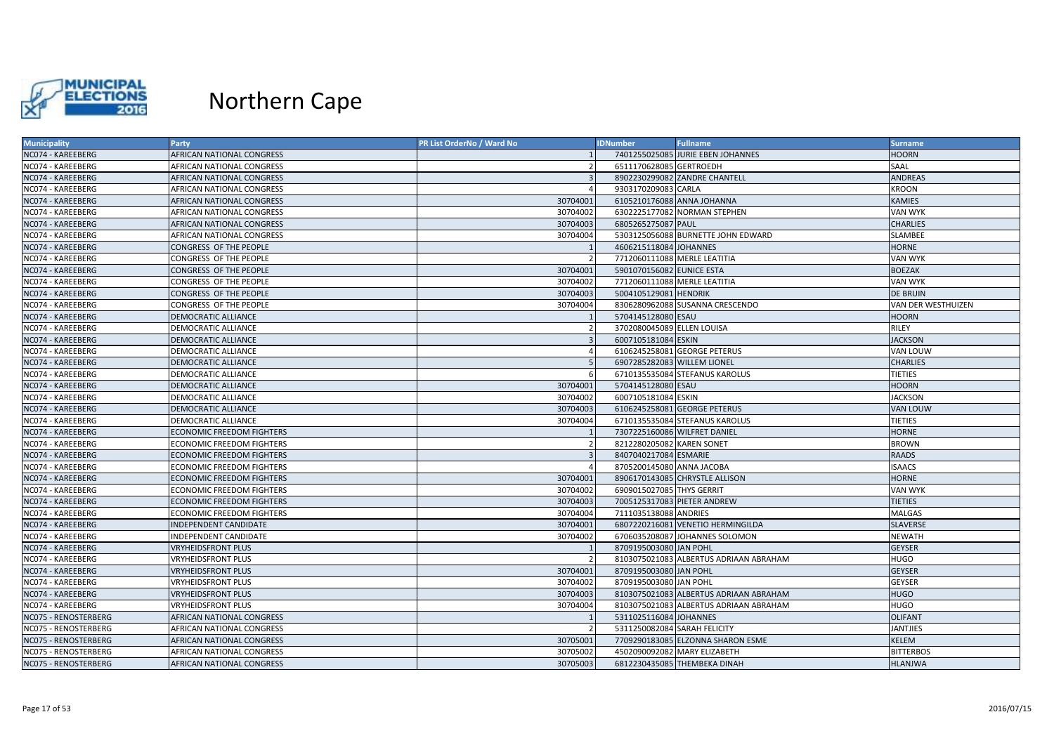# Northern Cape

| Municipality | Party | PR List OrderNo / Ward No | IDNumber | Fullname | Surname |
|---|---|---|---|---|---|
| NC074 - KAREEBERG | AFRICAN NATIONAL CONGRESS | 1 | 7401255025085 | JURIE EBEN JOHANNES | HOORN |
| NC074 - KAREEBERG | AFRICAN NATIONAL CONGRESS | 2 | 6511170628085 | GERTROEDH | SAAL |
| NC074 - KAREEBERG | AFRICAN NATIONAL CONGRESS | 3 | 8902230299082 | ZANDRE CHANTELL | ANDREAS |
| NC074 - KAREEBERG | AFRICAN NATIONAL CONGRESS | 4 | 9303170209083 | CARLA | KROON |
| NC074 - KAREEBERG | AFRICAN NATIONAL CONGRESS | 30704001 | 6105210176088 | ANNA JOHANNA | KAMIES |
| NC074 - KAREEBERG | AFRICAN NATIONAL CONGRESS | 30704002 | 6302225177082 | NORMAN STEPHEN | VAN WYK |
| NC074 - KAREEBERG | AFRICAN NATIONAL CONGRESS | 30704003 | 6805265275087 | PAUL | CHARLIES |
| NC074 - KAREEBERG | AFRICAN NATIONAL CONGRESS | 30704004 | 5303125056088 | BURNETTE JOHN EDWARD | SLAMBEE |
| NC074 - KAREEBERG | CONGRESS OF THE PEOPLE | 1 | 4606215118084 | JOHANNES | HORNE |
| NC074 - KAREEBERG | CONGRESS OF THE PEOPLE | 2 | 7712060111088 | MERLE LEATITIA | VAN WYK |
| NC074 - KAREEBERG | CONGRESS OF THE PEOPLE | 30704001 | 5901070156082 | EUNICE ESTA | BOEZAK |
| NC074 - KAREEBERG | CONGRESS OF THE PEOPLE | 30704002 | 7712060111088 | MERLE LEATITIA | VAN WYK |
| NC074 - KAREEBERG | CONGRESS OF THE PEOPLE | 30704003 | 5004105129081 | HENDRIK | DE BRUIN |
| NC074 - KAREEBERG | CONGRESS OF THE PEOPLE | 30704004 | 8306280962088 | SUSANNA CRESCENDO | VAN DER WESTHUIZEN |
| NC074 - KAREEBERG | DEMOCRATIC ALLIANCE | 1 | 5704145128080 | ESAU | HOORN |
| NC074 - KAREEBERG | DEMOCRATIC ALLIANCE | 2 | 3702080045089 | ELLEN LOUISA | RILEY |
| NC074 - KAREEBERG | DEMOCRATIC ALLIANCE | 3 | 6007105181084 | ESKIN | JACKSON |
| NC074 - KAREEBERG | DEMOCRATIC ALLIANCE | 4 | 6106245258081 | GEORGE PETERUS | VAN LOUW |
| NC074 - KAREEBERG | DEMOCRATIC ALLIANCE | 5 | 6907285282083 | WILLEM LIONEL | CHARLIES |
| NC074 - KAREEBERG | DEMOCRATIC ALLIANCE | 6 | 6710135535084 | STEFANUS KAROLUS | TIETIES |
| NC074 - KAREEBERG | DEMOCRATIC ALLIANCE | 30704001 | 5704145128080 | ESAU | HOORN |
| NC074 - KAREEBERG | DEMOCRATIC ALLIANCE | 30704002 | 6007105181084 | ESKIN | JACKSON |
| NC074 - KAREEBERG | DEMOCRATIC ALLIANCE | 30704003 | 6106245258081 | GEORGE PETERUS | VAN LOUW |
| NC074 - KAREEBERG | DEMOCRATIC ALLIANCE | 30704004 | 6710135535084 | STEFANUS KAROLUS | TIETIES |
| NC074 - KAREEBERG | ECONOMIC FREEDOM FIGHTERS | 1 | 7307225160086 | WILFRET DANIEL | HORNE |
| NC074 - KAREEBERG | ECONOMIC FREEDOM FIGHTERS | 2 | 8212280205082 | KAREN SONET | BROWN |
| NC074 - KAREEBERG | ECONOMIC FREEDOM FIGHTERS | 3 | 8407040217084 | ESMARIE | RAADS |
| NC074 - KAREEBERG | ECONOMIC FREEDOM FIGHTERS | 4 | 8705200145080 | ANNA JACOBA | ISAACS |
| NC074 - KAREEBERG | ECONOMIC FREEDOM FIGHTERS | 30704001 | 8906170143085 | CHRYSTLE ALLISON | HORNE |
| NC074 - KAREEBERG | ECONOMIC FREEDOM FIGHTERS | 30704002 | 6909015027085 | THYS GERRIT | VAN WYK |
| NC074 - KAREEBERG | ECONOMIC FREEDOM FIGHTERS | 30704003 | 7005125317083 | PIETER ANDREW | TIETIES |
| NC074 - KAREEBERG | ECONOMIC FREEDOM FIGHTERS | 30704004 | 7111035138088 | ANDRIES | MALGAS |
| NC074 - KAREEBERG | INDEPENDENT CANDIDATE | 30704001 | 6807220216081 | VENETIO HERMINGILDA | SLAVERSE |
| NC074 - KAREEBERG | INDEPENDENT CANDIDATE | 30704002 | 6706035208087 | JOHANNES SOLOMON | NEWATH |
| NC074 - KAREEBERG | VRYHEIDSFRONT PLUS | 1 | 8709195003080 | JAN POHL | GEYSER |
| NC074 - KAREEBERG | VRYHEIDSFRONT PLUS | 2 | 8103075021083 | ALBERTUS ADRIAAN ABRAHAM | HUGO |
| NC074 - KAREEBERG | VRYHEIDSFRONT PLUS | 30704001 | 8709195003080 | JAN POHL | GEYSER |
| NC074 - KAREEBERG | VRYHEIDSFRONT PLUS | 30704002 | 8709195003080 | JAN POHL | GEYSER |
| NC074 - KAREEBERG | VRYHEIDSFRONT PLUS | 30704003 | 8103075021083 | ALBERTUS ADRIAAN ABRAHAM | HUGO |
| NC074 - KAREEBERG | VRYHEIDSFRONT PLUS | 30704004 | 8103075021083 | ALBERTUS ADRIAAN ABRAHAM | HUGO |
| NC075 - RENOSTERBERG | AFRICAN NATIONAL CONGRESS | 1 | 5311025116084 | JOHANNES | OLIFANT |
| NC075 - RENOSTERBERG | AFRICAN NATIONAL CONGRESS | 2 | 5311250082084 | SARAH FELICITY | JANTJIES |
| NC075 - RENOSTERBERG | AFRICAN NATIONAL CONGRESS | 30705001 | 7709290183085 | ELZONNA SHARON ESME | KELEM |
| NC075 - RENOSTERBERG | AFRICAN NATIONAL CONGRESS | 30705002 | 4502090092082 | MARY ELIZABETH | BITTERBOS |
| NC075 - RENOSTERBERG | AFRICAN NATIONAL CONGRESS | 30705003 | 6812230435085 | THEMBEKA DINAH | HLANJWA |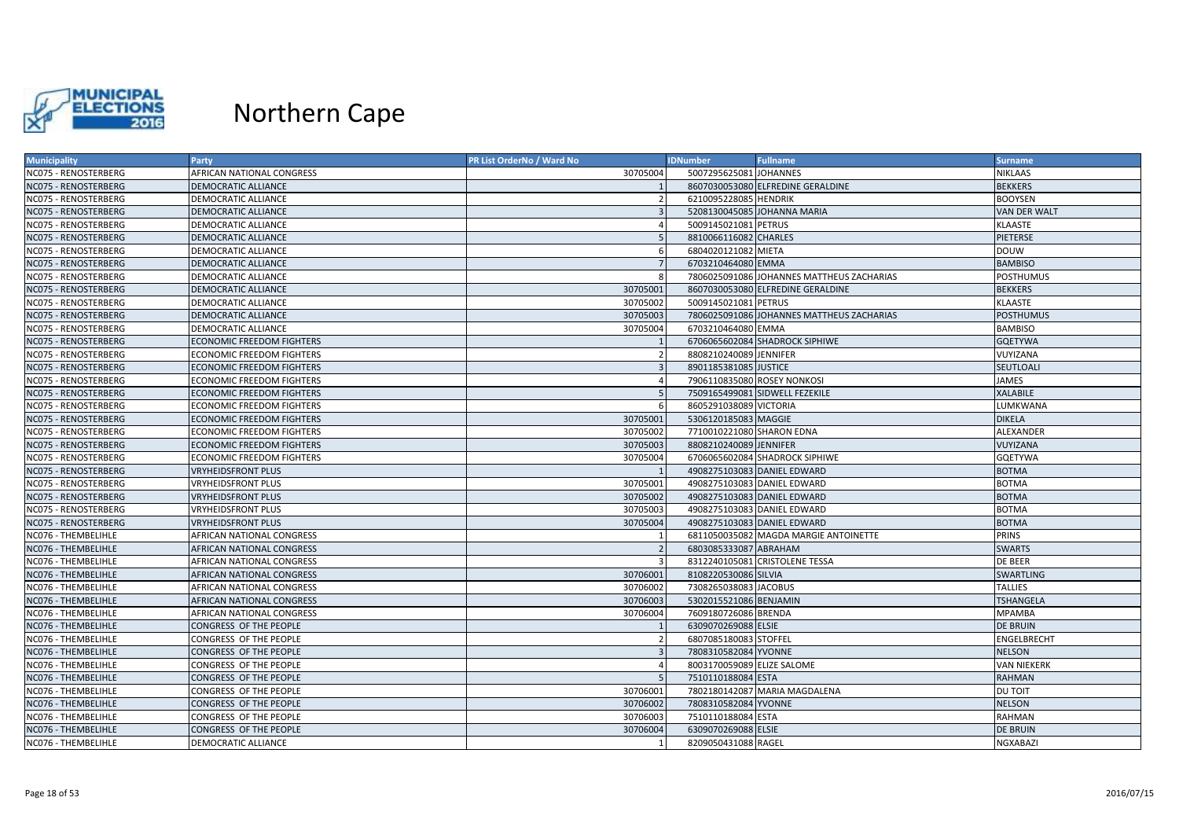# Northern Cape

| Municipality | Party | PR List OrderNo / Ward No | IDNumber | Fullname | Surname |
|---|---|---|---|---|---|
| NC075 - RENOSTERBERG | AFRICAN NATIONAL CONGRESS | 30705004 | 5007295625081 | JOHANNES | NIKLAAS |
| NC075 - RENOSTERBERG | DEMOCRATIC ALLIANCE | 1 | 8607030053080 | ELFREDINE GERALDINE | BEKKERS |
| NC075 - RENOSTERBERG | DEMOCRATIC ALLIANCE | 2 | 6210095228085 | HENDRIK | BOOYSEN |
| NC075 - RENOSTERBERG | DEMOCRATIC ALLIANCE | 3 | 5208130045085 | JOHANNA MARIA | VAN DER WALT |
| NC075 - RENOSTERBERG | DEMOCRATIC ALLIANCE | 4 | 5009145021081 | PETRUS | KLAASTE |
| NC075 - RENOSTERBERG | DEMOCRATIC ALLIANCE | 5 | 8810066116082 | CHARLES | PIETERSE |
| NC075 - RENOSTERBERG | DEMOCRATIC ALLIANCE | 6 | 6804020121082 | MIETA | DOUW |
| NC075 - RENOSTERBERG | DEMOCRATIC ALLIANCE | 7 | 6703210464080 | EMMA | BAMBISO |
| NC075 - RENOSTERBERG | DEMOCRATIC ALLIANCE | 8 | 7806025091086 | JOHANNES MATTHEUS ZACHARIAS | POSTHUMUS |
| NC075 - RENOSTERBERG | DEMOCRATIC ALLIANCE | 30705001 | 8607030053080 | ELFREDINE GERALDINE | BEKKERS |
| NC075 - RENOSTERBERG | DEMOCRATIC ALLIANCE | 30705002 | 5009145021081 | PETRUS | KLAASTE |
| NC075 - RENOSTERBERG | DEMOCRATIC ALLIANCE | 30705003 | 7806025091086 | JOHANNES MATTHEUS ZACHARIAS | POSTHUMUS |
| NC075 - RENOSTERBERG | DEMOCRATIC ALLIANCE | 30705004 | 6703210464080 | EMMA | BAMBISO |
| NC075 - RENOSTERBERG | ECONOMIC FREEDOM FIGHTERS | 1 | 6706065602084 | SHADROCK SIPHIWE | GQETYWA |
| NC075 - RENOSTERBERG | ECONOMIC FREEDOM FIGHTERS | 2 | 8808210240089 | JENNIFER | VUYIZANA |
| NC075 - RENOSTERBERG | ECONOMIC FREEDOM FIGHTERS | 3 | 8901185381085 | JUSTICE | SEUTLOALI |
| NC075 - RENOSTERBERG | ECONOMIC FREEDOM FIGHTERS | 4 | 7906110835080 | ROSEY NONKOSI | JAMES |
| NC075 - RENOSTERBERG | ECONOMIC FREEDOM FIGHTERS | 5 | 7509165499081 | SIDWELL FEZEKILE | XALABILE |
| NC075 - RENOSTERBERG | ECONOMIC FREEDOM FIGHTERS | 6 | 8605291038089 | VICTORIA | LUMKWANA |
| NC075 - RENOSTERBERG | ECONOMIC FREEDOM FIGHTERS | 30705001 | 5306120185083 | MAGGIE | DIKELA |
| NC075 - RENOSTERBERG | ECONOMIC FREEDOM FIGHTERS | 30705002 | 7710010221080 | SHARON EDNA | ALEXANDER |
| NC075 - RENOSTERBERG | ECONOMIC FREEDOM FIGHTERS | 30705003 | 8808210240089 | JENNIFER | VUYIZANA |
| NC075 - RENOSTERBERG | ECONOMIC FREEDOM FIGHTERS | 30705004 | 6706065602084 | SHADROCK SIPHIWE | GQETYWA |
| NC075 - RENOSTERBERG | VRYHEIDSFRONT PLUS | 1 | 4908275103083 | DANIEL EDWARD | BOTMA |
| NC075 - RENOSTERBERG | VRYHEIDSFRONT PLUS | 30705001 | 4908275103083 | DANIEL EDWARD | BOTMA |
| NC075 - RENOSTERBERG | VRYHEIDSFRONT PLUS | 30705002 | 4908275103083 | DANIEL EDWARD | BOTMA |
| NC075 - RENOSTERBERG | VRYHEIDSFRONT PLUS | 30705003 | 4908275103083 | DANIEL EDWARD | BOTMA |
| NC075 - RENOSTERBERG | VRYHEIDSFRONT PLUS | 30705004 | 4908275103083 | DANIEL EDWARD | BOTMA |
| NC076 - THEMBELIHLE | AFRICAN NATIONAL CONGRESS | 1 | 6811050035082 | MAGDA MARGIE ANTOINETTE | PRINS |
| NC076 - THEMBELIHLE | AFRICAN NATIONAL CONGRESS | 2 | 6803085333087 | ABRAHAM | SWARTS |
| NC076 - THEMBELIHLE | AFRICAN NATIONAL CONGRESS | 3 | 8312240105081 | CRISTOLENE TESSA | DE BEER |
| NC076 - THEMBELIHLE | AFRICAN NATIONAL CONGRESS | 30706001 | 8108220530086 | SILVIA | SWARTLING |
| NC076 - THEMBELIHLE | AFRICAN NATIONAL CONGRESS | 30706002 | 7308265038083 | JACOBUS | TALLIES |
| NC076 - THEMBELIHLE | AFRICAN NATIONAL CONGRESS | 30706003 | 5302015521086 | BENJAMIN | TSHANGELA |
| NC076 - THEMBELIHLE | AFRICAN NATIONAL CONGRESS | 30706004 | 7609180726086 | BRENDA | MPAMBA |
| NC076 - THEMBELIHLE | CONGRESS OF THE PEOPLE | 1 | 6309070269088 | ELSIE | DE BRUIN |
| NC076 - THEMBELIHLE | CONGRESS OF THE PEOPLE | 2 | 6807085180083 | STOFFEL | ENGELBRECHT |
| NC076 - THEMBELIHLE | CONGRESS OF THE PEOPLE | 3 | 7808310582084 | YVONNE | NELSON |
| NC076 - THEMBELIHLE | CONGRESS OF THE PEOPLE | 4 | 8003170059089 | ELIZE SALOME | VAN NIEKERK |
| NC076 - THEMBELIHLE | CONGRESS OF THE PEOPLE | 5 | 7510110188084 | ESTA | RAHMAN |
| NC076 - THEMBELIHLE | CONGRESS OF THE PEOPLE | 30706001 | 7802180142087 | MARIA MAGDALENA | DU TOIT |
| NC076 - THEMBELIHLE | CONGRESS OF THE PEOPLE | 30706002 | 7808310582084 | YVONNE | NELSON |
| NC076 - THEMBELIHLE | CONGRESS OF THE PEOPLE | 30706003 | 7510110188084 | ESTA | RAHMAN |
| NC076 - THEMBELIHLE | CONGRESS OF THE PEOPLE | 30706004 | 6309070269088 | ELSIE | DE BRUIN |
| NC076 - THEMBELIHLE | DEMOCRATIC ALLIANCE | 1 | 8209050431088 | RAGEL | NGXABAZI |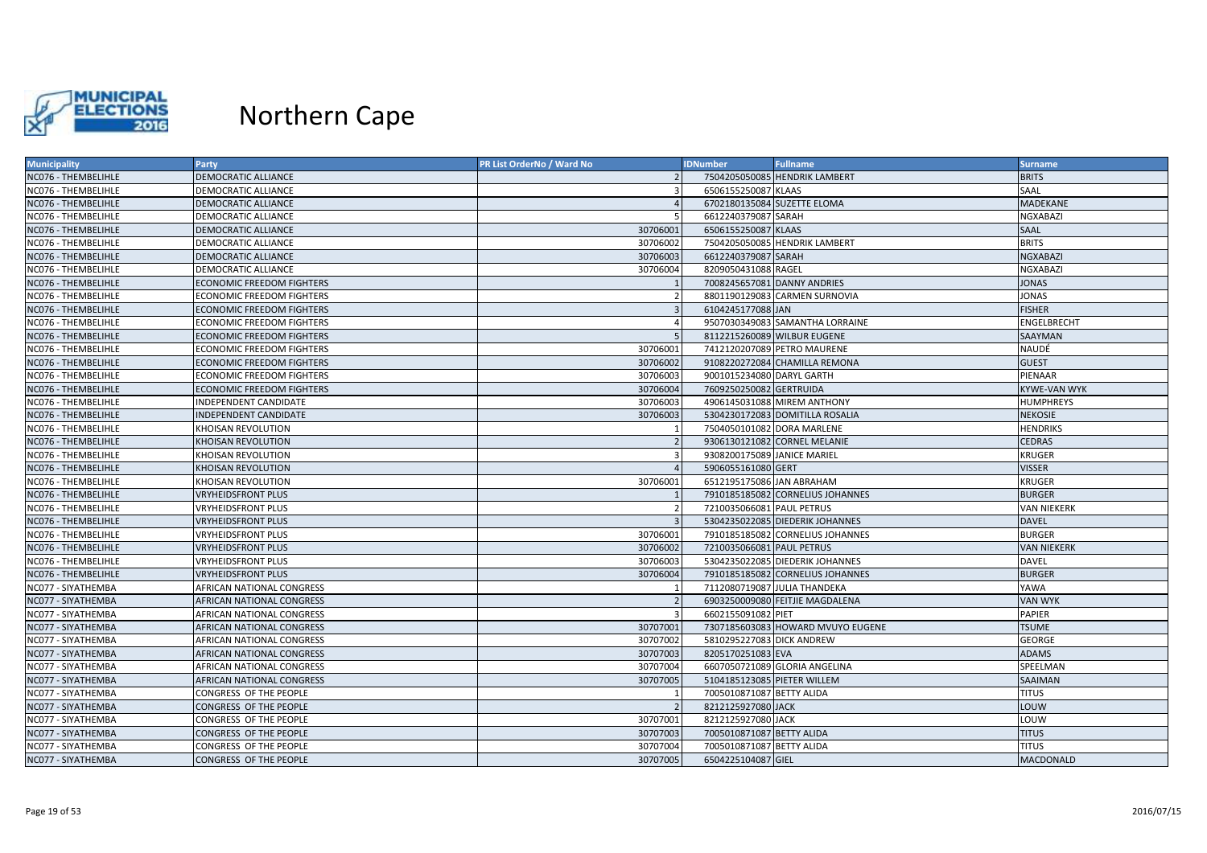# Northern Cape

| Municipality | Party | PR List OrderNo / Ward No | IDNumber | Fullname | Surname |
|---|---|---|---|---|---|
| NC076 - THEMBELIHLE | DEMOCRATIC ALLIANCE | 2 | 7504205050085 | HENDRIK LAMBERT | BRITS |
| NC076 - THEMBELIHLE | DEMOCRATIC ALLIANCE | 3 | 6506155250087 | KLAAS | SAAL |
| NC076 - THEMBELIHLE | DEMOCRATIC ALLIANCE | 4 | 6702180135084 | SUZETTE ELOMA | MADEKANE |
| NC076 - THEMBELIHLE | DEMOCRATIC ALLIANCE | 5 | 6612240379087 | SARAH | NGXABAZI |
| NC076 - THEMBELIHLE | DEMOCRATIC ALLIANCE | 30706001 | 6506155250087 | KLAAS | SAAL |
| NC076 - THEMBELIHLE | DEMOCRATIC ALLIANCE | 30706002 | 7504205050085 | HENDRIK LAMBERT | BRITS |
| NC076 - THEMBELIHLE | DEMOCRATIC ALLIANCE | 30706003 | 6612240379087 | SARAH | NGXABAZI |
| NC076 - THEMBELIHLE | DEMOCRATIC ALLIANCE | 30706004 | 8209050431088 | RAGEL | NGXABAZI |
| NC076 - THEMBELIHLE | ECONOMIC FREEDOM FIGHTERS | 1 | 7008245657081 | DANNY ANDRIES | JONAS |
| NC076 - THEMBELIHLE | ECONOMIC FREEDOM FIGHTERS | 2 | 8801190129083 | CARMEN SURNOVIA | JONAS |
| NC076 - THEMBELIHLE | ECONOMIC FREEDOM FIGHTERS | 3 | 6104245177088 | JAN | FISHER |
| NC076 - THEMBELIHLE | ECONOMIC FREEDOM FIGHTERS | 4 | 9507030349083 | SAMANTHA LORRAINE | ENGELBRECHT |
| NC076 - THEMBELIHLE | ECONOMIC FREEDOM FIGHTERS | 5 | 8112215260089 | WILBUR EUGENE | SAAYMAN |
| NC076 - THEMBELIHLE | ECONOMIC FREEDOM FIGHTERS | 30706001 | 7412120207089 | PETRO MAURENE | NAUDÉ |
| NC076 - THEMBELIHLE | ECONOMIC FREEDOM FIGHTERS | 30706002 | 9108220272084 | CHAMILLA REMONA | GUEST |
| NC076 - THEMBELIHLE | ECONOMIC FREEDOM FIGHTERS | 30706003 | 9001015234080 | DARYL GARTH | PIENAAR |
| NC076 - THEMBELIHLE | ECONOMIC FREEDOM FIGHTERS | 30706004 | 7609250250082 | GERTRUIDA | KYWE-VAN WYK |
| NC076 - THEMBELIHLE | INDEPENDENT CANDIDATE | 30706003 | 4906145031088 | MIREM ANTHONY | HUMPHREYS |
| NC076 - THEMBELIHLE | INDEPENDENT CANDIDATE | 30706003 | 5304230172083 | DOMITILLA ROSALIA | NEKOSIE |
| NC076 - THEMBELIHLE | KHOISAN REVOLUTION | 1 | 7504050101082 | DORA MARLENE | HENDRIKS |
| NC076 - THEMBELIHLE | KHOISAN REVOLUTION | 2 | 9306130121082 | CORNEL MELANIE | CEDRAS |
| NC076 - THEMBELIHLE | KHOISAN REVOLUTION | 3 | 9308200175089 | JANICE MARIEL | KRUGER |
| NC076 - THEMBELIHLE | KHOISAN REVOLUTION | 4 | 5906055161080 | GERT | VISSER |
| NC076 - THEMBELIHLE | KHOISAN REVOLUTION | 30706001 | 6512195175086 | JAN ABRAHAM | KRUGER |
| NC076 - THEMBELIHLE | VRYHEIDSFRONT PLUS | 1 | 7910185185082 | CORNELIUS JOHANNES | BURGER |
| NC076 - THEMBELIHLE | VRYHEIDSFRONT PLUS | 2 | 7210035066081 | PAUL PETRUS | VAN NIEKERK |
| NC076 - THEMBELIHLE | VRYHEIDSFRONT PLUS | 3 | 5304235022085 | DIEDERIK JOHANNES | DAVEL |
| NC076 - THEMBELIHLE | VRYHEIDSFRONT PLUS | 30706001 | 7910185185082 | CORNELIUS JOHANNES | BURGER |
| NC076 - THEMBELIHLE | VRYHEIDSFRONT PLUS | 30706002 | 7210035066081 | PAUL PETRUS | VAN NIEKERK |
| NC076 - THEMBELIHLE | VRYHEIDSFRONT PLUS | 30706003 | 5304235022085 | DIEDERIK JOHANNES | DAVEL |
| NC076 - THEMBELIHLE | VRYHEIDSFRONT PLUS | 30706004 | 7910185185082 | CORNELIUS JOHANNES | BURGER |
| NC077 - SIYATHEMBA | AFRICAN NATIONAL CONGRESS | 1 | 7112080719087 | JULIA THANDEKA | YAWA |
| NC077 - SIYATHEMBA | AFRICAN NATIONAL CONGRESS | 2 | 6903250009080 | FEITJIE MAGDALENA | VAN WYK |
| NC077 - SIYATHEMBA | AFRICAN NATIONAL CONGRESS | 3 | 6602155091082 | PIET | PAPIER |
| NC077 - SIYATHEMBA | AFRICAN NATIONAL CONGRESS | 30707001 | 7307185603083 | HOWARD MVUYO EUGENE | TSUME |
| NC077 - SIYATHEMBA | AFRICAN NATIONAL CONGRESS | 30707002 | 5810295227083 | DICK ANDREW | GEORGE |
| NC077 - SIYATHEMBA | AFRICAN NATIONAL CONGRESS | 30707003 | 8205170251083 | EVA | ADAMS |
| NC077 - SIYATHEMBA | AFRICAN NATIONAL CONGRESS | 30707004 | 6607050721089 | GLORIA ANGELINA | SPEELMAN |
| NC077 - SIYATHEMBA | AFRICAN NATIONAL CONGRESS | 30707005 | 5104185123085 | PIETER WILLEM | SAAIMAN |
| NC077 - SIYATHEMBA | CONGRESS OF THE PEOPLE | 1 | 7005010871087 | BETTY ALIDA | TITUS |
| NC077 - SIYATHEMBA | CONGRESS OF THE PEOPLE | 2 | 8212125927080 | JACK | LOUW |
| NC077 - SIYATHEMBA | CONGRESS OF THE PEOPLE | 30707001 | 8212125927080 | JACK | LOUW |
| NC077 - SIYATHEMBA | CONGRESS OF THE PEOPLE | 30707003 | 7005010871087 | BETTY ALIDA | TITUS |
| NC077 - SIYATHEMBA | CONGRESS OF THE PEOPLE | 30707004 | 7005010871087 | BETTY ALIDA | TITUS |
| NC077 - SIYATHEMBA | CONGRESS OF THE PEOPLE | 30707005 | 6504225104087 | GIEL | MACDONALD |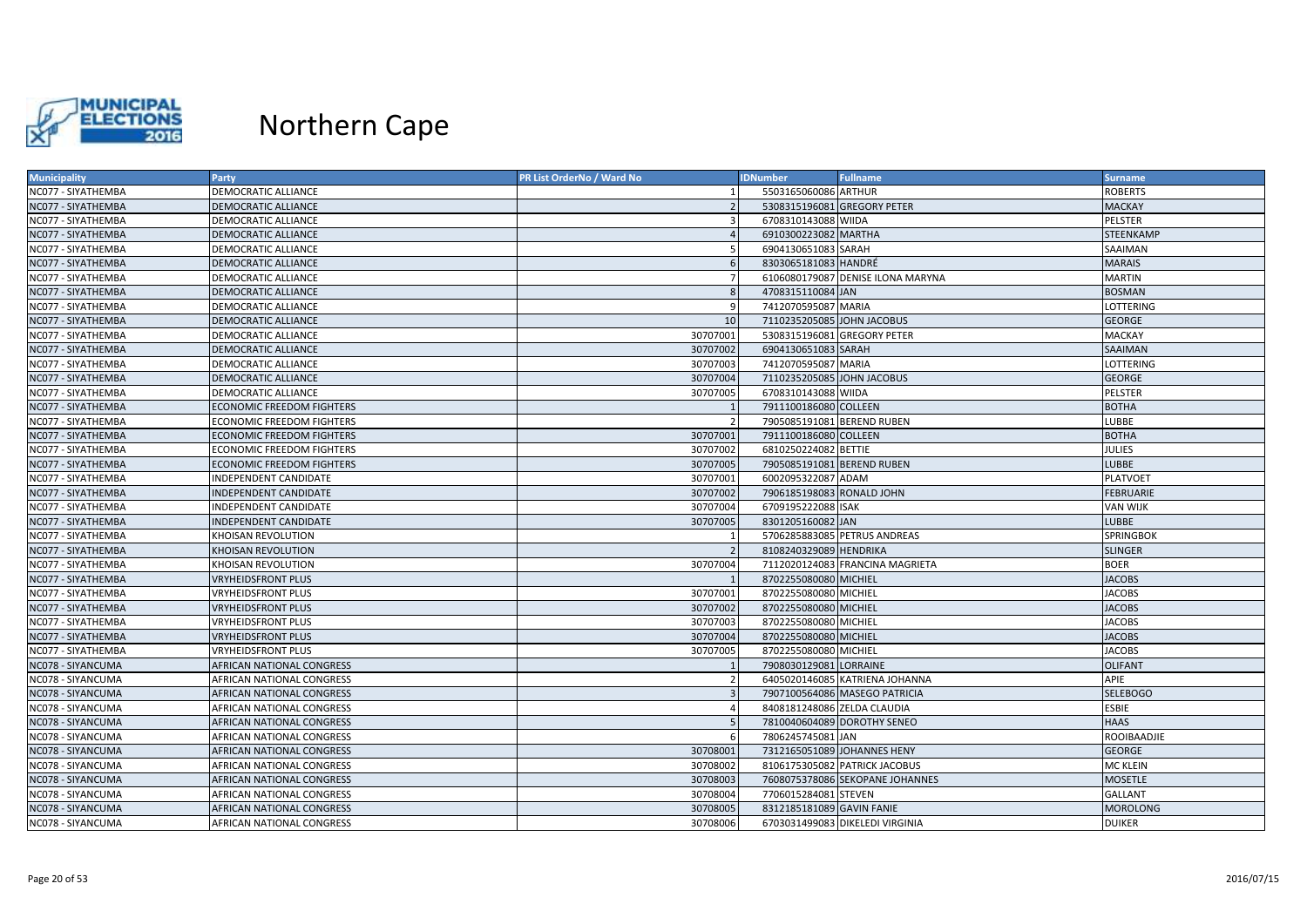# Northern Cape

| Municipality | Party | PR List OrderNo / Ward No | IDNumber | Fullname | Surname |
|---|---|---|---|---|---|
| NC077 - SIYATHEMBA | DEMOCRATIC ALLIANCE | 1 | 5503165060086 | ARTHUR | ROBERTS |
| NC077 - SIYATHEMBA | DEMOCRATIC ALLIANCE | 2 | 5308315196081 | GREGORY PETER | MACKAY |
| NC077 - SIYATHEMBA | DEMOCRATIC ALLIANCE | 3 | 6708310143088 | WIIDA | PELSTER |
| NC077 - SIYATHEMBA | DEMOCRATIC ALLIANCE | 4 | 6910300223082 | MARTHA | STEENKAMP |
| NC077 - SIYATHEMBA | DEMOCRATIC ALLIANCE | 5 | 6904130651083 | SARAH | SAAIMAN |
| NC077 - SIYATHEMBA | DEMOCRATIC ALLIANCE | 6 | 8303065181083 | HANDRÉ | MARAIS |
| NC077 - SIYATHEMBA | DEMOCRATIC ALLIANCE | 7 | 6106080179087 | DENISE ILONA MARYNA | MARTIN |
| NC077 - SIYATHEMBA | DEMOCRATIC ALLIANCE | 8 | 4708315110084 | JAN | BOSMAN |
| NC077 - SIYATHEMBA | DEMOCRATIC ALLIANCE | 9 | 7412070595087 | MARIA | LOTTERING |
| NC077 - SIYATHEMBA | DEMOCRATIC ALLIANCE | 10 | 7110235205085 | JOHN JACOBUS | GEORGE |
| NC077 - SIYATHEMBA | DEMOCRATIC ALLIANCE | 30707001 | 5308315196081 | GREGORY PETER | MACKAY |
| NC077 - SIYATHEMBA | DEMOCRATIC ALLIANCE | 30707002 | 6904130651083 | SARAH | SAAIMAN |
| NC077 - SIYATHEMBA | DEMOCRATIC ALLIANCE | 30707003 | 7412070595087 | MARIA | LOTTERING |
| NC077 - SIYATHEMBA | DEMOCRATIC ALLIANCE | 30707004 | 7110235205085 | JOHN JACOBUS | GEORGE |
| NC077 - SIYATHEMBA | DEMOCRATIC ALLIANCE | 30707005 | 6708310143088 | WIIDA | PELSTER |
| NC077 - SIYATHEMBA | ECONOMIC FREEDOM FIGHTERS | 1 | 7911100186080 | COLLEEN | BOTHA |
| NC077 - SIYATHEMBA | ECONOMIC FREEDOM FIGHTERS | 2 | 7905085191081 | BEREND RUBEN | LUBBE |
| NC077 - SIYATHEMBA | ECONOMIC FREEDOM FIGHTERS | 30707001 | 7911100186080 | COLLEEN | BOTHA |
| NC077 - SIYATHEMBA | ECONOMIC FREEDOM FIGHTERS | 30707002 | 6810250224082 | BETTIE | JULIES |
| NC077 - SIYATHEMBA | ECONOMIC FREEDOM FIGHTERS | 30707005 | 7905085191081 | BEREND RUBEN | LUBBE |
| NC077 - SIYATHEMBA | INDEPENDENT CANDIDATE | 30707001 | 6002095322087 | ADAM | PLATVOET |
| NC077 - SIYATHEMBA | INDEPENDENT CANDIDATE | 30707002 | 7906185198083 | RONALD JOHN | FEBRUARIE |
| NC077 - SIYATHEMBA | INDEPENDENT CANDIDATE | 30707004 | 6709195222088 | ISAK | VAN WIJK |
| NC077 - SIYATHEMBA | INDEPENDENT CANDIDATE | 30707005 | 8301205160082 | JAN | LUBBE |
| NC077 - SIYATHEMBA | KHOISAN REVOLUTION | 1 | 5706285883085 | PETRUS ANDREAS | SPRINGBOK |
| NC077 - SIYATHEMBA | KHOISAN REVOLUTION | 2 | 8108240329089 | HENDRIKA | SLINGER |
| NC077 - SIYATHEMBA | KHOISAN REVOLUTION | 30707004 | 7112020124083 | FRANCINA MAGRIETA | BOER |
| NC077 - SIYATHEMBA | VRYHEIDSFRONT PLUS | 1 | 8702255080080 | MICHIEL | JACOBS |
| NC077 - SIYATHEMBA | VRYHEIDSFRONT PLUS | 30707001 | 8702255080080 | MICHIEL | JACOBS |
| NC077 - SIYATHEMBA | VRYHEIDSFRONT PLUS | 30707002 | 8702255080080 | MICHIEL | JACOBS |
| NC077 - SIYATHEMBA | VRYHEIDSFRONT PLUS | 30707003 | 8702255080080 | MICHIEL | JACOBS |
| NC077 - SIYATHEMBA | VRYHEIDSFRONT PLUS | 30707004 | 8702255080080 | MICHIEL | JACOBS |
| NC077 - SIYATHEMBA | VRYHEIDSFRONT PLUS | 30707005 | 8702255080080 | MICHIEL | JACOBS |
| NC078 - SIYANCUMA | AFRICAN NATIONAL CONGRESS | 1 | 7908030129081 | LORRAINE | OLIFANT |
| NC078 - SIYANCUMA | AFRICAN NATIONAL CONGRESS | 2 | 6405020146085 | KATRIENA JOHANNA | APIE |
| NC078 - SIYANCUMA | AFRICAN NATIONAL CONGRESS | 3 | 7907100564086 | MASEGO PATRICIA | SELEBOGO |
| NC078 - SIYANCUMA | AFRICAN NATIONAL CONGRESS | 4 | 8408181248086 | ZELDA CLAUDIA | ESBIE |
| NC078 - SIYANCUMA | AFRICAN NATIONAL CONGRESS | 5 | 7810040604089 | DOROTHY SENEO | HAAS |
| NC078 - SIYANCUMA | AFRICAN NATIONAL CONGRESS | 6 | 7806245745081 | JAN | ROOIBAADJIE |
| NC078 - SIYANCUMA | AFRICAN NATIONAL CONGRESS | 30708001 | 7312165051089 | JOHANNES HENY | GEORGE |
| NC078 - SIYANCUMA | AFRICAN NATIONAL CONGRESS | 30708002 | 8106175305082 | PATRICK JACOBUS | MC KLEIN |
| NC078 - SIYANCUMA | AFRICAN NATIONAL CONGRESS | 30708003 | 7608075378086 | SEKOPANE JOHANNES | MOSETLE |
| NC078 - SIYANCUMA | AFRICAN NATIONAL CONGRESS | 30708004 | 7706015284081 | STEVEN | GALLANT |
| NC078 - SIYANCUMA | AFRICAN NATIONAL CONGRESS | 30708005 | 8312185181089 | GAVIN FANIE | MOROLONG |
| NC078 - SIYANCUMA | AFRICAN NATIONAL CONGRESS | 30708006 | 6703031499083 | DIKELEDI VIRGINIA | DUIKER |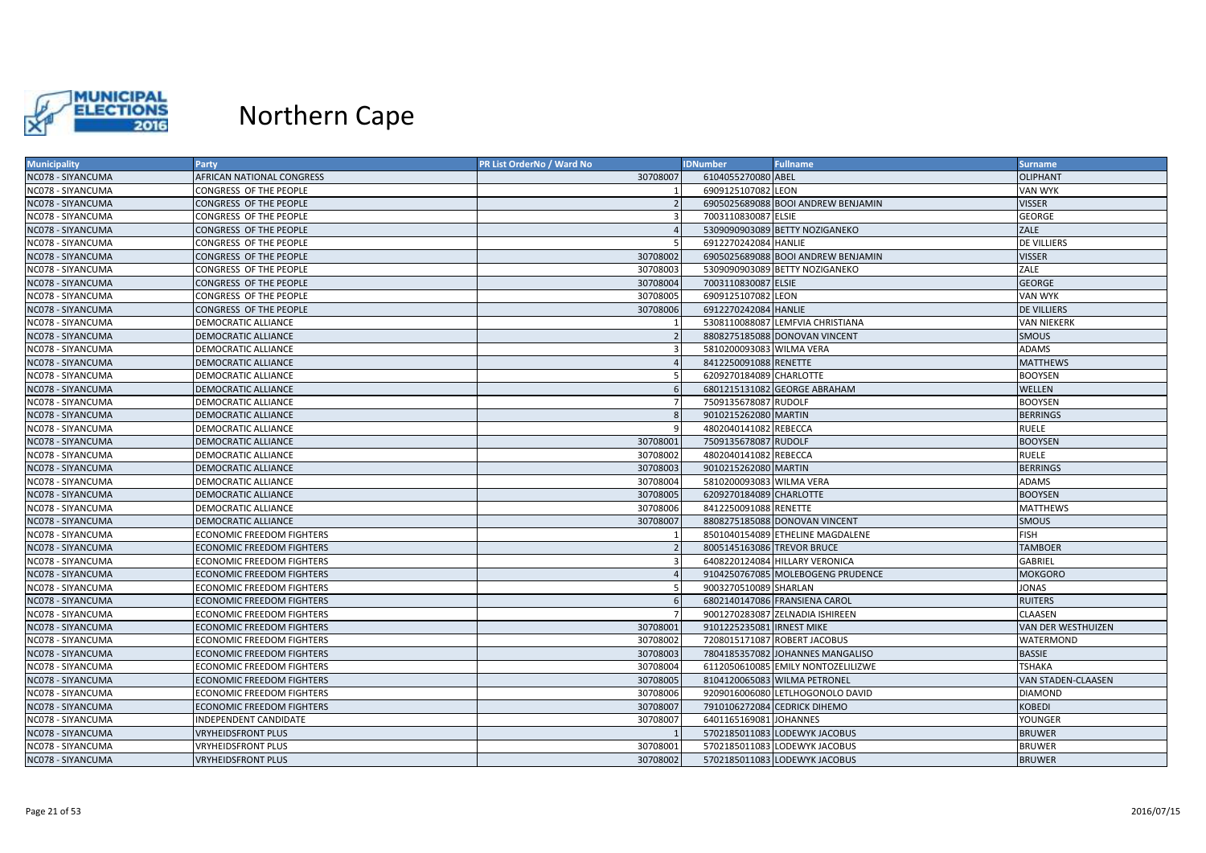# Northern Cape

| Municipality | Party | PR List OrderNo / Ward No | IDNumber | Fullname | Surname |
|---|---|---|---|---|---|
| NC078 - SIYANCUMA | AFRICAN NATIONAL CONGRESS | 30708007 | 6104055270080 | ABEL | OLIPHANT |
| NC078 - SIYANCUMA | CONGRESS OF THE PEOPLE | 1 | 6909125107082 | LEON | VAN WYK |
| NC078 - SIYANCUMA | CONGRESS OF THE PEOPLE | 2 | 6905025689088 | BOOI ANDREW BENJAMIN | VISSER |
| NC078 - SIYANCUMA | CONGRESS OF THE PEOPLE | 3 | 7003110830087 | ELSIE | GEORGE |
| NC078 - SIYANCUMA | CONGRESS OF THE PEOPLE | 4 | 5309090903089 | BETTY NOZIGANEKO | ZALE |
| NC078 - SIYANCUMA | CONGRESS OF THE PEOPLE | 5 | 6912270242084 | HANLIE | DE VILLIERS |
| NC078 - SIYANCUMA | CONGRESS OF THE PEOPLE | 30708002 | 6905025689088 | BOOI ANDREW BENJAMIN | VISSER |
| NC078 - SIYANCUMA | CONGRESS OF THE PEOPLE | 30708003 | 5309090903089 | BETTY NOZIGANEKO | ZALE |
| NC078 - SIYANCUMA | CONGRESS OF THE PEOPLE | 30708004 | 7003110830087 | ELSIE | GEORGE |
| NC078 - SIYANCUMA | CONGRESS OF THE PEOPLE | 30708005 | 6909125107082 | LEON | VAN WYK |
| NC078 - SIYANCUMA | CONGRESS OF THE PEOPLE | 30708006 | 6912270242084 | HANLIE | DE VILLIERS |
| NC078 - SIYANCUMA | DEMOCRATIC ALLIANCE | 1 | 5308110088087 | LEMFVIA CHRISTIANA | VAN NIEKERK |
| NC078 - SIYANCUMA | DEMOCRATIC ALLIANCE | 2 | 8808275185088 | DONOVAN VINCENT | SMOUS |
| NC078 - SIYANCUMA | DEMOCRATIC ALLIANCE | 3 | 5810200093083 | WILMA VERA | ADAMS |
| NC078 - SIYANCUMA | DEMOCRATIC ALLIANCE | 4 | 8412250091088 | RENETTE | MATTHEWS |
| NC078 - SIYANCUMA | DEMOCRATIC ALLIANCE | 5 | 6209270184089 | CHARLOTTE | BOOYSEN |
| NC078 - SIYANCUMA | DEMOCRATIC ALLIANCE | 6 | 6801215131082 | GEORGE ABRAHAM | WELLEN |
| NC078 - SIYANCUMA | DEMOCRATIC ALLIANCE | 7 | 7509135678087 | RUDOLF | BOOYSEN |
| NC078 - SIYANCUMA | DEMOCRATIC ALLIANCE | 8 | 9010215262080 | MARTIN | BERRINGS |
| NC078 - SIYANCUMA | DEMOCRATIC ALLIANCE | 9 | 4802040141082 | REBECCA | RUELE |
| NC078 - SIYANCUMA | DEMOCRATIC ALLIANCE | 30708001 | 7509135678087 | RUDOLF | BOOYSEN |
| NC078 - SIYANCUMA | DEMOCRATIC ALLIANCE | 30708002 | 4802040141082 | REBECCA | RUELE |
| NC078 - SIYANCUMA | DEMOCRATIC ALLIANCE | 30708003 | 9010215262080 | MARTIN | BERRINGS |
| NC078 - SIYANCUMA | DEMOCRATIC ALLIANCE | 30708004 | 5810200093083 | WILMA VERA | ADAMS |
| NC078 - SIYANCUMA | DEMOCRATIC ALLIANCE | 30708005 | 6209270184089 | CHARLOTTE | BOOYSEN |
| NC078 - SIYANCUMA | DEMOCRATIC ALLIANCE | 30708006 | 8412250091088 | RENETTE | MATTHEWS |
| NC078 - SIYANCUMA | DEMOCRATIC ALLIANCE | 30708007 | 8808275185088 | DONOVAN VINCENT | SMOUS |
| NC078 - SIYANCUMA | ECONOMIC FREEDOM FIGHTERS | 1 | 8501040154089 | ETHELINE MAGDALENE | FISH |
| NC078 - SIYANCUMA | ECONOMIC FREEDOM FIGHTERS | 2 | 8005145163086 | TREVOR BRUCE | TAMBOER |
| NC078 - SIYANCUMA | ECONOMIC FREEDOM FIGHTERS | 3 | 6408220124084 | HILLARY VERONICA | GABRIEL |
| NC078 - SIYANCUMA | ECONOMIC FREEDOM FIGHTERS | 4 | 9104250767085 | MOLEBOGENG PRUDENCE | MOKGORO |
| NC078 - SIYANCUMA | ECONOMIC FREEDOM FIGHTERS | 5 | 9003270510089 | SHARLAN | JONAS |
| NC078 - SIYANCUMA | ECONOMIC FREEDOM FIGHTERS | 6 | 6802140147086 | FRANSIENA CAROL | RUITERS |
| NC078 - SIYANCUMA | ECONOMIC FREEDOM FIGHTERS | 7 | 9001270283087 | ZELNADIA ISHIREEN | CLAASEN |
| NC078 - SIYANCUMA | ECONOMIC FREEDOM FIGHTERS | 30708001 | 9101225235081 | IRNEST MIKE | VAN DER WESTHUIZEN |
| NC078 - SIYANCUMA | ECONOMIC FREEDOM FIGHTERS | 30708002 | 7208015171087 | ROBERT JACOBUS | WATERMOND |
| NC078 - SIYANCUMA | ECONOMIC FREEDOM FIGHTERS | 30708003 | 7804185357082 | JOHANNES MANGALISO | BASSIE |
| NC078 - SIYANCUMA | ECONOMIC FREEDOM FIGHTERS | 30708004 | 6112050610085 | EMILY NONTOZELILIZWE | TSHAKA |
| NC078 - SIYANCUMA | ECONOMIC FREEDOM FIGHTERS | 30708005 | 8104120065083 | WILMA PETRONEL | VAN STADEN-CLAASEN |
| NC078 - SIYANCUMA | ECONOMIC FREEDOM FIGHTERS | 30708006 | 9209016006080 | LETLHOGONOLO DAVID | DIAMOND |
| NC078 - SIYANCUMA | ECONOMIC FREEDOM FIGHTERS | 30708007 | 7910106272084 | CEDRICK DIHEMO | KOBEDI |
| NC078 - SIYANCUMA | INDEPENDENT CANDIDATE | 30708007 | 6401165169081 | JOHANNES | YOUNGER |
| NC078 - SIYANCUMA | VRYHEIDSFRONT PLUS | 1 | 5702185011083 | LODEWYK JACOBUS | BRUWER |
| NC078 - SIYANCUMA | VRYHEIDSFRONT PLUS | 30708001 | 5702185011083 | LODEWYK JACOBUS | BRUWER |
| NC078 - SIYANCUMA | VRYHEIDSFRONT PLUS | 30708002 | 5702185011083 | LODEWYK JACOBUS | BRUWER |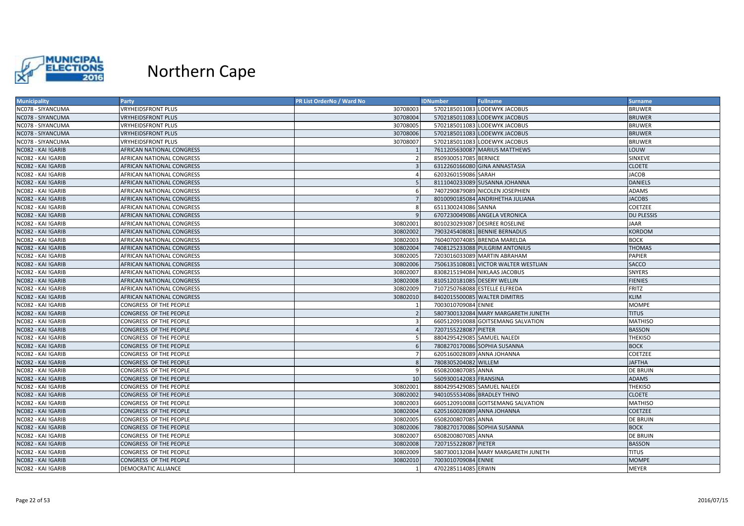# Northern Cape

| Municipality | Party | PR List OrderNo / Ward No | IDNumber | Fullname | Surname |
|---|---|---|---|---|---|
| NC078 - SIYANCUMA | VRYHEIDSFRONT PLUS | 30708003 | 5702185011083 | LODEWYK JACOBUS | BRUWER |
| NC078 - SIYANCUMA | VRYHEIDSFRONT PLUS | 30708004 | 5702185011083 | LODEWYK JACOBUS | BRUWER |
| NC078 - SIYANCUMA | VRYHEIDSFRONT PLUS | 30708005 | 5702185011083 | LODEWYK JACOBUS | BRUWER |
| NC078 - SIYANCUMA | VRYHEIDSFRONT PLUS | 30708006 | 5702185011083 | LODEWYK JACOBUS | BRUWER |
| NC078 - SIYANCUMA | VRYHEIDSFRONT PLUS | 30708007 | 5702185011083 | LODEWYK JACOBUS | BRUWER |
| NC082 - KAI !GARIB | AFRICAN NATIONAL CONGRESS | 1 | 7611205630087 | MARIUS MATTHEWS | LOUW |
| NC082 - KAI !GARIB | AFRICAN NATIONAL CONGRESS | 2 | 8509300517085 | BERNICE | SINXEVE |
| NC082 - KAI !GARIB | AFRICAN NATIONAL CONGRESS | 3 | 6312260166080 | GINA ANNASTASIA | CLOETE |
| NC082 - KAI !GARIB | AFRICAN NATIONAL CONGRESS | 4 | 6203260159086 | SARAH | JACOB |
| NC082 - KAI !GARIB | AFRICAN NATIONAL CONGRESS | 5 | 8111040233089 | SUSANNA JOHANNA | DANIELS |
| NC082 - KAI !GARIB | AFRICAN NATIONAL CONGRESS | 6 | 7407290879089 | NICOLEN JOSEPHIEN | ADAMS |
| NC082 - KAI !GARIB | AFRICAN NATIONAL CONGRESS | 7 | 8010090185084 | ANDRIHETHA JULIANA | JACOBS |
| NC082 - KAI !GARIB | AFRICAN NATIONAL CONGRESS | 8 | 6511300243086 | SANNA | COETZEE |
| NC082 - KAI !GARIB | AFRICAN NATIONAL CONGRESS | 9 | 6707230049086 | ANGELA VERONICA | DU PLESSIS |
| NC082 - KAI !GARIB | AFRICAN NATIONAL CONGRESS | 30802001 | 8010230293087 | DESIREE ROSELINE | JAAR |
| NC082 - KAI !GARIB | AFRICAN NATIONAL CONGRESS | 30802002 | 7903245408081 | BENNIE BERNADUS | KORDOM |
| NC082 - KAI !GARIB | AFRICAN NATIONAL CONGRESS | 30802003 | 7604070074085 | BRENDA MARELDA | BOCK |
| NC082 - KAI !GARIB | AFRICAN NATIONAL CONGRESS | 30802004 | 7408125233088 | PULGRIM ANTONIUS | THOMAS |
| NC082 - KAI !GARIB | AFRICAN NATIONAL CONGRESS | 30802005 | 7203016033089 | MARTIN ABRAHAM | PAPIER |
| NC082 - KAI !GARIB | AFRICAN NATIONAL CONGRESS | 30802006 | 7506135108081 | VICTOR WALTER WESTLIAN | SACCO |
| NC082 - KAI !GARIB | AFRICAN NATIONAL CONGRESS | 30802007 | 8308215194084 | NIKLAAS JACOBUS | SNYERS |
| NC082 - KAI !GARIB | AFRICAN NATIONAL CONGRESS | 30802008 | 8105120181085 | DESERY WELLIN | FIENIES |
| NC082 - KAI !GARIB | AFRICAN NATIONAL CONGRESS | 30802009 | 7107250768088 | ESTELLE ELFREDA | FRITZ |
| NC082 - KAI !GARIB | AFRICAN NATIONAL CONGRESS | 30802010 | 8402015500085 | WALTER DIMITRIS | KLIM |
| NC082 - KAI !GARIB | CONGRESS OF THE PEOPLE | 1 | 7003010709084 | ENNIE | MOMPE |
| NC082 - KAI !GARIB | CONGRESS OF THE PEOPLE | 2 | 5807300132084 | MARY MARGARETH JUNETH | TITUS |
| NC082 - KAI !GARIB | CONGRESS OF THE PEOPLE | 3 | 6605120910088 | GOITSEMANG SALVATION | MATHISO |
| NC082 - KAI !GARIB | CONGRESS OF THE PEOPLE | 4 | 7207155228087 | PIETER | BASSON |
| NC082 - KAI !GARIB | CONGRESS OF THE PEOPLE | 5 | 8804295429085 | SAMUEL NALEDI | THEKISO |
| NC082 - KAI !GARIB | CONGRESS OF THE PEOPLE | 6 | 7808270170086 | SOPHIA SUSANNA | BOCK |
| NC082 - KAI !GARIB | CONGRESS OF THE PEOPLE | 7 | 6205160028089 | ANNA JOHANNA | COETZEE |
| NC082 - KAI !GARIB | CONGRESS OF THE PEOPLE | 8 | 7808305204082 | WILLEM | JAFTHA |
| NC082 - KAI !GARIB | CONGRESS OF THE PEOPLE | 9 | 6508200807085 | ANNA | DE BRUIN |
| NC082 - KAI !GARIB | CONGRESS OF THE PEOPLE | 10 | 5609300142083 | FRANSINA | ADAMS |
| NC082 - KAI !GARIB | CONGRESS OF THE PEOPLE | 30802001 | 8804295429085 | SAMUEL NALEDI | THEKISO |
| NC082 - KAI !GARIB | CONGRESS OF THE PEOPLE | 30802002 | 9401055534086 | BRADLEY THINO | CLOETE |
| NC082 - KAI !GARIB | CONGRESS OF THE PEOPLE | 30802003 | 6605120910088 | GOITSEMANG SALVATION | MATHISO |
| NC082 - KAI !GARIB | CONGRESS OF THE PEOPLE | 30802004 | 6205160028089 | ANNA JOHANNA | COETZEE |
| NC082 - KAI !GARIB | CONGRESS OF THE PEOPLE | 30802005 | 6508200807085 | ANNA | DE BRUIN |
| NC082 - KAI !GARIB | CONGRESS OF THE PEOPLE | 30802006 | 7808270170086 | SOPHIA SUSANNA | BOCK |
| NC082 - KAI !GARIB | CONGRESS OF THE PEOPLE | 30802007 | 6508200807085 | ANNA | DE BRUIN |
| NC082 - KAI !GARIB | CONGRESS OF THE PEOPLE | 30802008 | 7207155228087 | PIETER | BASSON |
| NC082 - KAI !GARIB | CONGRESS OF THE PEOPLE | 30802009 | 5807300132084 | MARY MARGARETH JUNETH | TITUS |
| NC082 - KAI !GARIB | CONGRESS OF THE PEOPLE | 30802010 | 7003010709084 | ENNIE | MOMPE |
| NC082 - KAI !GARIB | DEMOCRATIC ALLIANCE | 1 | 4702285114085 | ERWIN | MEYER |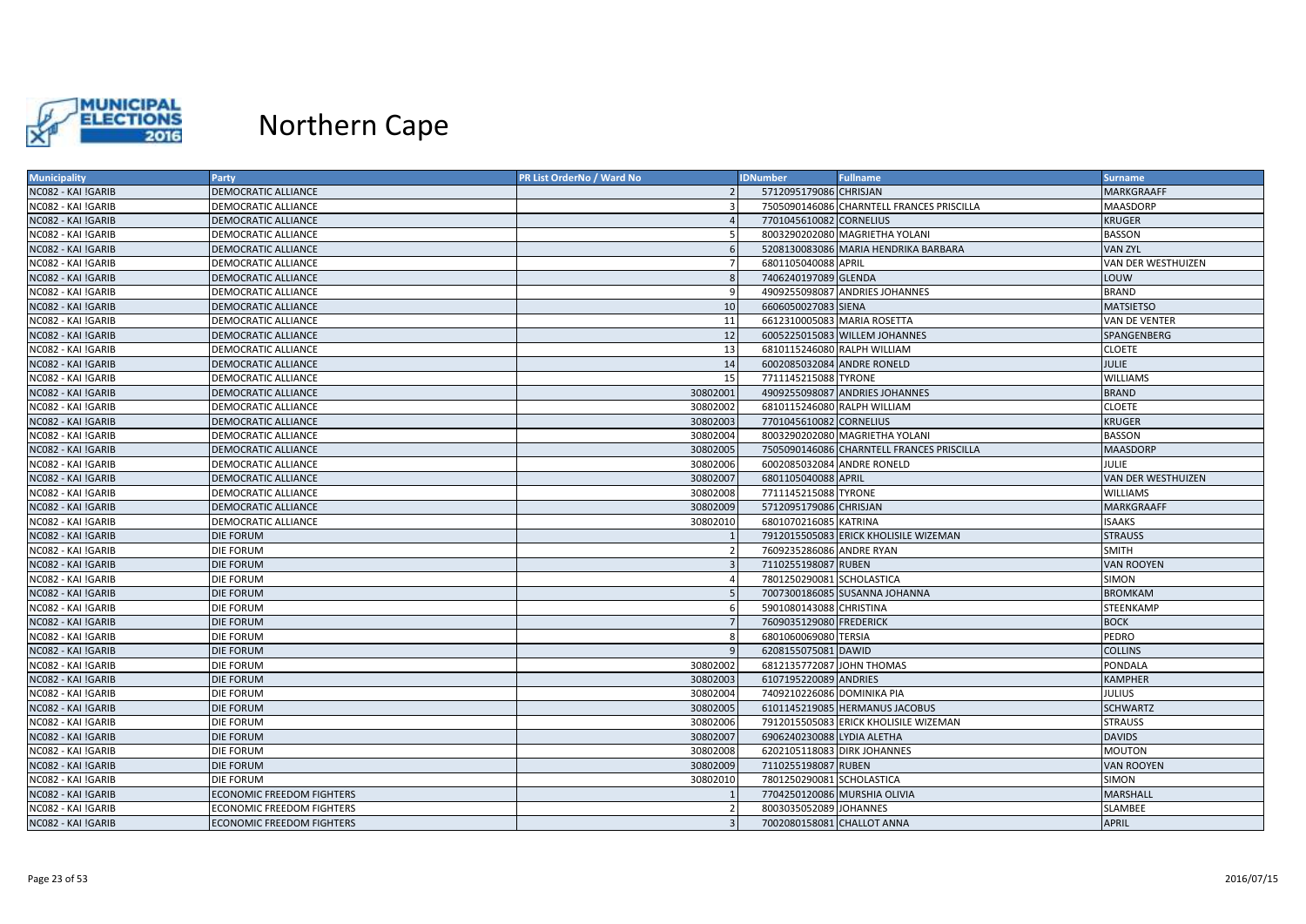# Northern Cape

| Municipality | Party | PR List OrderNo / Ward No | IDNumber | Fullname | Surname |
|---|---|---|---|---|---|
| NC082 - KAI !GARIB | DEMOCRATIC ALLIANCE | 2 | 5712095179086 | CHRISJAN | MARKGRAAFF |
| NC082 - KAI !GARIB | DEMOCRATIC ALLIANCE | 3 | 7505090146086 | CHARNTELL FRANCES PRISCILLA | MAASDORP |
| NC082 - KAI !GARIB | DEMOCRATIC ALLIANCE | 4 | 7701045610082 | CORNELIUS | KRUGER |
| NC082 - KAI !GARIB | DEMOCRATIC ALLIANCE | 5 | 8003290202080 | MAGRIETHA YOLANI | BASSON |
| NC082 - KAI !GARIB | DEMOCRATIC ALLIANCE | 6 | 5208130083086 | MARIA HENDRIKA BARBARA | VAN ZYL |
| NC082 - KAI !GARIB | DEMOCRATIC ALLIANCE | 7 | 6801105040088 | APRIL | VAN DER WESTHUIZEN |
| NC082 - KAI !GARIB | DEMOCRATIC ALLIANCE | 8 | 7406240197089 | GLENDA | LOUW |
| NC082 - KAI !GARIB | DEMOCRATIC ALLIANCE | 9 | 4909255098087 | ANDRIES JOHANNES | BRAND |
| NC082 - KAI !GARIB | DEMOCRATIC ALLIANCE | 10 | 6606050027083 | SIENA | MATSIETSO |
| NC082 - KAI !GARIB | DEMOCRATIC ALLIANCE | 11 | 6612310005083 | MARIA ROSETTA | VAN DE VENTER |
| NC082 - KAI !GARIB | DEMOCRATIC ALLIANCE | 12 | 6005225015083 | WILLEM JOHANNES | SPANGENBERG |
| NC082 - KAI !GARIB | DEMOCRATIC ALLIANCE | 13 | 6810115246080 | RALPH WILLIAM | CLOETE |
| NC082 - KAI !GARIB | DEMOCRATIC ALLIANCE | 14 | 6002085032084 | ANDRE RONELD | JULIE |
| NC082 - KAI !GARIB | DEMOCRATIC ALLIANCE | 15 | 7711145215088 | TYRONE | WILLIAMS |
| NC082 - KAI !GARIB | DEMOCRATIC ALLIANCE | 30802001 | 4909255098087 | ANDRIES JOHANNES | BRAND |
| NC082 - KAI !GARIB | DEMOCRATIC ALLIANCE | 30802002 | 6810115246080 | RALPH WILLIAM | CLOETE |
| NC082 - KAI !GARIB | DEMOCRATIC ALLIANCE | 30802003 | 7701045610082 | CORNELIUS | KRUGER |
| NC082 - KAI !GARIB | DEMOCRATIC ALLIANCE | 30802004 | 8003290202080 | MAGRIETHA YOLANI | BASSON |
| NC082 - KAI !GARIB | DEMOCRATIC ALLIANCE | 30802005 | 7505090146086 | CHARNTELL FRANCES PRISCILLA | MAASDORP |
| NC082 - KAI !GARIB | DEMOCRATIC ALLIANCE | 30802006 | 6002085032084 | ANDRE RONELD | JULIE |
| NC082 - KAI !GARIB | DEMOCRATIC ALLIANCE | 30802007 | 6801105040088 | APRIL | VAN DER WESTHUIZEN |
| NC082 - KAI !GARIB | DEMOCRATIC ALLIANCE | 30802008 | 7711145215088 | TYRONE | WILLIAMS |
| NC082 - KAI !GARIB | DEMOCRATIC ALLIANCE | 30802009 | 5712095179086 | CHRISJAN | MARKGRAAFF |
| NC082 - KAI !GARIB | DEMOCRATIC ALLIANCE | 30802010 | 6801070216085 | KATRINA | ISAAKS |
| NC082 - KAI !GARIB | DIE FORUM | 1 | 7912015505083 | ERICK KHOLISILE WIZEMAN | STRAUSS |
| NC082 - KAI !GARIB | DIE FORUM | 2 | 7609235286086 | ANDRE RYAN | SMITH |
| NC082 - KAI !GARIB | DIE FORUM | 3 | 7110255198087 | RUBEN | VAN ROOYEN |
| NC082 - KAI !GARIB | DIE FORUM | 4 | 7801250290081 | SCHOLASTICA | SIMON |
| NC082 - KAI !GARIB | DIE FORUM | 5 | 7007300186085 | SUSANNA JOHANNA | BROMKAM |
| NC082 - KAI !GARIB | DIE FORUM | 6 | 5901080143088 | CHRISTINA | STEENKAMP |
| NC082 - KAI !GARIB | DIE FORUM | 7 | 7609035129080 | FREDERICK | BOCK |
| NC082 - KAI !GARIB | DIE FORUM | 8 | 6801060069080 | TERSIA | PEDRO |
| NC082 - KAI !GARIB | DIE FORUM | 9 | 6208155075081 | DAWID | COLLINS |
| NC082 - KAI !GARIB | DIE FORUM | 30802002 | 6812135772087 | JOHN THOMAS | PONDALA |
| NC082 - KAI !GARIB | DIE FORUM | 30802003 | 6107195220089 | ANDRIES | KAMPHER |
| NC082 - KAI !GARIB | DIE FORUM | 30802004 | 7409210226086 | DOMINIKA PIA | JULIUS |
| NC082 - KAI !GARIB | DIE FORUM | 30802005 | 6101145219085 | HERMANUS JACOBUS | SCHWARTZ |
| NC082 - KAI !GARIB | DIE FORUM | 30802006 | 7912015505083 | ERICK KHOLISILE WIZEMAN | STRAUSS |
| NC082 - KAI !GARIB | DIE FORUM | 30802007 | 6906240230088 | LYDIA ALETHA | DAVIDS |
| NC082 - KAI !GARIB | DIE FORUM | 30802008 | 6202105118083 | DIRK JOHANNES | MOUTON |
| NC082 - KAI !GARIB | DIE FORUM | 30802009 | 7110255198087 | RUBEN | VAN ROOYEN |
| NC082 - KAI !GARIB | DIE FORUM | 30802010 | 7801250290081 | SCHOLASTICA | SIMON |
| NC082 - KAI !GARIB | ECONOMIC FREEDOM FIGHTERS | 1 | 7704250120086 | MURSHIA OLIVIA | MARSHALL |
| NC082 - KAI !GARIB | ECONOMIC FREEDOM FIGHTERS | 2 | 8003035052089 | JOHANNES | SLAMBEE |
| NC082 - KAI !GARIB | ECONOMIC FREEDOM FIGHTERS | 3 | 7002080158081 | CHALLOT ANNA | APRIL |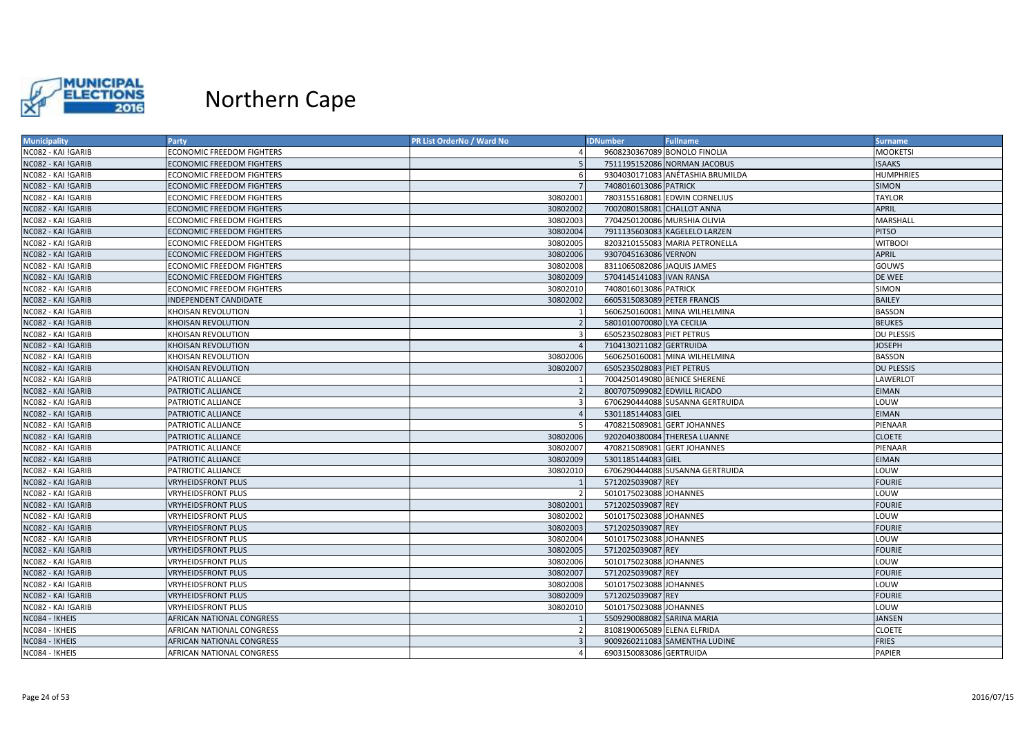# Northern Cape

| Municipality | Party | PR List OrderNo / Ward No | IDNumber | Fullname | Surname |
|---|---|---|---|---|---|
| NC082 - KAI !GARIB | ECONOMIC FREEDOM FIGHTERS | 4 | 9608230367089 | BONOLO FINOLIA | MOOKETSI |
| NC082 - KAI !GARIB | ECONOMIC FREEDOM FIGHTERS | 5 | 7511195152086 | NORMAN JACOBUS | ISAAKS |
| NC082 - KAI !GARIB | ECONOMIC FREEDOM FIGHTERS | 6 | 9304030171083 | ANÉTASHIA BRUMILDA | HUMPHRIES |
| NC082 - KAI !GARIB | ECONOMIC FREEDOM FIGHTERS | 7 | 7408016013086 | PATRICK | SIMON |
| NC082 - KAI !GARIB | ECONOMIC FREEDOM FIGHTERS | 30802001 | 7803155168081 | EDWIN CORNELIUS | TAYLOR |
| NC082 - KAI !GARIB | ECONOMIC FREEDOM FIGHTERS | 30802002 | 7002080158081 | CHALLOT ANNA | APRIL |
| NC082 - KAI !GARIB | ECONOMIC FREEDOM FIGHTERS | 30802003 | 7704250120086 | MURSHIA OLIVIA | MARSHALL |
| NC082 - KAI !GARIB | ECONOMIC FREEDOM FIGHTERS | 30802004 | 7911135603083 | KAGELELO LARZEN | PITSO |
| NC082 - KAI !GARIB | ECONOMIC FREEDOM FIGHTERS | 30802005 | 8203210155083 | MARIA PETRONELLA | WITBOOI |
| NC082 - KAI !GARIB | ECONOMIC FREEDOM FIGHTERS | 30802006 | 9307045163086 | VERNON | APRIL |
| NC082 - KAI !GARIB | ECONOMIC FREEDOM FIGHTERS | 30802008 | 8311065082086 | JAQUIS JAMES | GOUWS |
| NC082 - KAI !GARIB | ECONOMIC FREEDOM FIGHTERS | 30802009 | 5704145141083 | IVAN RANSA | DE WEE |
| NC082 - KAI !GARIB | ECONOMIC FREEDOM FIGHTERS | 30802010 | 7408016013086 | PATRICK | SIMON |
| NC082 - KAI !GARIB | INDEPENDENT CANDIDATE | 30802002 | 6605315083089 | PETER FRANCIS | BAILEY |
| NC082 - KAI !GARIB | KHOISAN REVOLUTION | 1 | 5606250160081 | MINA WILHELMINA | BASSON |
| NC082 - KAI !GARIB | KHOISAN REVOLUTION | 2 | 5801010070080 | LYA CECILIA | BEUKES |
| NC082 - KAI !GARIB | KHOISAN REVOLUTION | 3 | 6505235028083 | PIET PETRUS | DU PLESSIS |
| NC082 - KAI !GARIB | KHOISAN REVOLUTION | 4 | 7104130211082 | GERTRUIDA | JOSEPH |
| NC082 - KAI !GARIB | KHOISAN REVOLUTION | 30802006 | 5606250160081 | MINA WILHELMINA | BASSON |
| NC082 - KAI !GARIB | KHOISAN REVOLUTION | 30802007 | 6505235028083 | PIET PETRUS | DU PLESSIS |
| NC082 - KAI !GARIB | PATRIOTIC ALLIANCE | 1 | 7004250149080 | BENICE SHERENE | LAWERLOT |
| NC082 - KAI !GARIB | PATRIOTIC ALLIANCE | 2 | 8007075099082 | EDWILL RICADO | EIMAN |
| NC082 - KAI !GARIB | PATRIOTIC ALLIANCE | 3 | 6706290444088 | SUSANNA GERTRUIDA | LOUW |
| NC082 - KAI !GARIB | PATRIOTIC ALLIANCE | 4 | 5301185144083 | GIEL | EIMAN |
| NC082 - KAI !GARIB | PATRIOTIC ALLIANCE | 5 | 4708215089081 | GERT JOHANNES | PIENAAR |
| NC082 - KAI !GARIB | PATRIOTIC ALLIANCE | 30802006 | 9202040380084 | THERESA LUANNE | CLOETE |
| NC082 - KAI !GARIB | PATRIOTIC ALLIANCE | 30802007 | 4708215089081 | GERT JOHANNES | PIENAAR |
| NC082 - KAI !GARIB | PATRIOTIC ALLIANCE | 30802009 | 5301185144083 | GIEL | EIMAN |
| NC082 - KAI !GARIB | PATRIOTIC ALLIANCE | 30802010 | 6706290444088 | SUSANNA GERTRUIDA | LOUW |
| NC082 - KAI !GARIB | VRYHEIDSFRONT PLUS | 1 | 5712025039087 | REY | FOURIE |
| NC082 - KAI !GARIB | VRYHEIDSFRONT PLUS | 2 | 5010175023088 | JOHANNES | LOUW |
| NC082 - KAI !GARIB | VRYHEIDSFRONT PLUS | 30802001 | 5712025039087 | REY | FOURIE |
| NC082 - KAI !GARIB | VRYHEIDSFRONT PLUS | 30802002 | 5010175023088 | JOHANNES | LOUW |
| NC082 - KAI !GARIB | VRYHEIDSFRONT PLUS | 30802003 | 5712025039087 | REY | FOURIE |
| NC082 - KAI !GARIB | VRYHEIDSFRONT PLUS | 30802004 | 5010175023088 | JOHANNES | LOUW |
| NC082 - KAI !GARIB | VRYHEIDSFRONT PLUS | 30802005 | 5712025039087 | REY | FOURIE |
| NC082 - KAI !GARIB | VRYHEIDSFRONT PLUS | 30802006 | 5010175023088 | JOHANNES | LOUW |
| NC082 - KAI !GARIB | VRYHEIDSFRONT PLUS | 30802007 | 5712025039087 | REY | FOURIE |
| NC082 - KAI !GARIB | VRYHEIDSFRONT PLUS | 30802008 | 5010175023088 | JOHANNES | LOUW |
| NC082 - KAI !GARIB | VRYHEIDSFRONT PLUS | 30802009 | 5712025039087 | REY | FOURIE |
| NC082 - KAI !GARIB | VRYHEIDSFRONT PLUS | 30802010 | 5010175023088 | JOHANNES | LOUW |
| NC084 - !KHEIS | AFRICAN NATIONAL CONGRESS | 1 | 5509290088082 | SARINA MARIA | JANSEN |
| NC084 - !KHEIS | AFRICAN NATIONAL CONGRESS | 2 | 8108190065089 | ELENA ELFRIDA | CLOETE |
| NC084 - !KHEIS | AFRICAN NATIONAL CONGRESS | 3 | 9009260211083 | SAMENTHA LUDINE | FRIES |
| NC084 - !KHEIS | AFRICAN NATIONAL CONGRESS | 4 | 6903150083086 | GERTRUIDA | PAPIER |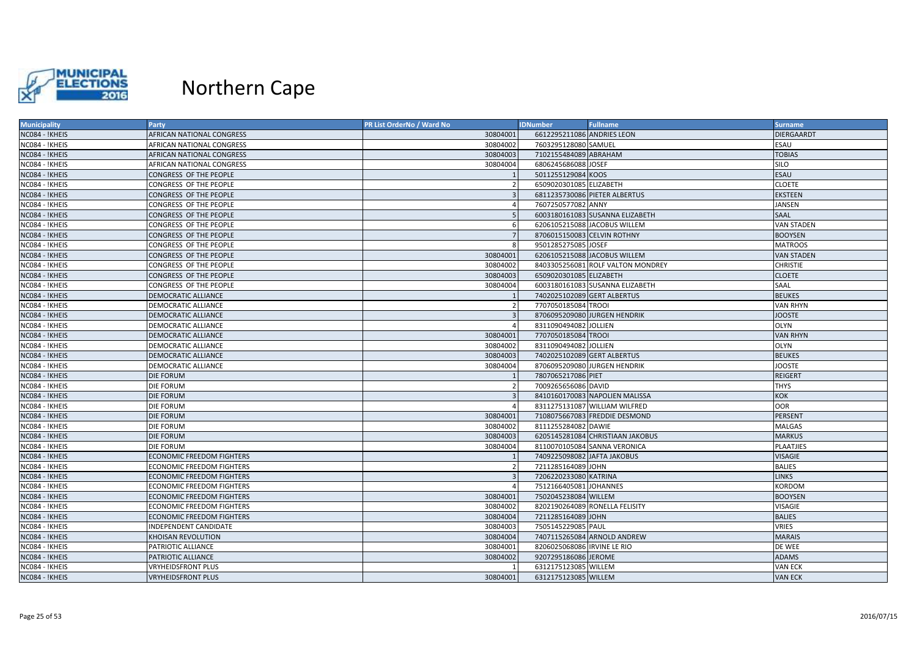# Northern Cape

| Municipality | Party | PR List OrderNo / Ward No | IDNumber | Fullname | Surname |
|---|---|---|---|---|---|
| NC084 - !KHEIS | AFRICAN NATIONAL CONGRESS | 30804001 | 6612295211086 | ANDRIES LEON | DIERGAARDT |
| NC084 - !KHEIS | AFRICAN NATIONAL CONGRESS | 30804002 | 7603295128080 | SAMUEL | ESAU |
| NC084 - !KHEIS | AFRICAN NATIONAL CONGRESS | 30804003 | 7102155484089 | ABRAHAM | TOBIAS |
| NC084 - !KHEIS | AFRICAN NATIONAL CONGRESS | 30804004 | 6806245686088 | JOSEF | SILO |
| NC084 - !KHEIS | CONGRESS OF THE PEOPLE | 1 | 5011255129084 | KOOS | ESAU |
| NC084 - !KHEIS | CONGRESS OF THE PEOPLE | 2 | 6509020301085 | ELIZABETH | CLOETE |
| NC084 - !KHEIS | CONGRESS OF THE PEOPLE | 3 | 6811235730086 | PIETER ALBERTUS | EKSTEEN |
| NC084 - !KHEIS | CONGRESS OF THE PEOPLE | 4 | 7607250577082 | ANNY | JANSEN |
| NC084 - !KHEIS | CONGRESS OF THE PEOPLE | 5 | 6003180161083 | SUSANNA ELIZABETH | SAAL |
| NC084 - !KHEIS | CONGRESS OF THE PEOPLE | 6 | 6206105215088 | JACOBUS WILLEM | VAN STADEN |
| NC084 - !KHEIS | CONGRESS OF THE PEOPLE | 7 | 8706015150083 | CELVIN ROTHNY | BOOYSEN |
| NC084 - !KHEIS | CONGRESS OF THE PEOPLE | 8 | 9501285275085 | JOSEF | MATROOS |
| NC084 - !KHEIS | CONGRESS OF THE PEOPLE | 30804001 | 6206105215088 | JACOBUS WILLEM | VAN STADEN |
| NC084 - !KHEIS | CONGRESS OF THE PEOPLE | 30804002 | 8403305256081 | ROLF VALTON MONDREY | CHRISTIE |
| NC084 - !KHEIS | CONGRESS OF THE PEOPLE | 30804003 | 6509020301085 | ELIZABETH | CLOETE |
| NC084 - !KHEIS | CONGRESS OF THE PEOPLE | 30804004 | 6003180161083 | SUSANNA ELIZABETH | SAAL |
| NC084 - !KHEIS | DEMOCRATIC ALLIANCE | 1 | 7402025102089 | GERT ALBERTUS | BEUKES |
| NC084 - !KHEIS | DEMOCRATIC ALLIANCE | 2 | 7707050185084 | TROOI | VAN RHYN |
| NC084 - !KHEIS | DEMOCRATIC ALLIANCE | 3 | 8706095209080 | JURGEN HENDRIK | JOOSTE |
| NC084 - !KHEIS | DEMOCRATIC ALLIANCE | 4 | 8311090494082 | JOLLIEN | OLYN |
| NC084 - !KHEIS | DEMOCRATIC ALLIANCE | 30804001 | 7707050185084 | TROOI | VAN RHYN |
| NC084 - !KHEIS | DEMOCRATIC ALLIANCE | 30804002 | 8311090494082 | JOLLIEN | OLYN |
| NC084 - !KHEIS | DEMOCRATIC ALLIANCE | 30804003 | 7402025102089 | GERT ALBERTUS | BEUKES |
| NC084 - !KHEIS | DEMOCRATIC ALLIANCE | 30804004 | 8706095209080 | JURGEN HENDRIK | JOOSTE |
| NC084 - !KHEIS | DIE FORUM | 1 | 7807065217086 | PIET | REIGERT |
| NC084 - !KHEIS | DIE FORUM | 2 | 7009265656086 | DAVID | THYS |
| NC084 - !KHEIS | DIE FORUM | 3 | 8410160170083 | NAPOLIEN MALISSA | KOK |
| NC084 - !KHEIS | DIE FORUM | 4 | 8311275131087 | WILLIAM WILFRED | OOR |
| NC084 - !KHEIS | DIE FORUM | 30804001 | 7108075667083 | FREDDIE DESMOND | PERSENT |
| NC084 - !KHEIS | DIE FORUM | 30804002 | 8111255284082 | DAWIE | MALGAS |
| NC084 - !KHEIS | DIE FORUM | 30804003 | 6205145281084 | CHRISTIAAN JAKOBUS | MARKUS |
| NC084 - !KHEIS | DIE FORUM | 30804004 | 8110070105084 | SANNA VERONICA | PLAATJIES |
| NC084 - !KHEIS | ECONOMIC FREEDOM FIGHTERS | 1 | 7409225098082 | JAFTA JAKOBUS | VISAGIE |
| NC084 - !KHEIS | ECONOMIC FREEDOM FIGHTERS | 2 | 7211285164089 | JOHN | BALIES |
| NC084 - !KHEIS | ECONOMIC FREEDOM FIGHTERS | 3 | 7206220233080 | KATRINA | LINKS |
| NC084 - !KHEIS | ECONOMIC FREEDOM FIGHTERS | 4 | 7512166405081 | JOHANNES | KORDOM |
| NC084 - !KHEIS | ECONOMIC FREEDOM FIGHTERS | 30804001 | 7502045238084 | WILLEM | BOOYSEN |
| NC084 - !KHEIS | ECONOMIC FREEDOM FIGHTERS | 30804002 | 8202190264089 | RONELLA FELISITY | VISAGIE |
| NC084 - !KHEIS | ECONOMIC FREEDOM FIGHTERS | 30804004 | 7211285164089 | JOHN | BALIES |
| NC084 - !KHEIS | INDEPENDENT CANDIDATE | 30804003 | 7505145229085 | PAUL | VRIES |
| NC084 - !KHEIS | KHOISAN REVOLUTION | 30804004 | 7407115265084 | ARNOLD ANDREW | MARAIS |
| NC084 - !KHEIS | PATRIOTIC ALLIANCE | 30804001 | 8206025068086 | IRVINE LE RIO | DE WEE |
| NC084 - !KHEIS | PATRIOTIC ALLIANCE | 30804002 | 9207295186086 | JEROME | ADAMS |
| NC084 - !KHEIS | VRYHEIDSFRONT PLUS | 1 | 6312175123085 | WILLEM | VAN ECK |
| NC084 - !KHEIS | VRYHEIDSFRONT PLUS | 30804001 | 6312175123085 | WILLEM | VAN ECK |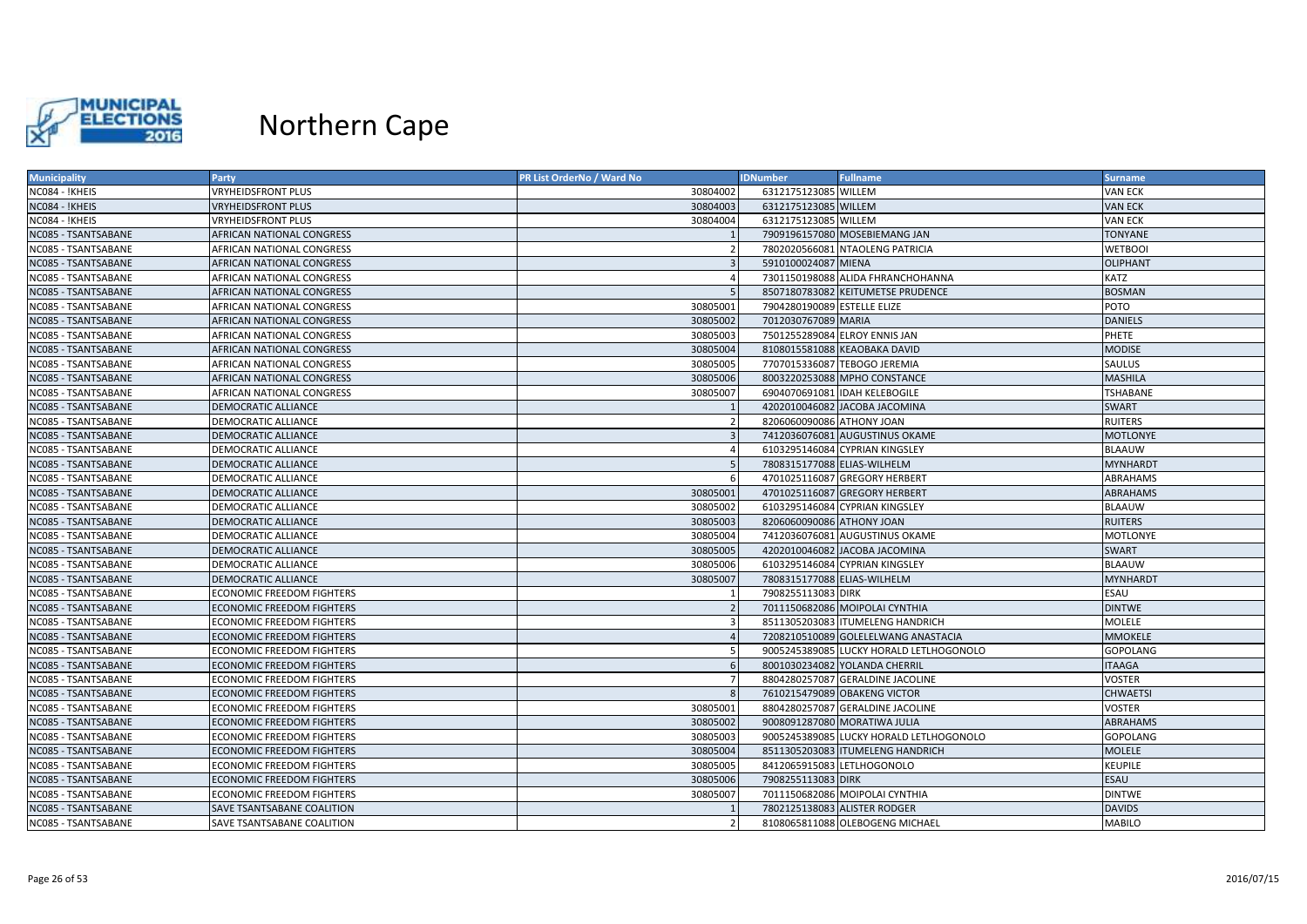# Northern Cape

| Municipality | Party | PR List OrderNo / Ward No | IDNumber | Fullname | Surname |
|---|---|---|---|---|---|
| NC084 - !KHEIS | VRYHEIDSFRONT PLUS | 30804002 | 6312175123085 | WILLEM | VAN ECK |
| NC084 - !KHEIS | VRYHEIDSFRONT PLUS | 30804003 | 6312175123085 | WILLEM | VAN ECK |
| NC084 - !KHEIS | VRYHEIDSFRONT PLUS | 30804004 | 6312175123085 | WILLEM | VAN ECK |
| NC085 - TSANTSABANE | AFRICAN NATIONAL CONGRESS | 1 | 7909196157080 | MOSEBIEMANG JAN | TONYANE |
| NC085 - TSANTSABANE | AFRICAN NATIONAL CONGRESS | 2 | 7802020566081 | NTAOLENG PATRICIA | WETBOOI |
| NC085 - TSANTSABANE | AFRICAN NATIONAL CONGRESS | 3 | 5910100024087 | MIENA | OLIPHANT |
| NC085 - TSANTSABANE | AFRICAN NATIONAL CONGRESS | 4 | 7301150198088 | ALIDA FHRANCHOHANNA | KATZ |
| NC085 - TSANTSABANE | AFRICAN NATIONAL CONGRESS | 5 | 8507180783082 | KEITUMETSE PRUDENCE | BOSMAN |
| NC085 - TSANTSABANE | AFRICAN NATIONAL CONGRESS | 30805001 | 7904280190089 | ESTELLE ELIZE | POTO |
| NC085 - TSANTSABANE | AFRICAN NATIONAL CONGRESS | 30805002 | 7012030767089 | MARIA | DANIELS |
| NC085 - TSANTSABANE | AFRICAN NATIONAL CONGRESS | 30805003 | 7501255289084 | ELROY ENNIS JAN | PHETE |
| NC085 - TSANTSABANE | AFRICAN NATIONAL CONGRESS | 30805004 | 8108015581088 | KEAOBAKA DAVID | MODISE |
| NC085 - TSANTSABANE | AFRICAN NATIONAL CONGRESS | 30805005 | 7707015336087 | TEBOGO JEREMIA | SAULUS |
| NC085 - TSANTSABANE | AFRICAN NATIONAL CONGRESS | 30805006 | 8003220253088 | MPHO CONSTANCE | MASHILA |
| NC085 - TSANTSABANE | AFRICAN NATIONAL CONGRESS | 30805007 | 6904070691081 | IDAH KELEBOGILE | TSHABANE |
| NC085 - TSANTSABANE | DEMOCRATIC ALLIANCE | 1 | 4202010046082 | JACOBA JACOMINA | SWART |
| NC085 - TSANTSABANE | DEMOCRATIC ALLIANCE | 2 | 8206060090086 | ATHONY JOAN | RUITERS |
| NC085 - TSANTSABANE | DEMOCRATIC ALLIANCE | 3 | 7412036076081 | AUGUSTINUS OKAME | MOTLONYE |
| NC085 - TSANTSABANE | DEMOCRATIC ALLIANCE | 4 | 6103295146084 | CYPRIAN KINGSLEY | BLAAUW |
| NC085 - TSANTSABANE | DEMOCRATIC ALLIANCE | 5 | 7808315177088 | ELIAS-WILHELM | MYNHARDT |
| NC085 - TSANTSABANE | DEMOCRATIC ALLIANCE | 6 | 4701025116087 | GREGORY HERBERT | ABRAHAMS |
| NC085 - TSANTSABANE | DEMOCRATIC ALLIANCE | 30805001 | 4701025116087 | GREGORY HERBERT | ABRAHAMS |
| NC085 - TSANTSABANE | DEMOCRATIC ALLIANCE | 30805002 | 6103295146084 | CYPRIAN KINGSLEY | BLAAUW |
| NC085 - TSANTSABANE | DEMOCRATIC ALLIANCE | 30805003 | 8206060090086 | ATHONY JOAN | RUITERS |
| NC085 - TSANTSABANE | DEMOCRATIC ALLIANCE | 30805004 | 7412036076081 | AUGUSTINUS OKAME | MOTLONYE |
| NC085 - TSANTSABANE | DEMOCRATIC ALLIANCE | 30805005 | 4202010046082 | JACOBA JACOMINA | SWART |
| NC085 - TSANTSABANE | DEMOCRATIC ALLIANCE | 30805006 | 6103295146084 | CYPRIAN KINGSLEY | BLAAUW |
| NC085 - TSANTSABANE | DEMOCRATIC ALLIANCE | 30805007 | 7808315177088 | ELIAS-WILHELM | MYNHARDT |
| NC085 - TSANTSABANE | ECONOMIC FREEDOM FIGHTERS | 1 | 7908255113083 | DIRK | ESAU |
| NC085 - TSANTSABANE | ECONOMIC FREEDOM FIGHTERS | 2 | 7011150682086 | MOIPOLAI CYNTHIA | DINTWE |
| NC085 - TSANTSABANE | ECONOMIC FREEDOM FIGHTERS | 3 | 8511305203083 | ITUMELENG HANDRICH | MOLELE |
| NC085 - TSANTSABANE | ECONOMIC FREEDOM FIGHTERS | 4 | 7208210510089 | GOLELELWANG ANASTACIA | MMOKELE |
| NC085 - TSANTSABANE | ECONOMIC FREEDOM FIGHTERS | 5 | 9005245389085 | LUCKY HORALD LETLHOGONOLO | GOPOLANG |
| NC085 - TSANTSABANE | ECONOMIC FREEDOM FIGHTERS | 6 | 8001030234082 | YOLANDA CHERRIL | ITAAGA |
| NC085 - TSANTSABANE | ECONOMIC FREEDOM FIGHTERS | 7 | 8804280257087 | GERALDINE JACOLINE | VOSTER |
| NC085 - TSANTSABANE | ECONOMIC FREEDOM FIGHTERS | 8 | 7610215479089 | OBAKENG VICTOR | CHWAETSI |
| NC085 - TSANTSABANE | ECONOMIC FREEDOM FIGHTERS | 30805001 | 8804280257087 | GERALDINE JACOLINE | VOSTER |
| NC085 - TSANTSABANE | ECONOMIC FREEDOM FIGHTERS | 30805002 | 9008091287080 | MORATIWA JULIA | ABRAHAMS |
| NC085 - TSANTSABANE | ECONOMIC FREEDOM FIGHTERS | 30805003 | 9005245389085 | LUCKY HORALD LETLHOGONOLO | GOPOLANG |
| NC085 - TSANTSABANE | ECONOMIC FREEDOM FIGHTERS | 30805004 | 8511305203083 | ITUMELENG HANDRICH | MOLELE |
| NC085 - TSANTSABANE | ECONOMIC FREEDOM FIGHTERS | 30805005 | 8412065915083 | LETLHOGONOLO | KEUPILE |
| NC085 - TSANTSABANE | ECONOMIC FREEDOM FIGHTERS | 30805006 | 7908255113083 | DIRK | ESAU |
| NC085 - TSANTSABANE | ECONOMIC FREEDOM FIGHTERS | 30805007 | 7011150682086 | MOIPOLAI CYNTHIA | DINTWE |
| NC085 - TSANTSABANE | SAVE TSANTSABANE COALITION | 1 | 7802125138083 | ALISTER RODGER | DAVIDS |
| NC085 - TSANTSABANE | SAVE TSANTSABANE COALITION | 2 | 8108065811088 | OLEBOGENG MICHAEL | MABILO |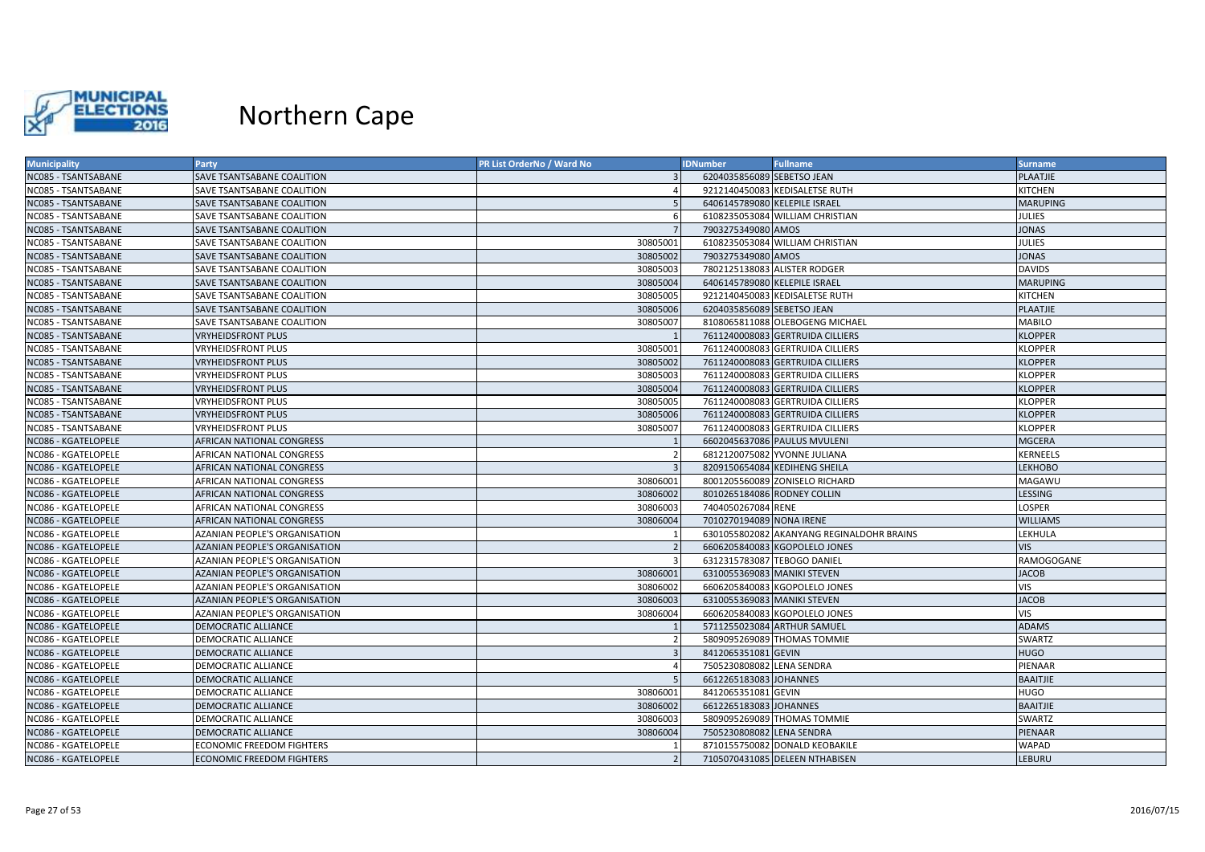# Northern Cape

| Municipality | Party | PR List OrderNo / Ward No | IDNumber | Fullname | Surname |
|---|---|---|---|---|---|
| NC085 - TSANTSABANE | SAVE TSANTSABANE COALITION | 3 | 6204035856089 | SEBETSO JEAN | PLAATJIE |
| NC085 - TSANTSABANE | SAVE TSANTSABANE COALITION | 4 | 9212140450083 | KEDISALETSE RUTH | KITCHEN |
| NC085 - TSANTSABANE | SAVE TSANTSABANE COALITION | 5 | 6406145789080 | KELEPILE ISRAEL | MARUPING |
| NC085 - TSANTSABANE | SAVE TSANTSABANE COALITION | 6 | 6108235053084 | WILLIAM CHRISTIAN | JULIES |
| NC085 - TSANTSABANE | SAVE TSANTSABANE COALITION | 7 | 7903275349080 | AMOS | JONAS |
| NC085 - TSANTSABANE | SAVE TSANTSABANE COALITION | 30805001 | 6108235053084 | WILLIAM CHRISTIAN | JULIES |
| NC085 - TSANTSABANE | SAVE TSANTSABANE COALITION | 30805002 | 7903275349080 | AMOS | JONAS |
| NC085 - TSANTSABANE | SAVE TSANTSABANE COALITION | 30805003 | 7802125138083 | ALISTER RODGER | DAVIDS |
| NC085 - TSANTSABANE | SAVE TSANTSABANE COALITION | 30805004 | 6406145789080 | KELEPILE ISRAEL | MARUPING |
| NC085 - TSANTSABANE | SAVE TSANTSABANE COALITION | 30805005 | 9212140450083 | KEDISALETSE RUTH | KITCHEN |
| NC085 - TSANTSABANE | SAVE TSANTSABANE COALITION | 30805006 | 6204035856089 | SEBETSO JEAN | PLAATJIE |
| NC085 - TSANTSABANE | SAVE TSANTSABANE COALITION | 30805007 | 8108065811088 | OLEBOGENG MICHAEL | MABILO |
| NC085 - TSANTSABANE | VRYHEIDSFRONT PLUS | 1 | 7611240008083 | GERTRUIDA CILLIERS | KLOPPER |
| NC085 - TSANTSABANE | VRYHEIDSFRONT PLUS | 30805001 | 7611240008083 | GERTRUIDA CILLIERS | KLOPPER |
| NC085 - TSANTSABANE | VRYHEIDSFRONT PLUS | 30805002 | 7611240008083 | GERTRUIDA CILLIERS | KLOPPER |
| NC085 - TSANTSABANE | VRYHEIDSFRONT PLUS | 30805003 | 7611240008083 | GERTRUIDA CILLIERS | KLOPPER |
| NC085 - TSANTSABANE | VRYHEIDSFRONT PLUS | 30805004 | 7611240008083 | GERTRUIDA CILLIERS | KLOPPER |
| NC085 - TSANTSABANE | VRYHEIDSFRONT PLUS | 30805005 | 7611240008083 | GERTRUIDA CILLIERS | KLOPPER |
| NC085 - TSANTSABANE | VRYHEIDSFRONT PLUS | 30805006 | 7611240008083 | GERTRUIDA CILLIERS | KLOPPER |
| NC085 - TSANTSABANE | VRYHEIDSFRONT PLUS | 30805007 | 7611240008083 | GERTRUIDA CILLIERS | KLOPPER |
| NC086 - KGATELOPELE | AFRICAN NATIONAL CONGRESS | 1 | 6602045637086 | PAULUS MVULENI | MGCERA |
| NC086 - KGATELOPELE | AFRICAN NATIONAL CONGRESS | 2 | 6812120075082 | YVONNE JULIANA | KERNEELS |
| NC086 - KGATELOPELE | AFRICAN NATIONAL CONGRESS | 3 | 8209150654084 | KEDIHENG SHEILA | LEKHOBO |
| NC086 - KGATELOPELE | AFRICAN NATIONAL CONGRESS | 30806001 | 8001205560089 | ZONISELO RICHARD | MAGAWU |
| NC086 - KGATELOPELE | AFRICAN NATIONAL CONGRESS | 30806002 | 8010265184086 | RODNEY COLLIN | LESSING |
| NC086 - KGATELOPELE | AFRICAN NATIONAL CONGRESS | 30806003 | 7404050267084 | RENE | LOSPER |
| NC086 - KGATELOPELE | AFRICAN NATIONAL CONGRESS | 30806004 | 7010270194089 | NONA IRENE | WILLIAMS |
| NC086 - KGATELOPELE | AZANIAN PEOPLE'S ORGANISATION | 1 | 6301055802082 | AKANYANG REGINALDOHR BRAINS | LEKHULA |
| NC086 - KGATELOPELE | AZANIAN PEOPLE'S ORGANISATION | 2 | 6606205840083 | KGOPOLELO JONES | VIS |
| NC086 - KGATELOPELE | AZANIAN PEOPLE'S ORGANISATION | 3 | 6312315783087 | TEBOGO DANIEL | RAMOGOGANE |
| NC086 - KGATELOPELE | AZANIAN PEOPLE'S ORGANISATION | 30806001 | 6310055369083 | MANIKI STEVEN | JACOB |
| NC086 - KGATELOPELE | AZANIAN PEOPLE'S ORGANISATION | 30806002 | 6606205840083 | KGOPOLELO JONES | VIS |
| NC086 - KGATELOPELE | AZANIAN PEOPLE'S ORGANISATION | 30806003 | 6310055369083 | MANIKI STEVEN | JACOB |
| NC086 - KGATELOPELE | AZANIAN PEOPLE'S ORGANISATION | 30806004 | 6606205840083 | KGOPOLELO JONES | VIS |
| NC086 - KGATELOPELE | DEMOCRATIC ALLIANCE | 1 | 5711255023084 | ARTHUR SAMUEL | ADAMS |
| NC086 - KGATELOPELE | DEMOCRATIC ALLIANCE | 2 | 5809095269089 | THOMAS TOMMIE | SWARTZ |
| NC086 - KGATELOPELE | DEMOCRATIC ALLIANCE | 3 | 8412065351081 | GEVIN | HUGO |
| NC086 - KGATELOPELE | DEMOCRATIC ALLIANCE | 4 | 7505230808082 | LENA SENDRA | PIENAAR |
| NC086 - KGATELOPELE | DEMOCRATIC ALLIANCE | 5 | 6612265183083 | JOHANNES | BAAITJIE |
| NC086 - KGATELOPELE | DEMOCRATIC ALLIANCE | 30806001 | 8412065351081 | GEVIN | HUGO |
| NC086 - KGATELOPELE | DEMOCRATIC ALLIANCE | 30806002 | 6612265183083 | JOHANNES | BAAITJIE |
| NC086 - KGATELOPELE | DEMOCRATIC ALLIANCE | 30806003 | 5809095269089 | THOMAS TOMMIE | SWARTZ |
| NC086 - KGATELOPELE | DEMOCRATIC ALLIANCE | 30806004 | 7505230808082 | LENA SENDRA | PIENAAR |
| NC086 - KGATELOPELE | ECONOMIC FREEDOM FIGHTERS | 1 | 8710155750082 | DONALD KEOBAKILE | WAPAD |
| NC086 - KGATELOPELE | ECONOMIC FREEDOM FIGHTERS | 2 | 7105070431085 | DELEEN NTHABISEN | LEBURU |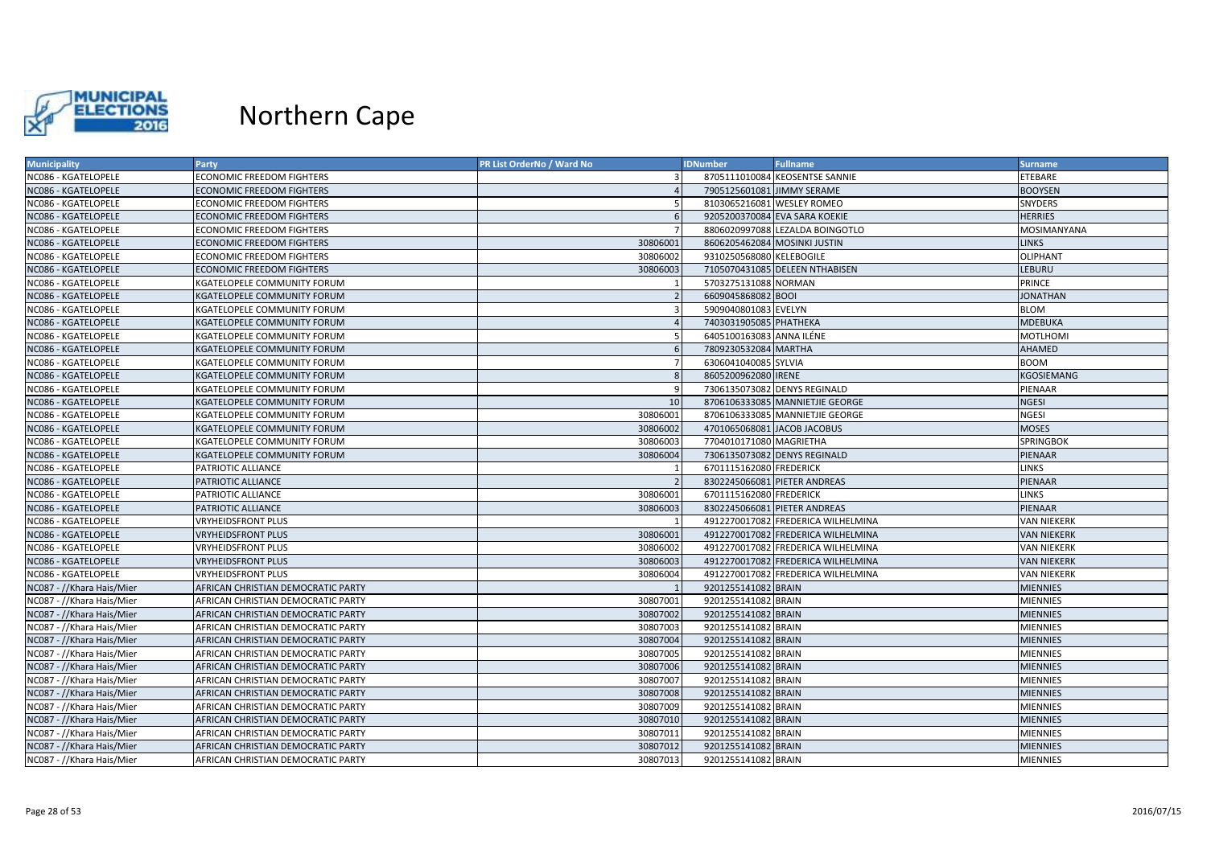# Northern Cape

| Municipality | Party | PR List OrderNo / Ward No | IDNumber | Fullname | Surname |
|---|---|---|---|---|---|
| NC086 - KGATELOPELE | ECONOMIC FREEDOM FIGHTERS | 3 | 8705111010084 | KEOSENTSE SANNIE | ETEBARE |
| NC086 - KGATELOPELE | ECONOMIC FREEDOM FIGHTERS | 4 | 7905125601081 | JIMMY SERAME | BOOYSEN |
| NC086 - KGATELOPELE | ECONOMIC FREEDOM FIGHTERS | 5 | 8103065216081 | WESLEY ROMEO | SNYDERS |
| NC086 - KGATELOPELE | ECONOMIC FREEDOM FIGHTERS | 6 | 9205200370084 | EVA SARA KOEKIE | HERRIES |
| NC086 - KGATELOPELE | ECONOMIC FREEDOM FIGHTERS | 7 | 8806020997088 | LEZALDA BOINGOTLO | MOSIMANYANA |
| NC086 - KGATELOPELE | ECONOMIC FREEDOM FIGHTERS | 30806001 | 8606205462084 | MOSINKI JUSTIN | LINKS |
| NC086 - KGATELOPELE | ECONOMIC FREEDOM FIGHTERS | 30806002 | 9310250568080 | KELEBOGILE | OLIPHANT |
| NC086 - KGATELOPELE | ECONOMIC FREEDOM FIGHTERS | 30806003 | 7105070431085 | DELEEN NTHABISEN | LEBURU |
| NC086 - KGATELOPELE | KGATELOPELE COMMUNITY FORUM | 1 | 5703275131088 | NORMAN | PRINCE |
| NC086 - KGATELOPELE | KGATELOPELE COMMUNITY FORUM | 2 | 6609045868082 | BOOI | JONATHAN |
| NC086 - KGATELOPELE | KGATELOPELE COMMUNITY FORUM | 3 | 5909040801083 | EVELYN | BLOM |
| NC086 - KGATELOPELE | KGATELOPELE COMMUNITY FORUM | 4 | 7403031905085 | PHATHEKA | MDEBUKA |
| NC086 - KGATELOPELE | KGATELOPELE COMMUNITY FORUM | 5 | 6405100163083 | ANNA ILÉNE | MOTLHOMI |
| NC086 - KGATELOPELE | KGATELOPELE COMMUNITY FORUM | 6 | 7809230532084 | MARTHA | AHAMED |
| NC086 - KGATELOPELE | KGATELOPELE COMMUNITY FORUM | 7 | 6306041040085 | SYLVIA | BOOM |
| NC086 - KGATELOPELE | KGATELOPELE COMMUNITY FORUM | 8 | 8605200962080 | IRENE | KGOSIEMANG |
| NC086 - KGATELOPELE | KGATELOPELE COMMUNITY FORUM | 9 | 7306135073082 | DENYS REGINALD | PIENAAR |
| NC086 - KGATELOPELE | KGATELOPELE COMMUNITY FORUM | 10 | 8706106333085 | MANNIETJIE GEORGE | NGESI |
| NC086 - KGATELOPELE | KGATELOPELE COMMUNITY FORUM | 30806001 | 8706106333085 | MANNIETJIE GEORGE | NGESI |
| NC086 - KGATELOPELE | KGATELOPELE COMMUNITY FORUM | 30806002 | 4701065068081 | JACOB JACOBUS | MOSES |
| NC086 - KGATELOPELE | KGATELOPELE COMMUNITY FORUM | 30806003 | 7704010171080 | MAGRIETHA | SPRINGBOK |
| NC086 - KGATELOPELE | KGATELOPELE COMMUNITY FORUM | 30806004 | 7306135073082 | DENYS REGINALD | PIENAAR |
| NC086 - KGATELOPELE | PATRIOTIC ALLIANCE | 1 | 6701115162080 | FREDERICK | LINKS |
| NC086 - KGATELOPELE | PATRIOTIC ALLIANCE | 2 | 8302245066081 | PIETER ANDREAS | PIENAAR |
| NC086 - KGATELOPELE | PATRIOTIC ALLIANCE | 30806001 | 6701115162080 | FREDERICK | LINKS |
| NC086 - KGATELOPELE | PATRIOTIC ALLIANCE | 30806003 | 8302245066081 | PIETER ANDREAS | PIENAAR |
| NC086 - KGATELOPELE | VRYHEIDSFRONT PLUS | 1 | 4912270017082 | FREDERICA WILHELMINA | VAN NIEKERK |
| NC086 - KGATELOPELE | VRYHEIDSFRONT PLUS | 30806001 | 4912270017082 | FREDERICA WILHELMINA | VAN NIEKERK |
| NC086 - KGATELOPELE | VRYHEIDSFRONT PLUS | 30806002 | 4912270017082 | FREDERICA WILHELMINA | VAN NIEKERK |
| NC086 - KGATELOPELE | VRYHEIDSFRONT PLUS | 30806003 | 4912270017082 | FREDERICA WILHELMINA | VAN NIEKERK |
| NC086 - KGATELOPELE | VRYHEIDSFRONT PLUS | 30806004 | 4912270017082 | FREDERICA WILHELMINA | VAN NIEKERK |
| NC087 - //Khara Hais/Mier | AFRICAN CHRISTIAN DEMOCRATIC PARTY | 1 | 9201255141082 | BRAIN | MIENNIES |
| NC087 - //Khara Hais/Mier | AFRICAN CHRISTIAN DEMOCRATIC PARTY | 30807001 | 9201255141082 | BRAIN | MIENNIES |
| NC087 - //Khara Hais/Mier | AFRICAN CHRISTIAN DEMOCRATIC PARTY | 30807002 | 9201255141082 | BRAIN | MIENNIES |
| NC087 - //Khara Hais/Mier | AFRICAN CHRISTIAN DEMOCRATIC PARTY | 30807003 | 9201255141082 | BRAIN | MIENNIES |
| NC087 - //Khara Hais/Mier | AFRICAN CHRISTIAN DEMOCRATIC PARTY | 30807004 | 9201255141082 | BRAIN | MIENNIES |
| NC087 - //Khara Hais/Mier | AFRICAN CHRISTIAN DEMOCRATIC PARTY | 30807005 | 9201255141082 | BRAIN | MIENNIES |
| NC087 - //Khara Hais/Mier | AFRICAN CHRISTIAN DEMOCRATIC PARTY | 30807006 | 9201255141082 | BRAIN | MIENNIES |
| NC087 - //Khara Hais/Mier | AFRICAN CHRISTIAN DEMOCRATIC PARTY | 30807007 | 9201255141082 | BRAIN | MIENNIES |
| NC087 - //Khara Hais/Mier | AFRICAN CHRISTIAN DEMOCRATIC PARTY | 30807008 | 9201255141082 | BRAIN | MIENNIES |
| NC087 - //Khara Hais/Mier | AFRICAN CHRISTIAN DEMOCRATIC PARTY | 30807009 | 9201255141082 | BRAIN | MIENNIES |
| NC087 - //Khara Hais/Mier | AFRICAN CHRISTIAN DEMOCRATIC PARTY | 30807010 | 9201255141082 | BRAIN | MIENNIES |
| NC087 - //Khara Hais/Mier | AFRICAN CHRISTIAN DEMOCRATIC PARTY | 30807011 | 9201255141082 | BRAIN | MIENNIES |
| NC087 - //Khara Hais/Mier | AFRICAN CHRISTIAN DEMOCRATIC PARTY | 30807012 | 9201255141082 | BRAIN | MIENNIES |
| NC087 - //Khara Hais/Mier | AFRICAN CHRISTIAN DEMOCRATIC PARTY | 30807013 | 9201255141082 | BRAIN | MIENNIES |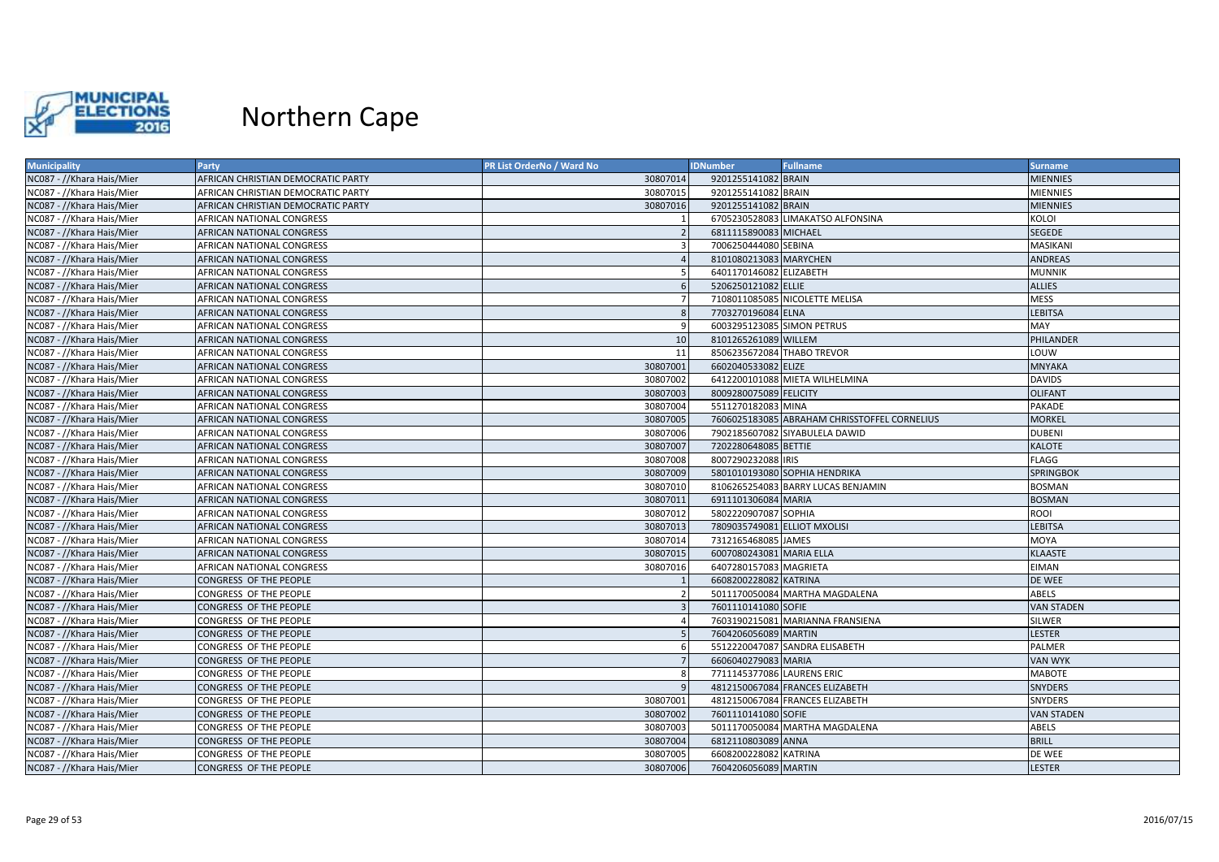# Northern Cape

| Municipality | Party | PR List OrderNo / Ward No | IDNumber | Fullname | Surname |
|---|---|---|---|---|---|
| NC087 - //Khara Hais/Mier | AFRICAN CHRISTIAN DEMOCRATIC PARTY | 30807014 | 9201255141082 | BRAIN | MIENNIES |
| NC087 - //Khara Hais/Mier | AFRICAN CHRISTIAN DEMOCRATIC PARTY | 30807015 | 9201255141082 | BRAIN | MIENNIES |
| NC087 - //Khara Hais/Mier | AFRICAN CHRISTIAN DEMOCRATIC PARTY | 30807016 | 9201255141082 | BRAIN | MIENNIES |
| NC087 - //Khara Hais/Mier | AFRICAN NATIONAL CONGRESS | 1 | 6705230528083 | LIMAKATSO ALFONSINA | KOLOI |
| NC087 - //Khara Hais/Mier | AFRICAN NATIONAL CONGRESS | 2 | 6811115890083 | MICHAEL | SEGEDE |
| NC087 - //Khara Hais/Mier | AFRICAN NATIONAL CONGRESS | 3 | 7006250444080 | SEBINA | MASIKANI |
| NC087 - //Khara Hais/Mier | AFRICAN NATIONAL CONGRESS | 4 | 8101080213083 | MARYCHEN | ANDREAS |
| NC087 - //Khara Hais/Mier | AFRICAN NATIONAL CONGRESS | 5 | 6401170146082 | ELIZABETH | MUNNIK |
| NC087 - //Khara Hais/Mier | AFRICAN NATIONAL CONGRESS | 6 | 5206250121082 | ELLIE | ALLIES |
| NC087 - //Khara Hais/Mier | AFRICAN NATIONAL CONGRESS | 7 | 7108011085085 | NICOLETTE MELISA | MESS |
| NC087 - //Khara Hais/Mier | AFRICAN NATIONAL CONGRESS | 8 | 7703270196084 | ELNA | LEBITSA |
| NC087 - //Khara Hais/Mier | AFRICAN NATIONAL CONGRESS | 9 | 6003295123085 | SIMON PETRUS | MAY |
| NC087 - //Khara Hais/Mier | AFRICAN NATIONAL CONGRESS | 10 | 8101265261089 | WILLEM | PHILANDER |
| NC087 - //Khara Hais/Mier | AFRICAN NATIONAL CONGRESS | 11 | 8506235672084 | THABO TREVOR | LOUW |
| NC087 - //Khara Hais/Mier | AFRICAN NATIONAL CONGRESS | 30807001 | 6602040533082 | ELIZE | MNYAKA |
| NC087 - //Khara Hais/Mier | AFRICAN NATIONAL CONGRESS | 30807002 | 6412200101088 | MIETA WILHELMINA | DAVIDS |
| NC087 - //Khara Hais/Mier | AFRICAN NATIONAL CONGRESS | 30807003 | 8009280075089 | FELICITY | OLIFANT |
| NC087 - //Khara Hais/Mier | AFRICAN NATIONAL CONGRESS | 30807004 | 5511270182083 | MINA | PAKADE |
| NC087 - //Khara Hais/Mier | AFRICAN NATIONAL CONGRESS | 30807005 | 7606025183085 | ABRAHAM CHRISSTOFFEL CORNELIUS | MORKEL |
| NC087 - //Khara Hais/Mier | AFRICAN NATIONAL CONGRESS | 30807006 | 7902185607082 | SIYABULELA DAWID | DUBENI |
| NC087 - //Khara Hais/Mier | AFRICAN NATIONAL CONGRESS | 30807007 | 7202280648085 | BETTIE | KALOTE |
| NC087 - //Khara Hais/Mier | AFRICAN NATIONAL CONGRESS | 30807008 | 8007290232088 | IRIS | FLAGG |
| NC087 - //Khara Hais/Mier | AFRICAN NATIONAL CONGRESS | 30807009 | 5801010193080 | SOPHIA HENDRIKA | SPRINGBOK |
| NC087 - //Khara Hais/Mier | AFRICAN NATIONAL CONGRESS | 30807010 | 8106265254083 | BARRY LUCAS BENJAMIN | BOSMAN |
| NC087 - //Khara Hais/Mier | AFRICAN NATIONAL CONGRESS | 30807011 | 6911101306084 | MARIA | BOSMAN |
| NC087 - //Khara Hais/Mier | AFRICAN NATIONAL CONGRESS | 30807012 | 5802220907087 | SOPHIA | ROOI |
| NC087 - //Khara Hais/Mier | AFRICAN NATIONAL CONGRESS | 30807013 | 7809035749081 | ELLIOT MXOLISI | LEBITSA |
| NC087 - //Khara Hais/Mier | AFRICAN NATIONAL CONGRESS | 30807014 | 7312165468085 | JAMES | MOYA |
| NC087 - //Khara Hais/Mier | AFRICAN NATIONAL CONGRESS | 30807015 | 6007080243081 | MARIA ELLA | KLAASTE |
| NC087 - //Khara Hais/Mier | AFRICAN NATIONAL CONGRESS | 30807016 | 6407280157083 | MAGRIETA | EIMAN |
| NC087 - //Khara Hais/Mier | CONGRESS OF THE PEOPLE | 1 | 6608200228082 | KATRINA | DE WEE |
| NC087 - //Khara Hais/Mier | CONGRESS OF THE PEOPLE | 2 | 5011170050084 | MARTHA MAGDALENA | ABELS |
| NC087 - //Khara Hais/Mier | CONGRESS OF THE PEOPLE | 3 | 7601110141080 | SOFIE | VAN STADEN |
| NC087 - //Khara Hais/Mier | CONGRESS OF THE PEOPLE | 4 | 7603190215081 | MARIANNA FRANSIENA | SILWER |
| NC087 - //Khara Hais/Mier | CONGRESS OF THE PEOPLE | 5 | 7604206056089 | MARTIN | LESTER |
| NC087 - //Khara Hais/Mier | CONGRESS OF THE PEOPLE | 6 | 5512220047087 | SANDRA ELISABETH | PALMER |
| NC087 - //Khara Hais/Mier | CONGRESS OF THE PEOPLE | 7 | 6606040279083 | MARIA | VAN WYK |
| NC087 - //Khara Hais/Mier | CONGRESS OF THE PEOPLE | 8 | 7711145377086 | LAURENS ERIC | MABOTE |
| NC087 - //Khara Hais/Mier | CONGRESS OF THE PEOPLE | 9 | 4812150067084 | FRANCES ELIZABETH | SNYDERS |
| NC087 - //Khara Hais/Mier | CONGRESS OF THE PEOPLE | 30807001 | 4812150067084 | FRANCES ELIZABETH | SNYDERS |
| NC087 - //Khara Hais/Mier | CONGRESS OF THE PEOPLE | 30807002 | 7601110141080 | SOFIE | VAN STADEN |
| NC087 - //Khara Hais/Mier | CONGRESS OF THE PEOPLE | 30807003 | 5011170050084 | MARTHA MAGDALENA | ABELS |
| NC087 - //Khara Hais/Mier | CONGRESS OF THE PEOPLE | 30807004 | 6812110803089 | ANNA | BRILL |
| NC087 - //Khara Hais/Mier | CONGRESS OF THE PEOPLE | 30807005 | 6608200228082 | KATRINA | DE WEE |
| NC087 - //Khara Hais/Mier | CONGRESS OF THE PEOPLE | 30807006 | 7604206056089 | MARTIN | LESTER |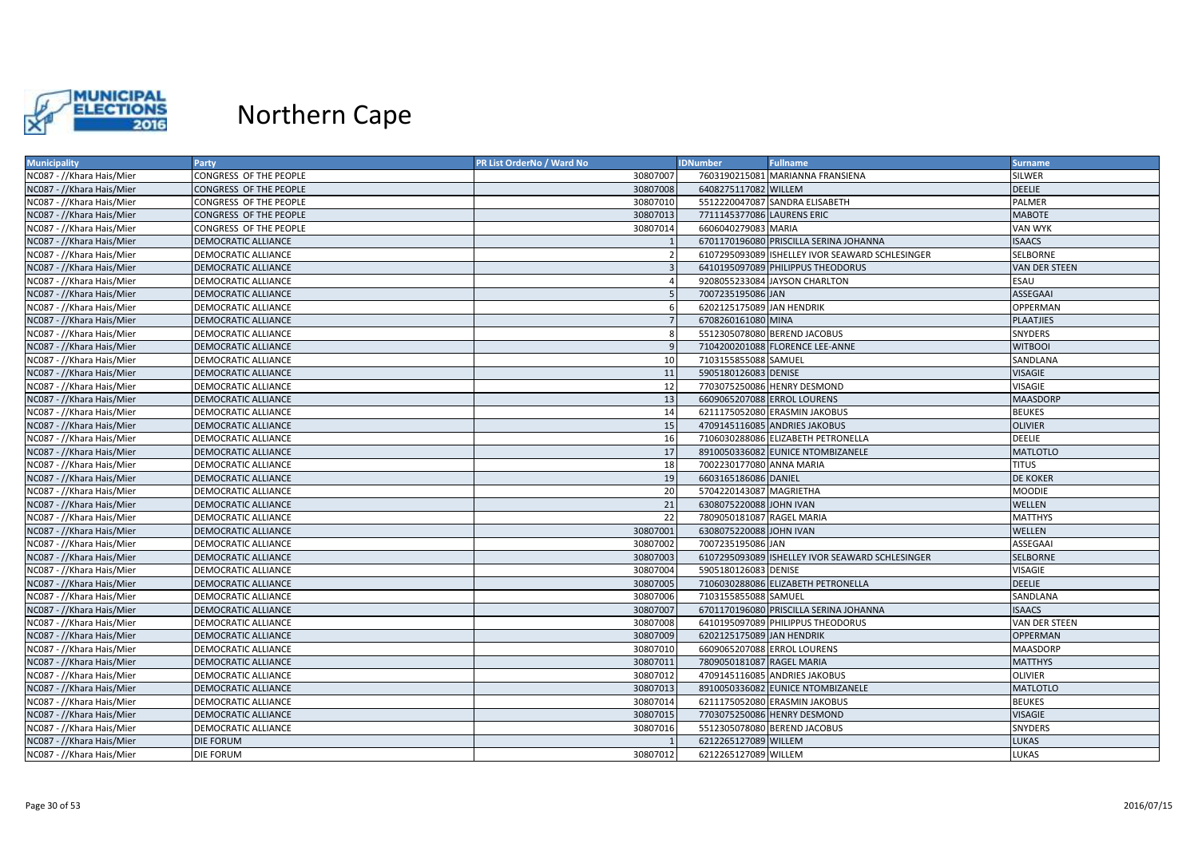# Northern Cape

| Municipality | Party | PR List OrderNo / Ward No | IDNumber | Fullname | Surname |
|---|---|---|---|---|---|
| NC087 - //Khara Hais/Mier | CONGRESS OF THE PEOPLE | 30807007 | 7603190215081 | MARIANNA FRANSIENA | SILWER |
| NC087 - //Khara Hais/Mier | CONGRESS OF THE PEOPLE | 30807008 | 6408275117082 | WILLEM | DEELIE |
| NC087 - //Khara Hais/Mier | CONGRESS OF THE PEOPLE | 30807010 | 5512220047087 | SANDRA ELISABETH | PALMER |
| NC087 - //Khara Hais/Mier | CONGRESS OF THE PEOPLE | 30807013 | 7711145377086 | LAURENS ERIC | MABOTE |
| NC087 - //Khara Hais/Mier | CONGRESS OF THE PEOPLE | 30807014 | 6606040279083 | MARIA | VAN WYK |
| NC087 - //Khara Hais/Mier | DEMOCRATIC ALLIANCE | 1 | 6701170196080 | PRISCILLA SERINA JOHANNA | ISAACS |
| NC087 - //Khara Hais/Mier | DEMOCRATIC ALLIANCE | 2 | 6107295093089 | ISHELLEY IVOR SEAWARD SCHLESINGER | SELBORNE |
| NC087 - //Khara Hais/Mier | DEMOCRATIC ALLIANCE | 3 | 6410195097089 | PHILIPPUS THEODORUS | VAN DER STEEN |
| NC087 - //Khara Hais/Mier | DEMOCRATIC ALLIANCE | 4 | 9208055233084 | JAYSON CHARLTON | ESAU |
| NC087 - //Khara Hais/Mier | DEMOCRATIC ALLIANCE | 5 | 7007235195086 | JAN | ASSEGAAI |
| NC087 - //Khara Hais/Mier | DEMOCRATIC ALLIANCE | 6 | 6202125175089 | JAN HENDRIK | OPPERMAN |
| NC087 - //Khara Hais/Mier | DEMOCRATIC ALLIANCE | 7 | 6708260161080 | MINA | PLAATJIES |
| NC087 - //Khara Hais/Mier | DEMOCRATIC ALLIANCE | 8 | 5512305078080 | BEREND JACOBUS | SNYDERS |
| NC087 - //Khara Hais/Mier | DEMOCRATIC ALLIANCE | 9 | 7104200201088 | FLORENCE LEE-ANNE | WITBOOI |
| NC087 - //Khara Hais/Mier | DEMOCRATIC ALLIANCE | 10 | 7103155855088 | SAMUEL | SANDLANA |
| NC087 - //Khara Hais/Mier | DEMOCRATIC ALLIANCE | 11 | 5905180126083 | DENISE | VISAGIE |
| NC087 - //Khara Hais/Mier | DEMOCRATIC ALLIANCE | 12 | 7703075250086 | HENRY DESMOND | VISAGIE |
| NC087 - //Khara Hais/Mier | DEMOCRATIC ALLIANCE | 13 | 6609065207088 | ERROL LOURENS | MAASDORP |
| NC087 - //Khara Hais/Mier | DEMOCRATIC ALLIANCE | 14 | 6211175052080 | ERASMIN JAKOBUS | BEUKES |
| NC087 - //Khara Hais/Mier | DEMOCRATIC ALLIANCE | 15 | 4709145116085 | ANDRIES JAKOBUS | OLIVIER |
| NC087 - //Khara Hais/Mier | DEMOCRATIC ALLIANCE | 16 | 7106030288086 | ELIZABETH PETRONELLA | DEELIE |
| NC087 - //Khara Hais/Mier | DEMOCRATIC ALLIANCE | 17 | 8910050336082 | EUNICE NTOMBIZANELE | MATLOTLO |
| NC087 - //Khara Hais/Mier | DEMOCRATIC ALLIANCE | 18 | 7002230177080 | ANNA MARIA | TITUS |
| NC087 - //Khara Hais/Mier | DEMOCRATIC ALLIANCE | 19 | 6603165186086 | DANIEL | DE KOKER |
| NC087 - //Khara Hais/Mier | DEMOCRATIC ALLIANCE | 20 | 5704220143087 | MAGRIETHA | MOODIE |
| NC087 - //Khara Hais/Mier | DEMOCRATIC ALLIANCE | 21 | 6308075220088 | JOHN IVAN | WELLEN |
| NC087 - //Khara Hais/Mier | DEMOCRATIC ALLIANCE | 22 | 7809050181087 | RAGEL MARIA | MATTHYS |
| NC087 - //Khara Hais/Mier | DEMOCRATIC ALLIANCE | 30807001 | 6308075220088 | JOHN IVAN | WELLEN |
| NC087 - //Khara Hais/Mier | DEMOCRATIC ALLIANCE | 30807002 | 7007235195086 | JAN | ASSEGAAI |
| NC087 - //Khara Hais/Mier | DEMOCRATIC ALLIANCE | 30807003 | 6107295093089 | ISHELLEY IVOR SEAWARD SCHLESINGER | SELBORNE |
| NC087 - //Khara Hais/Mier | DEMOCRATIC ALLIANCE | 30807004 | 5905180126083 | DENISE | VISAGIE |
| NC087 - //Khara Hais/Mier | DEMOCRATIC ALLIANCE | 30807005 | 7106030288086 | ELIZABETH PETRONELLA | DEELIE |
| NC087 - //Khara Hais/Mier | DEMOCRATIC ALLIANCE | 30807006 | 7103155855088 | SAMUEL | SANDLANA |
| NC087 - //Khara Hais/Mier | DEMOCRATIC ALLIANCE | 30807007 | 6701170196080 | PRISCILLA SERINA JOHANNA | ISAACS |
| NC087 - //Khara Hais/Mier | DEMOCRATIC ALLIANCE | 30807008 | 6410195097089 | PHILIPPUS THEODORUS | VAN DER STEEN |
| NC087 - //Khara Hais/Mier | DEMOCRATIC ALLIANCE | 30807009 | 6202125175089 | JAN HENDRIK | OPPERMAN |
| NC087 - //Khara Hais/Mier | DEMOCRATIC ALLIANCE | 30807010 | 6609065207088 | ERROL LOURENS | MAASDORP |
| NC087 - //Khara Hais/Mier | DEMOCRATIC ALLIANCE | 30807011 | 7809050181087 | RAGEL MARIA | MATTHYS |
| NC087 - //Khara Hais/Mier | DEMOCRATIC ALLIANCE | 30807012 | 4709145116085 | ANDRIES JAKOBUS | OLIVIER |
| NC087 - //Khara Hais/Mier | DEMOCRATIC ALLIANCE | 30807013 | 8910050336082 | EUNICE NTOMBIZANELE | MATLOTLO |
| NC087 - //Khara Hais/Mier | DEMOCRATIC ALLIANCE | 30807014 | 6211175052080 | ERASMIN JAKOBUS | BEUKES |
| NC087 - //Khara Hais/Mier | DEMOCRATIC ALLIANCE | 30807015 | 7703075250086 | HENRY DESMOND | VISAGIE |
| NC087 - //Khara Hais/Mier | DEMOCRATIC ALLIANCE | 30807016 | 5512305078080 | BEREND JACOBUS | SNYDERS |
| NC087 - //Khara Hais/Mier | DIE FORUM | 1 | 6212265127089 | WILLEM | LUKAS |
| NC087 - //Khara Hais/Mier | DIE FORUM | 30807012 | 6212265127089 | WILLEM | LUKAS |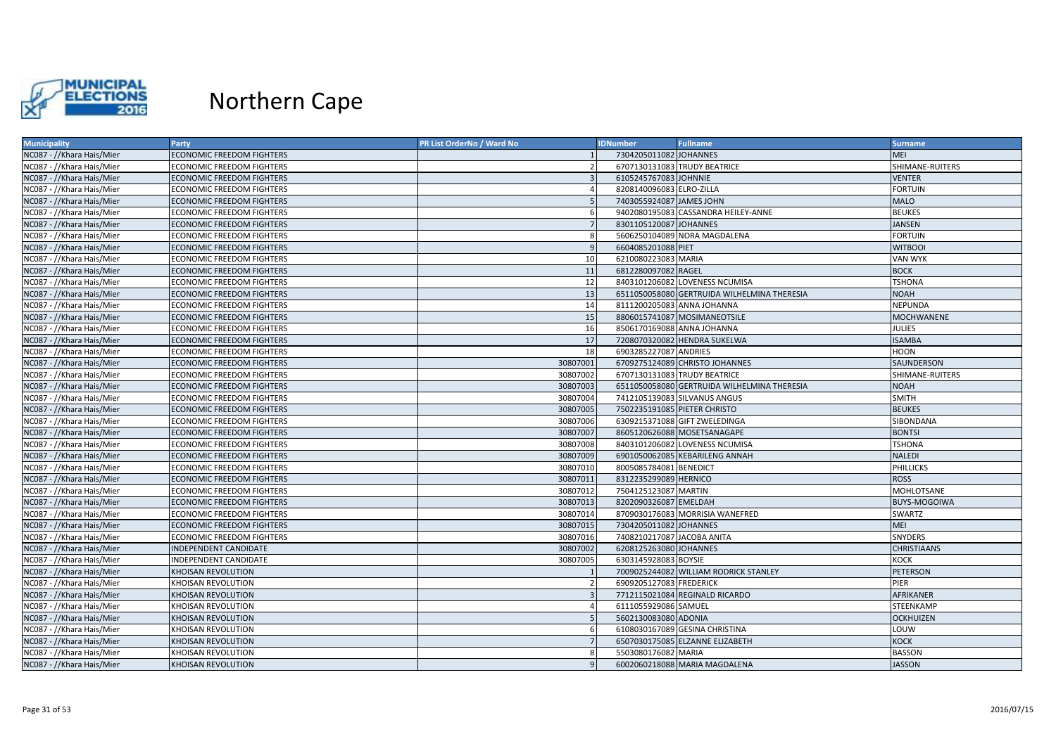# Northern Cape

| Municipality | Party | PR List OrderNo / Ward No | IDNumber | Fullname | Surname |
|---|---|---|---|---|---|
| NC087 - //Khara Hais/Mier | ECONOMIC FREEDOM FIGHTERS | 1 | 7304205011082 | JOHANNES | MEI |
| NC087 - //Khara Hais/Mier | ECONOMIC FREEDOM FIGHTERS | 2 | 6707130131083 | TRUDY BEATRICE | SHIMANE-RUITERS |
| NC087 - //Khara Hais/Mier | ECONOMIC FREEDOM FIGHTERS | 3 | 6105245767083 | JOHNNIE | VENTER |
| NC087 - //Khara Hais/Mier | ECONOMIC FREEDOM FIGHTERS | 4 | 8208140096083 | ELRO-ZILLA | FORTUIN |
| NC087 - //Khara Hais/Mier | ECONOMIC FREEDOM FIGHTERS | 5 | 7403055924087 | JAMES JOHN | MALO |
| NC087 - //Khara Hais/Mier | ECONOMIC FREEDOM FIGHTERS | 6 | 9402080195083 | CASSANDRA HEILEY-ANNE | BEUKES |
| NC087 - //Khara Hais/Mier | ECONOMIC FREEDOM FIGHTERS | 7 | 8301105120087 | JOHANNES | JANSEN |
| NC087 - //Khara Hais/Mier | ECONOMIC FREEDOM FIGHTERS | 8 | 5606250104089 | NORA MAGDALENA | FORTUIN |
| NC087 - //Khara Hais/Mier | ECONOMIC FREEDOM FIGHTERS | 9 | 6604085201088 | PIET | WITBOOI |
| NC087 - //Khara Hais/Mier | ECONOMIC FREEDOM FIGHTERS | 10 | 6210080223083 | MARIA | VAN WYK |
| NC087 - //Khara Hais/Mier | ECONOMIC FREEDOM FIGHTERS | 11 | 6812280097082 | RAGEL | BOCK |
| NC087 - //Khara Hais/Mier | ECONOMIC FREEDOM FIGHTERS | 12 | 8403101206082 | LOVENESS NCUMISA | TSHONA |
| NC087 - //Khara Hais/Mier | ECONOMIC FREEDOM FIGHTERS | 13 | 6511050058080 | GERTRUIDA WILHELMINA THERESIA | NOAH |
| NC087 - //Khara Hais/Mier | ECONOMIC FREEDOM FIGHTERS | 14 | 8111200205083 | ANNA JOHANNA | NEPUNDA |
| NC087 - //Khara Hais/Mier | ECONOMIC FREEDOM FIGHTERS | 15 | 8806015741087 | MOSIMANEOTSILE | MOCHWANENE |
| NC087 - //Khara Hais/Mier | ECONOMIC FREEDOM FIGHTERS | 16 | 8506170169088 | ANNA JOHANNA | JULIES |
| NC087 - //Khara Hais/Mier | ECONOMIC FREEDOM FIGHTERS | 17 | 7208070320082 | HENDRA SUKELWA | ISAMBA |
| NC087 - //Khara Hais/Mier | ECONOMIC FREEDOM FIGHTERS | 18 | 6903285227087 | ANDRIES | HOON |
| NC087 - //Khara Hais/Mier | ECONOMIC FREEDOM FIGHTERS | 30807001 | 6709275124089 | CHRISTO JOHANNES | SAUNDERSON |
| NC087 - //Khara Hais/Mier | ECONOMIC FREEDOM FIGHTERS | 30807002 | 6707130131083 | TRUDY BEATRICE | SHIMANE-RUITERS |
| NC087 - //Khara Hais/Mier | ECONOMIC FREEDOM FIGHTERS | 30807003 | 6511050058080 | GERTRUIDA WILHELMINA THERESIA | NOAH |
| NC087 - //Khara Hais/Mier | ECONOMIC FREEDOM FIGHTERS | 30807004 | 7412105139083 | SILVANUS ANGUS | SMITH |
| NC087 - //Khara Hais/Mier | ECONOMIC FREEDOM FIGHTERS | 30807005 | 7502235191085 | PIETER CHRISTO | BEUKES |
| NC087 - //Khara Hais/Mier | ECONOMIC FREEDOM FIGHTERS | 30807006 | 6309215371088 | GIFT ZWELEDINGA | SIBONDANA |
| NC087 - //Khara Hais/Mier | ECONOMIC FREEDOM FIGHTERS | 30807007 | 8605120626088 | MOSETSANAGAPE | BONTSI |
| NC087 - //Khara Hais/Mier | ECONOMIC FREEDOM FIGHTERS | 30807008 | 8403101206082 | LOVENESS NCUMISA | TSHONA |
| NC087 - //Khara Hais/Mier | ECONOMIC FREEDOM FIGHTERS | 30807009 | 6901050062085 | KEBARILENG ANNAH | NALEDI |
| NC087 - //Khara Hais/Mier | ECONOMIC FREEDOM FIGHTERS | 30807010 | 8005085784081 | BENEDICT | PHILLICKS |
| NC087 - //Khara Hais/Mier | ECONOMIC FREEDOM FIGHTERS | 30807011 | 8312235299089 | HERNICO | ROSS |
| NC087 - //Khara Hais/Mier | ECONOMIC FREEDOM FIGHTERS | 30807012 | 7504125123087 | MARTIN | MOHLOTSANE |
| NC087 - //Khara Hais/Mier | ECONOMIC FREEDOM FIGHTERS | 30807013 | 8202090326087 | EMELDAH | BUYS-MOGOIWA |
| NC087 - //Khara Hais/Mier | ECONOMIC FREEDOM FIGHTERS | 30807014 | 8709030176083 | MORRISIA WANEFRED | SWARTZ |
| NC087 - //Khara Hais/Mier | ECONOMIC FREEDOM FIGHTERS | 30807015 | 7304205011082 | JOHANNES | MEI |
| NC087 - //Khara Hais/Mier | ECONOMIC FREEDOM FIGHTERS | 30807016 | 7408210217087 | JACOBA ANITA | SNYDERS |
| NC087 - //Khara Hais/Mier | INDEPENDENT CANDIDATE | 30807002 | 6208125263080 | JOHANNES | CHRISTIAANS |
| NC087 - //Khara Hais/Mier | INDEPENDENT CANDIDATE | 30807005 | 6303145928083 | BOYSIE | KOCK |
| NC087 - //Khara Hais/Mier | KHOISAN REVOLUTION | 1 | 7009025244082 | WILLIAM RODRICK STANLEY | PETERSON |
| NC087 - //Khara Hais/Mier | KHOISAN REVOLUTION | 2 | 6909205127083 | FREDERICK | PIER |
| NC087 - //Khara Hais/Mier | KHOISAN REVOLUTION | 3 | 7712115021084 | REGINALD RICARDO | AFRIKANER |
| NC087 - //Khara Hais/Mier | KHOISAN REVOLUTION | 4 | 6111055929086 | SAMUEL | STEENKAMP |
| NC087 - //Khara Hais/Mier | KHOISAN REVOLUTION | 5 | 5602130083080 | ADONIA | OCKHUIZEN |
| NC087 - //Khara Hais/Mier | KHOISAN REVOLUTION | 6 | 6108030167089 | GESINA CHRISTINA | LOUW |
| NC087 - //Khara Hais/Mier | KHOISAN REVOLUTION | 7 | 6507030175085 | ELZANNE ELIZABETH | KOCK |
| NC087 - //Khara Hais/Mier | KHOISAN REVOLUTION | 8 | 5503080176082 | MARIA | BASSON |
| NC087 - //Khara Hais/Mier | KHOISAN REVOLUTION | 9 | 6002060218088 | MARIA MAGDALENA | JASSON |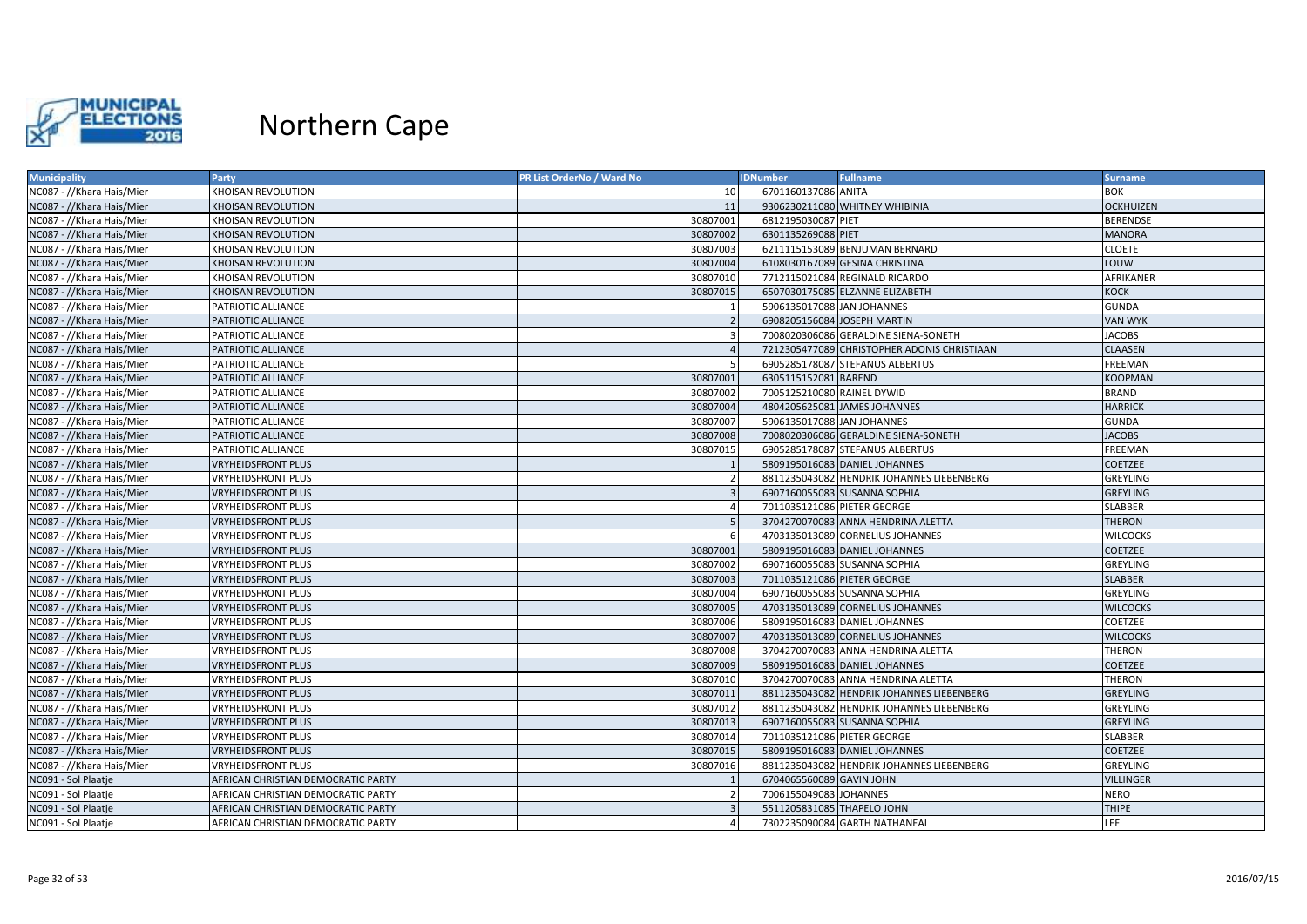# Northern Cape

| Municipality | Party | PR List OrderNo / Ward No | IDNumber | Fullname | Surname |
|---|---|---|---|---|---|
| NC087 - //Khara Hais/Mier | KHOISAN REVOLUTION | 10 | 6701160137086 | ANITA | BOK |
| NC087 - //Khara Hais/Mier | KHOISAN REVOLUTION | 11 | 9306230211080 | WHITNEY WHIBINIA | OCKHUIZEN |
| NC087 - //Khara Hais/Mier | KHOISAN REVOLUTION | 30807001 | 6812195030087 | PIET | BERENDSE |
| NC087 - //Khara Hais/Mier | KHOISAN REVOLUTION | 30807002 | 6301135269088 | PIET | MANORA |
| NC087 - //Khara Hais/Mier | KHOISAN REVOLUTION | 30807003 | 6211115153089 | BENJUMAN BERNARD | CLOETE |
| NC087 - //Khara Hais/Mier | KHOISAN REVOLUTION | 30807004 | 6108030167089 | GESINA CHRISTINA | LOUW |
| NC087 - //Khara Hais/Mier | KHOISAN REVOLUTION | 30807010 | 7712115021084 | REGINALD RICARDO | AFRIKANER |
| NC087 - //Khara Hais/Mier | KHOISAN REVOLUTION | 30807015 | 6507030175085 | ELZANNE ELIZABETH | KOCK |
| NC087 - //Khara Hais/Mier | PATRIOTIC ALLIANCE | 1 | 5906135017088 | JAN JOHANNES | GUNDA |
| NC087 - //Khara Hais/Mier | PATRIOTIC ALLIANCE | 2 | 6908205156084 | JOSEPH MARTIN | VAN WYK |
| NC087 - //Khara Hais/Mier | PATRIOTIC ALLIANCE | 3 | 7008020306086 | GERALDINE SIENA-SONETH | JACOBS |
| NC087 - //Khara Hais/Mier | PATRIOTIC ALLIANCE | 4 | 7212305477089 | CHRISTOPHER ADONIS CHRISTIAAN | CLAASEN |
| NC087 - //Khara Hais/Mier | PATRIOTIC ALLIANCE | 5 | 6905285178087 | STEFANUS ALBERTUS | FREEMAN |
| NC087 - //Khara Hais/Mier | PATRIOTIC ALLIANCE | 30807001 | 6305115152081 | BAREND | KOOPMAN |
| NC087 - //Khara Hais/Mier | PATRIOTIC ALLIANCE | 30807002 | 7005125210080 | RAINEL DYWID | BRAND |
| NC087 - //Khara Hais/Mier | PATRIOTIC ALLIANCE | 30807004 | 4804205625081 | JAMES JOHANNES | HARRICK |
| NC087 - //Khara Hais/Mier | PATRIOTIC ALLIANCE | 30807007 | 5906135017088 | JAN JOHANNES | GUNDA |
| NC087 - //Khara Hais/Mier | PATRIOTIC ALLIANCE | 30807008 | 7008020306086 | GERALDINE SIENA-SONETH | JACOBS |
| NC087 - //Khara Hais/Mier | PATRIOTIC ALLIANCE | 30807015 | 6905285178087 | STEFANUS ALBERTUS | FREEMAN |
| NC087 - //Khara Hais/Mier | VRYHEIDSFRONT PLUS | 1 | 5809195016083 | DANIEL JOHANNES | COETZEE |
| NC087 - //Khara Hais/Mier | VRYHEIDSFRONT PLUS | 2 | 8811235043082 | HENDRIK JOHANNES LIEBENBERG | GREYLING |
| NC087 - //Khara Hais/Mier | VRYHEIDSFRONT PLUS | 3 | 6907160055083 | SUSANNA SOPHIA | GREYLING |
| NC087 - //Khara Hais/Mier | VRYHEIDSFRONT PLUS | 4 | 7011035121086 | PIETER GEORGE | SLABBER |
| NC087 - //Khara Hais/Mier | VRYHEIDSFRONT PLUS | 5 | 3704270070083 | ANNA HENDRINA ALETTA | THERON |
| NC087 - //Khara Hais/Mier | VRYHEIDSFRONT PLUS | 6 | 4703135013089 | CORNELIUS JOHANNES | WILCOCKS |
| NC087 - //Khara Hais/Mier | VRYHEIDSFRONT PLUS | 30807001 | 5809195016083 | DANIEL JOHANNES | COETZEE |
| NC087 - //Khara Hais/Mier | VRYHEIDSFRONT PLUS | 30807002 | 6907160055083 | SUSANNA SOPHIA | GREYLING |
| NC087 - //Khara Hais/Mier | VRYHEIDSFRONT PLUS | 30807003 | 7011035121086 | PIETER GEORGE | SLABBER |
| NC087 - //Khara Hais/Mier | VRYHEIDSFRONT PLUS | 30807004 | 6907160055083 | SUSANNA SOPHIA | GREYLING |
| NC087 - //Khara Hais/Mier | VRYHEIDSFRONT PLUS | 30807005 | 4703135013089 | CORNELIUS JOHANNES | WILCOCKS |
| NC087 - //Khara Hais/Mier | VRYHEIDSFRONT PLUS | 30807006 | 5809195016083 | DANIEL JOHANNES | COETZEE |
| NC087 - //Khara Hais/Mier | VRYHEIDSFRONT PLUS | 30807007 | 4703135013089 | CORNELIUS JOHANNES | WILCOCKS |
| NC087 - //Khara Hais/Mier | VRYHEIDSFRONT PLUS | 30807008 | 3704270070083 | ANNA HENDRINA ALETTA | THERON |
| NC087 - //Khara Hais/Mier | VRYHEIDSFRONT PLUS | 30807009 | 5809195016083 | DANIEL JOHANNES | COETZEE |
| NC087 - //Khara Hais/Mier | VRYHEIDSFRONT PLUS | 30807010 | 3704270070083 | ANNA HENDRINA ALETTA | THERON |
| NC087 - //Khara Hais/Mier | VRYHEIDSFRONT PLUS | 30807011 | 8811235043082 | HENDRIK JOHANNES LIEBENBERG | GREYLING |
| NC087 - //Khara Hais/Mier | VRYHEIDSFRONT PLUS | 30807012 | 8811235043082 | HENDRIK JOHANNES LIEBENBERG | GREYLING |
| NC087 - //Khara Hais/Mier | VRYHEIDSFRONT PLUS | 30807013 | 6907160055083 | SUSANNA SOPHIA | GREYLING |
| NC087 - //Khara Hais/Mier | VRYHEIDSFRONT PLUS | 30807014 | 7011035121086 | PIETER GEORGE | SLABBER |
| NC087 - //Khara Hais/Mier | VRYHEIDSFRONT PLUS | 30807015 | 5809195016083 | DANIEL JOHANNES | COETZEE |
| NC087 - //Khara Hais/Mier | VRYHEIDSFRONT PLUS | 30807016 | 8811235043082 | HENDRIK JOHANNES LIEBENBERG | GREYLING |
| NC091 - Sol Plaatje | AFRICAN CHRISTIAN DEMOCRATIC PARTY | 1 | 6704065560089 | GAVIN JOHN | VILLINGER |
| NC091 - Sol Plaatje | AFRICAN CHRISTIAN DEMOCRATIC PARTY | 2 | 7006155049083 | JOHANNES | NERO |
| NC091 - Sol Plaatje | AFRICAN CHRISTIAN DEMOCRATIC PARTY | 3 | 5511205831085 | THAPELO JOHN | THIPE |
| NC091 - Sol Plaatje | AFRICAN CHRISTIAN DEMOCRATIC PARTY | 4 | 7302235090084 | GARTH NATHANEAL | LEE |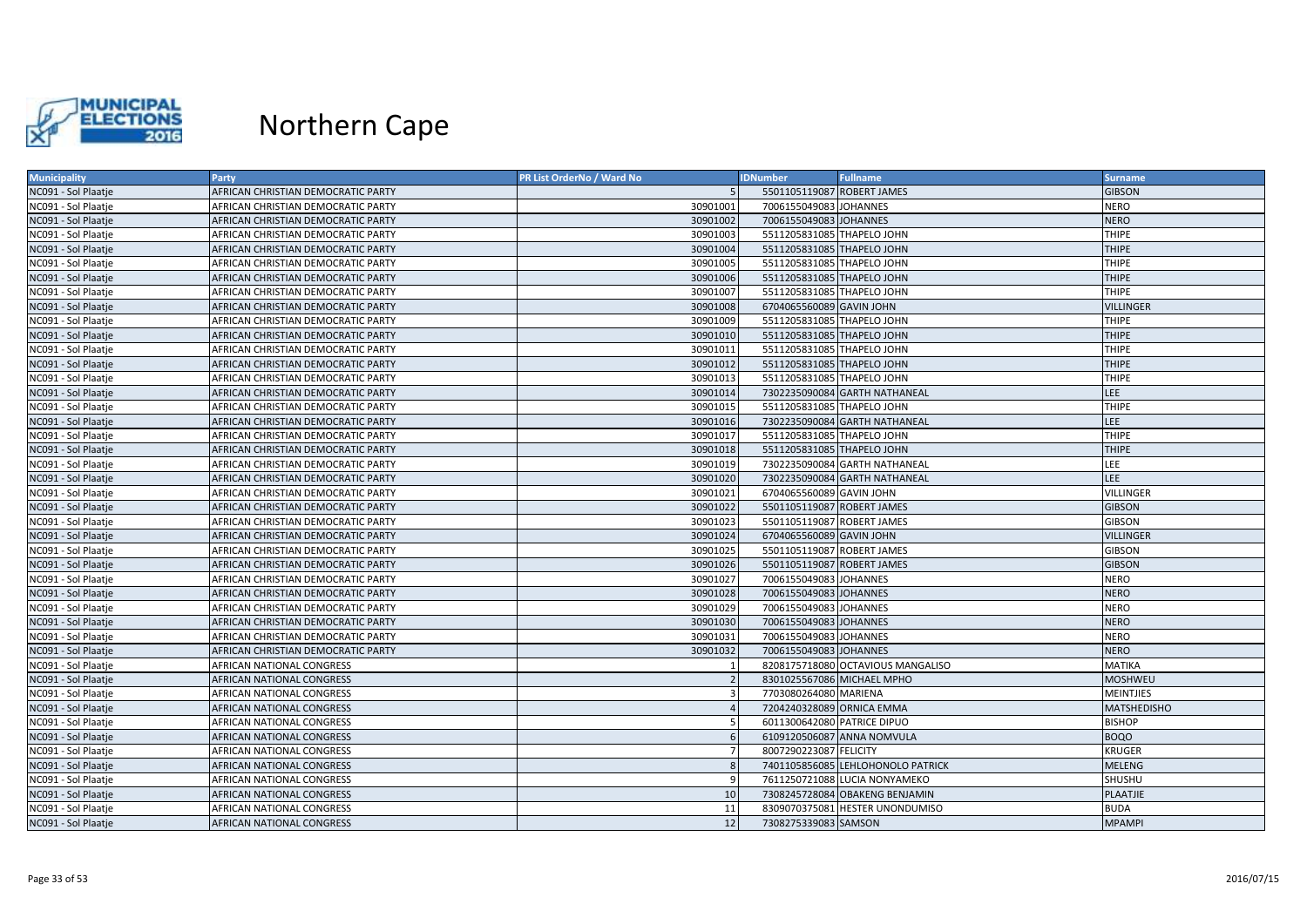# Northern Cape

| Municipality | Party | PR List OrderNo / Ward No | IDNumber | Fullname | Surname |
|---|---|---|---|---|---|
| NC091 - Sol Plaatje | AFRICAN CHRISTIAN DEMOCRATIC PARTY | 5 | 5501105119087 | ROBERT JAMES | GIBSON |
| NC091 - Sol Plaatje | AFRICAN CHRISTIAN DEMOCRATIC PARTY | 30901001 | 7006155049083 | JOHANNES | NERO |
| NC091 - Sol Plaatje | AFRICAN CHRISTIAN DEMOCRATIC PARTY | 30901002 | 7006155049083 | JOHANNES | NERO |
| NC091 - Sol Plaatje | AFRICAN CHRISTIAN DEMOCRATIC PARTY | 30901003 | 5511205831085 | THAPELO JOHN | THIPE |
| NC091 - Sol Plaatje | AFRICAN CHRISTIAN DEMOCRATIC PARTY | 30901004 | 5511205831085 | THAPELO JOHN | THIPE |
| NC091 - Sol Plaatje | AFRICAN CHRISTIAN DEMOCRATIC PARTY | 30901005 | 5511205831085 | THAPELO JOHN | THIPE |
| NC091 - Sol Plaatje | AFRICAN CHRISTIAN DEMOCRATIC PARTY | 30901006 | 5511205831085 | THAPELO JOHN | THIPE |
| NC091 - Sol Plaatje | AFRICAN CHRISTIAN DEMOCRATIC PARTY | 30901007 | 5511205831085 | THAPELO JOHN | THIPE |
| NC091 - Sol Plaatje | AFRICAN CHRISTIAN DEMOCRATIC PARTY | 30901008 | 6704065560089 | GAVIN JOHN | VILLINGER |
| NC091 - Sol Plaatje | AFRICAN CHRISTIAN DEMOCRATIC PARTY | 30901009 | 5511205831085 | THAPELO JOHN | THIPE |
| NC091 - Sol Plaatje | AFRICAN CHRISTIAN DEMOCRATIC PARTY | 30901010 | 5511205831085 | THAPELO JOHN | THIPE |
| NC091 - Sol Plaatje | AFRICAN CHRISTIAN DEMOCRATIC PARTY | 30901011 | 5511205831085 | THAPELO JOHN | THIPE |
| NC091 - Sol Plaatje | AFRICAN CHRISTIAN DEMOCRATIC PARTY | 30901012 | 5511205831085 | THAPELO JOHN | THIPE |
| NC091 - Sol Plaatje | AFRICAN CHRISTIAN DEMOCRATIC PARTY | 30901013 | 5511205831085 | THAPELO JOHN | THIPE |
| NC091 - Sol Plaatje | AFRICAN CHRISTIAN DEMOCRATIC PARTY | 30901014 | 7302235090084 | GARTH NATHANEAL | LEE |
| NC091 - Sol Plaatje | AFRICAN CHRISTIAN DEMOCRATIC PARTY | 30901015 | 5511205831085 | THAPELO JOHN | THIPE |
| NC091 - Sol Plaatje | AFRICAN CHRISTIAN DEMOCRATIC PARTY | 30901016 | 7302235090084 | GARTH NATHANEAL | LEE |
| NC091 - Sol Plaatje | AFRICAN CHRISTIAN DEMOCRATIC PARTY | 30901017 | 5511205831085 | THAPELO JOHN | THIPE |
| NC091 - Sol Plaatje | AFRICAN CHRISTIAN DEMOCRATIC PARTY | 30901018 | 5511205831085 | THAPELO JOHN | THIPE |
| NC091 - Sol Plaatje | AFRICAN CHRISTIAN DEMOCRATIC PARTY | 30901019 | 7302235090084 | GARTH NATHANEAL | LEE |
| NC091 - Sol Plaatje | AFRICAN CHRISTIAN DEMOCRATIC PARTY | 30901020 | 7302235090084 | GARTH NATHANEAL | LEE |
| NC091 - Sol Plaatje | AFRICAN CHRISTIAN DEMOCRATIC PARTY | 30901021 | 6704065560089 | GAVIN JOHN | VILLINGER |
| NC091 - Sol Plaatje | AFRICAN CHRISTIAN DEMOCRATIC PARTY | 30901022 | 5501105119087 | ROBERT JAMES | GIBSON |
| NC091 - Sol Plaatje | AFRICAN CHRISTIAN DEMOCRATIC PARTY | 30901023 | 5501105119087 | ROBERT JAMES | GIBSON |
| NC091 - Sol Plaatje | AFRICAN CHRISTIAN DEMOCRATIC PARTY | 30901024 | 6704065560089 | GAVIN JOHN | VILLINGER |
| NC091 - Sol Plaatje | AFRICAN CHRISTIAN DEMOCRATIC PARTY | 30901025 | 5501105119087 | ROBERT JAMES | GIBSON |
| NC091 - Sol Plaatje | AFRICAN CHRISTIAN DEMOCRATIC PARTY | 30901026 | 5501105119087 | ROBERT JAMES | GIBSON |
| NC091 - Sol Plaatje | AFRICAN CHRISTIAN DEMOCRATIC PARTY | 30901027 | 7006155049083 | JOHANNES | NERO |
| NC091 - Sol Plaatje | AFRICAN CHRISTIAN DEMOCRATIC PARTY | 30901028 | 7006155049083 | JOHANNES | NERO |
| NC091 - Sol Plaatje | AFRICAN CHRISTIAN DEMOCRATIC PARTY | 30901029 | 7006155049083 | JOHANNES | NERO |
| NC091 - Sol Plaatje | AFRICAN CHRISTIAN DEMOCRATIC PARTY | 30901030 | 7006155049083 | JOHANNES | NERO |
| NC091 - Sol Plaatje | AFRICAN CHRISTIAN DEMOCRATIC PARTY | 30901031 | 7006155049083 | JOHANNES | NERO |
| NC091 - Sol Plaatje | AFRICAN CHRISTIAN DEMOCRATIC PARTY | 30901032 | 7006155049083 | JOHANNES | NERO |
| NC091 - Sol Plaatje | AFRICAN NATIONAL CONGRESS | 1 | 8208175718080 | OCTAVIOUS MANGALISO | MATIKA |
| NC091 - Sol Plaatje | AFRICAN NATIONAL CONGRESS | 2 | 8301025567086 | MICHAEL MPHO | MOSHWEU |
| NC091 - Sol Plaatje | AFRICAN NATIONAL CONGRESS | 3 | 7703080264080 | MARIENA | MEINTJIES |
| NC091 - Sol Plaatje | AFRICAN NATIONAL CONGRESS | 4 | 7204240328089 | ORNICA EMMA | MATSHEDISHO |
| NC091 - Sol Plaatje | AFRICAN NATIONAL CONGRESS | 5 | 6011300642080 | PATRICE DIPUO | BISHOP |
| NC091 - Sol Plaatje | AFRICAN NATIONAL CONGRESS | 6 | 6109120506087 | ANNA NOMVULA | BOQO |
| NC091 - Sol Plaatje | AFRICAN NATIONAL CONGRESS | 7 | 8007290223087 | FELICITY | KRUGER |
| NC091 - Sol Plaatje | AFRICAN NATIONAL CONGRESS | 8 | 7401105856085 | LEHLOHONOLO PATRICK | MELENG |
| NC091 - Sol Plaatje | AFRICAN NATIONAL CONGRESS | 9 | 7611250721088 | LUCIA NONYAMEKO | SHUSHU |
| NC091 - Sol Plaatje | AFRICAN NATIONAL CONGRESS | 10 | 7308245728084 | OBAKENG BENJAMIN | PLAATJIE |
| NC091 - Sol Plaatje | AFRICAN NATIONAL CONGRESS | 11 | 8309070375081 | HESTER UNONDUMISO | BUDA |
| NC091 - Sol Plaatje | AFRICAN NATIONAL CONGRESS | 12 | 7308275339083 | SAMSON | MPAMPI |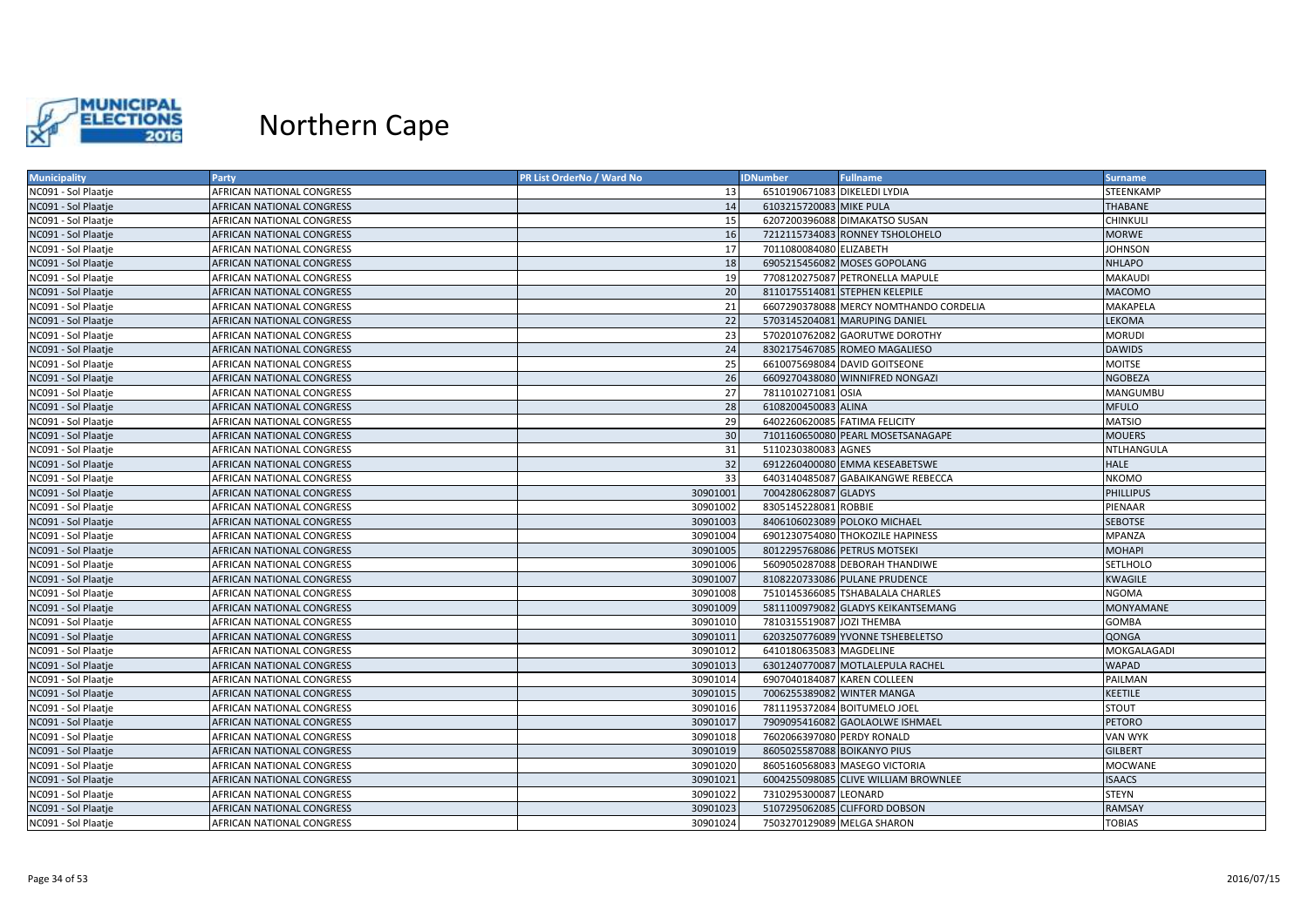# Northern Cape

| Municipality | Party | PR List OrderNo / Ward No | IDNumber | Fullname | Surname |
|---|---|---|---|---|---|
| NC091 - Sol Plaatje | AFRICAN NATIONAL CONGRESS | 13 | 6510190671083 | DIKELEDI LYDIA | STEENKAMP |
| NC091 - Sol Plaatje | AFRICAN NATIONAL CONGRESS | 14 | 6103215720083 | MIKE PULA | THABANE |
| NC091 - Sol Plaatje | AFRICAN NATIONAL CONGRESS | 15 | 6207200396088 | DIMAKATSO SUSAN | CHINKULI |
| NC091 - Sol Plaatje | AFRICAN NATIONAL CONGRESS | 16 | 7212115734083 | RONNEY TSHOLOHELO | MORWE |
| NC091 - Sol Plaatje | AFRICAN NATIONAL CONGRESS | 17 | 7011080084080 | ELIZABETH | JOHNSON |
| NC091 - Sol Plaatje | AFRICAN NATIONAL CONGRESS | 18 | 6905215456082 | MOSES GOPOLANG | NHLAPO |
| NC091 - Sol Plaatje | AFRICAN NATIONAL CONGRESS | 19 | 7708120275087 | PETRONELLA MAPULE | MAKAUDI |
| NC091 - Sol Plaatje | AFRICAN NATIONAL CONGRESS | 20 | 8110175514081 | STEPHEN KELEPILE | MACOMO |
| NC091 - Sol Plaatje | AFRICAN NATIONAL CONGRESS | 21 | 6607290378088 | MERCY NOMTHANDO CORDELIA | MAKAPELA |
| NC091 - Sol Plaatje | AFRICAN NATIONAL CONGRESS | 22 | 5703145204081 | MARUPING DANIEL | LEKOMA |
| NC091 - Sol Plaatje | AFRICAN NATIONAL CONGRESS | 23 | 5702010762082 | GAORUTWE DOROTHY | MORUDI |
| NC091 - Sol Plaatje | AFRICAN NATIONAL CONGRESS | 24 | 8302175467085 | ROMEO MAGALIESO | DAWIDS |
| NC091 - Sol Plaatje | AFRICAN NATIONAL CONGRESS | 25 | 6610075698084 | DAVID GOITSEONE | MOITSE |
| NC091 - Sol Plaatje | AFRICAN NATIONAL CONGRESS | 26 | 6609270438080 | WINNIFRED NONGAZI | NGOBEZA |
| NC091 - Sol Plaatje | AFRICAN NATIONAL CONGRESS | 27 | 7811010271081 | OSIA | MANGUMBU |
| NC091 - Sol Plaatje | AFRICAN NATIONAL CONGRESS | 28 | 6108200450083 | ALINA | MFULO |
| NC091 - Sol Plaatje | AFRICAN NATIONAL CONGRESS | 29 | 6402260620085 | FATIMA FELICITY | MATSIO |
| NC091 - Sol Plaatje | AFRICAN NATIONAL CONGRESS | 30 | 7101160650080 | PEARL MOSETSANAGAPE | MOUERS |
| NC091 - Sol Plaatje | AFRICAN NATIONAL CONGRESS | 31 | 5110230380083 | AGNES | NTLHANGULA |
| NC091 - Sol Plaatje | AFRICAN NATIONAL CONGRESS | 32 | 6912260400080 | EMMA KESEABETSWE | HALE |
| NC091 - Sol Plaatje | AFRICAN NATIONAL CONGRESS | 33 | 6403140485087 | GABAIKANGWE REBECCA | NKOMO |
| NC091 - Sol Plaatje | AFRICAN NATIONAL CONGRESS | 30901001 | 7004280628087 | GLADYS | PHILLIPUS |
| NC091 - Sol Plaatje | AFRICAN NATIONAL CONGRESS | 30901002 | 8305145228081 | ROBBIE | PIENAAR |
| NC091 - Sol Plaatje | AFRICAN NATIONAL CONGRESS | 30901003 | 8406106023089 | POLOKO MICHAEL | SEBOTSE |
| NC091 - Sol Plaatje | AFRICAN NATIONAL CONGRESS | 30901004 | 6901230754080 | THOKOZILE HAPINESS | MPANZA |
| NC091 - Sol Plaatje | AFRICAN NATIONAL CONGRESS | 30901005 | 8012295768086 | PETRUS MOTSEKI | MOHAPI |
| NC091 - Sol Plaatje | AFRICAN NATIONAL CONGRESS | 30901006 | 5609050287088 | DEBORAH THANDIWE | SETLHOLO |
| NC091 - Sol Plaatje | AFRICAN NATIONAL CONGRESS | 30901007 | 8108220733086 | PULANE PRUDENCE | KWAGILE |
| NC091 - Sol Plaatje | AFRICAN NATIONAL CONGRESS | 30901008 | 7510145366085 | TSHABALALA CHARLES | NGOMA |
| NC091 - Sol Plaatje | AFRICAN NATIONAL CONGRESS | 30901009 | 5811100979082 | GLADYS KEIKANTSEMANG | MONYAMANE |
| NC091 - Sol Plaatje | AFRICAN NATIONAL CONGRESS | 30901010 | 7810315519087 | JOZI THEMBA | GOMBA |
| NC091 - Sol Plaatje | AFRICAN NATIONAL CONGRESS | 30901011 | 6203250776089 | YVONNE TSHEBELETSO | QONGA |
| NC091 - Sol Plaatje | AFRICAN NATIONAL CONGRESS | 30901012 | 6410180635083 | MAGDELINE | MOKGALAGADI |
| NC091 - Sol Plaatje | AFRICAN NATIONAL CONGRESS | 30901013 | 6301240770087 | MOTLALEPULA RACHEL | WAPAD |
| NC091 - Sol Plaatje | AFRICAN NATIONAL CONGRESS | 30901014 | 6907040184087 | KAREN COLLEEN | PAILMAN |
| NC091 - Sol Plaatje | AFRICAN NATIONAL CONGRESS | 30901015 | 7006255389082 | WINTER MANGA | KEETILE |
| NC091 - Sol Plaatje | AFRICAN NATIONAL CONGRESS | 30901016 | 7811195372084 | BOITUMELO JOEL | STOUT |
| NC091 - Sol Plaatje | AFRICAN NATIONAL CONGRESS | 30901017 | 7909095416082 | GAOLAOLWE ISHMAEL | PETORO |
| NC091 - Sol Plaatje | AFRICAN NATIONAL CONGRESS | 30901018 | 7602066397080 | PERDY RONALD | VAN WYK |
| NC091 - Sol Plaatje | AFRICAN NATIONAL CONGRESS | 30901019 | 8605025587088 | BOIKANYO PIUS | GILBERT |
| NC091 - Sol Plaatje | AFRICAN NATIONAL CONGRESS | 30901020 | 8605160568083 | MASEGO VICTORIA | MOCWANE |
| NC091 - Sol Plaatje | AFRICAN NATIONAL CONGRESS | 30901021 | 6004255098085 | CLIVE WILLIAM BROWNLEE | ISAACS |
| NC091 - Sol Plaatje | AFRICAN NATIONAL CONGRESS | 30901022 | 7310295300087 | LEONARD | STEYN |
| NC091 - Sol Plaatje | AFRICAN NATIONAL CONGRESS | 30901023 | 5107295062085 | CLIFFORD DOBSON | RAMSAY |
| NC091 - Sol Plaatje | AFRICAN NATIONAL CONGRESS | 30901024 | 7503270129089 | MELGA SHARON | TOBIAS |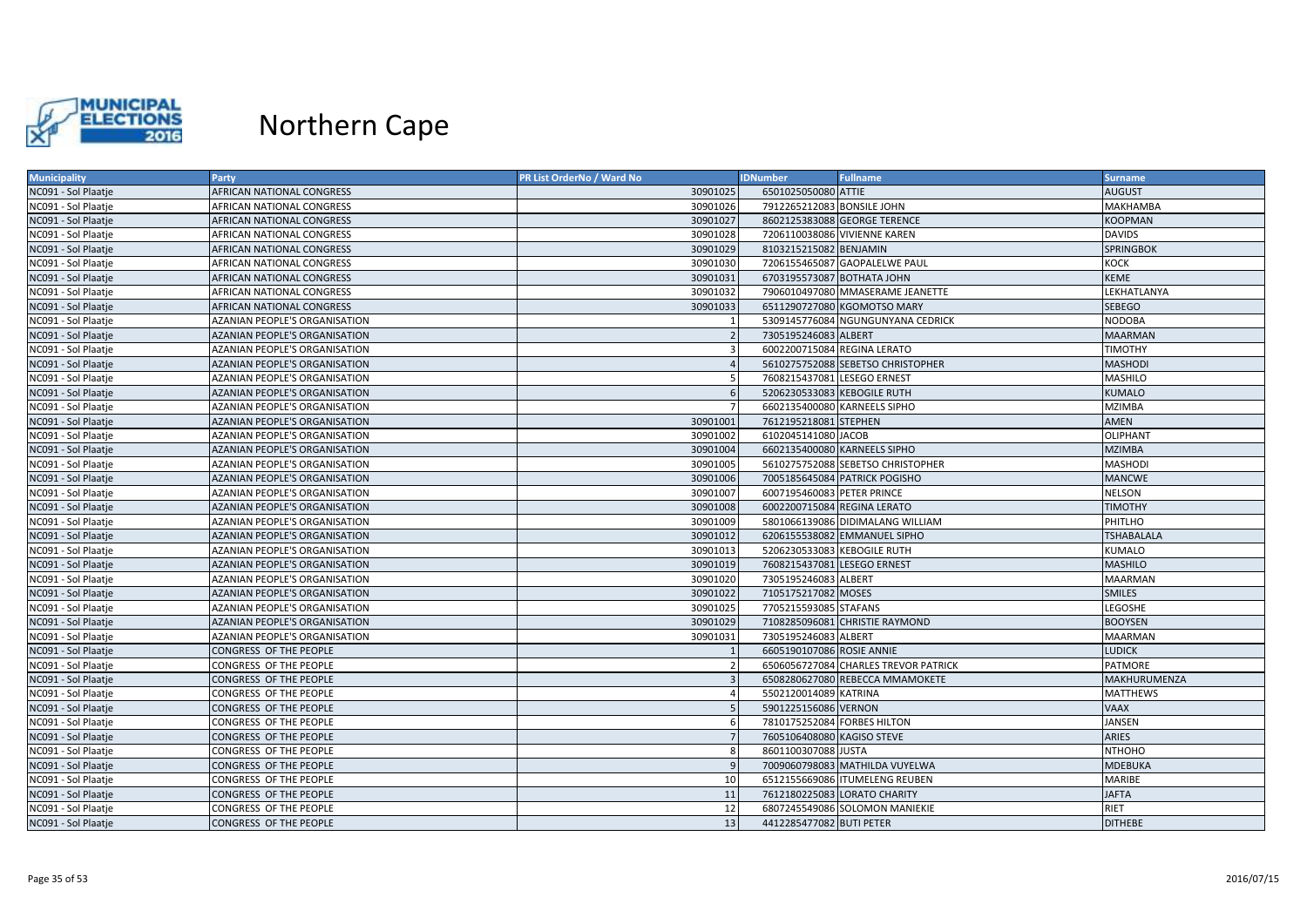# Northern Cape

| Municipality | Party | PR List OrderNo / Ward No | IDNumber | Fullname | Surname |
|---|---|---|---|---|---|
| NC091 - Sol Plaatje | AFRICAN NATIONAL CONGRESS | 30901025 | 6501025050080 | ATTIE | AUGUST |
| NC091 - Sol Plaatje | AFRICAN NATIONAL CONGRESS | 30901026 | 7912265212083 | BONSILE JOHN | MAKHAMBA |
| NC091 - Sol Plaatje | AFRICAN NATIONAL CONGRESS | 30901027 | 8602125383088 | GEORGE TERENCE | KOOPMAN |
| NC091 - Sol Plaatje | AFRICAN NATIONAL CONGRESS | 30901028 | 7206110038086 | VIVIENNE KAREN | DAVIDS |
| NC091 - Sol Plaatje | AFRICAN NATIONAL CONGRESS | 30901029 | 8103215215082 | BENJAMIN | SPRINGBOK |
| NC091 - Sol Plaatje | AFRICAN NATIONAL CONGRESS | 30901030 | 7206155465087 | GAOPALELWE PAUL | KOCK |
| NC091 - Sol Plaatje | AFRICAN NATIONAL CONGRESS | 30901031 | 6703195573087 | BOTHATA JOHN | KEME |
| NC091 - Sol Plaatje | AFRICAN NATIONAL CONGRESS | 30901032 | 7906010497080 | MMASERAME JEANETTE | LEKHATLANYA |
| NC091 - Sol Plaatje | AFRICAN NATIONAL CONGRESS | 30901033 | 6511290727080 | KGOMOTSO MARY | SEBEGO |
| NC091 - Sol Plaatje | AZANIAN PEOPLE'S ORGANISATION | 1 | 5309145776084 | NGUNGUNYANA CEDRICK | NODOBA |
| NC091 - Sol Plaatje | AZANIAN PEOPLE'S ORGANISATION | 2 | 7305195246083 | ALBERT | MAARMAN |
| NC091 - Sol Plaatje | AZANIAN PEOPLE'S ORGANISATION | 3 | 6002200715084 | REGINA LERATO | TIMOTHY |
| NC091 - Sol Plaatje | AZANIAN PEOPLE'S ORGANISATION | 4 | 5610275752088 | SEBETSO CHRISTOPHER | MASHODI |
| NC091 - Sol Plaatje | AZANIAN PEOPLE'S ORGANISATION | 5 | 7608215437081 | LESEGO ERNEST | MASHILO |
| NC091 - Sol Plaatje | AZANIAN PEOPLE'S ORGANISATION | 6 | 5206230533083 | KEBOGILE RUTH | KUMALO |
| NC091 - Sol Plaatje | AZANIAN PEOPLE'S ORGANISATION | 7 | 6602135400080 | KARNEELS SIPHO | MZIMBA |
| NC091 - Sol Plaatje | AZANIAN PEOPLE'S ORGANISATION | 30901001 | 7612195218081 | STEPHEN | AMEN |
| NC091 - Sol Plaatje | AZANIAN PEOPLE'S ORGANISATION | 30901002 | 6102045141080 | JACOB | OLIPHANT |
| NC091 - Sol Plaatje | AZANIAN PEOPLE'S ORGANISATION | 30901004 | 6602135400080 | KARNEELS SIPHO | MZIMBA |
| NC091 - Sol Plaatje | AZANIAN PEOPLE'S ORGANISATION | 30901005 | 5610275752088 | SEBETSO CHRISTOPHER | MASHODI |
| NC091 - Sol Plaatje | AZANIAN PEOPLE'S ORGANISATION | 30901006 | 7005185645084 | PATRICK POGISHO | MANCWE |
| NC091 - Sol Plaatje | AZANIAN PEOPLE'S ORGANISATION | 30901007 | 6007195460083 | PETER PRINCE | NELSON |
| NC091 - Sol Plaatje | AZANIAN PEOPLE'S ORGANISATION | 30901008 | 6002200715084 | REGINA LERATO | TIMOTHY |
| NC091 - Sol Plaatje | AZANIAN PEOPLE'S ORGANISATION | 30901009 | 5801066139086 | DIDIMALANG WILLIAM | PHITLHO |
| NC091 - Sol Plaatje | AZANIAN PEOPLE'S ORGANISATION | 30901012 | 6206155538082 | EMMANUEL SIPHO | TSHABALALA |
| NC091 - Sol Plaatje | AZANIAN PEOPLE'S ORGANISATION | 30901013 | 5206230533083 | KEBOGILE RUTH | KUMALO |
| NC091 - Sol Plaatje | AZANIAN PEOPLE'S ORGANISATION | 30901019 | 7608215437081 | LESEGO ERNEST | MASHILO |
| NC091 - Sol Plaatje | AZANIAN PEOPLE'S ORGANISATION | 30901020 | 7305195246083 | ALBERT | MAARMAN |
| NC091 - Sol Plaatje | AZANIAN PEOPLE'S ORGANISATION | 30901022 | 7105175217082 | MOSES | SMILES |
| NC091 - Sol Plaatje | AZANIAN PEOPLE'S ORGANISATION | 30901025 | 7705215593085 | STAFANS | LEGOSHE |
| NC091 - Sol Plaatje | AZANIAN PEOPLE'S ORGANISATION | 30901029 | 7108285096081 | CHRISTIE RAYMOND | BOOYSEN |
| NC091 - Sol Plaatje | AZANIAN PEOPLE'S ORGANISATION | 30901031 | 7305195246083 | ALBERT | MAARMAN |
| NC091 - Sol Plaatje | CONGRESS OF THE PEOPLE | 1 | 6605190107086 | ROSIE ANNIE | LUDICK |
| NC091 - Sol Plaatje | CONGRESS OF THE PEOPLE | 2 | 6506056727084 | CHARLES TREVOR PATRICK | PATMORE |
| NC091 - Sol Plaatje | CONGRESS OF THE PEOPLE | 3 | 6508280627080 | REBECCA MMAMOKETE | MAKHURUMENZA |
| NC091 - Sol Plaatje | CONGRESS OF THE PEOPLE | 4 | 5502120014089 | KATRINA | MATTHEWS |
| NC091 - Sol Plaatje | CONGRESS OF THE PEOPLE | 5 | 5901225156086 | VERNON | VAAX |
| NC091 - Sol Plaatje | CONGRESS OF THE PEOPLE | 6 | 7810175252084 | FORBES HILTON | JANSEN |
| NC091 - Sol Plaatje | CONGRESS OF THE PEOPLE | 7 | 7605106408080 | KAGISO STEVE | ARIES |
| NC091 - Sol Plaatje | CONGRESS OF THE PEOPLE | 8 | 8601100307088 | JUSTA | NTHOHO |
| NC091 - Sol Plaatje | CONGRESS OF THE PEOPLE | 9 | 7009060798083 | MATHILDA VUYELWA | MDEBUKA |
| NC091 - Sol Plaatje | CONGRESS OF THE PEOPLE | 10 | 6512155669086 | ITUMELENG REUBEN | MARIBE |
| NC091 - Sol Plaatje | CONGRESS OF THE PEOPLE | 11 | 7612180225083 | LORATO CHARITY | JAFTA |
| NC091 - Sol Plaatje | CONGRESS OF THE PEOPLE | 12 | 6807245549086 | SOLOMON MANIEKIE | RIET |
| NC091 - Sol Plaatje | CONGRESS OF THE PEOPLE | 13 | 4412285477082 | BUTI PETER | DITHEBE |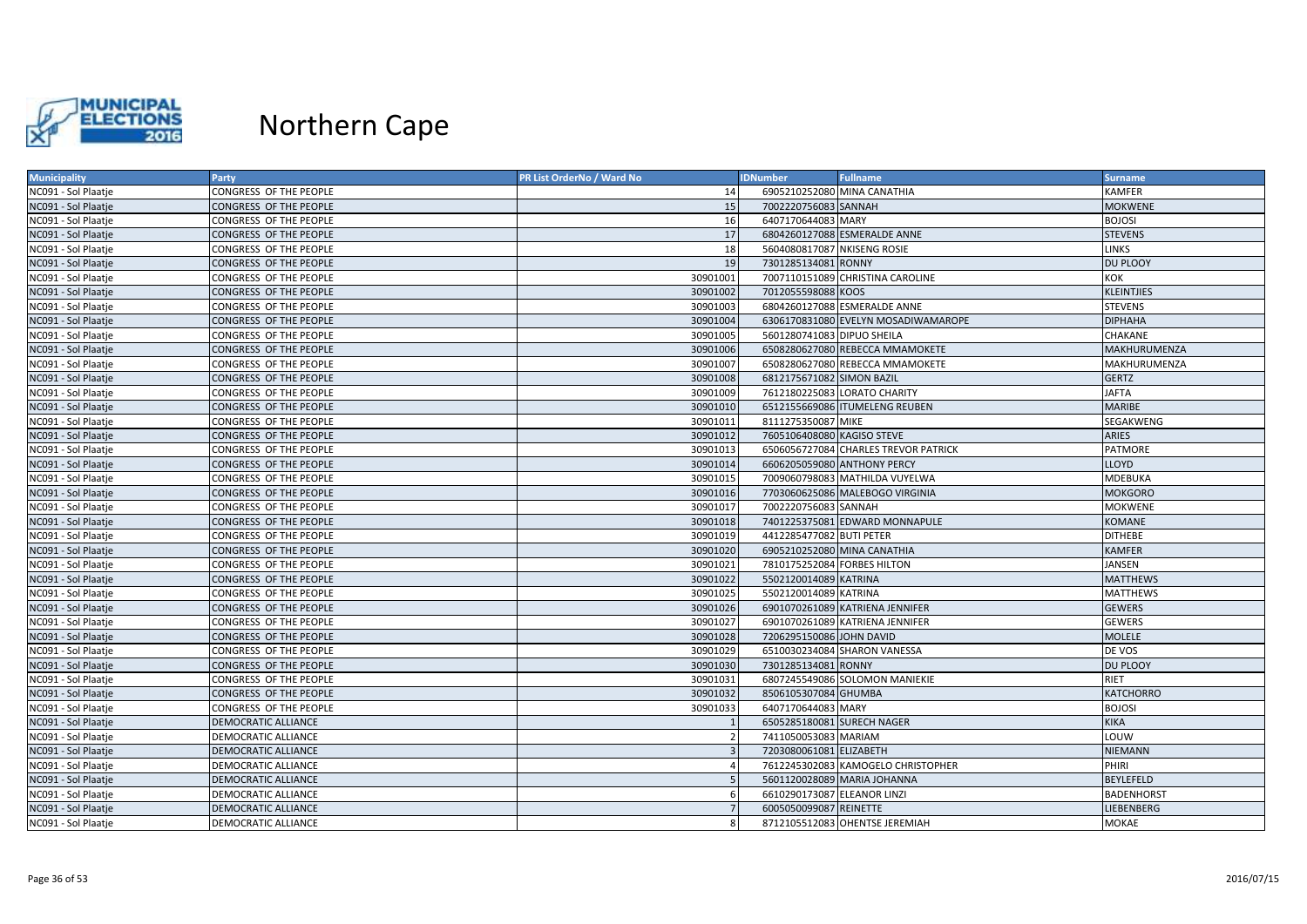# Northern Cape

| Municipality | Party | PR List OrderNo / Ward No | IDNumber | Fullname | Surname |
|---|---|---|---|---|---|
| NC091 - Sol Plaatje | CONGRESS OF THE PEOPLE | 14 | 6905210252080 | MINA CANATHIA | KAMFER |
| NC091 - Sol Plaatje | CONGRESS OF THE PEOPLE | 15 | 7002220756083 | SANNAH | MOKWENE |
| NC091 - Sol Plaatje | CONGRESS OF THE PEOPLE | 16 | 6407170644083 | MARY | BOJOSI |
| NC091 - Sol Plaatje | CONGRESS OF THE PEOPLE | 17 | 6804260127088 | ESMERALDE ANNE | STEVENS |
| NC091 - Sol Plaatje | CONGRESS OF THE PEOPLE | 18 | 5604080817087 | NKISENG ROSIE | LINKS |
| NC091 - Sol Plaatje | CONGRESS OF THE PEOPLE | 19 | 7301285134081 | RONNY | DU PLOOY |
| NC091 - Sol Plaatje | CONGRESS OF THE PEOPLE | 30901001 | 7007110151089 | CHRISTINA CAROLINE | KOK |
| NC091 - Sol Plaatje | CONGRESS OF THE PEOPLE | 30901002 | 7012055598088 | KOOS | KLEINTJIES |
| NC091 - Sol Plaatje | CONGRESS OF THE PEOPLE | 30901003 | 6804260127088 | ESMERALDE ANNE | STEVENS |
| NC091 - Sol Plaatje | CONGRESS OF THE PEOPLE | 30901004 | 6306170831080 | EVELYN MOSADIWAMAROPE | DIPHAHA |
| NC091 - Sol Plaatje | CONGRESS OF THE PEOPLE | 30901005 | 5601280741083 | DIPUO SHEILA | CHAKANE |
| NC091 - Sol Plaatje | CONGRESS OF THE PEOPLE | 30901006 | 6508280627080 | REBECCA MMAMOKETE | MAKHURUMENZA |
| NC091 - Sol Plaatje | CONGRESS OF THE PEOPLE | 30901007 | 6508280627080 | REBECCA MMAMOKETE | MAKHURUMENZA |
| NC091 - Sol Plaatje | CONGRESS OF THE PEOPLE | 30901008 | 6812175671082 | SIMON BAZIL | GERTZ |
| NC091 - Sol Plaatje | CONGRESS OF THE PEOPLE | 30901009 | 7612180225083 | LORATO CHARITY | JAFTA |
| NC091 - Sol Plaatje | CONGRESS OF THE PEOPLE | 30901010 | 6512155669086 | ITUMELENG REUBEN | MARIBE |
| NC091 - Sol Plaatje | CONGRESS OF THE PEOPLE | 30901011 | 8111275350087 | MIKE | SEGAKWENG |
| NC091 - Sol Plaatje | CONGRESS OF THE PEOPLE | 30901012 | 7605106408080 | KAGISO STEVE | ARIES |
| NC091 - Sol Plaatje | CONGRESS OF THE PEOPLE | 30901013 | 6506056727084 | CHARLES TREVOR PATRICK | PATMORE |
| NC091 - Sol Plaatje | CONGRESS OF THE PEOPLE | 30901014 | 6606205059080 | ANTHONY PERCY | LLOYD |
| NC091 - Sol Plaatje | CONGRESS OF THE PEOPLE | 30901015 | 7009060798083 | MATHILDA VUYELWA | MDEBUKA |
| NC091 - Sol Plaatje | CONGRESS OF THE PEOPLE | 30901016 | 7703060625086 | MALEBOGO VIRGINIA | MOKGORO |
| NC091 - Sol Plaatje | CONGRESS OF THE PEOPLE | 30901017 | 7002220756083 | SANNAH | MOKWENE |
| NC091 - Sol Plaatje | CONGRESS OF THE PEOPLE | 30901018 | 7401225375081 | EDWARD MONNAPULE | KOMANE |
| NC091 - Sol Plaatje | CONGRESS OF THE PEOPLE | 30901019 | 4412285477082 | BUTI PETER | DITHEBE |
| NC091 - Sol Plaatje | CONGRESS OF THE PEOPLE | 30901020 | 6905210252080 | MINA CANATHIA | KAMFER |
| NC091 - Sol Plaatje | CONGRESS OF THE PEOPLE | 30901021 | 7810175252084 | FORBES HILTON | JANSEN |
| NC091 - Sol Plaatje | CONGRESS OF THE PEOPLE | 30901022 | 5502120014089 | KATRINA | MATTHEWS |
| NC091 - Sol Plaatje | CONGRESS OF THE PEOPLE | 30901025 | 5502120014089 | KATRINA | MATTHEWS |
| NC091 - Sol Plaatje | CONGRESS OF THE PEOPLE | 30901026 | 6901070261089 | KATRIENA JENNIFER | GEWERS |
| NC091 - Sol Plaatje | CONGRESS OF THE PEOPLE | 30901027 | 6901070261089 | KATRIENA JENNIFER | GEWERS |
| NC091 - Sol Plaatje | CONGRESS OF THE PEOPLE | 30901028 | 7206295150086 | JOHN DAVID | MOLELE |
| NC091 - Sol Plaatje | CONGRESS OF THE PEOPLE | 30901029 | 6510030234084 | SHARON VANESSA | DE VOS |
| NC091 - Sol Plaatje | CONGRESS OF THE PEOPLE | 30901030 | 7301285134081 | RONNY | DU PLOOY |
| NC091 - Sol Plaatje | CONGRESS OF THE PEOPLE | 30901031 | 6807245549086 | SOLOMON MANIEKIE | RIET |
| NC091 - Sol Plaatje | CONGRESS OF THE PEOPLE | 30901032 | 8506105307084 | GHUMBA | KATCHORRO |
| NC091 - Sol Plaatje | CONGRESS OF THE PEOPLE | 30901033 | 6407170644083 | MARY | BOJOSI |
| NC091 - Sol Plaatje | DEMOCRATIC ALLIANCE | 1 | 6505285180081 | SURECH NAGER | KIKA |
| NC091 - Sol Plaatje | DEMOCRATIC ALLIANCE | 2 | 7411050053083 | MARIAM | LOUW |
| NC091 - Sol Plaatje | DEMOCRATIC ALLIANCE | 3 | 7203080061081 | ELIZABETH | NIEMANN |
| NC091 - Sol Plaatje | DEMOCRATIC ALLIANCE | 4 | 7612245302083 | KAMOGELO CHRISTOPHER | PHIRI |
| NC091 - Sol Plaatje | DEMOCRATIC ALLIANCE | 5 | 5601120028089 | MARIA JOHANNA | BEYLEFELD |
| NC091 - Sol Plaatje | DEMOCRATIC ALLIANCE | 6 | 6610290173087 | ELEANOR LINZI | BADENHORST |
| NC091 - Sol Plaatje | DEMOCRATIC ALLIANCE | 7 | 6005050099087 | REINETTE | LIEBENBERG |
| NC091 - Sol Plaatje | DEMOCRATIC ALLIANCE | 8 | 8712105512083 | OHENTSE JEREMIAH | MOKAE |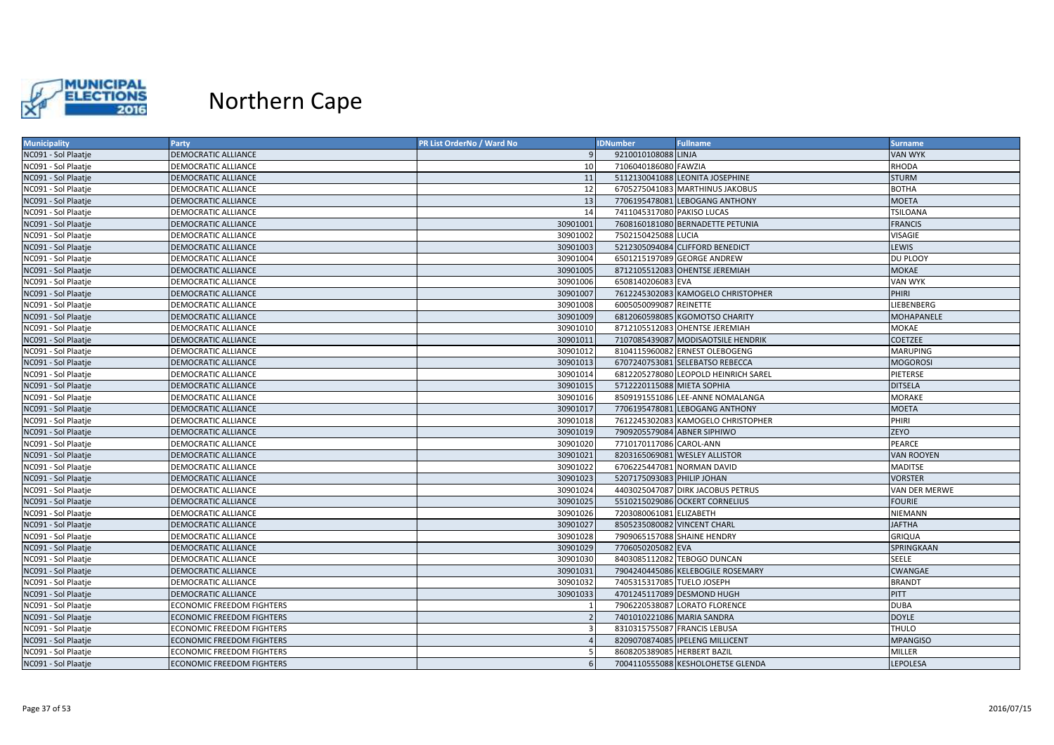# Northern Cape

| Municipality | Party | PR List OrderNo / Ward No | IDNumber | Fullname | Surname |
|---|---|---|---|---|---|
| NC091 - Sol Plaatje | DEMOCRATIC ALLIANCE | 9 | 9210010108088 | LINJA | VAN WYK |
| NC091 - Sol Plaatje | DEMOCRATIC ALLIANCE | 10 | 7106040186080 | FAWZIA | RHODA |
| NC091 - Sol Plaatje | DEMOCRATIC ALLIANCE | 11 | 5112130041088 | LEONITA JOSEPHINE | STURM |
| NC091 - Sol Plaatje | DEMOCRATIC ALLIANCE | 12 | 6705275041083 | MARTHINUS JAKOBUS | BOTHA |
| NC091 - Sol Plaatje | DEMOCRATIC ALLIANCE | 13 | 7706195478081 | LEBOGANG ANTHONY | MOETA |
| NC091 - Sol Plaatje | DEMOCRATIC ALLIANCE | 14 | 7411045317080 | PAKISO LUCAS | TSILOANA |
| NC091 - Sol Plaatje | DEMOCRATIC ALLIANCE | 30901001 | 7608160181080 | BERNADETTE PETUNIA | FRANCIS |
| NC091 - Sol Plaatje | DEMOCRATIC ALLIANCE | 30901002 | 7502150425088 | LUCIA | VISAGIE |
| NC091 - Sol Plaatje | DEMOCRATIC ALLIANCE | 30901003 | 5212305094084 | CLIFFORD BENEDICT | LEWIS |
| NC091 - Sol Plaatje | DEMOCRATIC ALLIANCE | 30901004 | 6501215197089 | GEORGE ANDREW | DU PLOOY |
| NC091 - Sol Plaatje | DEMOCRATIC ALLIANCE | 30901005 | 8712105512083 | OHENTSE JEREMIAH | MOKAE |
| NC091 - Sol Plaatje | DEMOCRATIC ALLIANCE | 30901006 | 6508140206083 | EVA | VAN WYK |
| NC091 - Sol Plaatje | DEMOCRATIC ALLIANCE | 30901007 | 7612245302083 | KAMOGELO CHRISTOPHER | PHIRI |
| NC091 - Sol Plaatje | DEMOCRATIC ALLIANCE | 30901008 | 6005050099087 | REINETTE | LIEBENBERG |
| NC091 - Sol Plaatje | DEMOCRATIC ALLIANCE | 30901009 | 6812060598085 | KGOMOTSO CHARITY | MOHAPANELE |
| NC091 - Sol Plaatje | DEMOCRATIC ALLIANCE | 30901010 | 8712105512083 | OHENTSE JEREMIAH | MOKAE |
| NC091 - Sol Plaatje | DEMOCRATIC ALLIANCE | 30901011 | 7107085439087 | MODISAOTSILE HENDRIK | COETZEE |
| NC091 - Sol Plaatje | DEMOCRATIC ALLIANCE | 30901012 | 8104115960082 | ERNEST OLEBOGENG | MARUPING |
| NC091 - Sol Plaatje | DEMOCRATIC ALLIANCE | 30901013 | 6707240753081 | SELEBATSO REBECCA | MOGOROSI |
| NC091 - Sol Plaatje | DEMOCRATIC ALLIANCE | 30901014 | 6812205278080 | LEOPOLD HEINRICH SAREL | PIETERSE |
| NC091 - Sol Plaatje | DEMOCRATIC ALLIANCE | 30901015 | 5712220115088 | MIETA SOPHIA | DITSELA |
| NC091 - Sol Plaatje | DEMOCRATIC ALLIANCE | 30901016 | 8509191551086 | LEE-ANNE NOMALANGA | MORAKE |
| NC091 - Sol Plaatje | DEMOCRATIC ALLIANCE | 30901017 | 7706195478081 | LEBOGANG ANTHONY | MOETA |
| NC091 - Sol Plaatje | DEMOCRATIC ALLIANCE | 30901018 | 7612245302083 | KAMOGELO CHRISTOPHER | PHIRI |
| NC091 - Sol Plaatje | DEMOCRATIC ALLIANCE | 30901019 | 7909205579084 | ABNER SIPHIWO | ZEYO |
| NC091 - Sol Plaatje | DEMOCRATIC ALLIANCE | 30901020 | 7710170117086 | CAROL-ANN | PEARCE |
| NC091 - Sol Plaatje | DEMOCRATIC ALLIANCE | 30901021 | 8203165069081 | WESLEY ALLISTOR | VAN ROOYEN |
| NC091 - Sol Plaatje | DEMOCRATIC ALLIANCE | 30901022 | 6706225447081 | NORMAN DAVID | MADITSE |
| NC091 - Sol Plaatje | DEMOCRATIC ALLIANCE | 30901023 | 5207175093083 | PHILIP JOHAN | VORSTER |
| NC091 - Sol Plaatje | DEMOCRATIC ALLIANCE | 30901024 | 4403025047087 | DIRK JACOBUS PETRUS | VAN DER MERWE |
| NC091 - Sol Plaatje | DEMOCRATIC ALLIANCE | 30901025 | 5510215029086 | OCKERT CORNELIUS | FOURIE |
| NC091 - Sol Plaatje | DEMOCRATIC ALLIANCE | 30901026 | 7203080061081 | ELIZABETH | NIEMANN |
| NC091 - Sol Plaatje | DEMOCRATIC ALLIANCE | 30901027 | 8505235080082 | VINCENT CHARL | JAFTHA |
| NC091 - Sol Plaatje | DEMOCRATIC ALLIANCE | 30901028 | 7909065157088 | SHAINE HENDRY | GRIQUA |
| NC091 - Sol Plaatje | DEMOCRATIC ALLIANCE | 30901029 | 7706050205082 | EVA | SPRINGKAAN |
| NC091 - Sol Plaatje | DEMOCRATIC ALLIANCE | 30901030 | 8403085112082 | TEBOGO DUNCAN | SEELE |
| NC091 - Sol Plaatje | DEMOCRATIC ALLIANCE | 30901031 | 7904240445086 | KELEBOGILE ROSEMARY | CWANGAE |
| NC091 - Sol Plaatje | DEMOCRATIC ALLIANCE | 30901032 | 7405315317085 | TUELO JOSEPH | BRANDT |
| NC091 - Sol Plaatje | DEMOCRATIC ALLIANCE | 30901033 | 4701245117089 | DESMOND HUGH | PITT |
| NC091 - Sol Plaatje | ECONOMIC FREEDOM FIGHTERS | 1 | 7906220538087 | LORATO FLORENCE | DUBA |
| NC091 - Sol Plaatje | ECONOMIC FREEDOM FIGHTERS | 2 | 7401010221086 | MARIA SANDRA | DOYLE |
| NC091 - Sol Plaatje | ECONOMIC FREEDOM FIGHTERS | 3 | 8310315755087 | FRANCIS LEBUSA | THULO |
| NC091 - Sol Plaatje | ECONOMIC FREEDOM FIGHTERS | 4 | 8209070874085 | IPELENG MILLICENT | MPANGISO |
| NC091 - Sol Plaatje | ECONOMIC FREEDOM FIGHTERS | 5 | 8608205389085 | HERBERT BAZIL | MILLER |
| NC091 - Sol Plaatje | ECONOMIC FREEDOM FIGHTERS | 6 | 7004110555088 | KESHOLOHETSE GLENDA | LEPOLESA |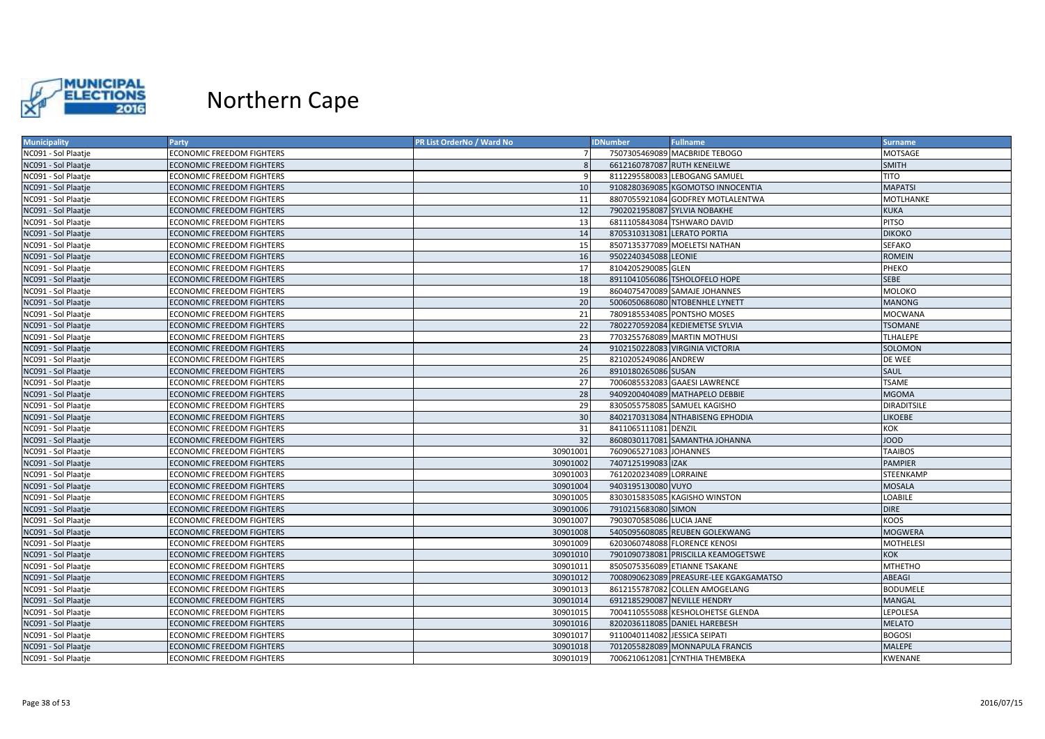# Northern Cape

| Municipality | Party | PR List OrderNo / Ward No | IDNumber | Fullname | Surname |
|---|---|---|---|---|---|
| NC091 - Sol Plaatje | ECONOMIC FREEDOM FIGHTERS | 7 | 7507305469089 | MACBRIDE TEBOGO | MOTSAGE |
| NC091 - Sol Plaatje | ECONOMIC FREEDOM FIGHTERS | 8 | 6612160787087 | RUTH KENEILWE | SMITH |
| NC091 - Sol Plaatje | ECONOMIC FREEDOM FIGHTERS | 9 | 8112295580083 | LEBOGANG SAMUEL | TITO |
| NC091 - Sol Plaatje | ECONOMIC FREEDOM FIGHTERS | 10 | 9108280369085 | KGOMOTSO INNOCENTIA | MAPATSI |
| NC091 - Sol Plaatje | ECONOMIC FREEDOM FIGHTERS | 11 | 8807055921084 | GODFREY MOTLALENTWA | MOTLHANKE |
| NC091 - Sol Plaatje | ECONOMIC FREEDOM FIGHTERS | 12 | 7902021958087 | SYLVIA NOBAKHE | KUKA |
| NC091 - Sol Plaatje | ECONOMIC FREEDOM FIGHTERS | 13 | 6811105843084 | TSHWARO DAVID | PITSO |
| NC091 - Sol Plaatje | ECONOMIC FREEDOM FIGHTERS | 14 | 8705310313081 | LERATO PORTIA | DIKOKO |
| NC091 - Sol Plaatje | ECONOMIC FREEDOM FIGHTERS | 15 | 8507135377089 | MOELETSI NATHAN | SEFAKO |
| NC091 - Sol Plaatje | ECONOMIC FREEDOM FIGHTERS | 16 | 9502240345088 | LEONIE | ROMEIN |
| NC091 - Sol Plaatje | ECONOMIC FREEDOM FIGHTERS | 17 | 8104205290085 | GLEN | PHEKO |
| NC091 - Sol Plaatje | ECONOMIC FREEDOM FIGHTERS | 18 | 8911041056086 | TSHOLOFELO HOPE | SEBE |
| NC091 - Sol Plaatje | ECONOMIC FREEDOM FIGHTERS | 19 | 8604075470089 | SAMAJE JOHANNES | MOLOKO |
| NC091 - Sol Plaatje | ECONOMIC FREEDOM FIGHTERS | 20 | 5006050686080 | NTOBENHLE LYNETT | MANONG |
| NC091 - Sol Plaatje | ECONOMIC FREEDOM FIGHTERS | 21 | 7809185534085 | PONTSHO MOSES | MOCWANA |
| NC091 - Sol Plaatje | ECONOMIC FREEDOM FIGHTERS | 22 | 7802270592084 | KEDIEMETSE SYLVIA | TSOMANE |
| NC091 - Sol Plaatje | ECONOMIC FREEDOM FIGHTERS | 23 | 7703255768089 | MARTIN MOTHUSI | TLHALEPE |
| NC091 - Sol Plaatje | ECONOMIC FREEDOM FIGHTERS | 24 | 9102150228083 | VIRGINIA VICTORIA | SOLOMON |
| NC091 - Sol Plaatje | ECONOMIC FREEDOM FIGHTERS | 25 | 8210205249086 | ANDREW | DE WEE |
| NC091 - Sol Plaatje | ECONOMIC FREEDOM FIGHTERS | 26 | 8910180265086 | SUSAN | SAUL |
| NC091 - Sol Plaatje | ECONOMIC FREEDOM FIGHTERS | 27 | 7006085532083 | GAAESI LAWRENCE | TSAME |
| NC091 - Sol Plaatje | ECONOMIC FREEDOM FIGHTERS | 28 | 9409200404089 | MATHAPELO DEBBIE | MGOMA |
| NC091 - Sol Plaatje | ECONOMIC FREEDOM FIGHTERS | 29 | 8305055758085 | SAMUEL KAGISHO | DIRADITSILE |
| NC091 - Sol Plaatje | ECONOMIC FREEDOM FIGHTERS | 30 | 8402170313084 | NTHABISENG EPHODIA | LIKOEBE |
| NC091 - Sol Plaatje | ECONOMIC FREEDOM FIGHTERS | 31 | 8411065111081 | DENZIL | KOK |
| NC091 - Sol Plaatje | ECONOMIC FREEDOM FIGHTERS | 32 | 8608030117081 | SAMANTHA JOHANNA | JOOD |
| NC091 - Sol Plaatje | ECONOMIC FREEDOM FIGHTERS | 30901001 | 7609065271083 | JOHANNES | TAAIBOS |
| NC091 - Sol Plaatje | ECONOMIC FREEDOM FIGHTERS | 30901002 | 7407125199083 | IZAK | PAMPIER |
| NC091 - Sol Plaatje | ECONOMIC FREEDOM FIGHTERS | 30901003 | 7612020234089 | LORRAINE | STEENKAMP |
| NC091 - Sol Plaatje | ECONOMIC FREEDOM FIGHTERS | 30901004 | 9403195130080 | VUYO | MOSALA |
| NC091 - Sol Plaatje | ECONOMIC FREEDOM FIGHTERS | 30901005 | 8303015835085 | KAGISHO WINSTON | LOABILE |
| NC091 - Sol Plaatje | ECONOMIC FREEDOM FIGHTERS | 30901006 | 7910215683080 | SIMON | DIRE |
| NC091 - Sol Plaatje | ECONOMIC FREEDOM FIGHTERS | 30901007 | 7903070585086 | LUCIA JANE | KOOS |
| NC091 - Sol Plaatje | ECONOMIC FREEDOM FIGHTERS | 30901008 | 5405095608085 | REUBEN GOLEKWANG | MOGWERA |
| NC091 - Sol Plaatje | ECONOMIC FREEDOM FIGHTERS | 30901009 | 6203060748088 | FLORENCE KENOSI | MOTHELESI |
| NC091 - Sol Plaatje | ECONOMIC FREEDOM FIGHTERS | 30901010 | 7901090738081 | PRISCILLA KEAMOGETSWE | KOK |
| NC091 - Sol Plaatje | ECONOMIC FREEDOM FIGHTERS | 30901011 | 8505075356089 | ETIANNE TSAKANE | MTHETHO |
| NC091 - Sol Plaatje | ECONOMIC FREEDOM FIGHTERS | 30901012 | 7008090623089 | PREASURE-LEE KGAKGAMATSO | ABEAGI |
| NC091 - Sol Plaatje | ECONOMIC FREEDOM FIGHTERS | 30901013 | 8612155787082 | COLLEN AMOGELANG | BODUMELE |
| NC091 - Sol Plaatje | ECONOMIC FREEDOM FIGHTERS | 30901014 | 6912185290087 | NEVILLE HENDRY | MANGAL |
| NC091 - Sol Plaatje | ECONOMIC FREEDOM FIGHTERS | 30901015 | 7004110555088 | KESHOLOHETSE GLENDA | LEPOLESA |
| NC091 - Sol Plaatje | ECONOMIC FREEDOM FIGHTERS | 30901016 | 8202036118085 | DANIEL HAREBESH | MELATO |
| NC091 - Sol Plaatje | ECONOMIC FREEDOM FIGHTERS | 30901017 | 9110040114082 | JESSICA SEIPATI | BOGOSI |
| NC091 - Sol Plaatje | ECONOMIC FREEDOM FIGHTERS | 30901018 | 7012055828089 | MONNAPULA FRANCIS | MALEPE |
| NC091 - Sol Plaatje | ECONOMIC FREEDOM FIGHTERS | 30901019 | 7006210612081 | CYNTHIA THEMBEKA | KWENANE |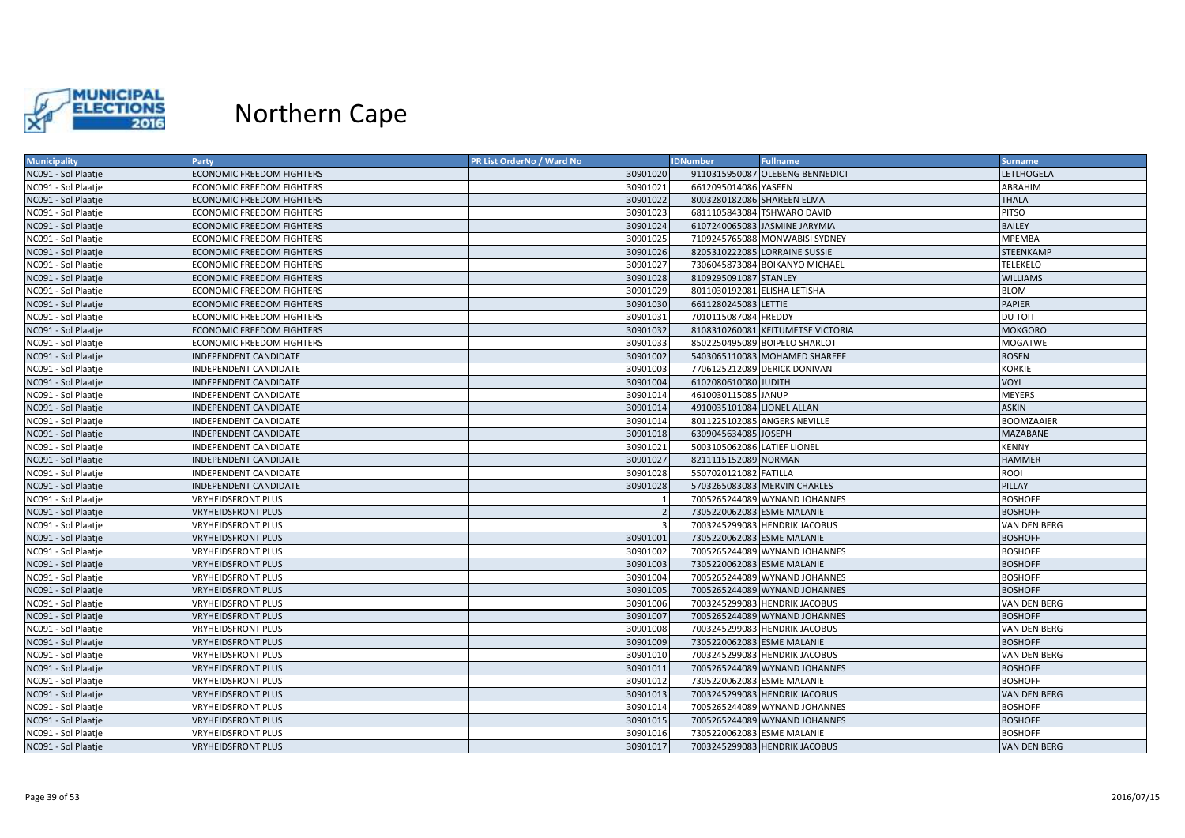# Northern Cape

| Municipality | Party | PR List OrderNo / Ward No | IDNumber | Fullname | Surname |
|---|---|---|---|---|---|
| NC091 - Sol Plaatje | ECONOMIC FREEDOM FIGHTERS | 30901020 | 9110315950087 | OLEBENG BENNEDICT | LETLHOGELA |
| NC091 - Sol Plaatje | ECONOMIC FREEDOM FIGHTERS | 30901021 | 6612095014086 | YASEEN | ABRAHIM |
| NC091 - Sol Plaatje | ECONOMIC FREEDOM FIGHTERS | 30901022 | 8003280182086 | SHAREEN ELMA | THALA |
| NC091 - Sol Plaatje | ECONOMIC FREEDOM FIGHTERS | 30901023 | 6811105843084 | TSHWARO DAVID | PITSO |
| NC091 - Sol Plaatje | ECONOMIC FREEDOM FIGHTERS | 30901024 | 6107240065083 | JASMINE JARYMIA | BAILEY |
| NC091 - Sol Plaatje | ECONOMIC FREEDOM FIGHTERS | 30901025 | 7109245765088 | MONWABISI SYDNEY | MPEMBA |
| NC091 - Sol Plaatje | ECONOMIC FREEDOM FIGHTERS | 30901026 | 8205310222085 | LORRAINE SUSSIE | STEENKAMP |
| NC091 - Sol Plaatje | ECONOMIC FREEDOM FIGHTERS | 30901027 | 7306045873084 | BOIKANYO MICHAEL | TELEKELO |
| NC091 - Sol Plaatje | ECONOMIC FREEDOM FIGHTERS | 30901028 | 8109295091087 | STANLEY | WILLIAMS |
| NC091 - Sol Plaatje | ECONOMIC FREEDOM FIGHTERS | 30901029 | 8011030192081 | ELISHA LETISHA | BLOM |
| NC091 - Sol Plaatje | ECONOMIC FREEDOM FIGHTERS | 30901030 | 6611280245083 | LETTIE | PAPIER |
| NC091 - Sol Plaatje | ECONOMIC FREEDOM FIGHTERS | 30901031 | 7010115087084 | FREDDY | DU TOIT |
| NC091 - Sol Plaatje | ECONOMIC FREEDOM FIGHTERS | 30901032 | 8108310260081 | KEITUMETSE VICTORIA | MOKGORO |
| NC091 - Sol Plaatje | ECONOMIC FREEDOM FIGHTERS | 30901033 | 8502250495089 | BOIPELO SHARLOT | MOGATWE |
| NC091 - Sol Plaatje | INDEPENDENT CANDIDATE | 30901002 | 5403065110083 | MOHAMED SHAREEF | ROSEN |
| NC091 - Sol Plaatje | INDEPENDENT CANDIDATE | 30901003 | 7706125212089 | DERICK DONIVAN | KORKIE |
| NC091 - Sol Plaatje | INDEPENDENT CANDIDATE | 30901004 | 6102080610080 | JUDITH | VOYI |
| NC091 - Sol Plaatje | INDEPENDENT CANDIDATE | 30901014 | 4610030115085 | JANUP | MEYERS |
| NC091 - Sol Plaatje | INDEPENDENT CANDIDATE | 30901014 | 4910035101084 | LIONEL ALLAN | ASKIN |
| NC091 - Sol Plaatje | INDEPENDENT CANDIDATE | 30901014 | 8011225102085 | ANGERS NEVILLE | BOOMZAAIER |
| NC091 - Sol Plaatje | INDEPENDENT CANDIDATE | 30901018 | 6309045634085 | JOSEPH | MAZABANE |
| NC091 - Sol Plaatje | INDEPENDENT CANDIDATE | 30901021 | 5003105062086 | LATIEF LIONEL | KENNY |
| NC091 - Sol Plaatje | INDEPENDENT CANDIDATE | 30901027 | 8211115152089 | NORMAN | HAMMER |
| NC091 - Sol Plaatje | INDEPENDENT CANDIDATE | 30901028 | 5507020121082 | FATILLA | ROOI |
| NC091 - Sol Plaatje | INDEPENDENT CANDIDATE | 30901028 | 5703265083083 | MERVIN CHARLES | PILLAY |
| NC091 - Sol Plaatje | VRYHEIDSFRONT PLUS | 1 | 7005265244089 | WYNAND JOHANNES | BOSHOFF |
| NC091 - Sol Plaatje | VRYHEIDSFRONT PLUS | 2 | 7305220062083 | ESME MALANIE | BOSHOFF |
| NC091 - Sol Plaatje | VRYHEIDSFRONT PLUS | 3 | 7003245299083 | HENDRIK JACOBUS | VAN DEN BERG |
| NC091 - Sol Plaatje | VRYHEIDSFRONT PLUS | 30901001 | 7305220062083 | ESME MALANIE | BOSHOFF |
| NC091 - Sol Plaatje | VRYHEIDSFRONT PLUS | 30901002 | 7005265244089 | WYNAND JOHANNES | BOSHOFF |
| NC091 - Sol Plaatje | VRYHEIDSFRONT PLUS | 30901003 | 7305220062083 | ESME MALANIE | BOSHOFF |
| NC091 - Sol Plaatje | VRYHEIDSFRONT PLUS | 30901004 | 7005265244089 | WYNAND JOHANNES | BOSHOFF |
| NC091 - Sol Plaatje | VRYHEIDSFRONT PLUS | 30901005 | 7005265244089 | WYNAND JOHANNES | BOSHOFF |
| NC091 - Sol Plaatje | VRYHEIDSFRONT PLUS | 30901006 | 7003245299083 | HENDRIK JACOBUS | VAN DEN BERG |
| NC091 - Sol Plaatje | VRYHEIDSFRONT PLUS | 30901007 | 7005265244089 | WYNAND JOHANNES | BOSHOFF |
| NC091 - Sol Plaatje | VRYHEIDSFRONT PLUS | 30901008 | 7003245299083 | HENDRIK JACOBUS | VAN DEN BERG |
| NC091 - Sol Plaatje | VRYHEIDSFRONT PLUS | 30901009 | 7305220062083 | ESME MALANIE | BOSHOFF |
| NC091 - Sol Plaatje | VRYHEIDSFRONT PLUS | 30901010 | 7003245299083 | HENDRIK JACOBUS | VAN DEN BERG |
| NC091 - Sol Plaatje | VRYHEIDSFRONT PLUS | 30901011 | 7005265244089 | WYNAND JOHANNES | BOSHOFF |
| NC091 - Sol Plaatje | VRYHEIDSFRONT PLUS | 30901012 | 7305220062083 | ESME MALANIE | BOSHOFF |
| NC091 - Sol Plaatje | VRYHEIDSFRONT PLUS | 30901013 | 7003245299083 | HENDRIK JACOBUS | VAN DEN BERG |
| NC091 - Sol Plaatje | VRYHEIDSFRONT PLUS | 30901014 | 7005265244089 | WYNAND JOHANNES | BOSHOFF |
| NC091 - Sol Plaatje | VRYHEIDSFRONT PLUS | 30901015 | 7005265244089 | WYNAND JOHANNES | BOSHOFF |
| NC091 - Sol Plaatje | VRYHEIDSFRONT PLUS | 30901016 | 7305220062083 | ESME MALANIE | BOSHOFF |
| NC091 - Sol Plaatje | VRYHEIDSFRONT PLUS | 30901017 | 7003245299083 | HENDRIK JACOBUS | VAN DEN BERG |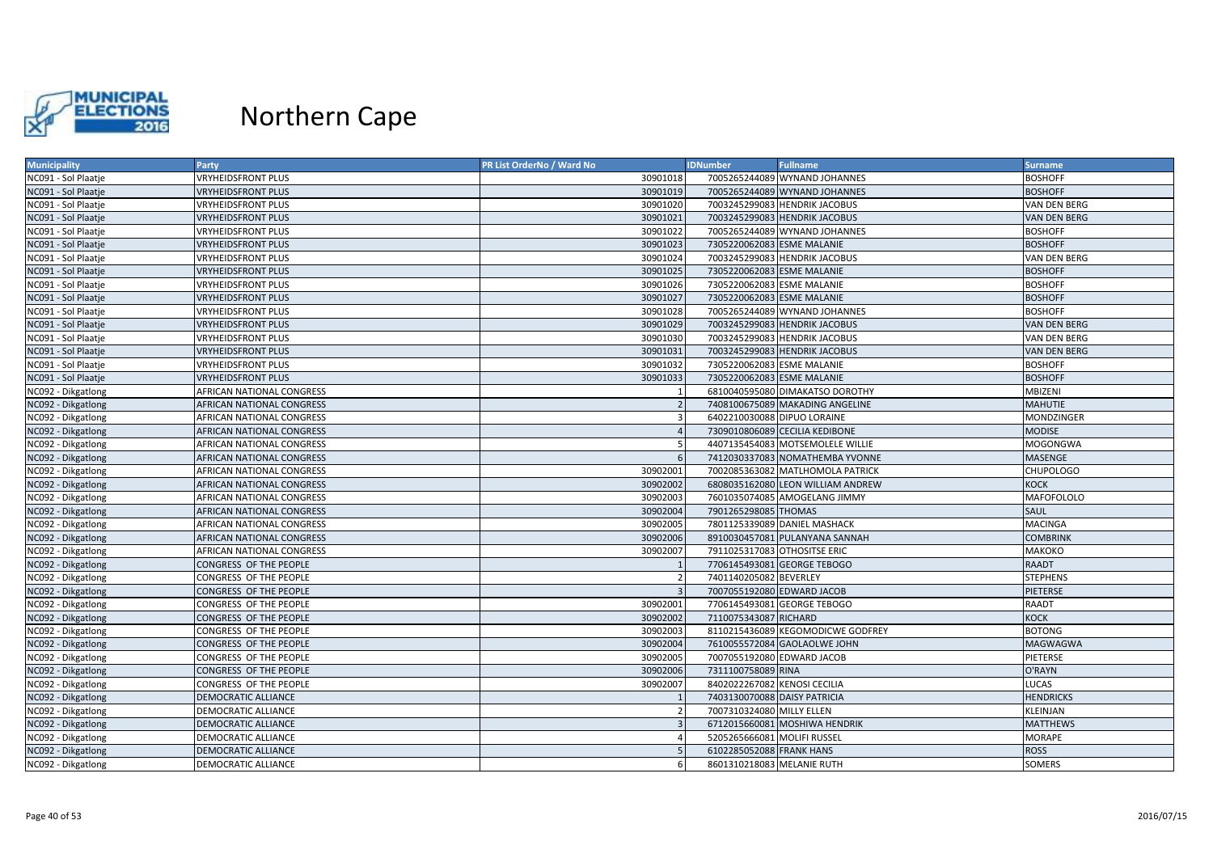# Northern Cape

| Municipality | Party | PR List OrderNo / Ward No | IDNumber | Fullname | Surname |
|---|---|---|---|---|---|
| NC091 - Sol Plaatje | VRYHEIDSFRONT PLUS | 30901018 | 7005265244089 | WYNAND JOHANNES | BOSHOFF |
| NC091 - Sol Plaatje | VRYHEIDSFRONT PLUS | 30901019 | 7005265244089 | WYNAND JOHANNES | BOSHOFF |
| NC091 - Sol Plaatje | VRYHEIDSFRONT PLUS | 30901020 | 7003245299083 | HENDRIK JACOBUS | VAN DEN BERG |
| NC091 - Sol Plaatje | VRYHEIDSFRONT PLUS | 30901021 | 7003245299083 | HENDRIK JACOBUS | VAN DEN BERG |
| NC091 - Sol Plaatje | VRYHEIDSFRONT PLUS | 30901022 | 7005265244089 | WYNAND JOHANNES | BOSHOFF |
| NC091 - Sol Plaatje | VRYHEIDSFRONT PLUS | 30901023 | 7305220062083 | ESME MALANIE | BOSHOFF |
| NC091 - Sol Plaatje | VRYHEIDSFRONT PLUS | 30901024 | 7003245299083 | HENDRIK JACOBUS | VAN DEN BERG |
| NC091 - Sol Plaatje | VRYHEIDSFRONT PLUS | 30901025 | 7305220062083 | ESME MALANIE | BOSHOFF |
| NC091 - Sol Plaatje | VRYHEIDSFRONT PLUS | 30901026 | 7305220062083 | ESME MALANIE | BOSHOFF |
| NC091 - Sol Plaatje | VRYHEIDSFRONT PLUS | 30901027 | 7305220062083 | ESME MALANIE | BOSHOFF |
| NC091 - Sol Plaatje | VRYHEIDSFRONT PLUS | 30901028 | 7005265244089 | WYNAND JOHANNES | BOSHOFF |
| NC091 - Sol Plaatje | VRYHEIDSFRONT PLUS | 30901029 | 7003245299083 | HENDRIK JACOBUS | VAN DEN BERG |
| NC091 - Sol Plaatje | VRYHEIDSFRONT PLUS | 30901030 | 7003245299083 | HENDRIK JACOBUS | VAN DEN BERG |
| NC091 - Sol Plaatje | VRYHEIDSFRONT PLUS | 30901031 | 7003245299083 | HENDRIK JACOBUS | VAN DEN BERG |
| NC091 - Sol Plaatje | VRYHEIDSFRONT PLUS | 30901032 | 7305220062083 | ESME MALANIE | BOSHOFF |
| NC091 - Sol Plaatje | VRYHEIDSFRONT PLUS | 30901033 | 7305220062083 | ESME MALANIE | BOSHOFF |
| NC092 - Dikgatlong | AFRICAN NATIONAL CONGRESS | 1 | 6810040595080 | DIMAKATSO DOROTHY | MBIZENI |
| NC092 - Dikgatlong | AFRICAN NATIONAL CONGRESS | 2 | 7408100675089 | MAKADING ANGELINE | MAHUTIE |
| NC092 - Dikgatlong | AFRICAN NATIONAL CONGRESS | 3 | 6402210030088 | DIPUO LORAINE | MONDZINGER |
| NC092 - Dikgatlong | AFRICAN NATIONAL CONGRESS | 4 | 7309010806089 | CECILIA KEDIBONE | MODISE |
| NC092 - Dikgatlong | AFRICAN NATIONAL CONGRESS | 5 | 4407135454083 | MOTSEMOLELE WILLIE | MOGONGWA |
| NC092 - Dikgatlong | AFRICAN NATIONAL CONGRESS | 6 | 7412030337083 | NOMATHEMBA YVONNE | MASENGE |
| NC092 - Dikgatlong | AFRICAN NATIONAL CONGRESS | 30902001 | 7002085363082 | MATLHOMOLA PATRICK | CHUPOLOGO |
| NC092 - Dikgatlong | AFRICAN NATIONAL CONGRESS | 30902002 | 6808035162080 | LEON WILLIAM ANDREW | KOCK |
| NC092 - Dikgatlong | AFRICAN NATIONAL CONGRESS | 30902003 | 7601035074085 | AMOGELANG JIMMY | MAFOFOLOLO |
| NC092 - Dikgatlong | AFRICAN NATIONAL CONGRESS | 30902004 | 7901265298085 | THOMAS | SAUL |
| NC092 - Dikgatlong | AFRICAN NATIONAL CONGRESS | 30902005 | 7801125339089 | DANIEL MASHACK | MACINGA |
| NC092 - Dikgatlong | AFRICAN NATIONAL CONGRESS | 30902006 | 8910030457081 | PULANYANA SANNAH | COMBRINK |
| NC092 - Dikgatlong | AFRICAN NATIONAL CONGRESS | 30902007 | 7911025317083 | OTHOSITSE ERIC | MAKOKO |
| NC092 - Dikgatlong | CONGRESS OF THE PEOPLE | 1 | 7706145493081 | GEORGE TEBOGO | RAADT |
| NC092 - Dikgatlong | CONGRESS OF THE PEOPLE | 2 | 7401140205082 | BEVERLEY | STEPHENS |
| NC092 - Dikgatlong | CONGRESS OF THE PEOPLE | 3 | 7007055192080 | EDWARD JACOB | PIETERSE |
| NC092 - Dikgatlong | CONGRESS OF THE PEOPLE | 30902001 | 7706145493081 | GEORGE TEBOGO | RAADT |
| NC092 - Dikgatlong | CONGRESS OF THE PEOPLE | 30902002 | 7110075343087 | RICHARD | KOCK |
| NC092 - Dikgatlong | CONGRESS OF THE PEOPLE | 30902003 | 8110215436089 | KEGOMODICWE GODFREY | BOTONG |
| NC092 - Dikgatlong | CONGRESS OF THE PEOPLE | 30902004 | 7610055572084 | GAOLAOLWE JOHN | MAGWAGWA |
| NC092 - Dikgatlong | CONGRESS OF THE PEOPLE | 30902005 | 7007055192080 | EDWARD JACOB | PIETERSE |
| NC092 - Dikgatlong | CONGRESS OF THE PEOPLE | 30902006 | 7311100758089 | RINA | O'RAYN |
| NC092 - Dikgatlong | CONGRESS OF THE PEOPLE | 30902007 | 8402022267082 | KENOSI CECILIA | LUCAS |
| NC092 - Dikgatlong | DEMOCRATIC ALLIANCE | 1 | 7403130070088 | DAISY PATRICIA | HENDRICKS |
| NC092 - Dikgatlong | DEMOCRATIC ALLIANCE | 2 | 7007310324080 | MILLY ELLEN | KLEINJAN |
| NC092 - Dikgatlong | DEMOCRATIC ALLIANCE | 3 | 6712015660081 | MOSHIWA HENDRIK | MATTHEWS |
| NC092 - Dikgatlong | DEMOCRATIC ALLIANCE | 4 | 5205265666081 | MOLIFI RUSSEL | MORAPE |
| NC092 - Dikgatlong | DEMOCRATIC ALLIANCE | 5 | 6102285052088 | FRANK HANS | ROSS |
| NC092 - Dikgatlong | DEMOCRATIC ALLIANCE | 6 | 8601310218083 | MELANIE RUTH | SOMERS |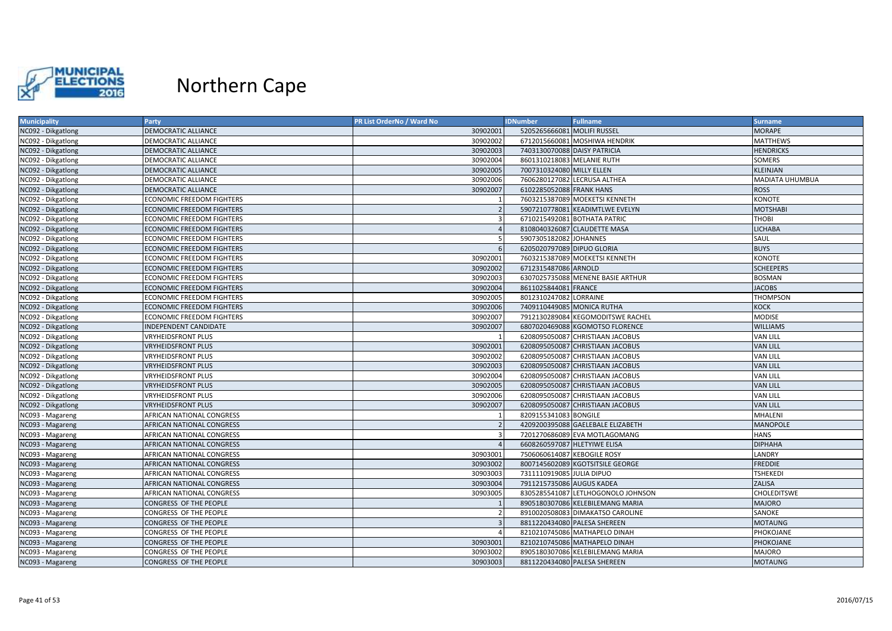# Northern Cape

| Municipality | Party | PR List OrderNo / Ward No | IDNumber | Fullname | Surname |
|---|---|---|---|---|---|
| NC092 - Dikgatlong | DEMOCRATIC ALLIANCE | 30902001 | 5205265666081 | MOLIFI RUSSEL | MORAPE |
| NC092 - Dikgatlong | DEMOCRATIC ALLIANCE | 30902002 | 6712015660081 | MOSHIWA HENDRIK | MATTHEWS |
| NC092 - Dikgatlong | DEMOCRATIC ALLIANCE | 30902003 | 7403130070088 | DAISY PATRICIA | HENDRICKS |
| NC092 - Dikgatlong | DEMOCRATIC ALLIANCE | 30902004 | 8601310218083 | MELANIE RUTH | SOMERS |
| NC092 - Dikgatlong | DEMOCRATIC ALLIANCE | 30902005 | 7007310324080 | MILLY ELLEN | KLEINJAN |
| NC092 - Dikgatlong | DEMOCRATIC ALLIANCE | 30902006 | 7606280127082 | LECRUSA ALTHEA | MADIATA UHUMBUA |
| NC092 - Dikgatlong | DEMOCRATIC ALLIANCE | 30902007 | 6102285052088 | FRANK HANS | ROSS |
| NC092 - Dikgatlong | ECONOMIC FREEDOM FIGHTERS | 1 | 7603215387089 | MOEKETSI KENNETH | KONOTE |
| NC092 - Dikgatlong | ECONOMIC FREEDOM FIGHTERS | 2 | 5907210778081 | KEADIMTLWE EVELYN | MOTSHABI |
| NC092 - Dikgatlong | ECONOMIC FREEDOM FIGHTERS | 3 | 6710215492081 | BOTHATA PATRIC | THOBI |
| NC092 - Dikgatlong | ECONOMIC FREEDOM FIGHTERS | 4 | 8108040326087 | CLAUDETTE MASA | LICHABA |
| NC092 - Dikgatlong | ECONOMIC FREEDOM FIGHTERS | 5 | 5907305182082 | JOHANNES | SAUL |
| NC092 - Dikgatlong | ECONOMIC FREEDOM FIGHTERS | 6 | 6205020797089 | DIPUO GLORIA | BUYS |
| NC092 - Dikgatlong | ECONOMIC FREEDOM FIGHTERS | 30902001 | 7603215387089 | MOEKETSI KENNETH | KONOTE |
| NC092 - Dikgatlong | ECONOMIC FREEDOM FIGHTERS | 30902002 | 6712315487086 | ARNOLD | SCHEEPERS |
| NC092 - Dikgatlong | ECONOMIC FREEDOM FIGHTERS | 30902003 | 6307025735088 | MENENE BASIE ARTHUR | BOSMAN |
| NC092 - Dikgatlong | ECONOMIC FREEDOM FIGHTERS | 30902004 | 8611025844081 | FRANCE | JACOBS |
| NC092 - Dikgatlong | ECONOMIC FREEDOM FIGHTERS | 30902005 | 8012310247082 | LORRAINE | THOMPSON |
| NC092 - Dikgatlong | ECONOMIC FREEDOM FIGHTERS | 30902006 | 7409110449085 | MONICA RUTHA | KOCK |
| NC092 - Dikgatlong | ECONOMIC FREEDOM FIGHTERS | 30902007 | 7912130289084 | KEGOMODITSWE RACHEL | MODISE |
| NC092 - Dikgatlong | INDEPENDENT CANDIDATE | 30902007 | 6807020469088 | KGOMOTSO FLORENCE | WILLIAMS |
| NC092 - Dikgatlong | VRYHEIDSFRONT PLUS | 1 | 6208095050087 | CHRISTIAAN JACOBUS | VAN LILL |
| NC092 - Dikgatlong | VRYHEIDSFRONT PLUS | 30902001 | 6208095050087 | CHRISTIAAN JACOBUS | VAN LILL |
| NC092 - Dikgatlong | VRYHEIDSFRONT PLUS | 30902002 | 6208095050087 | CHRISTIAAN JACOBUS | VAN LILL |
| NC092 - Dikgatlong | VRYHEIDSFRONT PLUS | 30902003 | 6208095050087 | CHRISTIAAN JACOBUS | VAN LILL |
| NC092 - Dikgatlong | VRYHEIDSFRONT PLUS | 30902004 | 6208095050087 | CHRISTIAAN JACOBUS | VAN LILL |
| NC092 - Dikgatlong | VRYHEIDSFRONT PLUS | 30902005 | 6208095050087 | CHRISTIAAN JACOBUS | VAN LILL |
| NC092 - Dikgatlong | VRYHEIDSFRONT PLUS | 30902006 | 6208095050087 | CHRISTIAAN JACOBUS | VAN LILL |
| NC092 - Dikgatlong | VRYHEIDSFRONT PLUS | 30902007 | 6208095050087 | CHRISTIAAN JACOBUS | VAN LILL |
| NC093 - Magareng | AFRICAN NATIONAL CONGRESS | 1 | 8209155341083 | BONGILE | MHALENI |
| NC093 - Magareng | AFRICAN NATIONAL CONGRESS | 2 | 4209200395088 | GAELEBALE ELIZABETH | MANOPOLE |
| NC093 - Magareng | AFRICAN NATIONAL CONGRESS | 3 | 7201270686089 | EVA MOTLAGOMANG | HANS |
| NC093 - Magareng | AFRICAN NATIONAL CONGRESS | 4 | 6608260597087 | HLETYIWE ELISA | DIPHAHA |
| NC093 - Magareng | AFRICAN NATIONAL CONGRESS | 30903001 | 7506060614087 | KEBOGILE ROSY | LANDRY |
| NC093 - Magareng | AFRICAN NATIONAL CONGRESS | 30903002 | 8007145602089 | KGOTSITSILE GEORGE | FREDDIE |
| NC093 - Magareng | AFRICAN NATIONAL CONGRESS | 30903003 | 7311110919085 | JULIA DIPUO | TSHEKEDI |
| NC093 - Magareng | AFRICAN NATIONAL CONGRESS | 30903004 | 7911215735086 | AUGUS KADEA | ZALISA |
| NC093 - Magareng | AFRICAN NATIONAL CONGRESS | 30903005 | 8305285541087 | LETLHOGONOLO JOHNSON | CHOLEDITSWE |
| NC093 - Magareng | CONGRESS OF THE PEOPLE | 1 | 8905180307086 | KELEBILEMANG MARIA | MAJORO |
| NC093 - Magareng | CONGRESS OF THE PEOPLE | 2 | 8910020508083 | DIMAKATSO CAROLINE | SANOKE |
| NC093 - Magareng | CONGRESS OF THE PEOPLE | 3 | 8811220434080 | PALESA SHEREEN | MOTAUNG |
| NC093 - Magareng | CONGRESS OF THE PEOPLE | 4 | 8210210745086 | MATHAPELO DINAH | PHOKOJANE |
| NC093 - Magareng | CONGRESS OF THE PEOPLE | 30903001 | 8210210745086 | MATHAPELO DINAH | PHOKOJANE |
| NC093 - Magareng | CONGRESS OF THE PEOPLE | 30903002 | 8905180307086 | KELEBILEMANG MARIA | MAJORO |
| NC093 - Magareng | CONGRESS OF THE PEOPLE | 30903003 | 8811220434080 | PALESA SHEREEN | MOTAUNG |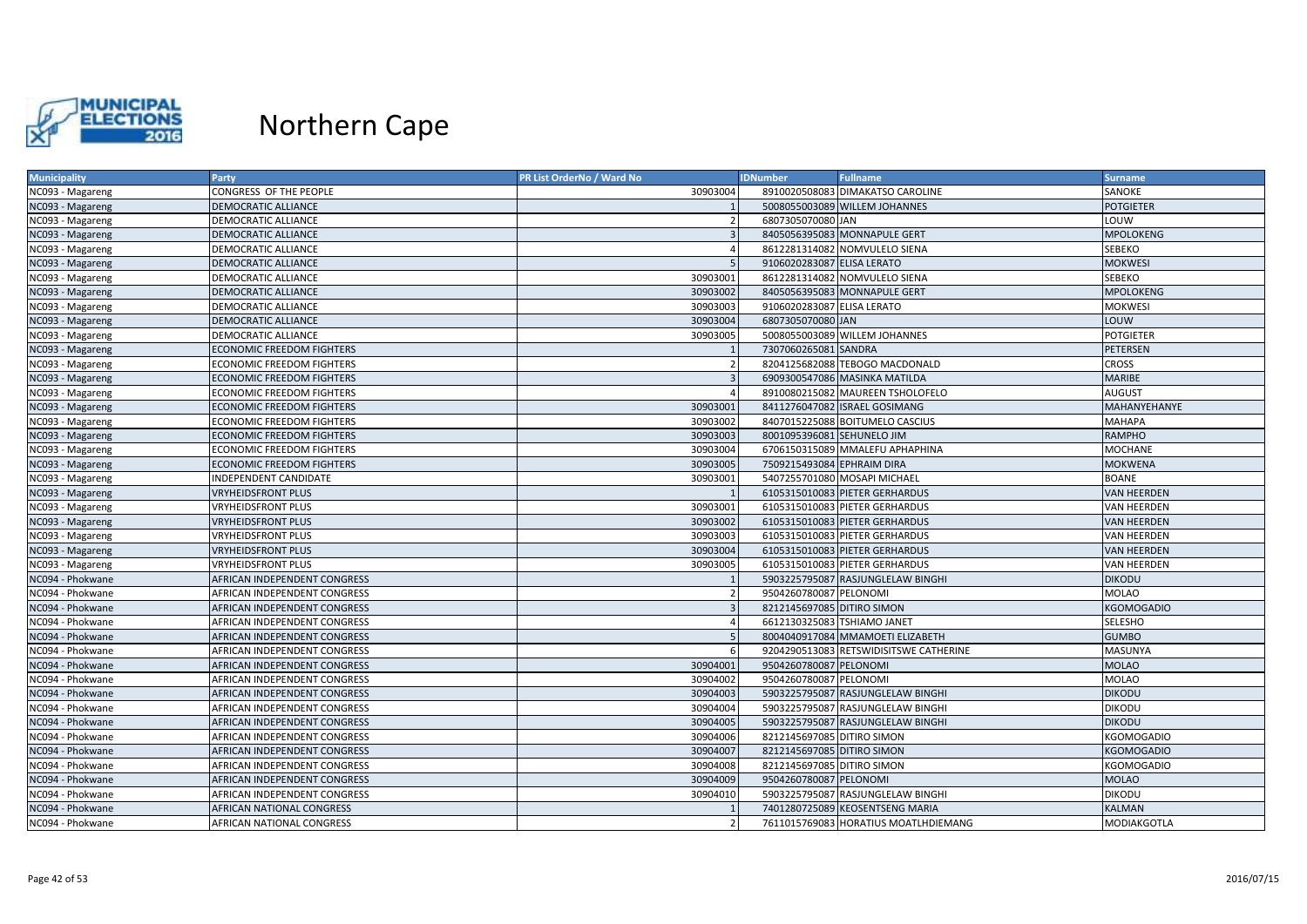# Northern Cape

| Municipality | Party | PR List OrderNo / Ward No | IDNumber | Fullname | Surname |
| --- | --- | --- | --- | --- | --- |
| NC093 - Magareng | CONGRESS OF THE PEOPLE | 30903004 | 8910020508083 | DIMAKATSO CAROLINE | SANOKE |
| NC093 - Magareng | DEMOCRATIC ALLIANCE | 1 | 5008055003089 | WILLEM JOHANNES | POTGIETER |
| NC093 - Magareng | DEMOCRATIC ALLIANCE | 2 | 6807305070080 | JAN | LOUW |
| NC093 - Magareng | DEMOCRATIC ALLIANCE | 3 | 8405056395083 | MONNAPULE GERT | MPOLOKENG |
| NC093 - Magareng | DEMOCRATIC ALLIANCE | 4 | 8612281314082 | NOMVULELO SIENA | SEBEKO |
| NC093 - Magareng | DEMOCRATIC ALLIANCE | 5 | 9106020283087 | ELISA LERATO | MOKWESI |
| NC093 - Magareng | DEMOCRATIC ALLIANCE | 30903001 | 8612281314082 | NOMVULELO SIENA | SEBEKO |
| NC093 - Magareng | DEMOCRATIC ALLIANCE | 30903002 | 8405056395083 | MONNAPULE GERT | MPOLOKENG |
| NC093 - Magareng | DEMOCRATIC ALLIANCE | 30903003 | 9106020283087 | ELISA LERATO | MOKWESI |
| NC093 - Magareng | DEMOCRATIC ALLIANCE | 30903004 | 6807305070080 | JAN | LOUW |
| NC093 - Magareng | DEMOCRATIC ALLIANCE | 30903005 | 5008055003089 | WILLEM JOHANNES | POTGIETER |
| NC093 - Magareng | ECONOMIC FREEDOM FIGHTERS | 1 | 7307060265081 | SANDRA | PETERSEN |
| NC093 - Magareng | ECONOMIC FREEDOM FIGHTERS | 2 | 8204125682088 | TEBOGO MACDONALD | CROSS |
| NC093 - Magareng | ECONOMIC FREEDOM FIGHTERS | 3 | 6909300547086 | MASINKA MATILDA | MARIBE |
| NC093 - Magareng | ECONOMIC FREEDOM FIGHTERS | 4 | 8910080215082 | MAUREEN TSHOLOFELO | AUGUST |
| NC093 - Magareng | ECONOMIC FREEDOM FIGHTERS | 30903001 | 8411276047082 | ISRAEL GOSIMANG | MAHANYEHANYE |
| NC093 - Magareng | ECONOMIC FREEDOM FIGHTERS | 30903002 | 8407015225088 | BOITUMELO CASCIUS | MAHAPA |
| NC093 - Magareng | ECONOMIC FREEDOM FIGHTERS | 30903003 | 8001095396081 | SEHUNELO JIM | RAMPHO |
| NC093 - Magareng | ECONOMIC FREEDOM FIGHTERS | 30903004 | 6706150315089 | MMALEFU APHAPHINA | MOCHANE |
| NC093 - Magareng | ECONOMIC FREEDOM FIGHTERS | 30903005 | 7509215493084 | EPHRAIM DIRA | MOKWENA |
| NC093 - Magareng | INDEPENDENT CANDIDATE | 30903001 | 5407255701080 | MOSAPI MICHAEL | BOANE |
| NC093 - Magareng | VRYHEIDSFRONT PLUS | 1 | 6105315010083 | PIETER GERHARDUS | VAN HEERDEN |
| NC093 - Magareng | VRYHEIDSFRONT PLUS | 30903001 | 6105315010083 | PIETER GERHARDUS | VAN HEERDEN |
| NC093 - Magareng | VRYHEIDSFRONT PLUS | 30903002 | 6105315010083 | PIETER GERHARDUS | VAN HEERDEN |
| NC093 - Magareng | VRYHEIDSFRONT PLUS | 30903003 | 6105315010083 | PIETER GERHARDUS | VAN HEERDEN |
| NC093 - Magareng | VRYHEIDSFRONT PLUS | 30903004 | 6105315010083 | PIETER GERHARDUS | VAN HEERDEN |
| NC093 - Magareng | VRYHEIDSFRONT PLUS | 30903005 | 6105315010083 | PIETER GERHARDUS | VAN HEERDEN |
| NC094 - Phokwane | AFRICAN INDEPENDENT CONGRESS | 1 | 5903225795087 | RASJUNGLELAW BINGHI | DIKODU |
| NC094 - Phokwane | AFRICAN INDEPENDENT CONGRESS | 2 | 9504260780087 | PELONOMI | MOLAO |
| NC094 - Phokwane | AFRICAN INDEPENDENT CONGRESS | 3 | 8212145697085 | DITIRO SIMON | KGOMOGADIO |
| NC094 - Phokwane | AFRICAN INDEPENDENT CONGRESS | 4 | 6612130325083 | TSHIAMO JANET | SELESHO |
| NC094 - Phokwane | AFRICAN INDEPENDENT CONGRESS | 5 | 8004040917084 | MMAMOETI ELIZABETH | GUMBO |
| NC094 - Phokwane | AFRICAN INDEPENDENT CONGRESS | 6 | 9204290513083 | RETSWIDISITSWE CATHERINE | MASUNYA |
| NC094 - Phokwane | AFRICAN INDEPENDENT CONGRESS | 30904001 | 9504260780087 | PELONOMI | MOLAO |
| NC094 - Phokwane | AFRICAN INDEPENDENT CONGRESS | 30904002 | 9504260780087 | PELONOMI | MOLAO |
| NC094 - Phokwane | AFRICAN INDEPENDENT CONGRESS | 30904003 | 5903225795087 | RASJUNGLELAW BINGHI | DIKODU |
| NC094 - Phokwane | AFRICAN INDEPENDENT CONGRESS | 30904004 | 5903225795087 | RASJUNGLELAW BINGHI | DIKODU |
| NC094 - Phokwane | AFRICAN INDEPENDENT CONGRESS | 30904005 | 5903225795087 | RASJUNGLELAW BINGHI | DIKODU |
| NC094 - Phokwane | AFRICAN INDEPENDENT CONGRESS | 30904006 | 8212145697085 | DITIRO SIMON | KGOMOGADIO |
| NC094 - Phokwane | AFRICAN INDEPENDENT CONGRESS | 30904007 | 8212145697085 | DITIRO SIMON | KGOMOGADIO |
| NC094 - Phokwane | AFRICAN INDEPENDENT CONGRESS | 30904008 | 8212145697085 | DITIRO SIMON | KGOMOGADIO |
| NC094 - Phokwane | AFRICAN INDEPENDENT CONGRESS | 30904009 | 9504260780087 | PELONOMI | MOLAO |
| NC094 - Phokwane | AFRICAN INDEPENDENT CONGRESS | 30904010 | 5903225795087 | RASJUNGLELAW BINGHI | DIKODU |
| NC094 - Phokwane | AFRICAN NATIONAL CONGRESS | 1 | 7401280725089 | KEOSENTSENG MARIA | KALMAN |
| NC094 - Phokwane | AFRICAN NATIONAL CONGRESS | 2 | 7611015769083 | HORATIUS MOATLHDIEMANG | MODIAKGOTLA |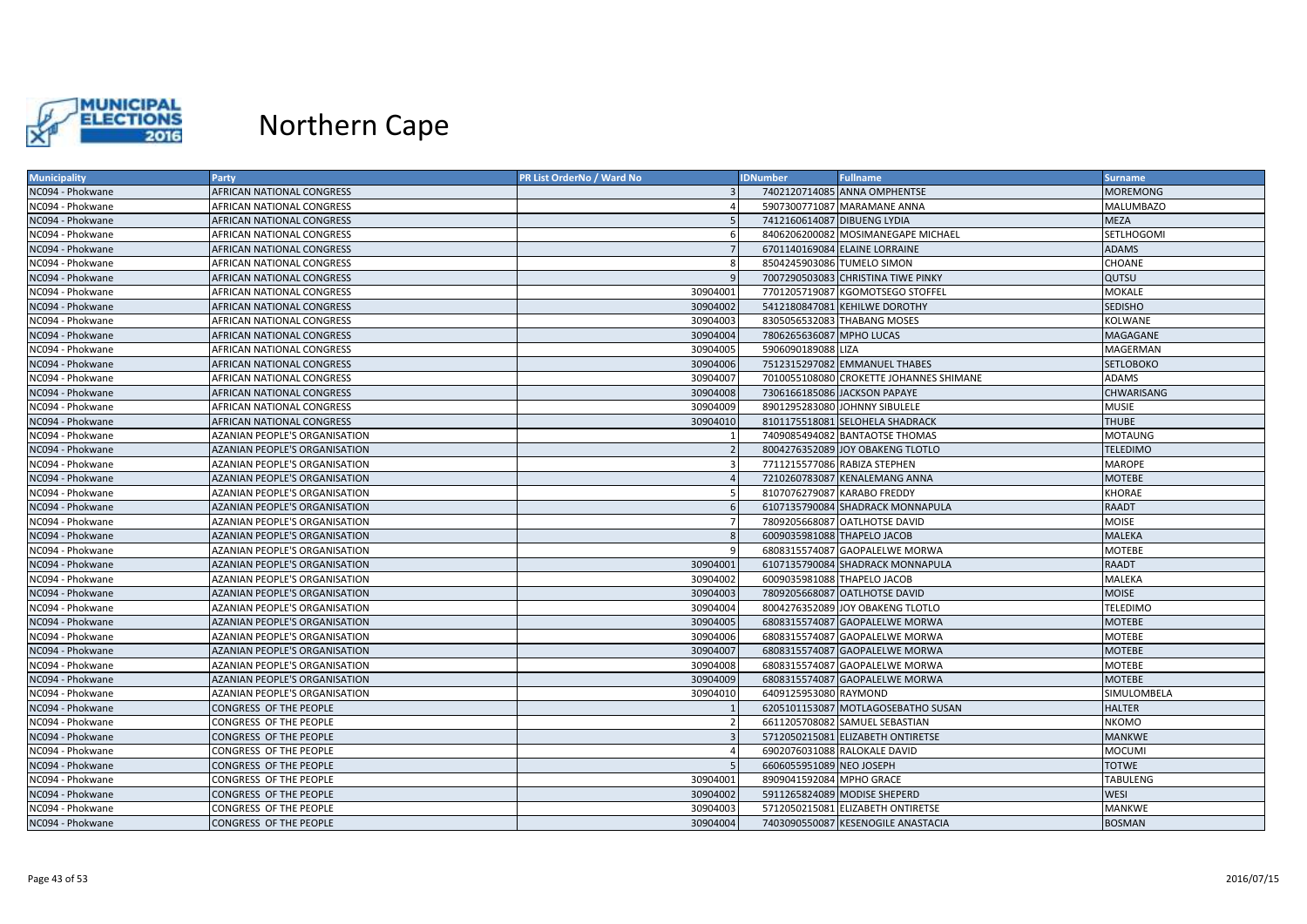# Northern Cape

| Municipality | Party | PR List OrderNo / Ward No | IDNumber | Fullname | Surname |
|---|---|---|---|---|---|
| NC094 - Phokwane | AFRICAN NATIONAL CONGRESS | 3 | 7402120714085 | ANNA OMPHENTSE | MOREMONG |
| NC094 - Phokwane | AFRICAN NATIONAL CONGRESS | 4 | 5907300771087 | MARAMANE ANNA | MALUMBAZO |
| NC094 - Phokwane | AFRICAN NATIONAL CONGRESS | 5 | 7412160614087 | DIBUENG LYDIA | MEZA |
| NC094 - Phokwane | AFRICAN NATIONAL CONGRESS | 6 | 8406206200082 | MOSIMANEGAPE MICHAEL | SETLHOGOMI |
| NC094 - Phokwane | AFRICAN NATIONAL CONGRESS | 7 | 6701140169084 | ELAINE LORRAINE | ADAMS |
| NC094 - Phokwane | AFRICAN NATIONAL CONGRESS | 8 | 8504245903086 | TUMELO SIMON | CHOANE |
| NC094 - Phokwane | AFRICAN NATIONAL CONGRESS | 9 | 7007290503083 | CHRISTINA TIWE PINKY | QUTSU |
| NC094 - Phokwane | AFRICAN NATIONAL CONGRESS | 30904001 | 7701205719087 | KGOMOTSEGO STOFFEL | MOKALE |
| NC094 - Phokwane | AFRICAN NATIONAL CONGRESS | 30904002 | 5412180847081 | KEHILWE DOROTHY | SEDISHO |
| NC094 - Phokwane | AFRICAN NATIONAL CONGRESS | 30904003 | 8305056532083 | THABANG MOSES | KOLWANE |
| NC094 - Phokwane | AFRICAN NATIONAL CONGRESS | 30904004 | 7806265636087 | MPHO LUCAS | MAGAGANE |
| NC094 - Phokwane | AFRICAN NATIONAL CONGRESS | 30904005 | 5906090189088 | LIZA | MAGERMAN |
| NC094 - Phokwane | AFRICAN NATIONAL CONGRESS | 30904006 | 7512315297082 | EMMANUEL THABES | SETLOBOKO |
| NC094 - Phokwane | AFRICAN NATIONAL CONGRESS | 30904007 | 7010055108080 | CROKETTE JOHANNES SHIMANE | ADAMS |
| NC094 - Phokwane | AFRICAN NATIONAL CONGRESS | 30904008 | 7306166185086 | JACKSON PAPAYE | CHWARISANG |
| NC094 - Phokwane | AFRICAN NATIONAL CONGRESS | 30904009 | 8901295283080 | JOHNNY SIBULELE | MUSIE |
| NC094 - Phokwane | AFRICAN NATIONAL CONGRESS | 30904010 | 8101175518081 | SELOHELA SHADRACK | THUBE |
| NC094 - Phokwane | AZANIAN PEOPLE'S ORGANISATION | 1 | 7409085494082 | BANTAOTSE THOMAS | MOTAUNG |
| NC094 - Phokwane | AZANIAN PEOPLE'S ORGANISATION | 2 | 8004276352089 | JOY OBAKENG TLOTLO | TELEDIMO |
| NC094 - Phokwane | AZANIAN PEOPLE'S ORGANISATION | 3 | 7711215577086 | RABIZA STEPHEN | MAROPE |
| NC094 - Phokwane | AZANIAN PEOPLE'S ORGANISATION | 4 | 7210260783087 | KENALEMANG ANNA | MOTEBE |
| NC094 - Phokwane | AZANIAN PEOPLE'S ORGANISATION | 5 | 8107076279087 | KARABO FREDDY | KHORAE |
| NC094 - Phokwane | AZANIAN PEOPLE'S ORGANISATION | 6 | 6107135790084 | SHADRACK MONNAPULA | RAADT |
| NC094 - Phokwane | AZANIAN PEOPLE'S ORGANISATION | 7 | 7809205668087 | OATLHOTSE DAVID | MOISE |
| NC094 - Phokwane | AZANIAN PEOPLE'S ORGANISATION | 8 | 6009035981088 | THAPELO JACOB | MALEKA |
| NC094 - Phokwane | AZANIAN PEOPLE'S ORGANISATION | 9 | 6808315574087 | GAOPALELWE MORWA | MOTEBE |
| NC094 - Phokwane | AZANIAN PEOPLE'S ORGANISATION | 30904001 | 6107135790084 | SHADRACK MONNAPULA | RAADT |
| NC094 - Phokwane | AZANIAN PEOPLE'S ORGANISATION | 30904002 | 6009035981088 | THAPELO JACOB | MALEKA |
| NC094 - Phokwane | AZANIAN PEOPLE'S ORGANISATION | 30904003 | 7809205668087 | OATLHOTSE DAVID | MOISE |
| NC094 - Phokwane | AZANIAN PEOPLE'S ORGANISATION | 30904004 | 8004276352089 | JOY OBAKENG TLOTLO | TELEDIMO |
| NC094 - Phokwane | AZANIAN PEOPLE'S ORGANISATION | 30904005 | 6808315574087 | GAOPALELWE MORWA | MOTEBE |
| NC094 - Phokwane | AZANIAN PEOPLE'S ORGANISATION | 30904006 | 6808315574087 | GAOPALELWE MORWA | MOTEBE |
| NC094 - Phokwane | AZANIAN PEOPLE'S ORGANISATION | 30904007 | 6808315574087 | GAOPALELWE MORWA | MOTEBE |
| NC094 - Phokwane | AZANIAN PEOPLE'S ORGANISATION | 30904008 | 6808315574087 | GAOPALELWE MORWA | MOTEBE |
| NC094 - Phokwane | AZANIAN PEOPLE'S ORGANISATION | 30904009 | 6808315574087 | GAOPALELWE MORWA | MOTEBE |
| NC094 - Phokwane | AZANIAN PEOPLE'S ORGANISATION | 30904010 | 6409125953080 | RAYMOND | SIMULOMBELA |
| NC094 - Phokwane | CONGRESS OF THE PEOPLE | 1 | 6205101153087 | MOTLAGOSEBATHO SUSAN | HALTER |
| NC094 - Phokwane | CONGRESS OF THE PEOPLE | 2 | 6611205708082 | SAMUEL SEBASTIAN | NKOMO |
| NC094 - Phokwane | CONGRESS OF THE PEOPLE | 3 | 5712050215081 | ELIZABETH ONTIRETSE | MANKWE |
| NC094 - Phokwane | CONGRESS OF THE PEOPLE | 4 | 6902076031088 | RALOKALE DAVID | MOCUMI |
| NC094 - Phokwane | CONGRESS OF THE PEOPLE | 5 | 6606055951089 | NEO JOSEPH | TOTWE |
| NC094 - Phokwane | CONGRESS OF THE PEOPLE | 30904001 | 8909041592084 | MPHO GRACE | TABULENG |
| NC094 - Phokwane | CONGRESS OF THE PEOPLE | 30904002 | 5911265824089 | MODISE SHEPERD | WESI |
| NC094 - Phokwane | CONGRESS OF THE PEOPLE | 30904003 | 5712050215081 | ELIZABETH ONTIRETSE | MANKWE |
| NC094 - Phokwane | CONGRESS OF THE PEOPLE | 30904004 | 7403090550087 | KESENOGILE ANASTACIA | BOSMAN |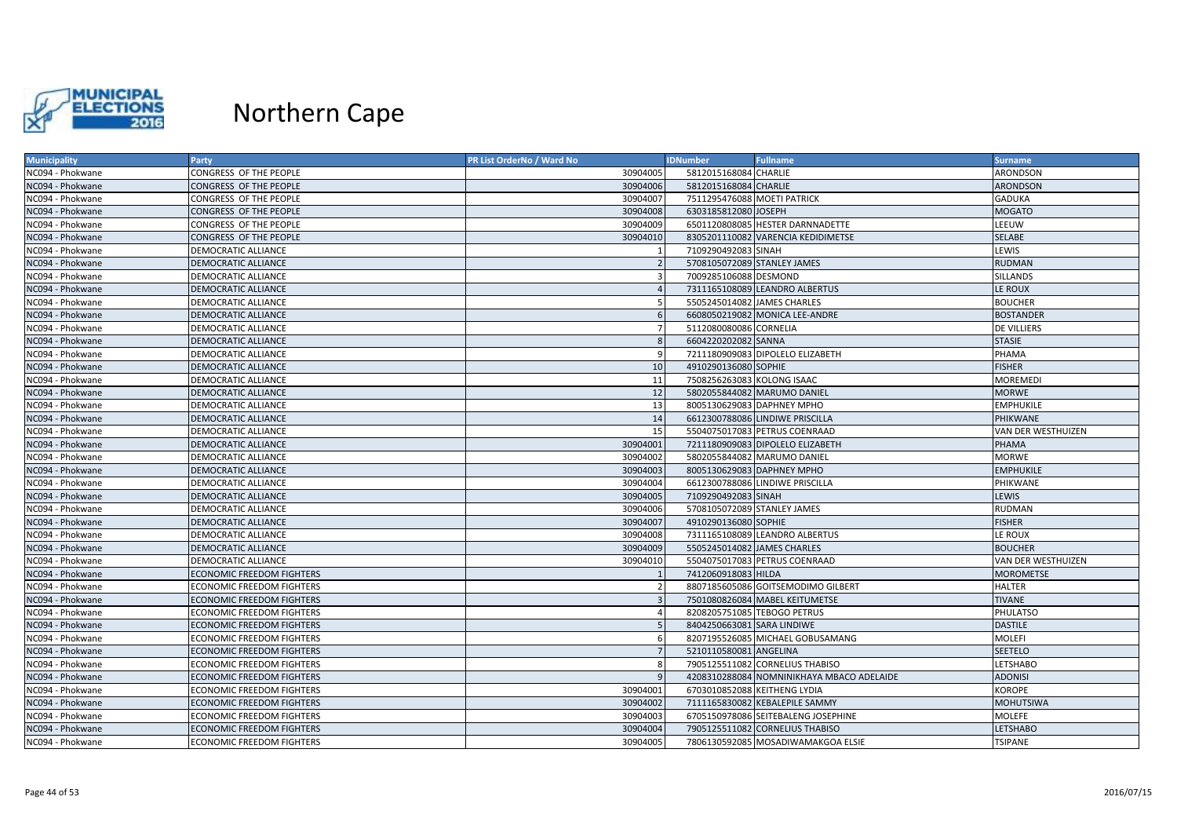# Northern Cape

| Municipality | Party | PR List OrderNo / Ward No | IDNumber | Fullname | Surname |
|---|---|---|---|---|---|
| NC094 - Phokwane | CONGRESS OF THE PEOPLE | 30904005 | 5812015168084 | CHARLIE | ARONDSON |
| NC094 - Phokwane | CONGRESS OF THE PEOPLE | 30904006 | 5812015168084 | CHARLIE | ARONDSON |
| NC094 - Phokwane | CONGRESS OF THE PEOPLE | 30904007 | 7511295476088 | MOETI PATRICK | GADUKA |
| NC094 - Phokwane | CONGRESS OF THE PEOPLE | 30904008 | 6303185812080 | JOSEPH | MOGATO |
| NC094 - Phokwane | CONGRESS OF THE PEOPLE | 30904009 | 6501120808085 | HESTER DARNNADETTE | LEEUW |
| NC094 - Phokwane | CONGRESS OF THE PEOPLE | 30904010 | 8305201110082 | VARENCIA KEDIDIMETSE | SELABE |
| NC094 - Phokwane | DEMOCRATIC ALLIANCE | 1 | 7109290492083 | SINAH | LEWIS |
| NC094 - Phokwane | DEMOCRATIC ALLIANCE | 2 | 5708105072089 | STANLEY JAMES | RUDMAN |
| NC094 - Phokwane | DEMOCRATIC ALLIANCE | 3 | 7009285106088 | DESMOND | SILLANDS |
| NC094 - Phokwane | DEMOCRATIC ALLIANCE | 4 | 7311165108089 | LEANDRO ALBERTUS | LE ROUX |
| NC094 - Phokwane | DEMOCRATIC ALLIANCE | 5 | 5505245014082 | JAMES CHARLES | BOUCHER |
| NC094 - Phokwane | DEMOCRATIC ALLIANCE | 6 | 6608050219082 | MONICA LEE-ANDRE | BOSTANDER |
| NC094 - Phokwane | DEMOCRATIC ALLIANCE | 7 | 5112080080086 | CORNELIA | DE VILLIERS |
| NC094 - Phokwane | DEMOCRATIC ALLIANCE | 8 | 6604220202082 | SANNA | STASIE |
| NC094 - Phokwane | DEMOCRATIC ALLIANCE | 9 | 7211180909083 | DIPOLELO ELIZABETH | PHAMA |
| NC094 - Phokwane | DEMOCRATIC ALLIANCE | 10 | 4910290136080 | SOPHIE | FISHER |
| NC094 - Phokwane | DEMOCRATIC ALLIANCE | 11 | 7508256263083 | KOLONG ISAAC | MOREMEDI |
| NC094 - Phokwane | DEMOCRATIC ALLIANCE | 12 | 5802055844082 | MARUMO DANIEL | MORWE |
| NC094 - Phokwane | DEMOCRATIC ALLIANCE | 13 | 8005130629083 | DAPHNEY MPHO | EMPHUKILE |
| NC094 - Phokwane | DEMOCRATIC ALLIANCE | 14 | 6612300788086 | LINDIWE PRISCILLA | PHIKWANE |
| NC094 - Phokwane | DEMOCRATIC ALLIANCE | 15 | 5504075017083 | PETRUS COENRAAD | VAN DER WESTHUIZEN |
| NC094 - Phokwane | DEMOCRATIC ALLIANCE | 30904001 | 7211180909083 | DIPOLELO ELIZABETH | PHAMA |
| NC094 - Phokwane | DEMOCRATIC ALLIANCE | 30904002 | 5802055844082 | MARUMO DANIEL | MORWE |
| NC094 - Phokwane | DEMOCRATIC ALLIANCE | 30904003 | 8005130629083 | DAPHNEY MPHO | EMPHUKILE |
| NC094 - Phokwane | DEMOCRATIC ALLIANCE | 30904004 | 6612300788086 | LINDIWE PRISCILLA | PHIKWANE |
| NC094 - Phokwane | DEMOCRATIC ALLIANCE | 30904005 | 7109290492083 | SINAH | LEWIS |
| NC094 - Phokwane | DEMOCRATIC ALLIANCE | 30904006 | 5708105072089 | STANLEY JAMES | RUDMAN |
| NC094 - Phokwane | DEMOCRATIC ALLIANCE | 30904007 | 4910290136080 | SOPHIE | FISHER |
| NC094 - Phokwane | DEMOCRATIC ALLIANCE | 30904008 | 7311165108089 | LEANDRO ALBERTUS | LE ROUX |
| NC094 - Phokwane | DEMOCRATIC ALLIANCE | 30904009 | 5505245014082 | JAMES CHARLES | BOUCHER |
| NC094 - Phokwane | DEMOCRATIC ALLIANCE | 30904010 | 5504075017083 | PETRUS COENRAAD | VAN DER WESTHUIZEN |
| NC094 - Phokwane | ECONOMIC FREEDOM FIGHTERS | 1 | 7412060918083 | HILDA | MOROMETSE |
| NC094 - Phokwane | ECONOMIC FREEDOM FIGHTERS | 2 | 8807185605086 | GOITSEMODIMO GILBERT | HALTER |
| NC094 - Phokwane | ECONOMIC FREEDOM FIGHTERS | 3 | 7501080826084 | MABEL KEITUMETSE | TIVANE |
| NC094 - Phokwane | ECONOMIC FREEDOM FIGHTERS | 4 | 8208205751085 | TEBOGO PETRUS | PHULATSO |
| NC094 - Phokwane | ECONOMIC FREEDOM FIGHTERS | 5 | 8404250663081 | SARA LINDIWE | DASTILE |
| NC094 - Phokwane | ECONOMIC FREEDOM FIGHTERS | 6 | 8207195526085 | MICHAEL GOBUSAMANG | MOLEFI |
| NC094 - Phokwane | ECONOMIC FREEDOM FIGHTERS | 7 | 5210110580081 | ANGELINA | SEETELO |
| NC094 - Phokwane | ECONOMIC FREEDOM FIGHTERS | 8 | 7905125511082 | CORNELIUS THABISO | LETSHABO |
| NC094 - Phokwane | ECONOMIC FREEDOM FIGHTERS | 9 | 4208310288084 | NOMNINIKHAYA MBACO ADELAIDE | ADONISI |
| NC094 - Phokwane | ECONOMIC FREEDOM FIGHTERS | 30904001 | 6703010852088 | KEITHENG LYDIA | KOROPE |
| NC094 - Phokwane | ECONOMIC FREEDOM FIGHTERS | 30904002 | 7111165830082 | KEBALEPILE SAMMY | MOHUTSIWA |
| NC094 - Phokwane | ECONOMIC FREEDOM FIGHTERS | 30904003 | 6705150978086 | SEITEBALENG JOSEPHINE | MOLEFE |
| NC094 - Phokwane | ECONOMIC FREEDOM FIGHTERS | 30904004 | 7905125511082 | CORNELIUS THABISO | LETSHABO |
| NC094 - Phokwane | ECONOMIC FREEDOM FIGHTERS | 30904005 | 7806130592085 | MOSADIWAMAKGOA ELSIE | TSIPANE |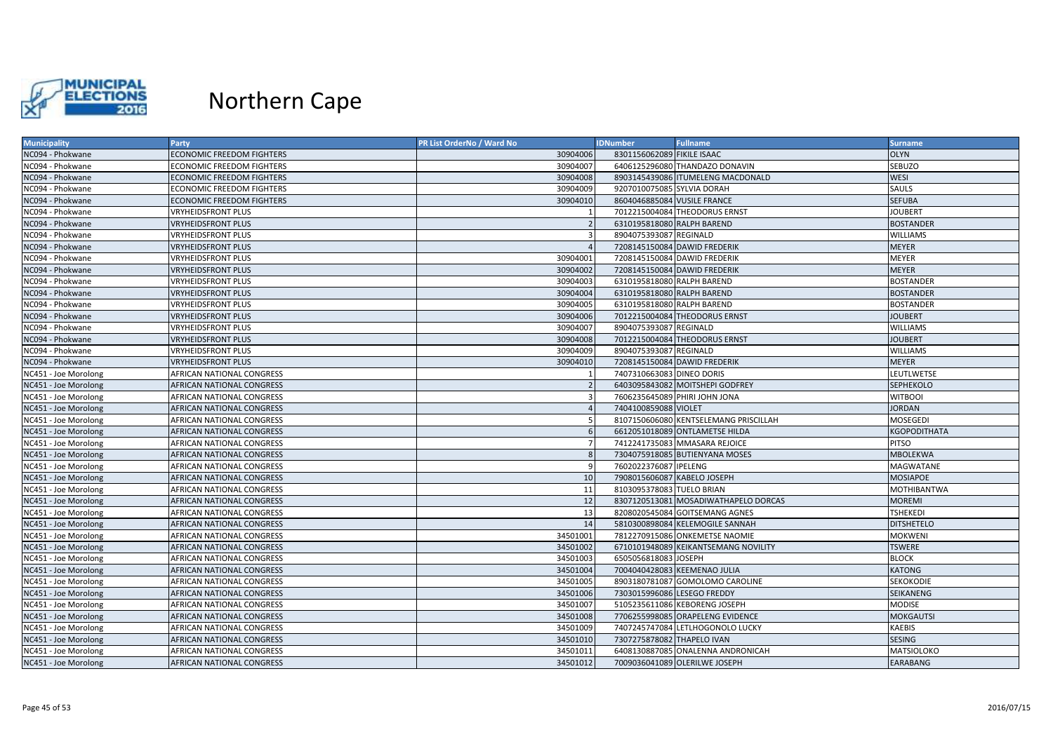# Northern Cape

| Municipality | Party | PR List OrderNo / Ward No | IDNumber | Fullname | Surname |
|---|---|---|---|---|---|
| NC094 - Phokwane | ECONOMIC FREEDOM FIGHTERS | 30904006 | 8301156062089 | FIKILE ISAAC | OLYN |
| NC094 - Phokwane | ECONOMIC FREEDOM FIGHTERS | 30904007 | 6406125296080 | THANDAZO DONAVIN | SEBUZO |
| NC094 - Phokwane | ECONOMIC FREEDOM FIGHTERS | 30904008 | 8903145439086 | ITUMELENG MACDONALD | WESI |
| NC094 - Phokwane | ECONOMIC FREEDOM FIGHTERS | 30904009 | 9207010075085 | SYLVIA DORAH | SAULS |
| NC094 - Phokwane | ECONOMIC FREEDOM FIGHTERS | 30904010 | 8604046885084 | VUSILE FRANCE | SEFUBA |
| NC094 - Phokwane | VRYHEIDSFRONT PLUS | 1 | 7012215004084 | THEODORUS ERNST | JOUBERT |
| NC094 - Phokwane | VRYHEIDSFRONT PLUS | 2 | 6310195818080 | RALPH BAREND | BOSTANDER |
| NC094 - Phokwane | VRYHEIDSFRONT PLUS | 3 | 8904075393087 | REGINALD | WILLIAMS |
| NC094 - Phokwane | VRYHEIDSFRONT PLUS | 4 | 7208145150084 | DAWID FREDERIK | MEYER |
| NC094 - Phokwane | VRYHEIDSFRONT PLUS | 30904001 | 7208145150084 | DAWID FREDERIK | MEYER |
| NC094 - Phokwane | VRYHEIDSFRONT PLUS | 30904002 | 7208145150084 | DAWID FREDERIK | MEYER |
| NC094 - Phokwane | VRYHEIDSFRONT PLUS | 30904003 | 6310195818080 | RALPH BAREND | BOSTANDER |
| NC094 - Phokwane | VRYHEIDSFRONT PLUS | 30904004 | 6310195818080 | RALPH BAREND | BOSTANDER |
| NC094 - Phokwane | VRYHEIDSFRONT PLUS | 30904005 | 6310195818080 | RALPH BAREND | BOSTANDER |
| NC094 - Phokwane | VRYHEIDSFRONT PLUS | 30904006 | 7012215004084 | THEODORUS ERNST | JOUBERT |
| NC094 - Phokwane | VRYHEIDSFRONT PLUS | 30904007 | 8904075393087 | REGINALD | WILLIAMS |
| NC094 - Phokwane | VRYHEIDSFRONT PLUS | 30904008 | 7012215004084 | THEODORUS ERNST | JOUBERT |
| NC094 - Phokwane | VRYHEIDSFRONT PLUS | 30904009 | 8904075393087 | REGINALD | WILLIAMS |
| NC094 - Phokwane | VRYHEIDSFRONT PLUS | 30904010 | 7208145150084 | DAWID FREDERIK | MEYER |
| NC451 - Joe Morolong | AFRICAN NATIONAL CONGRESS | 1 | 7407310663083 | DINEO DORIS | LEUTLWETSE |
| NC451 - Joe Morolong | AFRICAN NATIONAL CONGRESS | 2 | 6403095843082 | MOITSHEPI GODFREY | SEPHEKOLO |
| NC451 - Joe Morolong | AFRICAN NATIONAL CONGRESS | 3 | 7606235645089 | PHIRI JOHN JONA | WITBOOI |
| NC451 - Joe Morolong | AFRICAN NATIONAL CONGRESS | 4 | 7404100859088 | VIOLET | JORDAN |
| NC451 - Joe Morolong | AFRICAN NATIONAL CONGRESS | 5 | 8107150606080 | KENTSELEMANG PRISCILLAH | MOSEGEDI |
| NC451 - Joe Morolong | AFRICAN NATIONAL CONGRESS | 6 | 6612051018089 | ONTLAMETSE HILDA | KGOPODITHATA |
| NC451 - Joe Morolong | AFRICAN NATIONAL CONGRESS | 7 | 7412241735083 | MMASARA REJOICE | PITSO |
| NC451 - Joe Morolong | AFRICAN NATIONAL CONGRESS | 8 | 7304075918085 | BUTIENYANA MOSES | MBOLEKWA |
| NC451 - Joe Morolong | AFRICAN NATIONAL CONGRESS | 9 | 7602022376087 | IPELENG | MAGWATANE |
| NC451 - Joe Morolong | AFRICAN NATIONAL CONGRESS | 10 | 7908015606087 | KABELO JOSEPH | MOSIAPOE |
| NC451 - Joe Morolong | AFRICAN NATIONAL CONGRESS | 11 | 8103095378083 | TUELO BRIAN | MOTHIBANTWA |
| NC451 - Joe Morolong | AFRICAN NATIONAL CONGRESS | 12 | 8307120513081 | MOSADIWATHAPELO DORCAS | MOREMI |
| NC451 - Joe Morolong | AFRICAN NATIONAL CONGRESS | 13 | 8208020545084 | GOITSEMANG AGNES | TSHEKEDI |
| NC451 - Joe Morolong | AFRICAN NATIONAL CONGRESS | 14 | 5810300898084 | KELEMOGILE SANNAH | DITSHETELO |
| NC451 - Joe Morolong | AFRICAN NATIONAL CONGRESS | 34501001 | 7812270915086 | ONKEMETSE NAOMIE | MOKWENI |
| NC451 - Joe Morolong | AFRICAN NATIONAL CONGRESS | 34501002 | 6710101948089 | KEIKANTSEMANG NOVILITY | TSWERE |
| NC451 - Joe Morolong | AFRICAN NATIONAL CONGRESS | 34501003 | 6505056818083 | JOSEPH | BLOCK |
| NC451 - Joe Morolong | AFRICAN NATIONAL CONGRESS | 34501004 | 7004040428083 | KEEMENAO JULIA | KATONG |
| NC451 - Joe Morolong | AFRICAN NATIONAL CONGRESS | 34501005 | 8903180781087 | GOMOLOMO CAROLINE | SEKOKODIE |
| NC451 - Joe Morolong | AFRICAN NATIONAL CONGRESS | 34501006 | 7303015996086 | LESEGO FREDDY | SEIKANENG |
| NC451 - Joe Morolong | AFRICAN NATIONAL CONGRESS | 34501007 | 5105235611086 | KEBORENG JOSEPH | MODISE |
| NC451 - Joe Morolong | AFRICAN NATIONAL CONGRESS | 34501008 | 7706255998085 | ORAPELENG EVIDENCE | MOKGAUTSI |
| NC451 - Joe Morolong | AFRICAN NATIONAL CONGRESS | 34501009 | 7407245747084 | LETLHOGONOLO LUCKY | KAEBIS |
| NC451 - Joe Morolong | AFRICAN NATIONAL CONGRESS | 34501010 | 7307275878082 | THAPELO IVAN | SESING |
| NC451 - Joe Morolong | AFRICAN NATIONAL CONGRESS | 34501011 | 6408130887085 | ONALENNA ANDRONICAH | MATSIOLOKO |
| NC451 - Joe Morolong | AFRICAN NATIONAL CONGRESS | 34501012 | 7009036041089 | OLERILWE JOSEPH | EARABANG |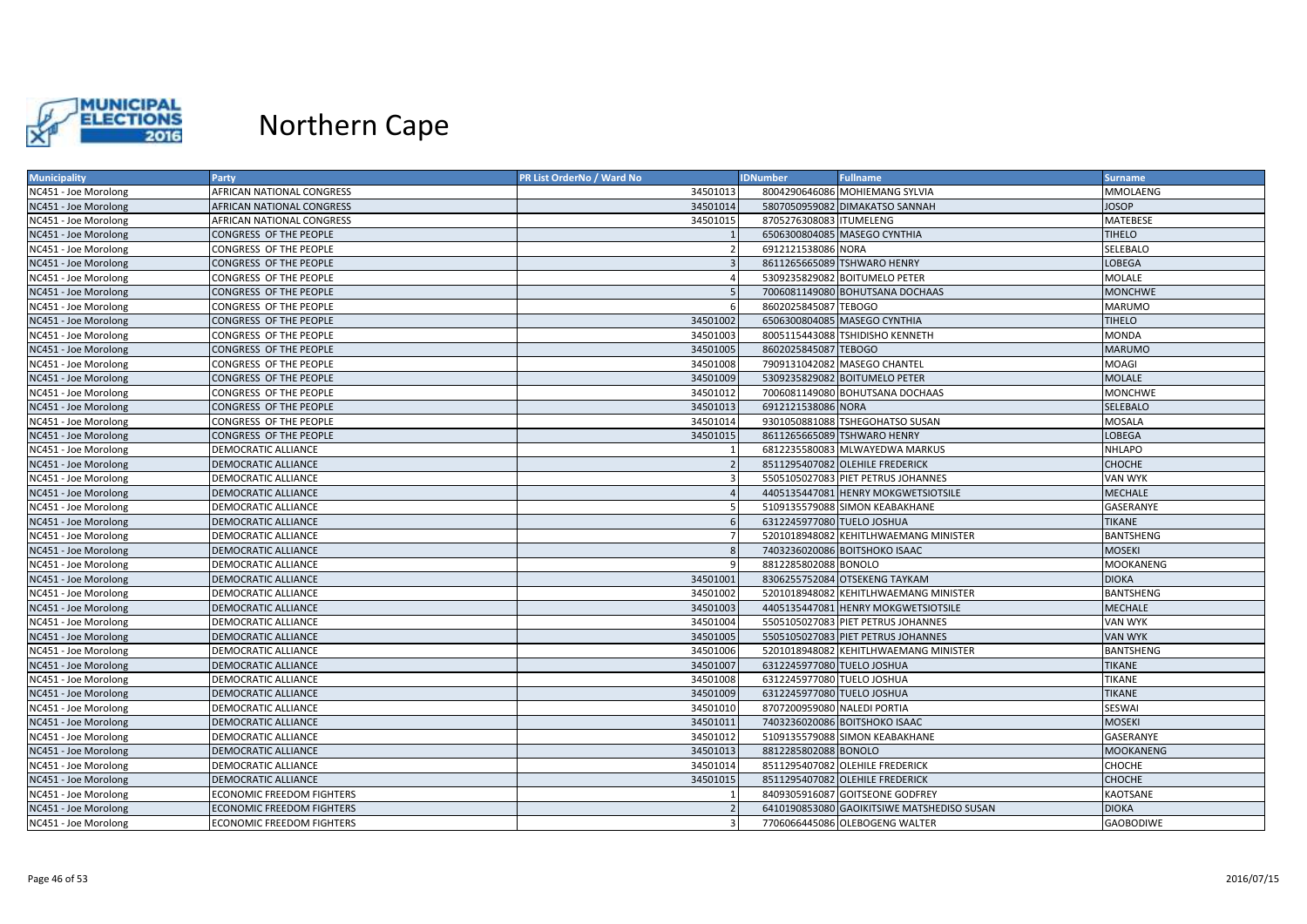# Northern Cape

| Municipality | Party | PR List OrderNo / Ward No | IDNumber | Fullname | Surname |
|---|---|---|---|---|---|
| NC451 - Joe Morolong | AFRICAN NATIONAL CONGRESS | 34501013 | 8004290646086 | MOHIEMANG SYLVIA | MMOLAENG |
| NC451 - Joe Morolong | AFRICAN NATIONAL CONGRESS | 34501014 | 5807050959082 | DIMAKATSO SANNAH | JOSOP |
| NC451 - Joe Morolong | AFRICAN NATIONAL CONGRESS | 34501015 | 8705276308083 | ITUMELENG | MATEBESE |
| NC451 - Joe Morolong | CONGRESS OF THE PEOPLE | 1 | 6506300804085 | MASEGO CYNTHIA | TIHELO |
| NC451 - Joe Morolong | CONGRESS OF THE PEOPLE | 2 | 6912121538086 | NORA | SELEBALO |
| NC451 - Joe Morolong | CONGRESS OF THE PEOPLE | 3 | 8611265665089 | TSHWARO HENRY | LOBEGA |
| NC451 - Joe Morolong | CONGRESS OF THE PEOPLE | 4 | 5309235829082 | BOITUMELO PETER | MOLALE |
| NC451 - Joe Morolong | CONGRESS OF THE PEOPLE | 5 | 7006081149080 | BOHUTSANA DOCHAAS | MONCHWE |
| NC451 - Joe Morolong | CONGRESS OF THE PEOPLE | 6 | 8602025845087 | TEBOGO | MARUMO |
| NC451 - Joe Morolong | CONGRESS OF THE PEOPLE | 34501002 | 6506300804085 | MASEGO CYNTHIA | TIHELO |
| NC451 - Joe Morolong | CONGRESS OF THE PEOPLE | 34501003 | 8005115443088 | TSHIDISHO KENNETH | MONDA |
| NC451 - Joe Morolong | CONGRESS OF THE PEOPLE | 34501005 | 8602025845087 | TEBOGO | MARUMO |
| NC451 - Joe Morolong | CONGRESS OF THE PEOPLE | 34501008 | 7909131042082 | MASEGO CHANTEL | MOAGI |
| NC451 - Joe Morolong | CONGRESS OF THE PEOPLE | 34501009 | 5309235829082 | BOITUMELO PETER | MOLALE |
| NC451 - Joe Morolong | CONGRESS OF THE PEOPLE | 34501012 | 7006081149080 | BOHUTSANA DOCHAAS | MONCHWE |
| NC451 - Joe Morolong | CONGRESS OF THE PEOPLE | 34501013 | 6912121538086 | NORA | SELEBALO |
| NC451 - Joe Morolong | CONGRESS OF THE PEOPLE | 34501014 | 9301050881088 | TSHEGOHATSO SUSAN | MOSALA |
| NC451 - Joe Morolong | CONGRESS OF THE PEOPLE | 34501015 | 8611265665089 | TSHWARO HENRY | LOBEGA |
| NC451 - Joe Morolong | DEMOCRATIC ALLIANCE | 1 | 6812235580083 | MLWAYEDWA MARKUS | NHLAPO |
| NC451 - Joe Morolong | DEMOCRATIC ALLIANCE | 2 | 8511295407082 | OLEHILE FREDERICK | CHOCHE |
| NC451 - Joe Morolong | DEMOCRATIC ALLIANCE | 3 | 5505105027083 | PIET PETRUS JOHANNES | VAN WYK |
| NC451 - Joe Morolong | DEMOCRATIC ALLIANCE | 4 | 4405135447081 | HENRY MOKGWETSIOTSILE | MECHALE |
| NC451 - Joe Morolong | DEMOCRATIC ALLIANCE | 5 | 5109135579088 | SIMON KEABAKHANE | GASERANYE |
| NC451 - Joe Morolong | DEMOCRATIC ALLIANCE | 6 | 6312245977080 | TUELO JOSHUA | TIKANE |
| NC451 - Joe Morolong | DEMOCRATIC ALLIANCE | 7 | 5201018948082 | KEHITLHWAEMANG MINISTER | BANTSHENG |
| NC451 - Joe Morolong | DEMOCRATIC ALLIANCE | 8 | 7403236020086 | BOITSHOKO ISAAC | MOSEKI |
| NC451 - Joe Morolong | DEMOCRATIC ALLIANCE | 9 | 8812285802088 | BONOLO | MOOKANENG |
| NC451 - Joe Morolong | DEMOCRATIC ALLIANCE | 34501001 | 8306255752084 | OTSEKENG TAYKAM | DIOKA |
| NC451 - Joe Morolong | DEMOCRATIC ALLIANCE | 34501002 | 5201018948082 | KEHITLHWAEMANG MINISTER | BANTSHENG |
| NC451 - Joe Morolong | DEMOCRATIC ALLIANCE | 34501003 | 4405135447081 | HENRY MOKGWETSIOTSILE | MECHALE |
| NC451 - Joe Morolong | DEMOCRATIC ALLIANCE | 34501004 | 5505105027083 | PIET PETRUS JOHANNES | VAN WYK |
| NC451 - Joe Morolong | DEMOCRATIC ALLIANCE | 34501005 | 5505105027083 | PIET PETRUS JOHANNES | VAN WYK |
| NC451 - Joe Morolong | DEMOCRATIC ALLIANCE | 34501006 | 5201018948082 | KEHITLHWAEMANG MINISTER | BANTSHENG |
| NC451 - Joe Morolong | DEMOCRATIC ALLIANCE | 34501007 | 6312245977080 | TUELO JOSHUA | TIKANE |
| NC451 - Joe Morolong | DEMOCRATIC ALLIANCE | 34501008 | 6312245977080 | TUELO JOSHUA | TIKANE |
| NC451 - Joe Morolong | DEMOCRATIC ALLIANCE | 34501009 | 6312245977080 | TUELO JOSHUA | TIKANE |
| NC451 - Joe Morolong | DEMOCRATIC ALLIANCE | 34501010 | 8707200959080 | NALEDI PORTIA | SESWAI |
| NC451 - Joe Morolong | DEMOCRATIC ALLIANCE | 34501011 | 7403236020086 | BOITSHOKO ISAAC | MOSEKI |
| NC451 - Joe Morolong | DEMOCRATIC ALLIANCE | 34501012 | 5109135579088 | SIMON KEABAKHANE | GASERANYE |
| NC451 - Joe Morolong | DEMOCRATIC ALLIANCE | 34501013 | 8812285802088 | BONOLO | MOOKANENG |
| NC451 - Joe Morolong | DEMOCRATIC ALLIANCE | 34501014 | 8511295407082 | OLEHILE FREDERICK | CHOCHE |
| NC451 - Joe Morolong | DEMOCRATIC ALLIANCE | 34501015 | 8511295407082 | OLEHILE FREDERICK | CHOCHE |
| NC451 - Joe Morolong | ECONOMIC FREEDOM FIGHTERS | 1 | 8409305916087 | GOITSEONE GODFREY | KAOTSANE |
| NC451 - Joe Morolong | ECONOMIC FREEDOM FIGHTERS | 2 | 6410190853080 | GAOKITSIWE MATSHEDISO SUSAN | DIOKA |
| NC451 - Joe Morolong | ECONOMIC FREEDOM FIGHTERS | 3 | 7706066445086 | OLEBOGENG WALTER | GAOBODIWE |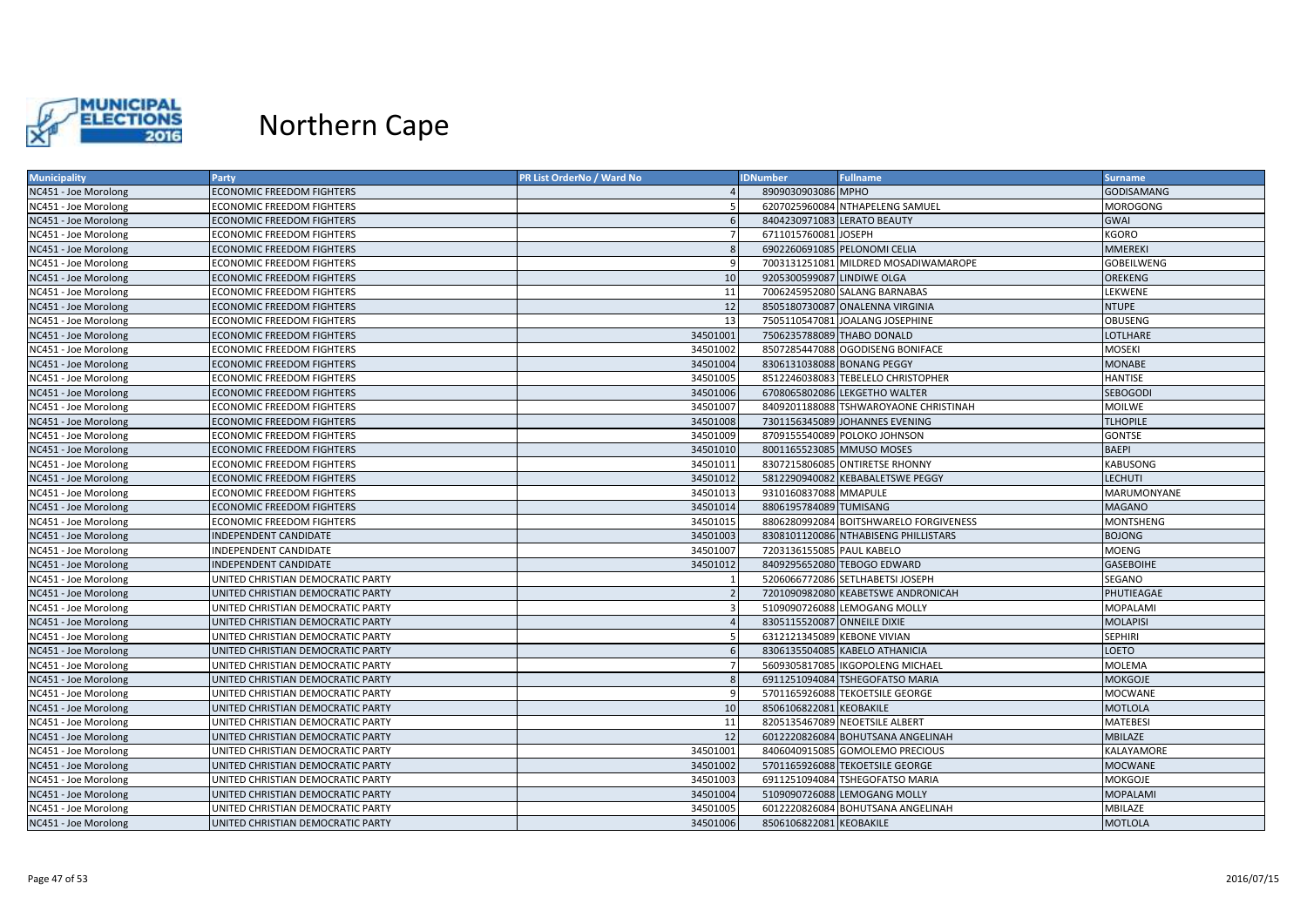# Northern Cape

| Municipality | Party | PR List OrderNo / Ward No | IDNumber | Fullname | Surname |
|---|---|---|---|---|---|
| NC451 - Joe Morolong | ECONOMIC FREEDOM FIGHTERS | 4 | 8909030903086 | MPHO | GODISAMANG |
| NC451 - Joe Morolong | ECONOMIC FREEDOM FIGHTERS | 5 | 6207025960084 | NTHAPELENG SAMUEL | MOROGONG |
| NC451 - Joe Morolong | ECONOMIC FREEDOM FIGHTERS | 6 | 8404230971083 | LERATO BEAUTY | GWAI |
| NC451 - Joe Morolong | ECONOMIC FREEDOM FIGHTERS | 7 | 6711015760081 | JOSEPH | KGORO |
| NC451 - Joe Morolong | ECONOMIC FREEDOM FIGHTERS | 8 | 6902260691085 | PELONOMI CELIA | MMEREKI |
| NC451 - Joe Morolong | ECONOMIC FREEDOM FIGHTERS | 9 | 7003131251081 | MILDRED MOSADIWAMAROPE | GOBEILWENG |
| NC451 - Joe Morolong | ECONOMIC FREEDOM FIGHTERS | 10 | 9205300599087 | LINDIWE OLGA | OREKENG |
| NC451 - Joe Morolong | ECONOMIC FREEDOM FIGHTERS | 11 | 7006245952080 | SALANG BARNABAS | LEKWENE |
| NC451 - Joe Morolong | ECONOMIC FREEDOM FIGHTERS | 12 | 8505180730087 | ONALENNA VIRGINIA | NTUPE |
| NC451 - Joe Morolong | ECONOMIC FREEDOM FIGHTERS | 13 | 7505110547081 | JOALANG JOSEPHINE | OBUSENG |
| NC451 - Joe Morolong | ECONOMIC FREEDOM FIGHTERS | 34501001 | 7506235788089 | THABO DONALD | LOTLHARE |
| NC451 - Joe Morolong | ECONOMIC FREEDOM FIGHTERS | 34501002 | 8507285447088 | OGODISENG BONIFACE | MOSEKI |
| NC451 - Joe Morolong | ECONOMIC FREEDOM FIGHTERS | 34501004 | 8306131038088 | BONANG PEGGY | MONABE |
| NC451 - Joe Morolong | ECONOMIC FREEDOM FIGHTERS | 34501005 | 8512246038083 | TEBELELO CHRISTOPHER | HANTISE |
| NC451 - Joe Morolong | ECONOMIC FREEDOM FIGHTERS | 34501006 | 6708065802086 | LEKGETHO WALTER | SEBOGODI |
| NC451 - Joe Morolong | ECONOMIC FREEDOM FIGHTERS | 34501007 | 8409201188088 | TSHWAROYAONE CHRISTINAH | MOILWE |
| NC451 - Joe Morolong | ECONOMIC FREEDOM FIGHTERS | 34501008 | 7301156345089 | JOHANNES EVENING | TLHOPILE |
| NC451 - Joe Morolong | ECONOMIC FREEDOM FIGHTERS | 34501009 | 8709155540089 | POLOKO JOHNSON | GONTSE |
| NC451 - Joe Morolong | ECONOMIC FREEDOM FIGHTERS | 34501010 | 8001165523085 | MMUSO MOSES | BAEPI |
| NC451 - Joe Morolong | ECONOMIC FREEDOM FIGHTERS | 34501011 | 8307215806085 | ONTIRETSE RHONNY | KABUSONG |
| NC451 - Joe Morolong | ECONOMIC FREEDOM FIGHTERS | 34501012 | 5812290940082 | KEBABALETSWE PEGGY | LECHUTI |
| NC451 - Joe Morolong | ECONOMIC FREEDOM FIGHTERS | 34501013 | 9310160837088 | MMAPULE | MARUMONYANE |
| NC451 - Joe Morolong | ECONOMIC FREEDOM FIGHTERS | 34501014 | 8806195784089 | TUMISANG | MAGANO |
| NC451 - Joe Morolong | ECONOMIC FREEDOM FIGHTERS | 34501015 | 8806280992084 | BOITSHWARELO FORGIVENESS | MONTSHENG |
| NC451 - Joe Morolong | INDEPENDENT CANDIDATE | 34501003 | 8308101120086 | NTHABISENG PHILLISTARS | BOJONG |
| NC451 - Joe Morolong | INDEPENDENT CANDIDATE | 34501007 | 7203136155085 | PAUL KABELO | MOENG |
| NC451 - Joe Morolong | INDEPENDENT CANDIDATE | 34501012 | 8409295652080 | TEBOGO EDWARD | GASEBOIHE |
| NC451 - Joe Morolong | UNITED CHRISTIAN DEMOCRATIC PARTY | 1 | 5206066772086 | SETLHABETSI JOSEPH | SEGANO |
| NC451 - Joe Morolong | UNITED CHRISTIAN DEMOCRATIC PARTY | 2 | 7201090982080 | KEABETSWE ANDRONICAH | PHUTIEAGAE |
| NC451 - Joe Morolong | UNITED CHRISTIAN DEMOCRATIC PARTY | 3 | 5109090726088 | LEMOGANG MOLLY | MOPALAMI |
| NC451 - Joe Morolong | UNITED CHRISTIAN DEMOCRATIC PARTY | 4 | 8305115520087 | ONNEILE DIXIE | MOLAPISI |
| NC451 - Joe Morolong | UNITED CHRISTIAN DEMOCRATIC PARTY | 5 | 6312121345089 | KEBONE VIVIAN | SEPHIRI |
| NC451 - Joe Morolong | UNITED CHRISTIAN DEMOCRATIC PARTY | 6 | 8306135504085 | KABELO ATHANICIA | LOETO |
| NC451 - Joe Morolong | UNITED CHRISTIAN DEMOCRATIC PARTY | 7 | 5609305817085 | IKGOPOLENG MICHAEL | MOLEMA |
| NC451 - Joe Morolong | UNITED CHRISTIAN DEMOCRATIC PARTY | 8 | 6911251094084 | TSHEGOFATSO MARIA | MOKGOJE |
| NC451 - Joe Morolong | UNITED CHRISTIAN DEMOCRATIC PARTY | 9 | 5701165926088 | TEKOETSILE GEORGE | MOCWANE |
| NC451 - Joe Morolong | UNITED CHRISTIAN DEMOCRATIC PARTY | 10 | 8506106822081 | KEOBAKILE | MOTLOLA |
| NC451 - Joe Morolong | UNITED CHRISTIAN DEMOCRATIC PARTY | 11 | 8205135467089 | NEOETSILE ALBERT | MATEBESI |
| NC451 - Joe Morolong | UNITED CHRISTIAN DEMOCRATIC PARTY | 12 | 6012220826084 | BOHUTSANA ANGELINAH | MBILAZE |
| NC451 - Joe Morolong | UNITED CHRISTIAN DEMOCRATIC PARTY | 34501001 | 8406040915085 | GOMOLEMO PRECIOUS | KALAYAMORE |
| NC451 - Joe Morolong | UNITED CHRISTIAN DEMOCRATIC PARTY | 34501002 | 5701165926088 | TEKOETSILE GEORGE | MOCWANE |
| NC451 - Joe Morolong | UNITED CHRISTIAN DEMOCRATIC PARTY | 34501003 | 6911251094084 | TSHEGOFATSO MARIA | MOKGOJE |
| NC451 - Joe Morolong | UNITED CHRISTIAN DEMOCRATIC PARTY | 34501004 | 5109090726088 | LEMOGANG MOLLY | MOPALAMI |
| NC451 - Joe Morolong | UNITED CHRISTIAN DEMOCRATIC PARTY | 34501005 | 6012220826084 | BOHUTSANA ANGELINAH | MBILAZE |
| NC451 - Joe Morolong | UNITED CHRISTIAN DEMOCRATIC PARTY | 34501006 | 8506106822081 | KEOBAKILE | MOTLOLA |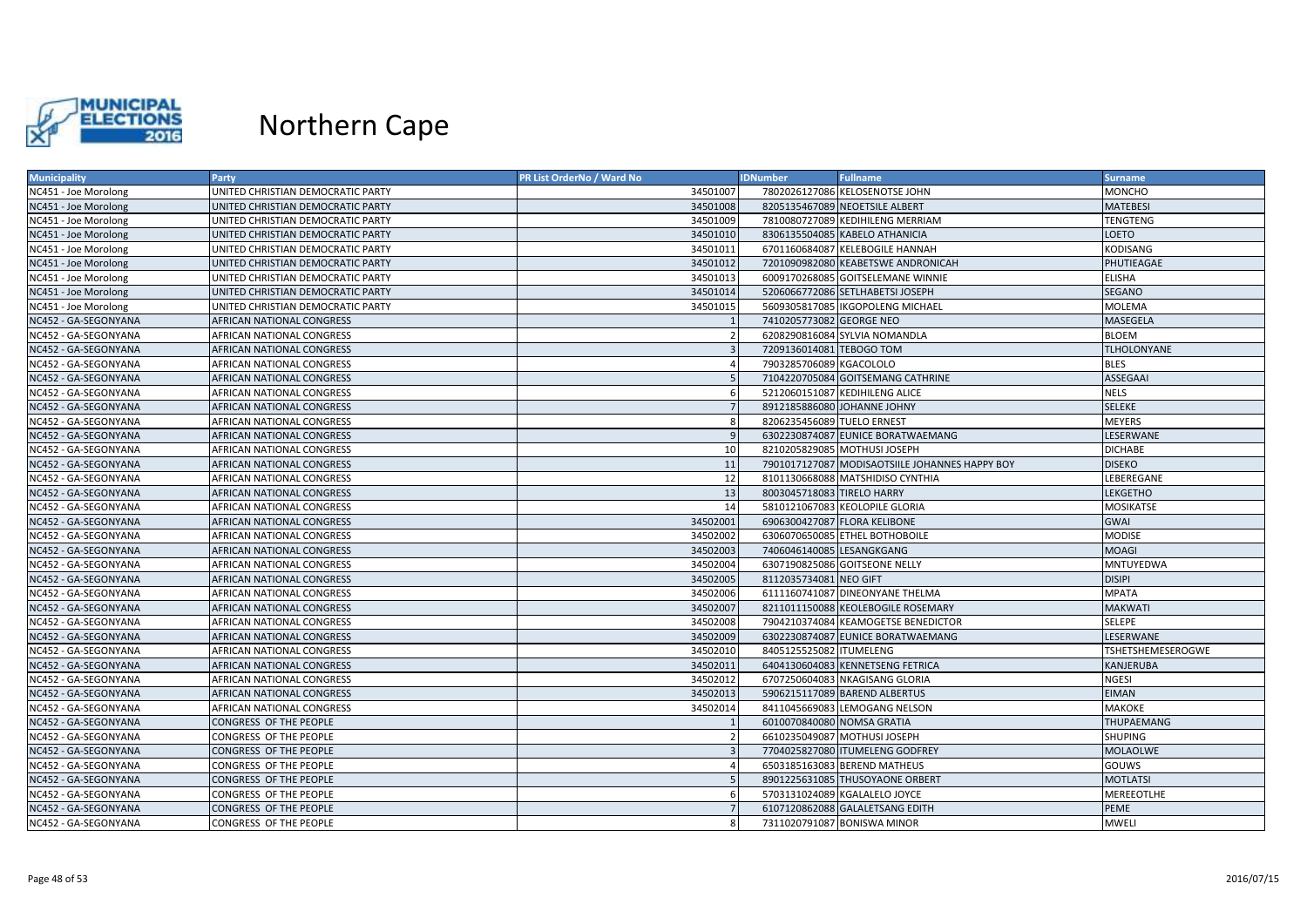# Northern Cape

| Municipality | Party | PR List OrderNo / Ward No | IDNumber | Fullname | Surname |
|---|---|---|---|---|---|
| NC451 - Joe Morolong | UNITED CHRISTIAN DEMOCRATIC PARTY | 34501007 | 7802026127086 | KELOSENOTSE JOHN | MONCHO |
| NC451 - Joe Morolong | UNITED CHRISTIAN DEMOCRATIC PARTY | 34501008 | 8205135467089 | NEOETSILE ALBERT | MATEBESI |
| NC451 - Joe Morolong | UNITED CHRISTIAN DEMOCRATIC PARTY | 34501009 | 7810080727089 | KEDIHILENG MERRIAM | TENGTENG |
| NC451 - Joe Morolong | UNITED CHRISTIAN DEMOCRATIC PARTY | 34501010 | 8306135504085 | KABELO ATHANICIA | LOETO |
| NC451 - Joe Morolong | UNITED CHRISTIAN DEMOCRATIC PARTY | 34501011 | 6701160684087 | KELEBOGILE HANNAH | KODISANG |
| NC451 - Joe Morolong | UNITED CHRISTIAN DEMOCRATIC PARTY | 34501012 | 7201090982080 | KEABETSWE ANDRONICAH | PHUTIEAGAE |
| NC451 - Joe Morolong | UNITED CHRISTIAN DEMOCRATIC PARTY | 34501013 | 6009170268085 | GOITSELEMANE WINNIE | ELISHA |
| NC451 - Joe Morolong | UNITED CHRISTIAN DEMOCRATIC PARTY | 34501014 | 5206066772086 | SETLHABETSI JOSEPH | SEGANO |
| NC451 - Joe Morolong | UNITED CHRISTIAN DEMOCRATIC PARTY | 34501015 | 5609305817085 | IKGOPOLENG MICHAEL | MOLEMA |
| NC452 - GA-SEGONYANA | AFRICAN NATIONAL CONGRESS | 1 | 7410205773082 | GEORGE NEO | MASEGELA |
| NC452 - GA-SEGONYANA | AFRICAN NATIONAL CONGRESS | 2 | 6208290816084 | SYLVIA NOMANDLA | BLOEM |
| NC452 - GA-SEGONYANA | AFRICAN NATIONAL CONGRESS | 3 | 7209136014081 | TEBOGO TOM | TLHOLONYANE |
| NC452 - GA-SEGONYANA | AFRICAN NATIONAL CONGRESS | 4 | 7903285706089 | KGACOLOLO | BLES |
| NC452 - GA-SEGONYANA | AFRICAN NATIONAL CONGRESS | 5 | 7104220705084 | GOITSEMANG CATHRINE | ASSEGAAI |
| NC452 - GA-SEGONYANA | AFRICAN NATIONAL CONGRESS | 6 | 5212060151087 | KEDIHILENG ALICE | NELS |
| NC452 - GA-SEGONYANA | AFRICAN NATIONAL CONGRESS | 7 | 8912185886080 | JOHANNE JOHNY | SELEKE |
| NC452 - GA-SEGONYANA | AFRICAN NATIONAL CONGRESS | 8 | 8206235456089 | TUELO ERNEST | MEYERS |
| NC452 - GA-SEGONYANA | AFRICAN NATIONAL CONGRESS | 9 | 6302230874087 | EUNICE BORATWAEMANG | LESERWANE |
| NC452 - GA-SEGONYANA | AFRICAN NATIONAL CONGRESS | 10 | 8210205829085 | MOTHUSI JOSEPH | DICHABE |
| NC452 - GA-SEGONYANA | AFRICAN NATIONAL CONGRESS | 11 | 7901017127087 | MODISAOTSIILE JOHANNES HAPPY BOY | DISEKO |
| NC452 - GA-SEGONYANA | AFRICAN NATIONAL CONGRESS | 12 | 8101130668088 | MATSHIDISO CYNTHIA | LEBEREGANE |
| NC452 - GA-SEGONYANA | AFRICAN NATIONAL CONGRESS | 13 | 8003045718083 | TIRELO HARRY | LEKGETHO |
| NC452 - GA-SEGONYANA | AFRICAN NATIONAL CONGRESS | 14 | 5810121067083 | KEOLOPILE GLORIA | MOSIKATSE |
| NC452 - GA-SEGONYANA | AFRICAN NATIONAL CONGRESS | 34502001 | 6906300427087 | FLORA KELIBONE | GWAI |
| NC452 - GA-SEGONYANA | AFRICAN NATIONAL CONGRESS | 34502002 | 6306070650085 | ETHEL BOTHOBOILE | MODISE |
| NC452 - GA-SEGONYANA | AFRICAN NATIONAL CONGRESS | 34502003 | 7406046140085 | LESANGKGANG | MOAGI |
| NC452 - GA-SEGONYANA | AFRICAN NATIONAL CONGRESS | 34502004 | 6307190825086 | GOITSEONE NELLY | MNTUYEDWA |
| NC452 - GA-SEGONYANA | AFRICAN NATIONAL CONGRESS | 34502005 | 8112035734081 | NEO GIFT | DISIPI |
| NC452 - GA-SEGONYANA | AFRICAN NATIONAL CONGRESS | 34502006 | 6111160741087 | DINEONYANE THELMA | MPATA |
| NC452 - GA-SEGONYANA | AFRICAN NATIONAL CONGRESS | 34502007 | 8211011150088 | KEOLEBOGILE ROSEMARY | MAKWATI |
| NC452 - GA-SEGONYANA | AFRICAN NATIONAL CONGRESS | 34502008 | 7904210374084 | KEAMOGETSE BENEDICTOR | SELEPE |
| NC452 - GA-SEGONYANA | AFRICAN NATIONAL CONGRESS | 34502009 | 6302230874087 | EUNICE BORATWAEMANG | LESERWANE |
| NC452 - GA-SEGONYANA | AFRICAN NATIONAL CONGRESS | 34502010 | 8405125525082 | ITUMELENG | TSHETSHEMESEROGWE |
| NC452 - GA-SEGONYANA | AFRICAN NATIONAL CONGRESS | 34502011 | 6404130604083 | KENNETSENG FETRICA | KANJERUBA |
| NC452 - GA-SEGONYANA | AFRICAN NATIONAL CONGRESS | 34502012 | 6707250604083 | NKAGISANG GLORIA | NGESI |
| NC452 - GA-SEGONYANA | AFRICAN NATIONAL CONGRESS | 34502013 | 5906215117089 | BAREND ALBERTUS | EIMAN |
| NC452 - GA-SEGONYANA | AFRICAN NATIONAL CONGRESS | 34502014 | 8411045669083 | LEMOGANG NELSON | MAKOKE |
| NC452 - GA-SEGONYANA | CONGRESS OF THE PEOPLE | 1 | 6010070840080 | NOMSA GRATIA | THUPAEMANG |
| NC452 - GA-SEGONYANA | CONGRESS OF THE PEOPLE | 2 | 6610235049087 | MOTHUSI JOSEPH | SHUPING |
| NC452 - GA-SEGONYANA | CONGRESS OF THE PEOPLE | 3 | 7704025827080 | ITUMELENG GODFREY | MOLAOLWE |
| NC452 - GA-SEGONYANA | CONGRESS OF THE PEOPLE | 4 | 6503185163083 | BEREND MATHEUS | GOUWS |
| NC452 - GA-SEGONYANA | CONGRESS OF THE PEOPLE | 5 | 8901225631085 | THUSOYAONE ORBERT | MOTLATSI |
| NC452 - GA-SEGONYANA | CONGRESS OF THE PEOPLE | 6 | 5703131024089 | KGALALELO JOYCE | MEREEOTLHE |
| NC452 - GA-SEGONYANA | CONGRESS OF THE PEOPLE | 7 | 6107120862088 | GALALETSANG EDITH | PEME |
| NC452 - GA-SEGONYANA | CONGRESS OF THE PEOPLE | 8 | 7311020791087 | BONISWA MINOR | MWELI |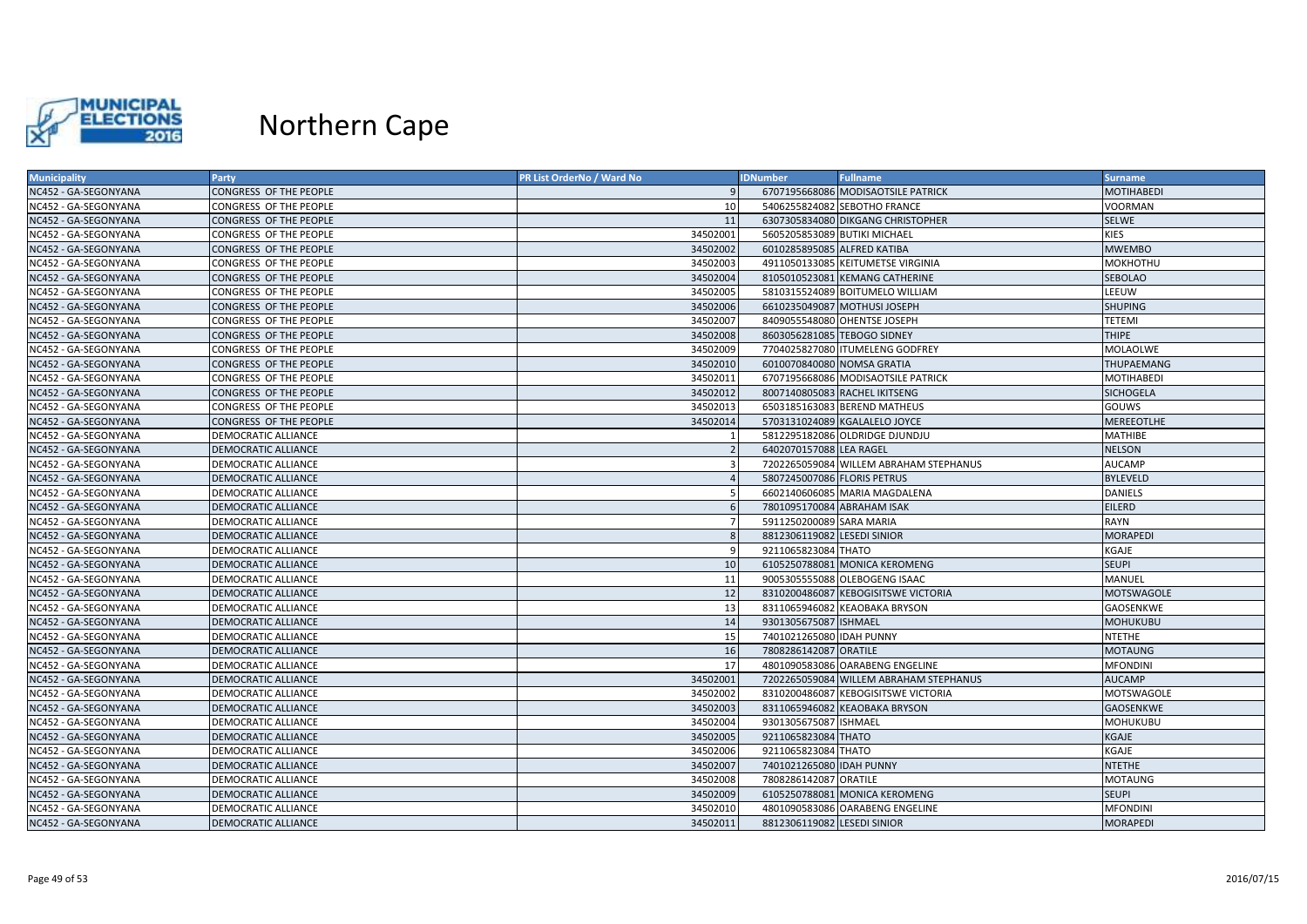# Northern Cape

| Municipality | Party | PR List OrderNo / Ward No | IDNumber | Fullname | Surname |
|---|---|---|---|---|---|
| NC452 - GA-SEGONYANA | CONGRESS OF THE PEOPLE | 9 | 6707195668086 | MODISAOTSILE PATRICK | MOTIHABEDI |
| NC452 - GA-SEGONYANA | CONGRESS OF THE PEOPLE | 10 | 5406255824082 | SEBOTHO FRANCE | VOORMAN |
| NC452 - GA-SEGONYANA | CONGRESS OF THE PEOPLE | 11 | 6307305834080 | DIKGANG CHRISTOPHER | SELWE |
| NC452 - GA-SEGONYANA | CONGRESS OF THE PEOPLE | 34502001 | 5605205853089 | BUTIKI MICHAEL | KIES |
| NC452 - GA-SEGONYANA | CONGRESS OF THE PEOPLE | 34502002 | 6010285895085 | ALFRED KATIBA | MWEMBO |
| NC452 - GA-SEGONYANA | CONGRESS OF THE PEOPLE | 34502003 | 4911050133085 | KEITUMETSE VIRGINIA | MOKHOTHU |
| NC452 - GA-SEGONYANA | CONGRESS OF THE PEOPLE | 34502004 | 8105010523081 | KEMANG CATHERINE | SEBOLAO |
| NC452 - GA-SEGONYANA | CONGRESS OF THE PEOPLE | 34502005 | 5810315524089 | BOITUMELO WILLIAM | LEEUW |
| NC452 - GA-SEGONYANA | CONGRESS OF THE PEOPLE | 34502006 | 6610235049087 | MOTHUSI JOSEPH | SHUPING |
| NC452 - GA-SEGONYANA | CONGRESS OF THE PEOPLE | 34502007 | 8409055548080 | OHENTSE JOSEPH | TETEMI |
| NC452 - GA-SEGONYANA | CONGRESS OF THE PEOPLE | 34502008 | 8603056281085 | TEBOGO SIDNEY | THIPE |
| NC452 - GA-SEGONYANA | CONGRESS OF THE PEOPLE | 34502009 | 7704025827080 | ITUMELENG GODFREY | MOLAOLWE |
| NC452 - GA-SEGONYANA | CONGRESS OF THE PEOPLE | 34502010 | 6010070840080 | NOMSA GRATIA | THUPAEMANG |
| NC452 - GA-SEGONYANA | CONGRESS OF THE PEOPLE | 34502011 | 6707195668086 | MODISAOTSILE PATRICK | MOTIHABEDI |
| NC452 - GA-SEGONYANA | CONGRESS OF THE PEOPLE | 34502012 | 8007140805083 | RACHEL IKITSENG | SICHOGELA |
| NC452 - GA-SEGONYANA | CONGRESS OF THE PEOPLE | 34502013 | 6503185163083 | BEREND MATHEUS | GOUWS |
| NC452 - GA-SEGONYANA | CONGRESS OF THE PEOPLE | 34502014 | 5703131024089 | KGALALELO JOYCE | MEREEOTLHE |
| NC452 - GA-SEGONYANA | DEMOCRATIC ALLIANCE | 1 | 5812295182086 | OLDRIDGE DJUNDJU | MATHIBE |
| NC452 - GA-SEGONYANA | DEMOCRATIC ALLIANCE | 2 | 6402070157088 | LEA RAGEL | NELSON |
| NC452 - GA-SEGONYANA | DEMOCRATIC ALLIANCE | 3 | 7202265059084 | WILLEM ABRAHAM STEPHANUS | AUCAMP |
| NC452 - GA-SEGONYANA | DEMOCRATIC ALLIANCE | 4 | 5807245007086 | FLORIS PETRUS | BYLEVELD |
| NC452 - GA-SEGONYANA | DEMOCRATIC ALLIANCE | 5 | 6602140606085 | MARIA MAGDALENA | DANIELS |
| NC452 - GA-SEGONYANA | DEMOCRATIC ALLIANCE | 6 | 7801095170084 | ABRAHAM ISAK | EILERD |
| NC452 - GA-SEGONYANA | DEMOCRATIC ALLIANCE | 7 | 5911250200089 | SARA MARIA | RAYN |
| NC452 - GA-SEGONYANA | DEMOCRATIC ALLIANCE | 8 | 8812306119082 | LESEDI SINIOR | MORAPEDI |
| NC452 - GA-SEGONYANA | DEMOCRATIC ALLIANCE | 9 | 9211065823084 | THATO | KGAJE |
| NC452 - GA-SEGONYANA | DEMOCRATIC ALLIANCE | 10 | 6105250788081 | MONICA KEROMENG | SEUPI |
| NC452 - GA-SEGONYANA | DEMOCRATIC ALLIANCE | 11 | 9005305555088 | OLEBOGENG ISAAC | MANUEL |
| NC452 - GA-SEGONYANA | DEMOCRATIC ALLIANCE | 12 | 8310200486087 | KEBOGISITSWE VICTORIA | MOTSWAGOLE |
| NC452 - GA-SEGONYANA | DEMOCRATIC ALLIANCE | 13 | 8311065946082 | KEAOBAKA BRYSON | GAOSENKWE |
| NC452 - GA-SEGONYANA | DEMOCRATIC ALLIANCE | 14 | 9301305675087 | ISHMAEL | MOHUKUBU |
| NC452 - GA-SEGONYANA | DEMOCRATIC ALLIANCE | 15 | 7401021265080 | IDAH PUNNY | NTETHE |
| NC452 - GA-SEGONYANA | DEMOCRATIC ALLIANCE | 16 | 7808286142087 | ORATILE | MOTAUNG |
| NC452 - GA-SEGONYANA | DEMOCRATIC ALLIANCE | 17 | 4801090583086 | OARABENG ENGELINE | MFONDINI |
| NC452 - GA-SEGONYANA | DEMOCRATIC ALLIANCE | 34502001 | 7202265059084 | WILLEM ABRAHAM STEPHANUS | AUCAMP |
| NC452 - GA-SEGONYANA | DEMOCRATIC ALLIANCE | 34502002 | 8310200486087 | KEBOGISITSWE VICTORIA | MOTSWAGOLE |
| NC452 - GA-SEGONYANA | DEMOCRATIC ALLIANCE | 34502003 | 8311065946082 | KEAOBAKA BRYSON | GAOSENKWE |
| NC452 - GA-SEGONYANA | DEMOCRATIC ALLIANCE | 34502004 | 9301305675087 | ISHMAEL | MOHUKUBU |
| NC452 - GA-SEGONYANA | DEMOCRATIC ALLIANCE | 34502005 | 9211065823084 | THATO | KGAJE |
| NC452 - GA-SEGONYANA | DEMOCRATIC ALLIANCE | 34502006 | 9211065823084 | THATO | KGAJE |
| NC452 - GA-SEGONYANA | DEMOCRATIC ALLIANCE | 34502007 | 7401021265080 | IDAH PUNNY | NTETHE |
| NC452 - GA-SEGONYANA | DEMOCRATIC ALLIANCE | 34502008 | 7808286142087 | ORATILE | MOTAUNG |
| NC452 - GA-SEGONYANA | DEMOCRATIC ALLIANCE | 34502009 | 6105250788081 | MONICA KEROMENG | SEUPI |
| NC452 - GA-SEGONYANA | DEMOCRATIC ALLIANCE | 34502010 | 4801090583086 | OARABENG ENGELINE | MFONDINI |
| NC452 - GA-SEGONYANA | DEMOCRATIC ALLIANCE | 34502011 | 8812306119082 | LESEDI SINIOR | MORAPEDI |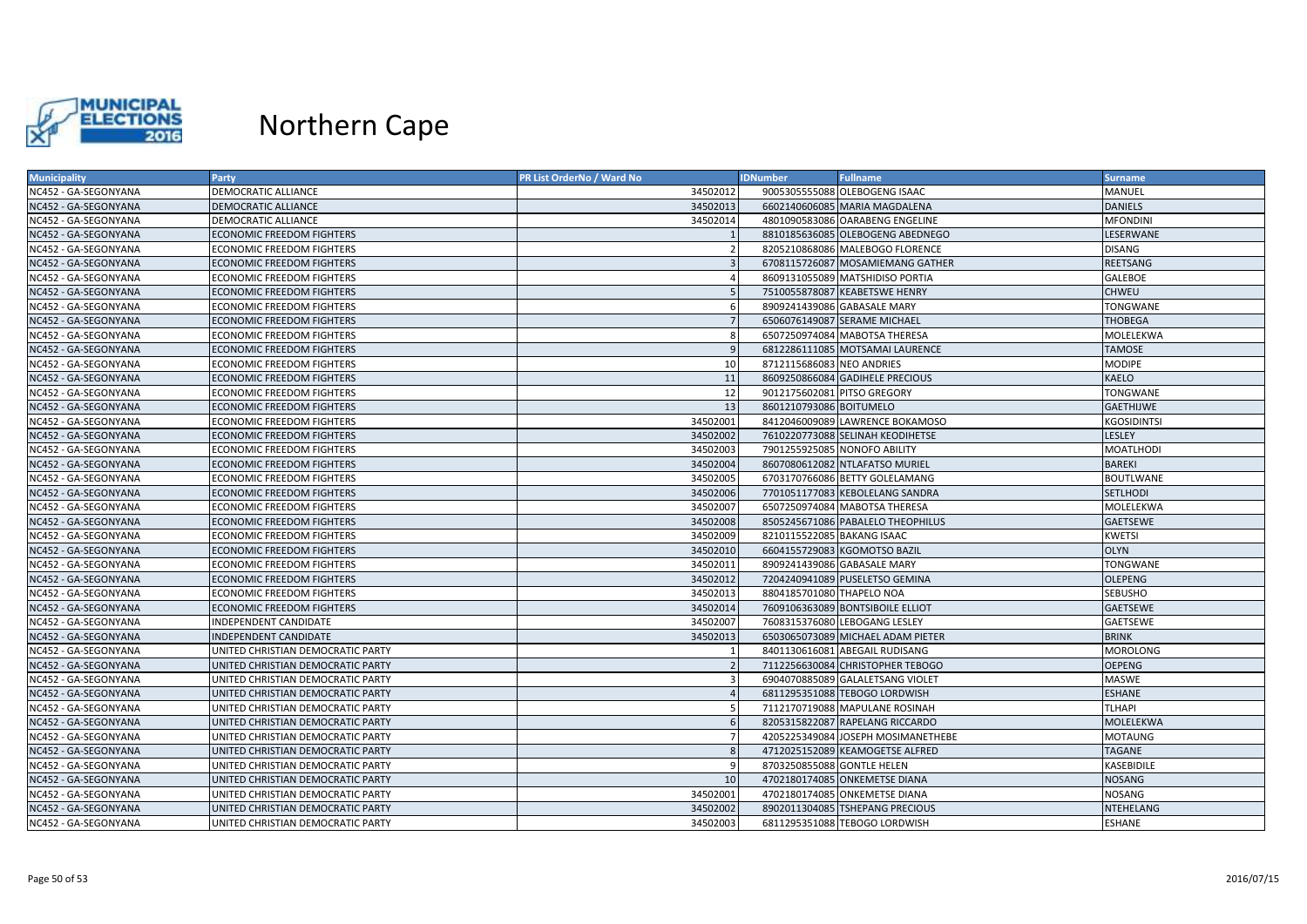# Northern Cape

| Municipality | Party | PR List OrderNo / Ward No | IDNumber | Fullname | Surname |
|---|---|---|---|---|---|
| NC452 - GA-SEGONYANA | DEMOCRATIC ALLIANCE | 34502012 | 9005305555088 | OLEBOGENG ISAAC | MANUEL |
| NC452 - GA-SEGONYANA | DEMOCRATIC ALLIANCE | 34502013 | 6602140606085 | MARIA MAGDALENA | DANIELS |
| NC452 - GA-SEGONYANA | DEMOCRATIC ALLIANCE | 34502014 | 4801090583086 | OARABENG ENGELINE | MFONDINI |
| NC452 - GA-SEGONYANA | ECONOMIC FREEDOM FIGHTERS | 1 | 8810185636085 | OLEBOGENG ABEDNEGO | LESERWANE |
| NC452 - GA-SEGONYANA | ECONOMIC FREEDOM FIGHTERS | 2 | 8205210868086 | MALEBOGO FLORENCE | DISANG |
| NC452 - GA-SEGONYANA | ECONOMIC FREEDOM FIGHTERS | 3 | 6708115726087 | MOSAMIEMANG GATHER | REETSANG |
| NC452 - GA-SEGONYANA | ECONOMIC FREEDOM FIGHTERS | 4 | 8609131055089 | MATSHIDISO PORTIA | GALEBOE |
| NC452 - GA-SEGONYANA | ECONOMIC FREEDOM FIGHTERS | 5 | 7510055878087 | KEABETSWE HENRY | CHWEU |
| NC452 - GA-SEGONYANA | ECONOMIC FREEDOM FIGHTERS | 6 | 8909241439086 | GABASALE MARY | TONGWANE |
| NC452 - GA-SEGONYANA | ECONOMIC FREEDOM FIGHTERS | 7 | 6506076149087 | SERAME MICHAEL | THOBEGA |
| NC452 - GA-SEGONYANA | ECONOMIC FREEDOM FIGHTERS | 8 | 6507250974084 | MABOTSA THERESA | MOLELEKWA |
| NC452 - GA-SEGONYANA | ECONOMIC FREEDOM FIGHTERS | 9 | 6812286111085 | MOTSAMAI LAURENCE | TAMOSE |
| NC452 - GA-SEGONYANA | ECONOMIC FREEDOM FIGHTERS | 10 | 8712115686083 | NEO ANDRIES | MODIPE |
| NC452 - GA-SEGONYANA | ECONOMIC FREEDOM FIGHTERS | 11 | 8609250866084 | GADIHELE PRECIOUS | KAELO |
| NC452 - GA-SEGONYANA | ECONOMIC FREEDOM FIGHTERS | 12 | 9012175602081 | PITSO GREGORY | TONGWANE |
| NC452 - GA-SEGONYANA | ECONOMIC FREEDOM FIGHTERS | 13 | 8601210793086 | BOITUMELO | GAETHIJWE |
| NC452 - GA-SEGONYANA | ECONOMIC FREEDOM FIGHTERS | 34502001 | 8412046009089 | LAWRENCE BOKAMOSO | KGOSIDINTSI |
| NC452 - GA-SEGONYANA | ECONOMIC FREEDOM FIGHTERS | 34502002 | 7610220773088 | SELINAH KEODIHETSE | LESLEY |
| NC452 - GA-SEGONYANA | ECONOMIC FREEDOM FIGHTERS | 34502003 | 7901255925085 | NONOFO ABILITY | MOATLHODI |
| NC452 - GA-SEGONYANA | ECONOMIC FREEDOM FIGHTERS | 34502004 | 8607080612082 | NTLAFATSO MURIEL | BAREKI |
| NC452 - GA-SEGONYANA | ECONOMIC FREEDOM FIGHTERS | 34502005 | 6703170766086 | BETTY GOLELAMANG | BOUTLWANE |
| NC452 - GA-SEGONYANA | ECONOMIC FREEDOM FIGHTERS | 34502006 | 7701051177083 | KEBOLELANG SANDRA | SETLHODI |
| NC452 - GA-SEGONYANA | ECONOMIC FREEDOM FIGHTERS | 34502007 | 6507250974084 | MABOTSA THERESA | MOLELEKWA |
| NC452 - GA-SEGONYANA | ECONOMIC FREEDOM FIGHTERS | 34502008 | 8505245671086 | PABALELO THEOPHILUS | GAETSEWE |
| NC452 - GA-SEGONYANA | ECONOMIC FREEDOM FIGHTERS | 34502009 | 8210115522085 | BAKANG ISAAC | KWETSI |
| NC452 - GA-SEGONYANA | ECONOMIC FREEDOM FIGHTERS | 34502010 | 6604155729083 | KGOMOTSO BAZIL | OLYN |
| NC452 - GA-SEGONYANA | ECONOMIC FREEDOM FIGHTERS | 34502011 | 8909241439086 | GABASALE MARY | TONGWANE |
| NC452 - GA-SEGONYANA | ECONOMIC FREEDOM FIGHTERS | 34502012 | 7204240941089 | PUSELETSO GEMINA | OLEPENG |
| NC452 - GA-SEGONYANA | ECONOMIC FREEDOM FIGHTERS | 34502013 | 8804185701080 | THAPELO NOA | SEBUSHO |
| NC452 - GA-SEGONYANA | ECONOMIC FREEDOM FIGHTERS | 34502014 | 7609106363089 | BONTSIBOILE ELLIOT | GAETSEWE |
| NC452 - GA-SEGONYANA | INDEPENDENT CANDIDATE | 34502007 | 7608315376080 | LEBOGANG LESLEY | GAETSEWE |
| NC452 - GA-SEGONYANA | INDEPENDENT CANDIDATE | 34502013 | 6503065073089 | MICHAEL ADAM PIETER | BRINK |
| NC452 - GA-SEGONYANA | UNITED CHRISTIAN DEMOCRATIC PARTY | 1 | 8401130616081 | ABEGAIL RUDISANG | MOROLONG |
| NC452 - GA-SEGONYANA | UNITED CHRISTIAN DEMOCRATIC PARTY | 2 | 7112256630084 | CHRISTOPHER TEBOGO | OEPENG |
| NC452 - GA-SEGONYANA | UNITED CHRISTIAN DEMOCRATIC PARTY | 3 | 6904070885089 | GALALETSANG VIOLET | MASWE |
| NC452 - GA-SEGONYANA | UNITED CHRISTIAN DEMOCRATIC PARTY | 4 | 6811295351088 | TEBOGO LORDWISH | ESHANE |
| NC452 - GA-SEGONYANA | UNITED CHRISTIAN DEMOCRATIC PARTY | 5 | 7112170719088 | MAPULANE ROSINAH | TLHAPI |
| NC452 - GA-SEGONYANA | UNITED CHRISTIAN DEMOCRATIC PARTY | 6 | 8205315822087 | RAPELANG RICCARDO | MOLELEKWA |
| NC452 - GA-SEGONYANA | UNITED CHRISTIAN DEMOCRATIC PARTY | 7 | 4205225349084 | JOSEPH MOSIMANETHEBE | MOTAUNG |
| NC452 - GA-SEGONYANA | UNITED CHRISTIAN DEMOCRATIC PARTY | 8 | 4712025152089 | KEAMOGETSE ALFRED | TAGANE |
| NC452 - GA-SEGONYANA | UNITED CHRISTIAN DEMOCRATIC PARTY | 9 | 8703250855088 | GONTLE HELEN | KASEBIDILE |
| NC452 - GA-SEGONYANA | UNITED CHRISTIAN DEMOCRATIC PARTY | 10 | 4702180174085 | ONKEMETSE DIANA | NOSANG |
| NC452 - GA-SEGONYANA | UNITED CHRISTIAN DEMOCRATIC PARTY | 34502001 | 4702180174085 | ONKEMETSE DIANA | NOSANG |
| NC452 - GA-SEGONYANA | UNITED CHRISTIAN DEMOCRATIC PARTY | 34502002 | 8902011304085 | TSHEPANG PRECIOUS | NTEHELANG |
| NC452 - GA-SEGONYANA | UNITED CHRISTIAN DEMOCRATIC PARTY | 34502003 | 6811295351088 | TEBOGO LORDWISH | ESHANE |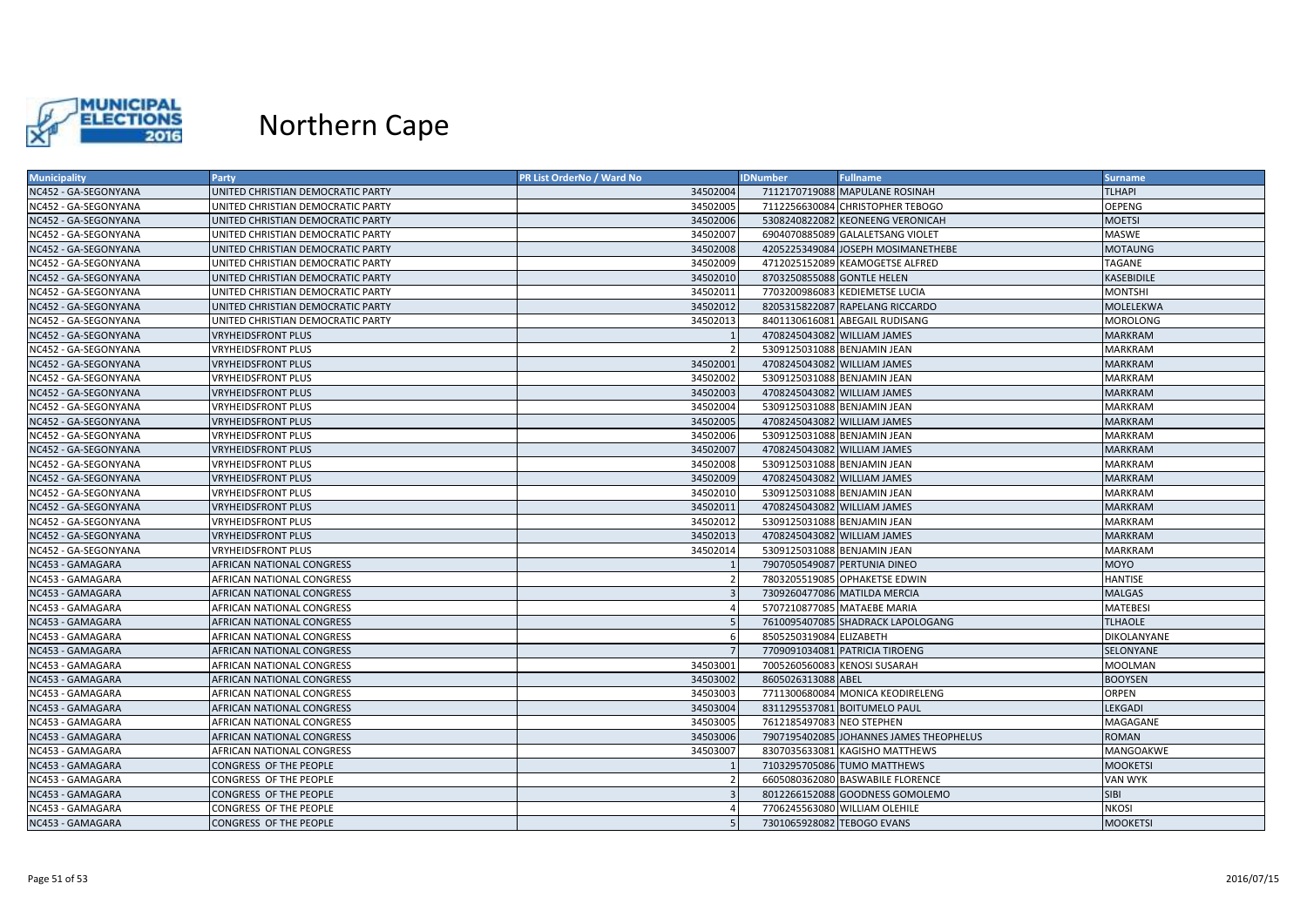# Northern Cape

| Municipality | Party | PR List OrderNo / Ward No | IDNumber | Fullname | Surname |
|---|---|---|---|---|---|
| NC452 - GA-SEGONYANA | UNITED CHRISTIAN DEMOCRATIC PARTY | 34502004 | 7112170719088 | MAPULANE ROSINAH | TLHAPI |
| NC452 - GA-SEGONYANA | UNITED CHRISTIAN DEMOCRATIC PARTY | 34502005 | 7112256630084 | CHRISTOPHER TEBOGO | OEPENG |
| NC452 - GA-SEGONYANA | UNITED CHRISTIAN DEMOCRATIC PARTY | 34502006 | 5308240822082 | KEONEENG VERONICAH | MOETSI |
| NC452 - GA-SEGONYANA | UNITED CHRISTIAN DEMOCRATIC PARTY | 34502007 | 6904070885089 | GALALETSANG VIOLET | MASWE |
| NC452 - GA-SEGONYANA | UNITED CHRISTIAN DEMOCRATIC PARTY | 34502008 | 4205225349084 | JOSEPH MOSIMANETHEBE | MOTAUNG |
| NC452 - GA-SEGONYANA | UNITED CHRISTIAN DEMOCRATIC PARTY | 34502009 | 4712025152089 | KEAMOGETSE ALFRED | TAGANE |
| NC452 - GA-SEGONYANA | UNITED CHRISTIAN DEMOCRATIC PARTY | 34502010 | 8703250855088 | GONTLE HELEN | KASEBIDILE |
| NC452 - GA-SEGONYANA | UNITED CHRISTIAN DEMOCRATIC PARTY | 34502011 | 7703200986083 | KEDIEMETSE LUCIA | MONTSHI |
| NC452 - GA-SEGONYANA | UNITED CHRISTIAN DEMOCRATIC PARTY | 34502012 | 8205315822087 | RAPELANG RICCARDO | MOLELEKWA |
| NC452 - GA-SEGONYANA | UNITED CHRISTIAN DEMOCRATIC PARTY | 34502013 | 8401130616081 | ABEGAIL RUDISANG | MOROLONG |
| NC452 - GA-SEGONYANA | VRYHEIDSFRONT PLUS | 1 | 4708245043082 | WILLIAM JAMES | MARKRAM |
| NC452 - GA-SEGONYANA | VRYHEIDSFRONT PLUS | 2 | 5309125031088 | BENJAMIN JEAN | MARKRAM |
| NC452 - GA-SEGONYANA | VRYHEIDSFRONT PLUS | 34502001 | 4708245043082 | WILLIAM JAMES | MARKRAM |
| NC452 - GA-SEGONYANA | VRYHEIDSFRONT PLUS | 34502002 | 5309125031088 | BENJAMIN JEAN | MARKRAM |
| NC452 - GA-SEGONYANA | VRYHEIDSFRONT PLUS | 34502003 | 4708245043082 | WILLIAM JAMES | MARKRAM |
| NC452 - GA-SEGONYANA | VRYHEIDSFRONT PLUS | 34502004 | 5309125031088 | BENJAMIN JEAN | MARKRAM |
| NC452 - GA-SEGONYANA | VRYHEIDSFRONT PLUS | 34502005 | 4708245043082 | WILLIAM JAMES | MARKRAM |
| NC452 - GA-SEGONYANA | VRYHEIDSFRONT PLUS | 34502006 | 5309125031088 | BENJAMIN JEAN | MARKRAM |
| NC452 - GA-SEGONYANA | VRYHEIDSFRONT PLUS | 34502007 | 4708245043082 | WILLIAM JAMES | MARKRAM |
| NC452 - GA-SEGONYANA | VRYHEIDSFRONT PLUS | 34502008 | 5309125031088 | BENJAMIN JEAN | MARKRAM |
| NC452 - GA-SEGONYANA | VRYHEIDSFRONT PLUS | 34502009 | 4708245043082 | WILLIAM JAMES | MARKRAM |
| NC452 - GA-SEGONYANA | VRYHEIDSFRONT PLUS | 34502010 | 5309125031088 | BENJAMIN JEAN | MARKRAM |
| NC452 - GA-SEGONYANA | VRYHEIDSFRONT PLUS | 34502011 | 4708245043082 | WILLIAM JAMES | MARKRAM |
| NC452 - GA-SEGONYANA | VRYHEIDSFRONT PLUS | 34502012 | 5309125031088 | BENJAMIN JEAN | MARKRAM |
| NC452 - GA-SEGONYANA | VRYHEIDSFRONT PLUS | 34502013 | 4708245043082 | WILLIAM JAMES | MARKRAM |
| NC452 - GA-SEGONYANA | VRYHEIDSFRONT PLUS | 34502014 | 5309125031088 | BENJAMIN JEAN | MARKRAM |
| NC453 - GAMAGARA | AFRICAN NATIONAL CONGRESS | 1 | 7907050549087 | PERTUNIA DINEO | MOYO |
| NC453 - GAMAGARA | AFRICAN NATIONAL CONGRESS | 2 | 7803205519085 | OPHAKETSE EDWIN | HANTISE |
| NC453 - GAMAGARA | AFRICAN NATIONAL CONGRESS | 3 | 7309260477086 | MATILDA MERCIA | MALGAS |
| NC453 - GAMAGARA | AFRICAN NATIONAL CONGRESS | 4 | 5707210877085 | MATAEBE MARIA | MATEBESI |
| NC453 - GAMAGARA | AFRICAN NATIONAL CONGRESS | 5 | 7610095407085 | SHADRACK LAPOLOGANG | TLHAOLE |
| NC453 - GAMAGARA | AFRICAN NATIONAL CONGRESS | 6 | 8505250319084 | ELIZABETH | DIKOLANYANE |
| NC453 - GAMAGARA | AFRICAN NATIONAL CONGRESS | 7 | 7709091034081 | PATRICIA TIROENG | SELONYANE |
| NC453 - GAMAGARA | AFRICAN NATIONAL CONGRESS | 34503001 | 7005260560083 | KENOSI SUSARAH | MOOLMAN |
| NC453 - GAMAGARA | AFRICAN NATIONAL CONGRESS | 34503002 | 8605026313088 | ABEL | BOOYSEN |
| NC453 - GAMAGARA | AFRICAN NATIONAL CONGRESS | 34503003 | 7711300680084 | MONICA KEODIRELENG | ORPEN |
| NC453 - GAMAGARA | AFRICAN NATIONAL CONGRESS | 34503004 | 8311295537081 | BOITUMELO PAUL | LEKGADI |
| NC453 - GAMAGARA | AFRICAN NATIONAL CONGRESS | 34503005 | 7612185497083 | NEO STEPHEN | MAGAGANE |
| NC453 - GAMAGARA | AFRICAN NATIONAL CONGRESS | 34503006 | 7907195402085 | JOHANNES JAMES THEOPHELUS | ROMAN |
| NC453 - GAMAGARA | AFRICAN NATIONAL CONGRESS | 34503007 | 8307035633081 | KAGISHO MATTHEWS | MANGOAKWE |
| NC453 - GAMAGARA | CONGRESS OF THE PEOPLE | 1 | 7103295705086 | TUMO MATTHEWS | MOOKETSI |
| NC453 - GAMAGARA | CONGRESS OF THE PEOPLE | 2 | 6605080362080 | BASWABILE FLORENCE | VAN WYK |
| NC453 - GAMAGARA | CONGRESS OF THE PEOPLE | 3 | 8012266152088 | GOODNESS GOMOLEMO | SIBI |
| NC453 - GAMAGARA | CONGRESS OF THE PEOPLE | 4 | 7706245563080 | WILLIAM OLEHILE | NKOSI |
| NC453 - GAMAGARA | CONGRESS OF THE PEOPLE | 5 | 7301065928082 | TEBOGO EVANS | MOOKETSI |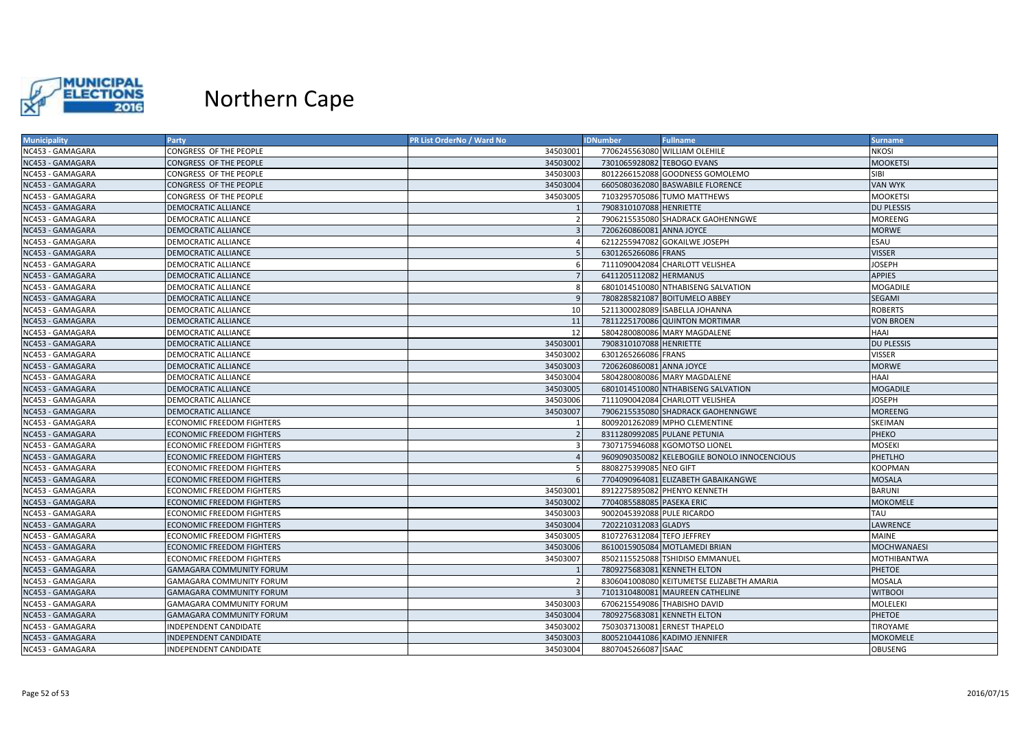# Northern Cape

| Municipality | Party | PR List OrderNo / Ward No | IDNumber | Fullname | Surname |
|---|---|---|---|---|---|
| NC453 - GAMAGARA | CONGRESS OF THE PEOPLE | 34503001 | 7706245563080 | WILLIAM OLEHILE | NKOSI |
| NC453 - GAMAGARA | CONGRESS OF THE PEOPLE | 34503002 | 7301065928082 | TEBOGO EVANS | MOOKETSI |
| NC453 - GAMAGARA | CONGRESS OF THE PEOPLE | 34503003 | 8012266152088 | GOODNESS GOMOLEMO | SIBI |
| NC453 - GAMAGARA | CONGRESS OF THE PEOPLE | 34503004 | 6605080362080 | BASWABILE FLORENCE | VAN WYK |
| NC453 - GAMAGARA | CONGRESS OF THE PEOPLE | 34503005 | 7103295705086 | TUMO MATTHEWS | MOOKETSI |
| NC453 - GAMAGARA | DEMOCRATIC ALLIANCE | 1 | 7908310107088 | HENRIETTE | DU PLESSIS |
| NC453 - GAMAGARA | DEMOCRATIC ALLIANCE | 2 | 7906215535080 | SHADRACK GAOHENNGWE | MOREENG |
| NC453 - GAMAGARA | DEMOCRATIC ALLIANCE | 3 | 7206260860081 | ANNA JOYCE | MORWE |
| NC453 - GAMAGARA | DEMOCRATIC ALLIANCE | 4 | 6212255947082 | GOKAILWE JOSEPH | ESAU |
| NC453 - GAMAGARA | DEMOCRATIC ALLIANCE | 5 | 6301265266086 | FRANS | VISSER |
| NC453 - GAMAGARA | DEMOCRATIC ALLIANCE | 6 | 7111090042084 | CHARLOTT VELISHEA | JOSEPH |
| NC453 - GAMAGARA | DEMOCRATIC ALLIANCE | 7 | 6411205112082 | HERMANUS | APPIES |
| NC453 - GAMAGARA | DEMOCRATIC ALLIANCE | 8 | 6801014510080 | NTHABISENG SALVATION | MOGADILE |
| NC453 - GAMAGARA | DEMOCRATIC ALLIANCE | 9 | 7808285821087 | BOITUMELO ABBEY | SEGAMI |
| NC453 - GAMAGARA | DEMOCRATIC ALLIANCE | 10 | 5211300028089 | ISABELLA JOHANNA | ROBERTS |
| NC453 - GAMAGARA | DEMOCRATIC ALLIANCE | 11 | 7811225170086 | QUINTON MORTIMAR | VON BROEN |
| NC453 - GAMAGARA | DEMOCRATIC ALLIANCE | 12 | 5804280080086 | MARY MAGDALENE | HAAI |
| NC453 - GAMAGARA | DEMOCRATIC ALLIANCE | 34503001 | 7908310107088 | HENRIETTE | DU PLESSIS |
| NC453 - GAMAGARA | DEMOCRATIC ALLIANCE | 34503002 | 6301265266086 | FRANS | VISSER |
| NC453 - GAMAGARA | DEMOCRATIC ALLIANCE | 34503003 | 7206260860081 | ANNA JOYCE | MORWE |
| NC453 - GAMAGARA | DEMOCRATIC ALLIANCE | 34503004 | 5804280080086 | MARY MAGDALENE | HAAI |
| NC453 - GAMAGARA | DEMOCRATIC ALLIANCE | 34503005 | 6801014510080 | NTHABISENG SALVATION | MOGADILE |
| NC453 - GAMAGARA | DEMOCRATIC ALLIANCE | 34503006 | 7111090042084 | CHARLOTT VELISHEA | JOSEPH |
| NC453 - GAMAGARA | DEMOCRATIC ALLIANCE | 34503007 | 7906215535080 | SHADRACK GAOHENNGWE | MOREENG |
| NC453 - GAMAGARA | ECONOMIC FREEDOM FIGHTERS | 1 | 8009201262089 | MPHO CLEMENTINE | SKEIMAN |
| NC453 - GAMAGARA | ECONOMIC FREEDOM FIGHTERS | 2 | 8311280992085 | PULANE PETUNIA | PHEKO |
| NC453 - GAMAGARA | ECONOMIC FREEDOM FIGHTERS | 3 | 7307175946088 | KGOMOTSO LIONEL | MOSEKI |
| NC453 - GAMAGARA | ECONOMIC FREEDOM FIGHTERS | 4 | 9609090350082 | KELEBOGILE BONOLO INNOCENCIOUS | PHETLHO |
| NC453 - GAMAGARA | ECONOMIC FREEDOM FIGHTERS | 5 | 8808275399085 | NEO GIFT | KOOPMAN |
| NC453 - GAMAGARA | ECONOMIC FREEDOM FIGHTERS | 6 | 7704090964081 | ELIZABETH GABAIKANGWE | MOSALA |
| NC453 - GAMAGARA | ECONOMIC FREEDOM FIGHTERS | 34503001 | 8912275895082 | PHENYO KENNETH | BARUNI |
| NC453 - GAMAGARA | ECONOMIC FREEDOM FIGHTERS | 34503002 | 7704085588085 | PASEKA ERIC | MOKOMELE |
| NC453 - GAMAGARA | ECONOMIC FREEDOM FIGHTERS | 34503003 | 9002045392088 | PULE RICARDO | TAU |
| NC453 - GAMAGARA | ECONOMIC FREEDOM FIGHTERS | 34503004 | 7202210312083 | GLADYS | LAWRENCE |
| NC453 - GAMAGARA | ECONOMIC FREEDOM FIGHTERS | 34503005 | 8107276312084 | TEFO JEFFREY | MAINE |
| NC453 - GAMAGARA | ECONOMIC FREEDOM FIGHTERS | 34503006 | 8610015905084 | MOTLAMEDI BRIAN | MOCHWANAESI |
| NC453 - GAMAGARA | ECONOMIC FREEDOM FIGHTERS | 34503007 | 8502115525088 | TSHIDISO EMMANUEL | MOTHIBANTWA |
| NC453 - GAMAGARA | GAMAGARA COMMUNITY FORUM | 1 | 7809275683081 | KENNETH ELTON | PHETOE |
| NC453 - GAMAGARA | GAMAGARA COMMUNITY FORUM | 2 | 8306041008080 | KEITUMETSE ELIZABETH AMARIA | MOSALA |
| NC453 - GAMAGARA | GAMAGARA COMMUNITY FORUM | 3 | 7101310480081 | MAUREEN CATHELINE | WITBOOI |
| NC453 - GAMAGARA | GAMAGARA COMMUNITY FORUM | 34503003 | 6706215549086 | THABISHO DAVID | MOLELEKI |
| NC453 - GAMAGARA | GAMAGARA COMMUNITY FORUM | 34503004 | 7809275683081 | KENNETH ELTON | PHETOE |
| NC453 - GAMAGARA | INDEPENDENT CANDIDATE | 34503002 | 7503037130081 | ERNEST THAPELO | TIROYAME |
| NC453 - GAMAGARA | INDEPENDENT CANDIDATE | 34503003 | 8005210441086 | KADIMO JENNIFER | MOKOMELE |
| NC453 - GAMAGARA | INDEPENDENT CANDIDATE | 34503004 | 8807045266087 | ISAAC | OBUSENG |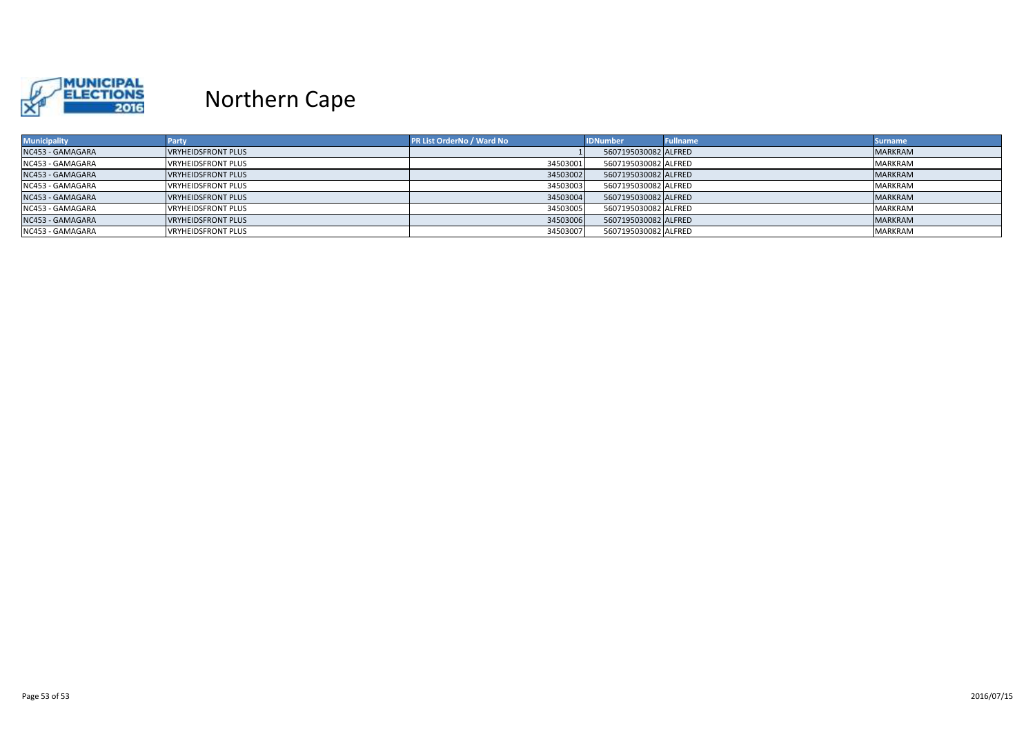# Northern Cape

| Municipality | Party | PR List OrderNo / Ward No | IDNumber | Fullname | Surname |
|---|---|---|---|---|---|
| NC453 - GAMAGARA | VRYHEIDSFRONT PLUS | 1 | 5607195030082 | ALFRED | MARKRAM |
| NC453 - GAMAGARA | VRYHEIDSFRONT PLUS | 34503001 | 5607195030082 | ALFRED | MARKRAM |
| NC453 - GAMAGARA | VRYHEIDSFRONT PLUS | 34503002 | 5607195030082 | ALFRED | MARKRAM |
| NC453 - GAMAGARA | VRYHEIDSFRONT PLUS | 34503003 | 5607195030082 | ALFRED | MARKRAM |
| NC453 - GAMAGARA | VRYHEIDSFRONT PLUS | 34503004 | 5607195030082 | ALFRED | MARKRAM |
| NC453 - GAMAGARA | VRYHEIDSFRONT PLUS | 34503005 | 5607195030082 | ALFRED | MARKRAM |
| NC453 - GAMAGARA | VRYHEIDSFRONT PLUS | 34503006 | 5607195030082 | ALFRED | MARKRAM |
| NC453 - GAMAGARA | VRYHEIDSFRONT PLUS | 34503007 | 5607195030082 | ALFRED | MARKRAM |